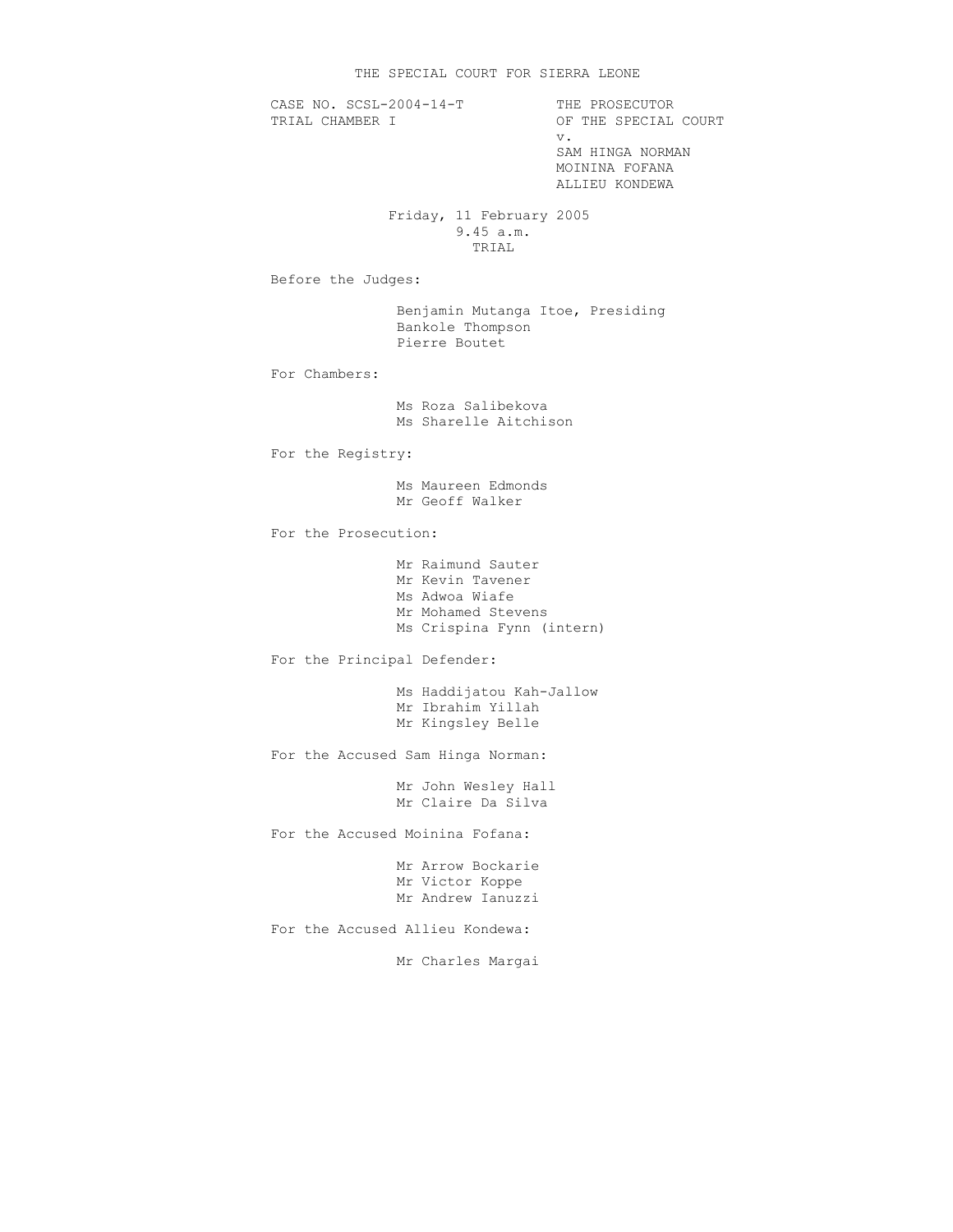# THE SPECIAL COURT FOR SIERRA LEONE

CASE NO. SCSL-2004-14-T
TRIAL CHAMBER I

THE PROSECUTOR
OF THE SPECIAL COURT
v.
SAM HINGA NORMAN
MOININA FOFANA
ALLIEU KONDEWA

Friday, 11 February 2005
9.45 a.m.
TRIAL

Before the Judges:

Benjamin Mutanga Itoe, Presiding
Bankole Thompson
Pierre Boutet

For Chambers:

Ms Roza Salibekova
Ms Sharelle Aitchison

For the Registry:

Ms Maureen Edmonds
Mr Geoff Walker

For the Prosecution:

Mr Raimund Sauter
Mr Kevin Tavener
Ms Adwoa Wiafe
Mr Mohamed Stevens
Ms Crispina Fynn (intern)

For the Principal Defender:

Ms Haddijatou Kah-Jallow
Mr Ibrahim Yillah
Mr Kingsley Belle

For the Accused Sam Hinga Norman:

Mr John Wesley Hall
Mr Claire Da Silva

For the Accused Moinina Fofana:

Mr Arrow Bockarie
Mr Victor Koppe
Mr Andrew Ianuzzi

For the Accused Allieu Kondewa:

Mr Charles Margai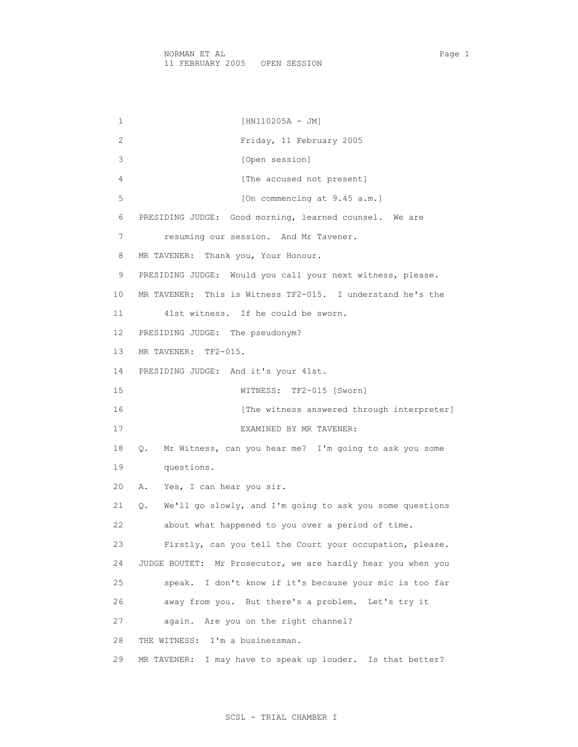[HN110205A - JM]

Friday, 11 February 2005

[Open session]

[The accused not present]

[On commencing at 9.45 a.m.]

PRESIDING JUDGE: Good morning, learned counsel. We are resuming our session. And Mr Tavener.

MR TAVENER: Thank you, Your Honour.

PRESIDING JUDGE: Would you call your next witness, please.

MR TAVENER: This is Witness TF2-015. I understand he's the 41st witness. If he could be sworn.

PRESIDING JUDGE: The pseudonym?

MR TAVENER: TF2-015.

PRESIDING JUDGE: And it's your 41st.

WITNESS: TF2-015 [Sworn]

[The witness answered through interpreter]

EXAMINED BY MR TAVENER:

Q. Mr Witness, can you hear me? I'm going to ask you some questions.

A. Yes, I can hear you sir.

Q. We'll go slowly, and I'm going to ask you some questions about what happened to you over a period of time. Firstly, can you tell the Court your occupation, please.

JUDGE BOUTET: Mr Prosecutor, we are hardly hear you when you speak. I don't know if it's because your mic is too far away from you. But there's a problem. Let's try it again. Are you on the right channel?

THE WITNESS: I'm a businessman.

MR TAVENER: I may have to speak up louder. Is that better?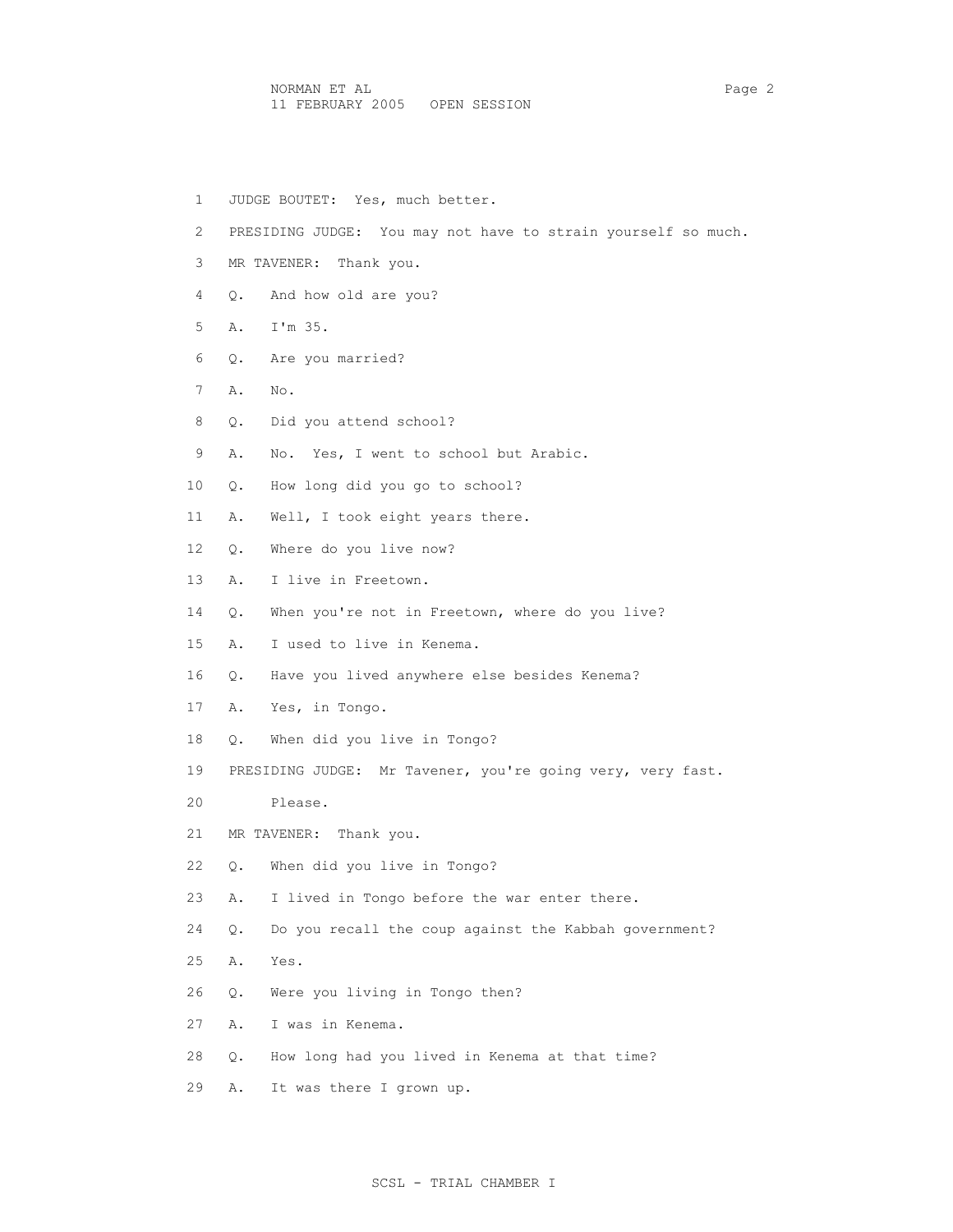JUDGE BOUTET: Yes, much better.

PRESIDING JUDGE: You may not have to strain yourself so much.

MR TAVENER: Thank you.

Q. And how old are you?

A. I'm 35.

Q. Are you married?

A. No.

Q. Did you attend school?

A. No. Yes, I went to school but Arabic.

Q. How long did you go to school?

A. Well, I took eight years there.

Q. Where do you live now?

A. I live in Freetown.

Q. When you're not in Freetown, where do you live?

A. I used to live in Kenema.

Q. Have you lived anywhere else besides Kenema?

A. Yes, in Tongo.

Q. When did you live in Tongo?

PRESIDING JUDGE: Mr Tavener, you're going very, very fast. Please.

MR TAVENER: Thank you.

Q. When did you live in Tongo?

A. I lived in Tongo before the war enter there.

Q. Do you recall the coup against the Kabbah government?

A. Yes.

Q. Were you living in Tongo then?

A. I was in Kenema.

Q. How long had you lived in Kenema at that time?

A. It was there I grown up.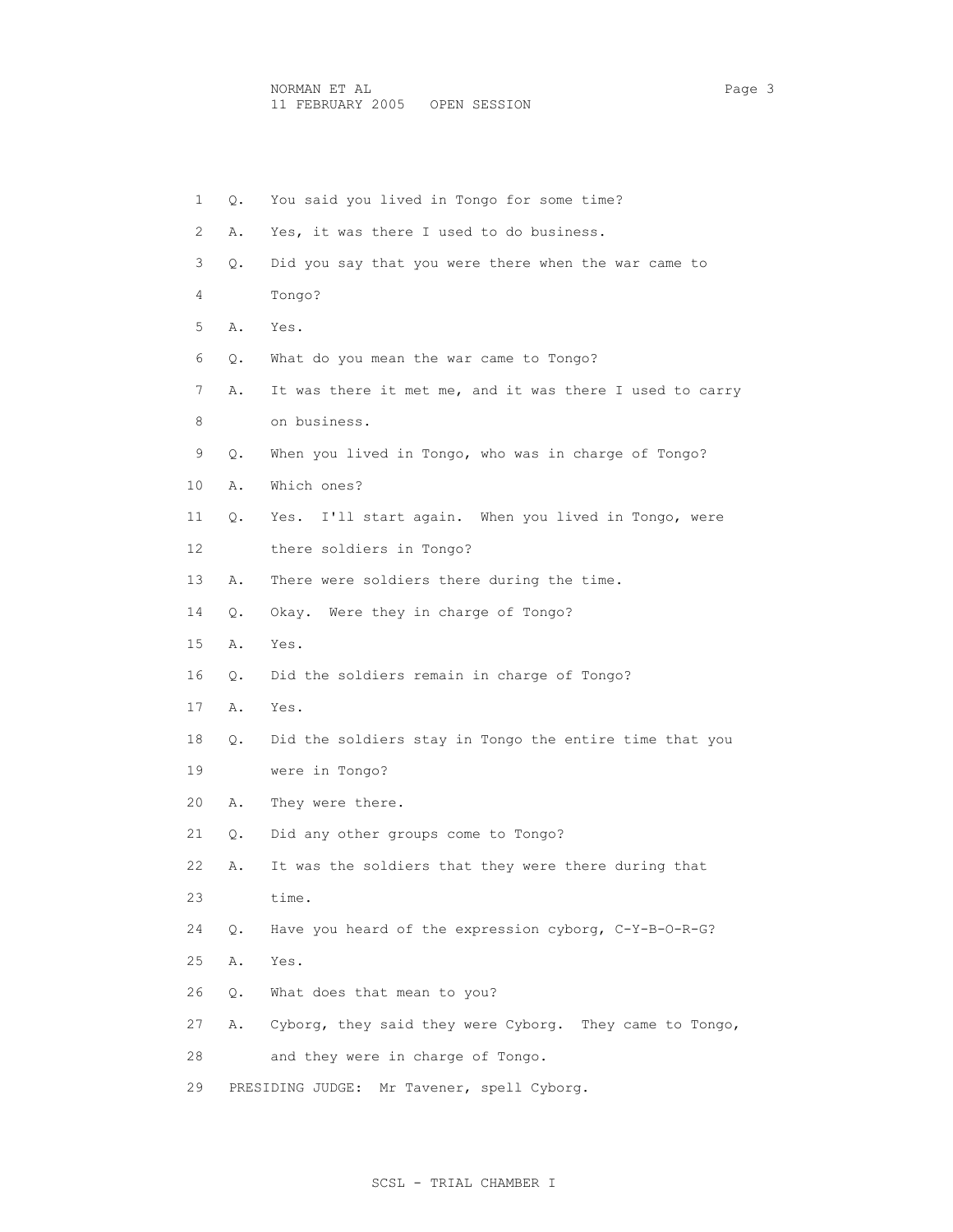1 Q. You said you lived in Tongo for some time?

2 A. Yes, it was there I used to do business.

3 Q. Did you say that you were there when the war came to

4 Tongo?

5 A. Yes.

6 Q. What do you mean the war came to Tongo?

7 A. It was there it met me, and it was there I used to carry

8 on business.

9 Q. When you lived in Tongo, who was in charge of Tongo?

10 A. Which ones?

11 Q. Yes. I'll start again. When you lived in Tongo, were

12 there soldiers in Tongo?

13 A. There were soldiers there during the time.

14 Q. Okay. Were they in charge of Tongo?

15 A. Yes.

16 Q. Did the soldiers remain in charge of Tongo?

17 A. Yes.

18 Q. Did the soldiers stay in Tongo the entire time that you

19 were in Tongo?

20 A. They were there.

21 Q. Did any other groups come to Tongo?

22 A. It was the soldiers that they were there during that

23 time.

24 Q. Have you heard of the expression cyborg, C-Y-B-O-R-G?

25 A. Yes.

26 Q. What does that mean to you?

27 A. Cyborg, they said they were Cyborg. They came to Tongo,

28 and they were in charge of Tongo.

29 PRESIDING JUDGE: Mr Tavener, spell Cyborg.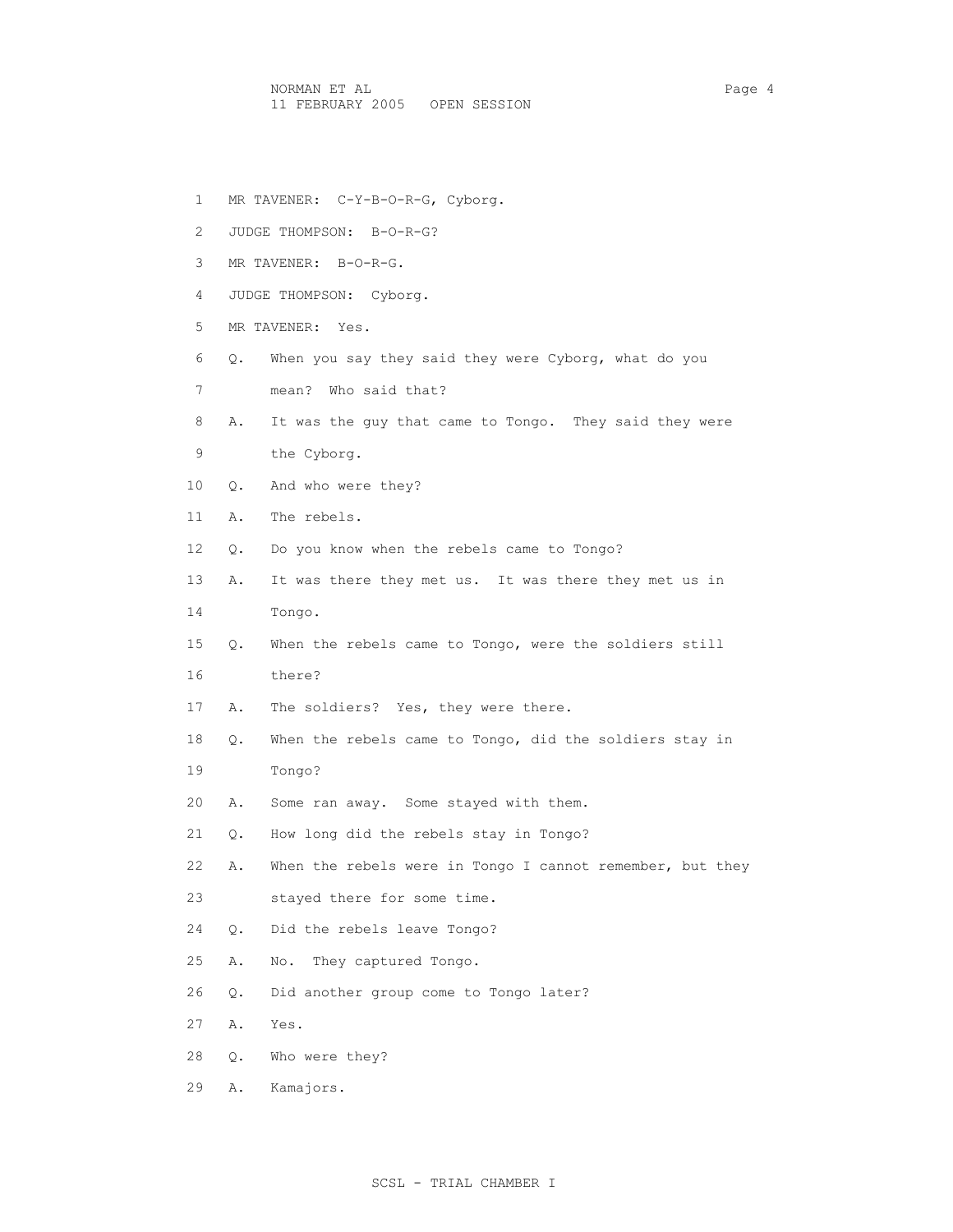MR TAVENER: C-Y-B-O-R-G, Cyborg.

JUDGE THOMPSON: B-O-R-G?

MR TAVENER: B-O-R-G.

JUDGE THOMPSON: Cyborg.

MR TAVENER: Yes.

Q. When you say they said they were Cyborg, what do you mean? Who said that?

A. It was the guy that came to Tongo. They said they were the Cyborg.

Q. And who were they?

A. The rebels.

Q. Do you know when the rebels came to Tongo?

A. It was there they met us. It was there they met us in Tongo.

Q. When the rebels came to Tongo, were the soldiers still there?

A. The soldiers? Yes, they were there.

Q. When the rebels came to Tongo, did the soldiers stay in Tongo?

A. Some ran away. Some stayed with them.

Q. How long did the rebels stay in Tongo?

A. When the rebels were in Tongo I cannot remember, but they stayed there for some time.

Q. Did the rebels leave Tongo?

A. No. They captured Tongo.

Q. Did another group come to Tongo later?

A. Yes.

Q. Who were they?

A. Kamajors.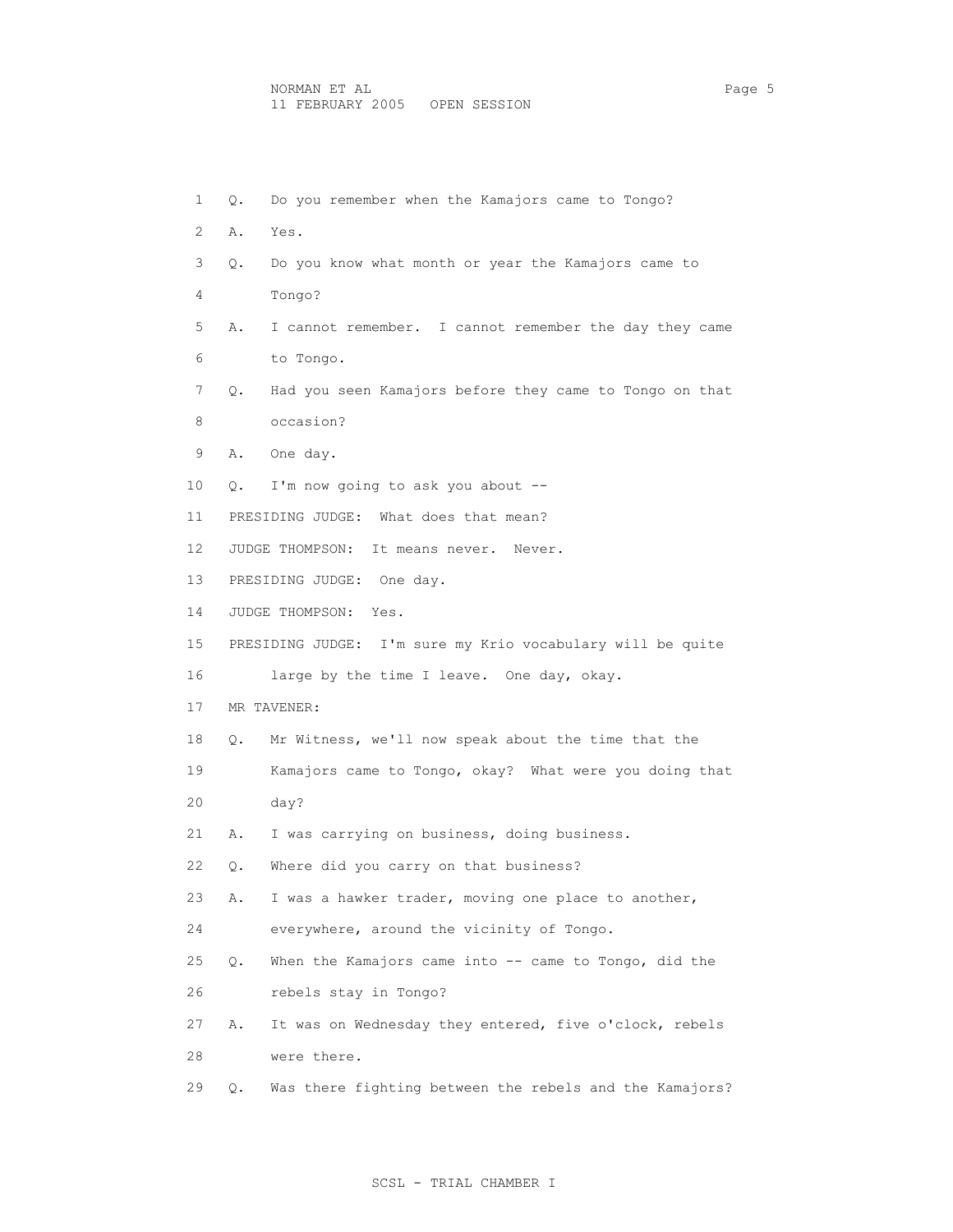1 Q. Do you remember when the Kamajors came to Tongo?

2 A. Yes.

3 Q. Do you know what month or year the Kamajors came to

4 Tongo?

5 A. I cannot remember. I cannot remember the day they came

6 to Tongo.

7 Q. Had you seen Kamajors before they came to Tongo on that

8 occasion?

9 A. One day.

10 Q. I'm now going to ask you about --

11 PRESIDING JUDGE: What does that mean?

12 JUDGE THOMPSON: It means never. Never.

13 PRESIDING JUDGE: One day.

14 JUDGE THOMPSON: Yes.

15 PRESIDING JUDGE: I'm sure my Krio vocabulary will be quite

16 large by the time I leave. One day, okay.

17 MR TAVENER:

18 Q. Mr Witness, we'll now speak about the time that the

19 Kamajors came to Tongo, okay? What were you doing that

20 day?

21 A. I was carrying on business, doing business.

22 Q. Where did you carry on that business?

23 A. I was a hawker trader, moving one place to another,

24 everywhere, around the vicinity of Tongo.

25 Q. When the Kamajors came into -- came to Tongo, did the

26 rebels stay in Tongo?

27 A. It was on Wednesday they entered, five o'clock, rebels

28 were there.

29 Q. Was there fighting between the rebels and the Kamajors?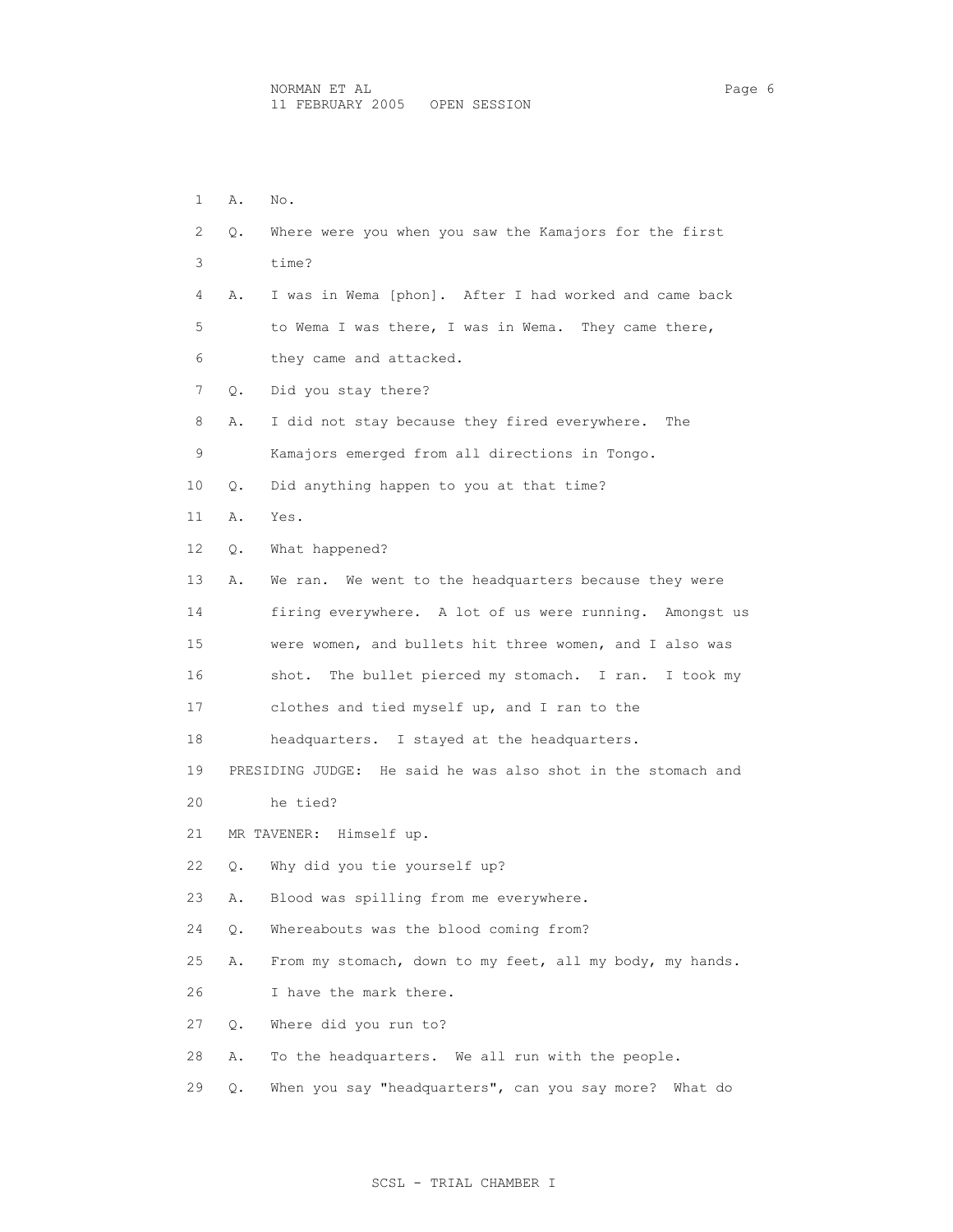1 A. No.

2 Q. Where were you when you saw the Kamajors for the first

3 time?

4 A. I was in Wema [phon]. After I had worked and came back

5 to Wema I was there, I was in Wema. They came there,

6 they came and attacked.

7 Q. Did you stay there?

8 A. I did not stay because they fired everywhere. The

9 Kamajors emerged from all directions in Tongo.

10 Q. Did anything happen to you at that time?

11 A. Yes.

12 Q. What happened?

13 A. We ran. We went to the headquarters because they were

14 firing everywhere. A lot of us were running. Amongst us

15 were women, and bullets hit three women, and I also was

16 shot. The bullet pierced my stomach. I ran. I took my

17 clothes and tied myself up, and I ran to the

18 headquarters. I stayed at the headquarters.

19 PRESIDING JUDGE: He said he was also shot in the stomach and

20 he tied?

21 MR TAVENER: Himself up.

22 Q. Why did you tie yourself up?

23 A. Blood was spilling from me everywhere.

24 Q. Whereabouts was the blood coming from?

25 A. From my stomach, down to my feet, all my body, my hands.

26 I have the mark there.

27 Q. Where did you run to?

28 A. To the headquarters. We all run with the people.

29 Q. When you say "headquarters", can you say more? What do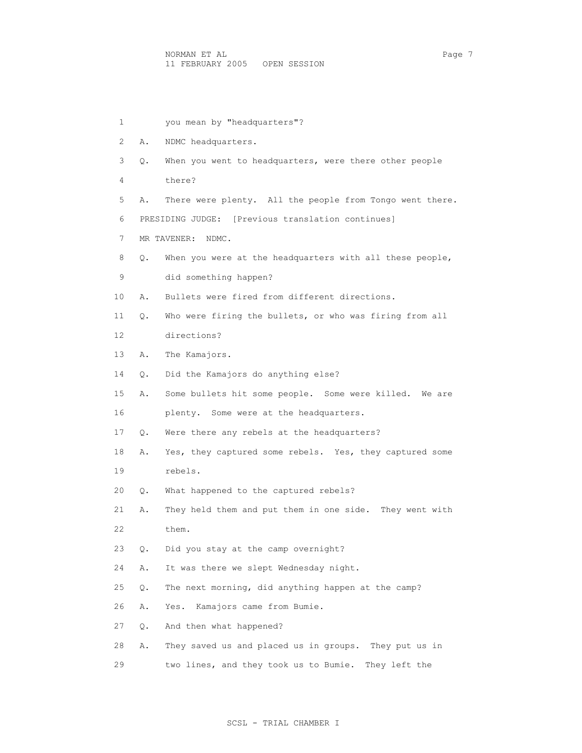1 you mean by "headquarters"?

2 A. NDMC headquarters.

3 Q. When you went to headquarters, were there other people

4 there?

5 A. There were plenty. All the people from Tongo went there.

6 PRESIDING JUDGE: [Previous translation continues]

7 MR TAVENER: NDMC.

8 Q. When you were at the headquarters with all these people,

9 did something happen?

10 A. Bullets were fired from different directions.

11 Q. Who were firing the bullets, or who was firing from all

12 directions?

13 A. The Kamajors.

14 Q. Did the Kamajors do anything else?

15 A. Some bullets hit some people. Some were killed. We are

16 plenty. Some were at the headquarters.

17 Q. Were there any rebels at the headquarters?

18 A. Yes, they captured some rebels. Yes, they captured some

19 rebels.

20 Q. What happened to the captured rebels?

21 A. They held them and put them in one side. They went with

22 them.

23 Q. Did you stay at the camp overnight?

24 A. It was there we slept Wednesday night.

25 Q. The next morning, did anything happen at the camp?

26 A. Yes. Kamajors came from Bumie.

27 Q. And then what happened?

28 A. They saved us and placed us in groups. They put us in

29 two lines, and they took us to Bumie. They left the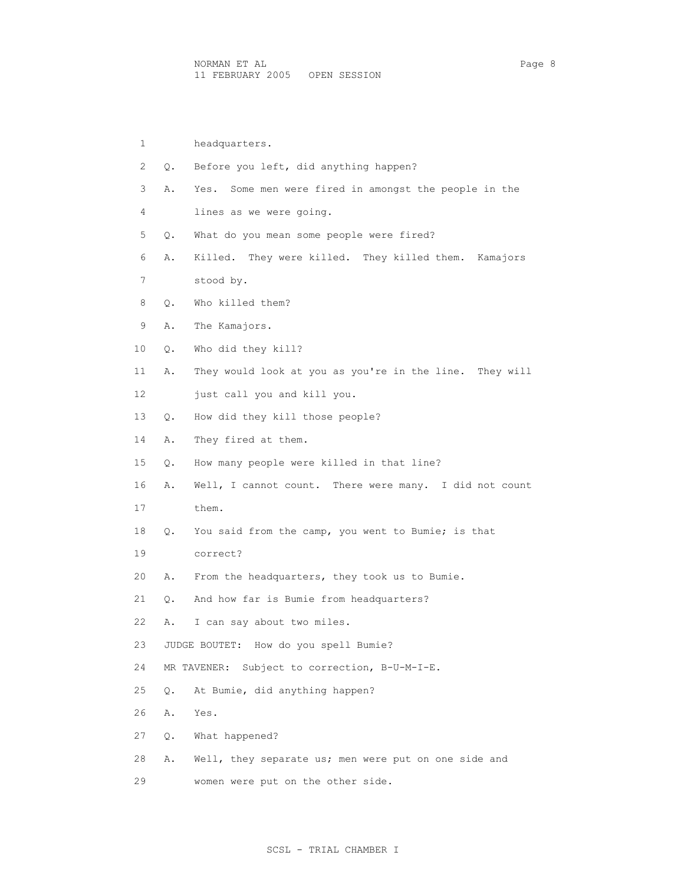1 headquarters.

2 Q. Before you left, did anything happen?

3 A. Yes. Some men were fired in amongst the people in the

4 lines as we were going.

5 Q. What do you mean some people were fired?

6 A. Killed. They were killed. They killed them. Kamajors

7 stood by.

8 Q. Who killed them?

9 A. The Kamajors.

10 Q. Who did they kill?

11 A. They would look at you as you're in the line. They will

12 just call you and kill you.

13 Q. How did they kill those people?

14 A. They fired at them.

15 Q. How many people were killed in that line?

16 A. Well, I cannot count. There were many. I did not count

17 them.

18 Q. You said from the camp, you went to Bumie; is that

19 correct?

20 A. From the headquarters, they took us to Bumie.

21 Q. And how far is Bumie from headquarters?

22 A. I can say about two miles.

23 JUDGE BOUTET: How do you spell Bumie?

24 MR TAVENER: Subject to correction, B-U-M-I-E.

25 Q. At Bumie, did anything happen?

26 A. Yes.

27 Q. What happened?

28 A. Well, they separate us; men were put on one side and

29 women were put on the other side.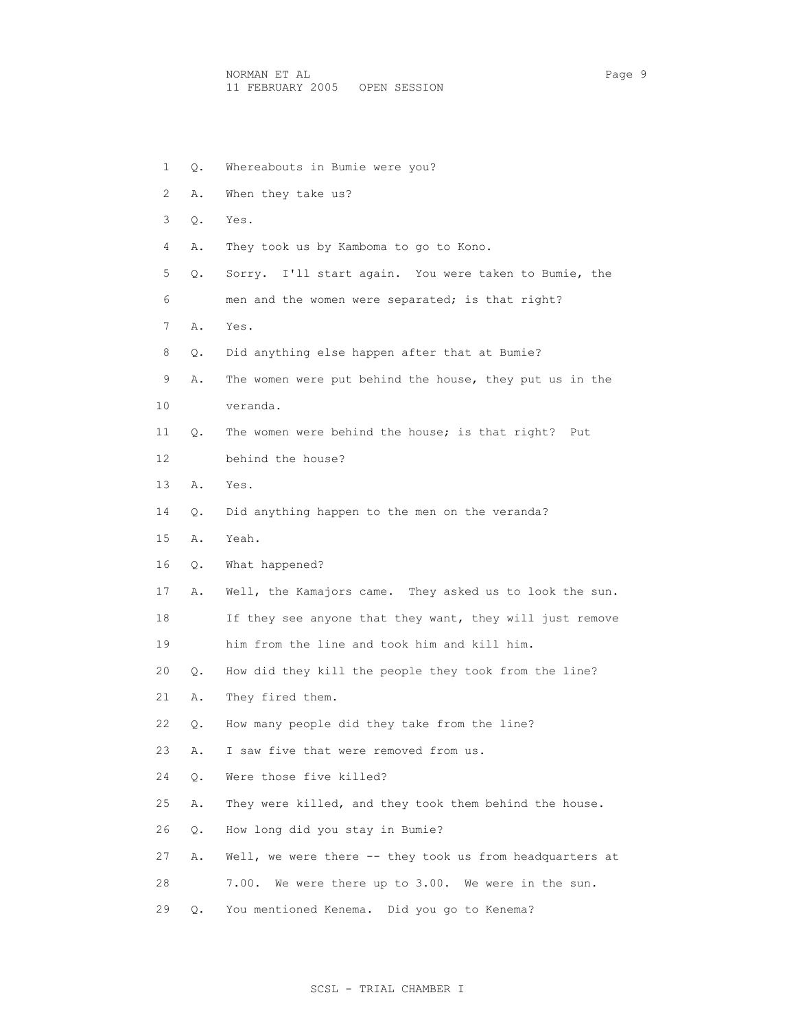1 Q. Whereabouts in Bumie were you?

2 A. When they take us?

3 Q. Yes.

4 A. They took us by Kamboma to go to Kono.

5 Q. Sorry. I'll start again. You were taken to Bumie, the
6 men and the women were separated; is that right?

7 A. Yes.

8 Q. Did anything else happen after that at Bumie?

9 A. The women were put behind the house, they put us in the
10 veranda.

11 Q. The women were behind the house; is that right? Put
12 behind the house?

13 A. Yes.

14 Q. Did anything happen to the men on the veranda?

15 A. Yeah.

16 Q. What happened?

17 A. Well, the Kamajors came. They asked us to look the sun.
18 If they see anyone that they want, they will just remove
19 him from the line and took him and kill him.

20 Q. How did they kill the people they took from the line?

21 A. They fired them.

22 Q. How many people did they take from the line?

23 A. I saw five that were removed from us.

24 Q. Were those five killed?

25 A. They were killed, and they took them behind the house.

26 Q. How long did you stay in Bumie?

27 A. Well, we were there -- they took us from headquarters at
28 7.00. We were there up to 3.00. We were in the sun.

29 Q. You mentioned Kenema. Did you go to Kenema?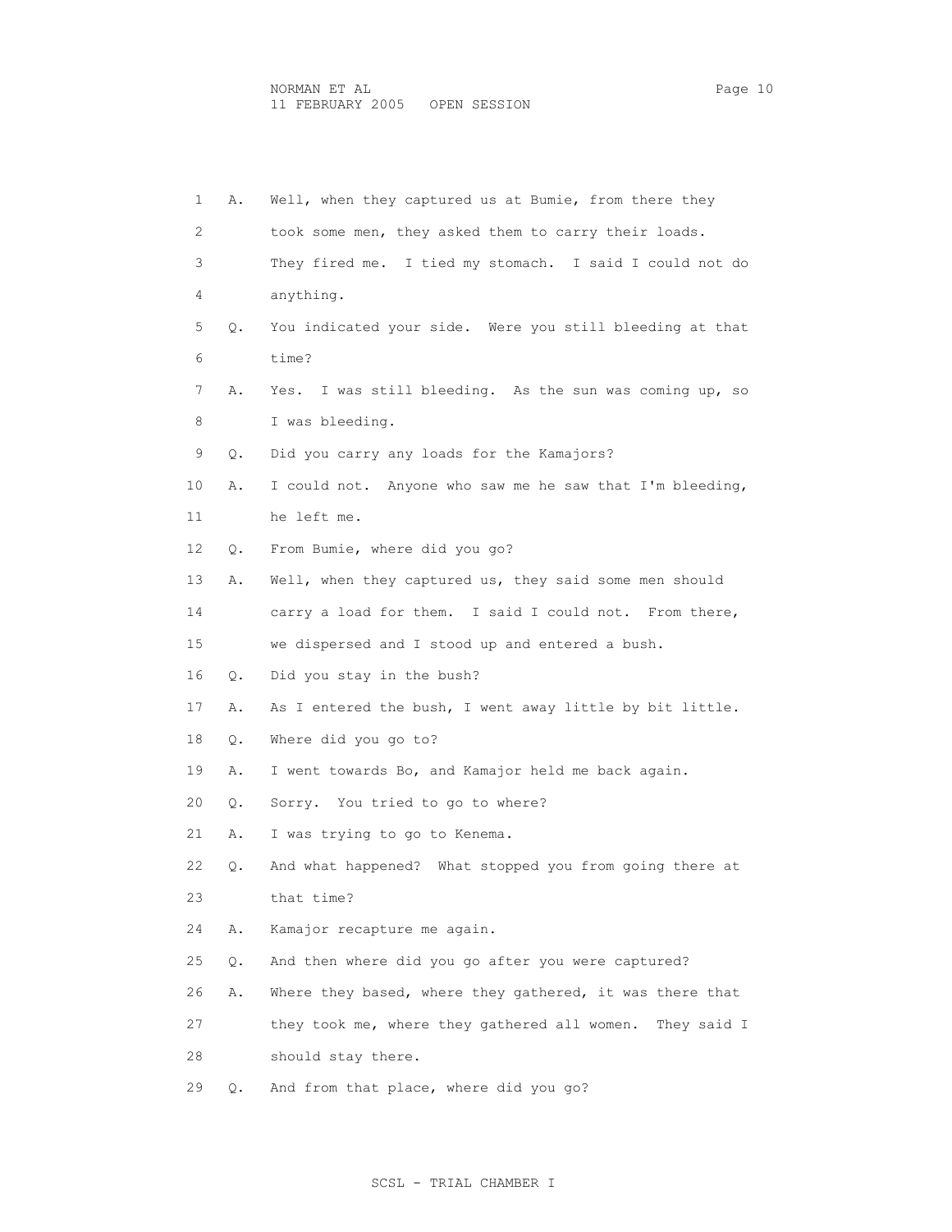1 A. Well, when they captured us at Bumie, from there they
2 took some men, they asked them to carry their loads.
3 They fired me. I tied my stomach. I said I could not do
4 anything.
5 Q. You indicated your side. Were you still bleeding at that
6 time?
7 A. Yes. I was still bleeding. As the sun was coming up, so
8 I was bleeding.
9 Q. Did you carry any loads for the Kamajors?
10 A. I could not. Anyone who saw me he saw that I'm bleeding,
11 he left me.
12 Q. From Bumie, where did you go?
13 A. Well, when they captured us, they said some men should
14 carry a load for them. I said I could not. From there,
15 we dispersed and I stood up and entered a bush.
16 Q. Did you stay in the bush?
17 A. As I entered the bush, I went away little by bit little.
18 Q. Where did you go to?
19 A. I went towards Bo, and Kamajor held me back again.
20 Q. Sorry. You tried to go to where?
21 A. I was trying to go to Kenema.
22 Q. And what happened? What stopped you from going there at
23 that time?
24 A. Kamajor recapture me again.
25 Q. And then where did you go after you were captured?
26 A. Where they based, where they gathered, it was there that
27 they took me, where they gathered all women. They said I
28 should stay there.
29 Q. And from that place, where did you go?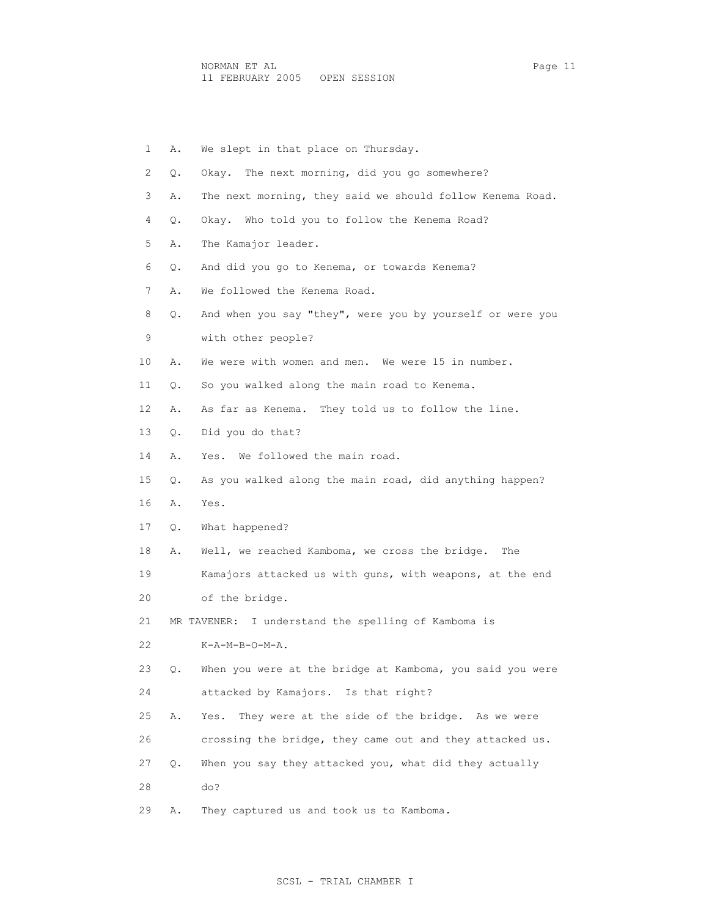1 A. We slept in that place on Thursday.

2 Q. Okay. The next morning, did you go somewhere?

3 A. The next morning, they said we should follow Kenema Road.

4 Q. Okay. Who told you to follow the Kenema Road?

5 A. The Kamajor leader.

6 Q. And did you go to Kenema, or towards Kenema?

7 A. We followed the Kenema Road.

8 Q. And when you say "they", were you by yourself or were you

9 with other people?

10 A. We were with women and men. We were 15 in number.

11 Q. So you walked along the main road to Kenema.

12 A. As far as Kenema. They told us to follow the line.

13 Q. Did you do that?

14 A. Yes. We followed the main road.

15 Q. As you walked along the main road, did anything happen?

16 A. Yes.

17 Q. What happened?

18 A. Well, we reached Kamboma, we cross the bridge. The

19 Kamajors attacked us with guns, with weapons, at the end

20 of the bridge.

21 MR TAVENER: I understand the spelling of Kamboma is

22 K-A-M-B-O-M-A.

23 Q. When you were at the bridge at Kamboma, you said you were

24 attacked by Kamajors. Is that right?

25 A. Yes. They were at the side of the bridge. As we were

26 crossing the bridge, they came out and they attacked us.

27 Q. When you say they attacked you, what did they actually

28 do?

29 A. They captured us and took us to Kamboma.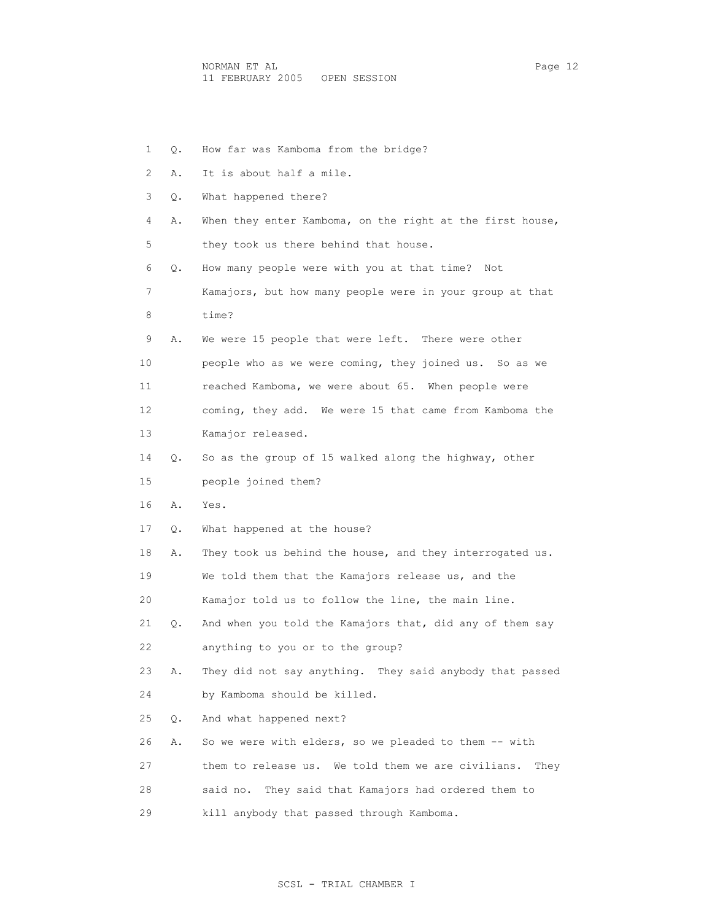Q. How far was Kamboma from the bridge?

A. It is about half a mile.

Q. What happened there?

A. When they enter Kamboma, on the right at the first house, they took us there behind that house.

Q. How many people were with you at that time? Not Kamajors, but how many people were in your group at that time?

A. We were 15 people that were left. There were other people who as we were coming, they joined us. So as we reached Kamboma, we were about 65. When people were coming, they add. We were 15 that came from Kamboma the Kamajor released.

Q. So as the group of 15 walked along the highway, other people joined them?

A. Yes.

Q. What happened at the house?

A. They took us behind the house, and they interrogated us. We told them that the Kamajors release us, and the Kamajor told us to follow the line, the main line.

Q. And when you told the Kamajors that, did any of them say anything to you or to the group?

A. They did not say anything. They said anybody that passed by Kamboma should be killed.

Q. And what happened next?

A. So we were with elders, so we pleaded to them -- with them to release us. We told them we are civilians. They said no. They said that Kamajors had ordered them to kill anybody that passed through Kamboma.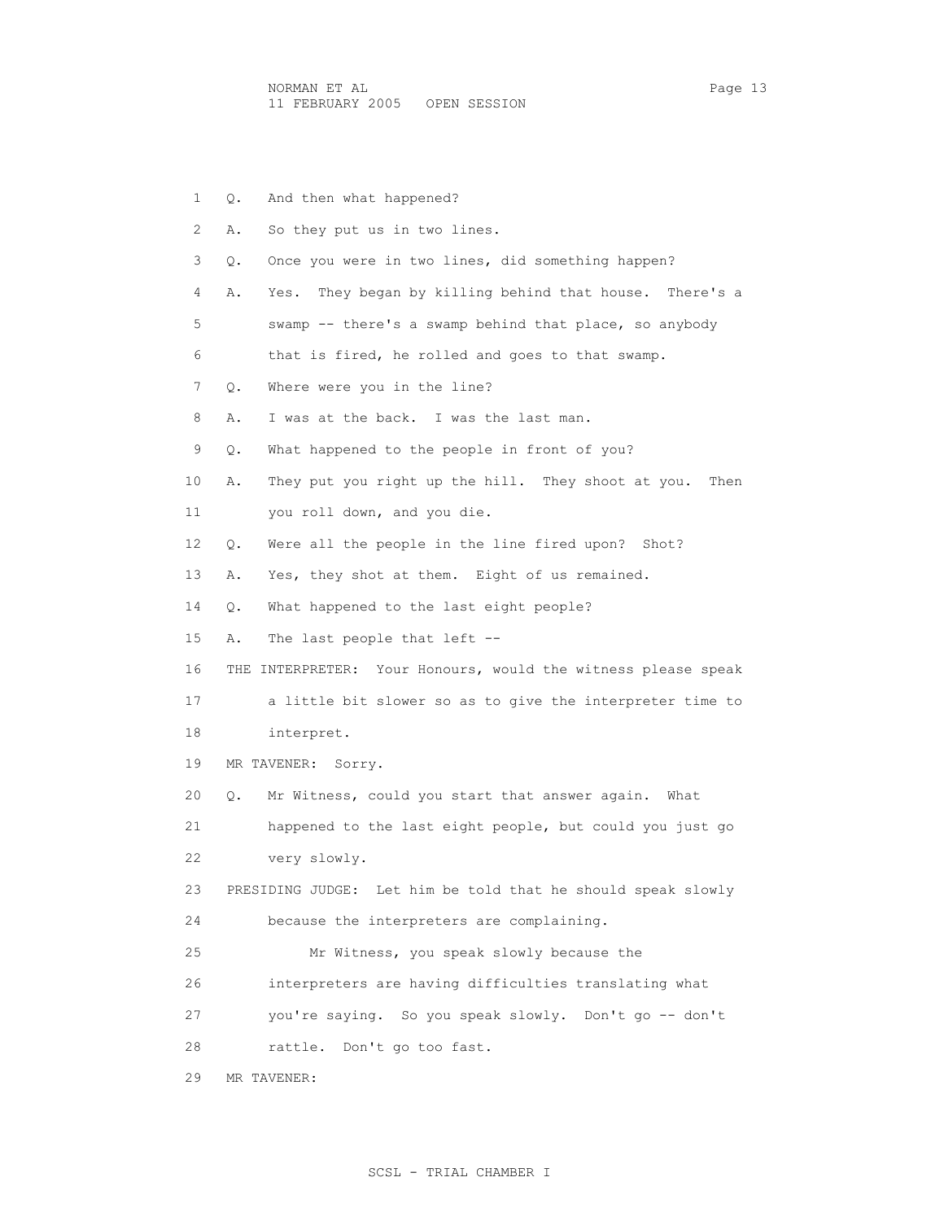1 Q. And then what happened?

2 A. So they put us in two lines.

3 Q. Once you were in two lines, did something happen?

4 A. Yes. They began by killing behind that house. There's a

5 swamp -- there's a swamp behind that place, so anybody

6 that is fired, he rolled and goes to that swamp.

7 Q. Where were you in the line?

8 A. I was at the back. I was the last man.

9 Q. What happened to the people in front of you?

10 A. They put you right up the hill. They shoot at you. Then

11 you roll down, and you die.

12 Q. Were all the people in the line fired upon? Shot?

13 A. Yes, they shot at them. Eight of us remained.

14 Q. What happened to the last eight people?

15 A. The last people that left --

16 THE INTERPRETER: Your Honours, would the witness please speak

17 a little bit slower so as to give the interpreter time to

18 interpret.

19 MR TAVENER: Sorry.

20 Q. Mr Witness, could you start that answer again. What

21 happened to the last eight people, but could you just go

22 very slowly.

23 PRESIDING JUDGE: Let him be told that he should speak slowly

24 because the interpreters are complaining.

25 Mr Witness, you speak slowly because the

26 interpreters are having difficulties translating what

27 you're saying. So you speak slowly. Don't go -- don't

28 rattle. Don't go too fast.

29 MR TAVENER: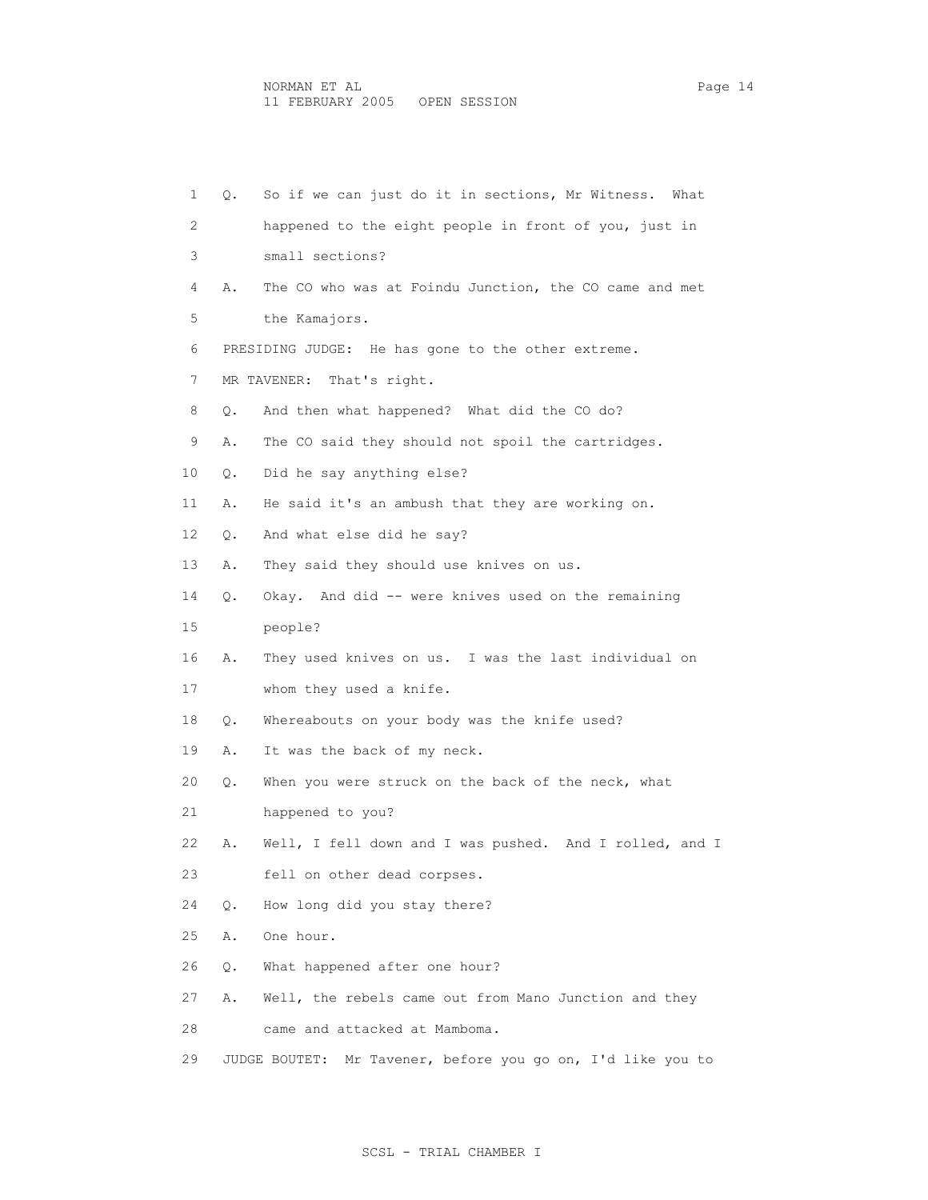1 Q. So if we can just do it in sections, Mr Witness. What
2 happened to the eight people in front of you, just in
3 small sections?
4 A. The CO who was at Foindu Junction, the CO came and met
5 the Kamajors.
6 PRESIDING JUDGE: He has gone to the other extreme.
7 MR TAVENER: That's right.
8 Q. And then what happened? What did the CO do?
9 A. The CO said they should not spoil the cartridges.
10 Q. Did he say anything else?
11 A. He said it's an ambush that they are working on.
12 Q. And what else did he say?
13 A. They said they should use knives on us.
14 Q. Okay. And did -- were knives used on the remaining
15 people?
16 A. They used knives on us. I was the last individual on
17 whom they used a knife.
18 Q. Whereabouts on your body was the knife used?
19 A. It was the back of my neck.
20 Q. When you were struck on the back of the neck, what
21 happened to you?
22 A. Well, I fell down and I was pushed. And I rolled, and I
23 fell on other dead corpses.
24 Q. How long did you stay there?
25 A. One hour.
26 Q. What happened after one hour?
27 A. Well, the rebels came out from Mano Junction and they
28 came and attacked at Mamboma.
29 JUDGE BOUTET: Mr Tavener, before you go on, I'd like you to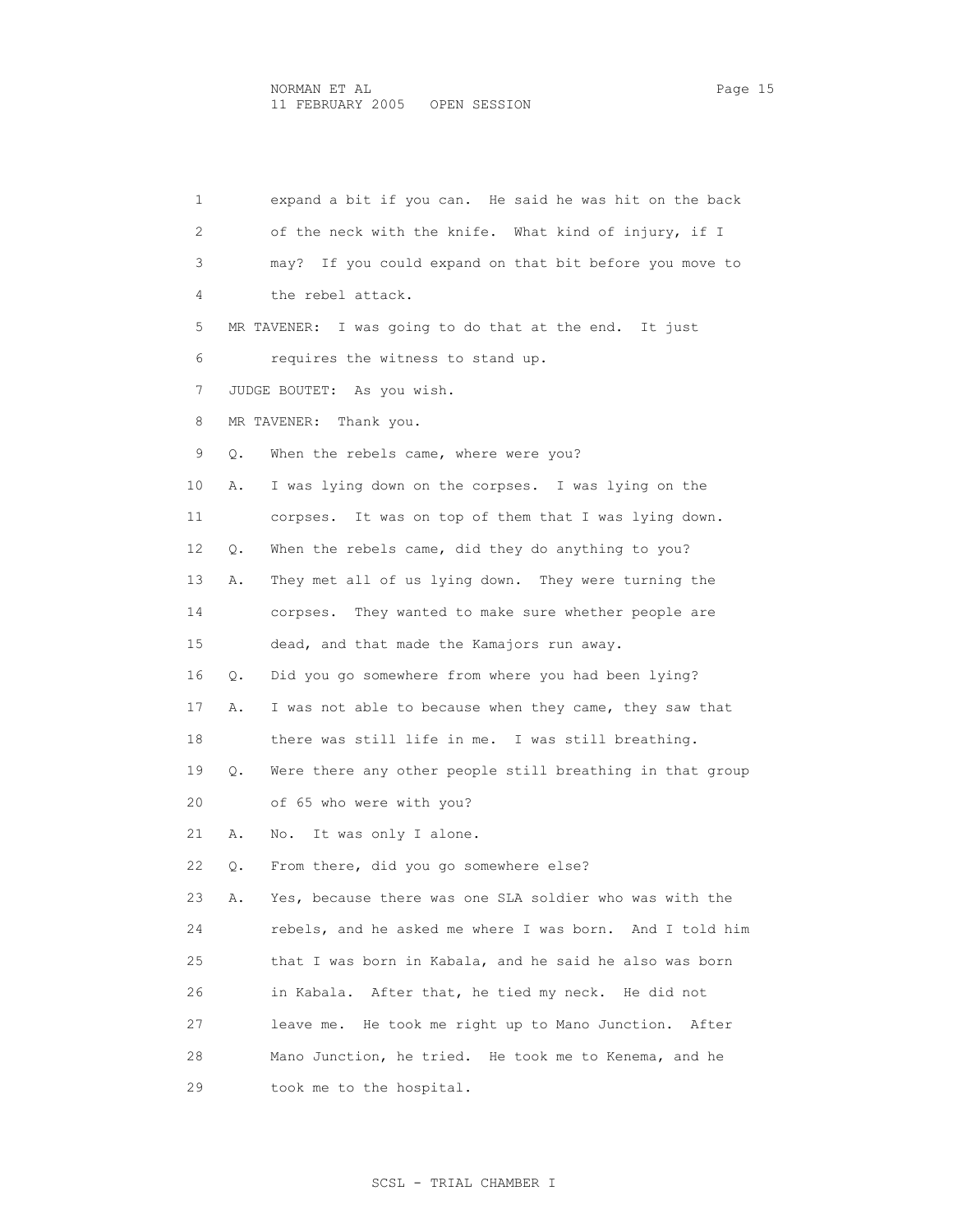1 expand a bit if you can. He said he was hit on the back
2 of the neck with the knife. What kind of injury, if I
3 may? If you could expand on that bit before you move to
4 the rebel attack.
5 MR TAVENER: I was going to do that at the end. It just
6 requires the witness to stand up.
7 JUDGE BOUTET: As you wish.
8 MR TAVENER: Thank you.
9 Q. When the rebels came, where were you?
10 A. I was lying down on the corpses. I was lying on the
11 corpses. It was on top of them that I was lying down.
12 Q. When the rebels came, did they do anything to you?
13 A. They met all of us lying down. They were turning the
14 corpses. They wanted to make sure whether people are
15 dead, and that made the Kamajors run away.
16 Q. Did you go somewhere from where you had been lying?
17 A. I was not able to because when they came, they saw that
18 there was still life in me. I was still breathing.
19 Q. Were there any other people still breathing in that group
20 of 65 who were with you?
21 A. No. It was only I alone.
22 Q. From there, did you go somewhere else?
23 A. Yes, because there was one SLA soldier who was with the
24 rebels, and he asked me where I was born. And I told him
25 that I was born in Kabala, and he said he also was born
26 in Kabala. After that, he tied my neck. He did not
27 leave me. He took me right up to Mano Junction. After
28 Mano Junction, he tried. He took me to Kenema, and he
29 took me to the hospital.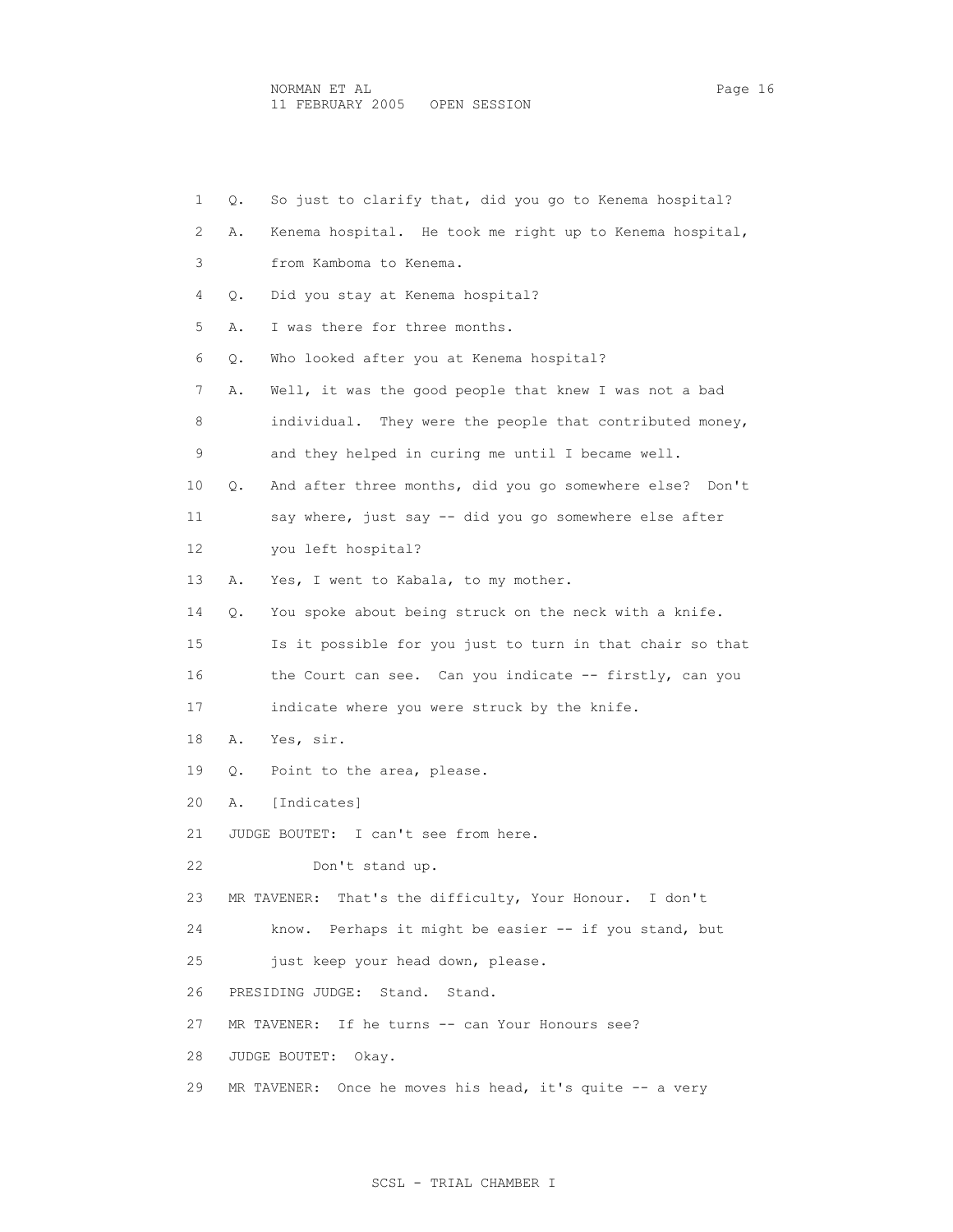1 Q. So just to clarify that, did you go to Kenema hospital?

2 A. Kenema hospital. He took me right up to Kenema hospital,

3 from Kamboma to Kenema.

4 Q. Did you stay at Kenema hospital?

5 A. I was there for three months.

6 Q. Who looked after you at Kenema hospital?

7 A. Well, it was the good people that knew I was not a bad

8 individual. They were the people that contributed money,

9 and they helped in curing me until I became well.

10 Q. And after three months, did you go somewhere else? Don't

11 say where, just say -- did you go somewhere else after

12 you left hospital?

13 A. Yes, I went to Kabala, to my mother.

14 Q. You spoke about being struck on the neck with a knife.

15 Is it possible for you just to turn in that chair so that

16 the Court can see. Can you indicate -- firstly, can you

17 indicate where you were struck by the knife.

18 A. Yes, sir.

19 Q. Point to the area, please.

20 A. [Indicates]

21 JUDGE BOUTET: I can't see from here.

22 Don't stand up.

23 MR TAVENER: That's the difficulty, Your Honour. I don't

24 know. Perhaps it might be easier -- if you stand, but

25 just keep your head down, please.

26 PRESIDING JUDGE: Stand. Stand.

27 MR TAVENER: If he turns -- can Your Honours see?

28 JUDGE BOUTET: Okay.

29 MR TAVENER: Once he moves his head, it's quite -- a very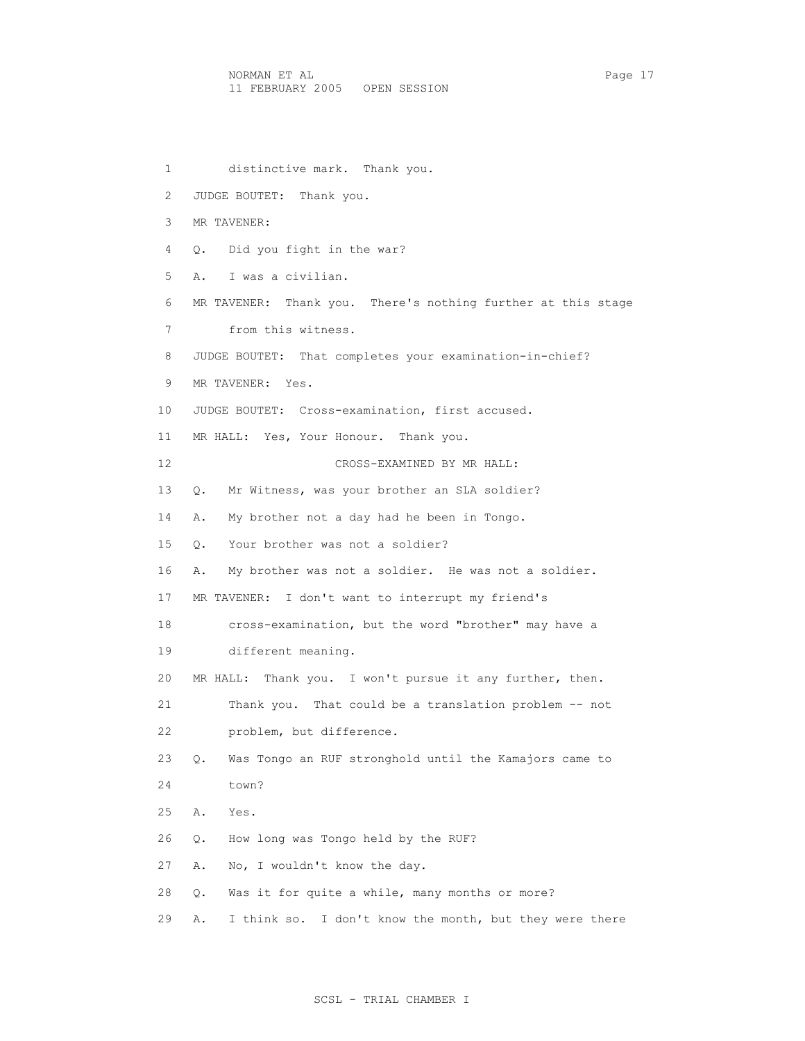1 distinctive mark. Thank you.

2 JUDGE BOUTET: Thank you.

3 MR TAVENER:

4 Q. Did you fight in the war?

5 A. I was a civilian.

6 MR TAVENER: Thank you. There's nothing further at this stage

7 from this witness.

8 JUDGE BOUTET: That completes your examination-in-chief?

9 MR TAVENER: Yes.

10 JUDGE BOUTET: Cross-examination, first accused.

11 MR HALL: Yes, Your Honour. Thank you.

12 CROSS-EXAMINED BY MR HALL:

13 Q. Mr Witness, was your brother an SLA soldier?

14 A. My brother not a day had he been in Tongo.

15 Q. Your brother was not a soldier?

16 A. My brother was not a soldier. He was not a soldier.

17 MR TAVENER: I don't want to interrupt my friend's

18 cross-examination, but the word "brother" may have a

19 different meaning.

20 MR HALL: Thank you. I won't pursue it any further, then.

21 Thank you. That could be a translation problem -- not

22 problem, but difference.

23 Q. Was Tongo an RUF stronghold until the Kamajors came to

24 town?

25 A. Yes.

26 Q. How long was Tongo held by the RUF?

27 A. No, I wouldn't know the day.

28 Q. Was it for quite a while, many months or more?

29 A. I think so. I don't know the month, but they were there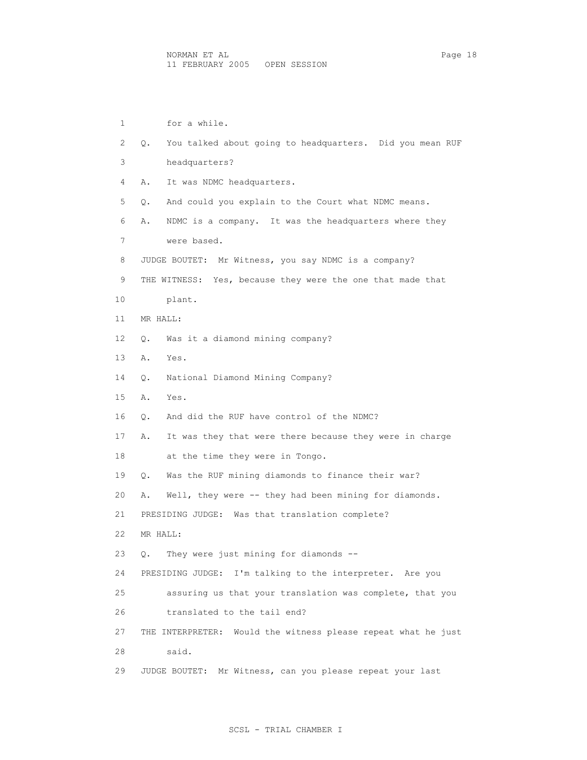for a while.

Q. You talked about going to headquarters. Did you mean RUF headquarters?

A. It was NDMC headquarters.

Q. And could you explain to the Court what NDMC means.

A. NDMC is a company. It was the headquarters where they were based.

JUDGE BOUTET: Mr Witness, you say NDMC is a company?

THE WITNESS: Yes, because they were the one that made that plant.

MR HALL:

Q. Was it a diamond mining company?

A. Yes.

Q. National Diamond Mining Company?

A. Yes.

Q. And did the RUF have control of the NDMC?

A. It was they that were there because they were in charge at the time they were in Tongo.

Q. Was the RUF mining diamonds to finance their war?

A. Well, they were -- they had been mining for diamonds.

PRESIDING JUDGE: Was that translation complete?

MR HALL:

Q. They were just mining for diamonds --

PRESIDING JUDGE: I'm talking to the interpreter. Are you assuring us that your translation was complete, that you translated to the tail end?

THE INTERPRETER: Would the witness please repeat what he just said.

JUDGE BOUTET: Mr Witness, can you please repeat your last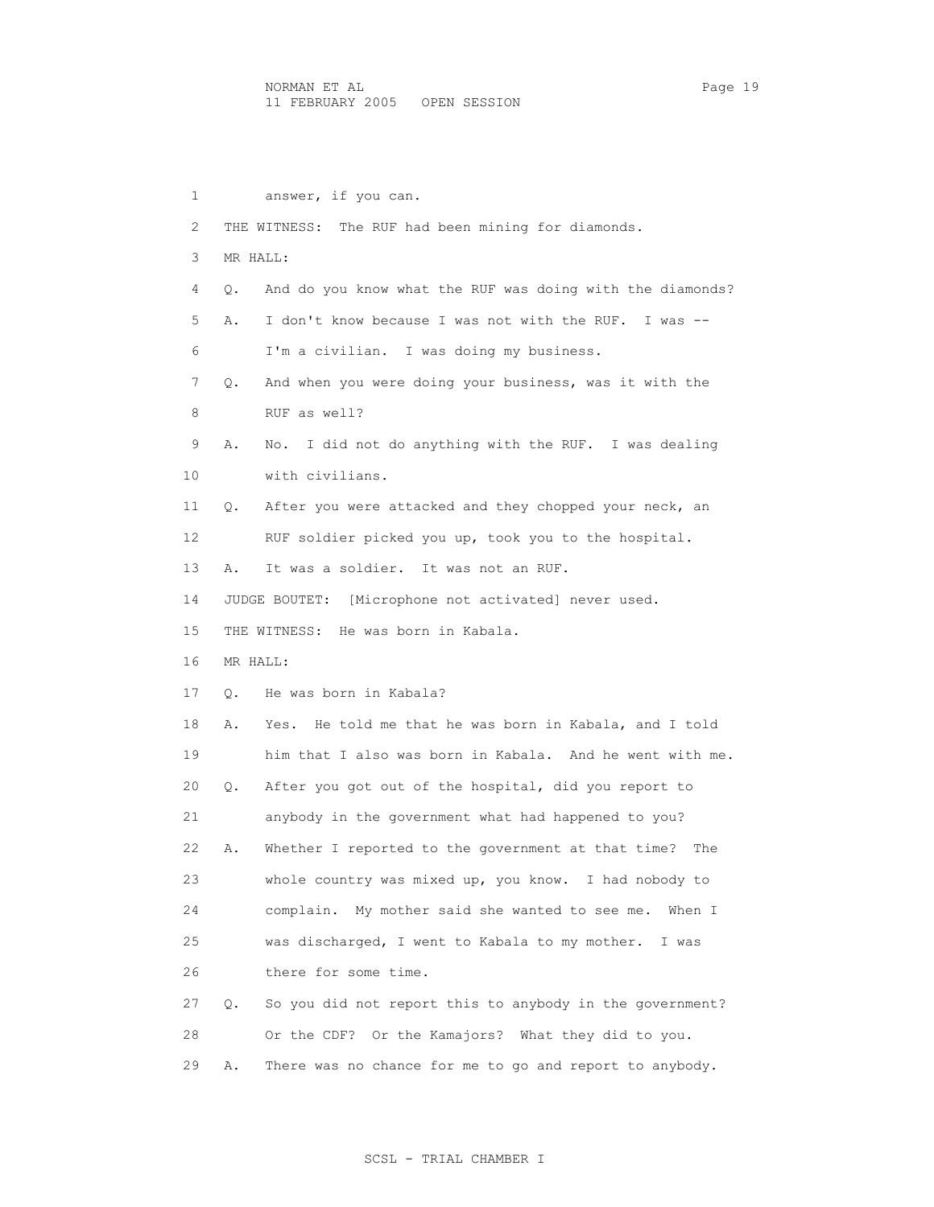answer, if you can.

THE WITNESS: The RUF had been mining for diamonds.

MR HALL:

Q. And do you know what the RUF was doing with the diamonds?

A. I don't know because I was not with the RUF. I was -- I'm a civilian. I was doing my business.

Q. And when you were doing your business, was it with the RUF as well?

A. No. I did not do anything with the RUF. I was dealing with civilians.

Q. After you were attacked and they chopped your neck, an RUF soldier picked you up, took you to the hospital.

A. It was a soldier. It was not an RUF.

JUDGE BOUTET: [Microphone not activated] never used.

THE WITNESS: He was born in Kabala.

MR HALL:

Q. He was born in Kabala?

A. Yes. He told me that he was born in Kabala, and I told him that I also was born in Kabala. And he went with me.

Q. After you got out of the hospital, did you report to anybody in the government what had happened to you?

A. Whether I reported to the government at that time? The whole country was mixed up, you know. I had nobody to complain. My mother said she wanted to see me. When I was discharged, I went to Kabala to my mother. I was there for some time.

Q. So you did not report this to anybody in the government? Or the CDF? Or the Kamajors? What they did to you.

A. There was no chance for me to go and report to anybody.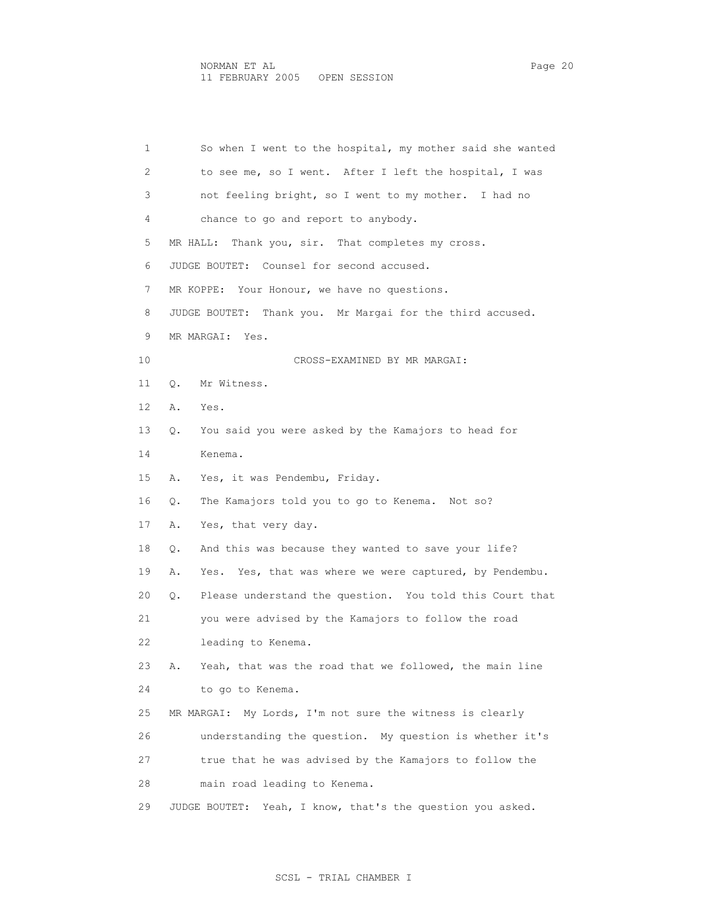1 So when I went to the hospital, my mother said she wanted
2 to see me, so I went. After I left the hospital, I was
3 not feeling bright, so I went to my mother. I had no
4 chance to go and report to anybody.
5 MR HALL: Thank you, sir. That completes my cross.
6 JUDGE BOUTET: Counsel for second accused.
7 MR KOPPE: Your Honour, we have no questions.
8 JUDGE BOUTET: Thank you. Mr Margai for the third accused.
9 MR MARGAI: Yes.
10 CROSS-EXAMINED BY MR MARGAI:
11 Q. Mr Witness.
12 A. Yes.
13 Q. You said you were asked by the Kamajors to head for
14 Kenema.
15 A. Yes, it was Pendembu, Friday.
16 Q. The Kamajors told you to go to Kenema. Not so?
17 A. Yes, that very day.
18 Q. And this was because they wanted to save your life?
19 A. Yes. Yes, that was where we were captured, by Pendembu.
20 Q. Please understand the question. You told this Court that
21 you were advised by the Kamajors to follow the road
22 leading to Kenema.
23 A. Yeah, that was the road that we followed, the main line
24 to go to Kenema.
25 MR MARGAI: My Lords, I'm not sure the witness is clearly
26 understanding the question. My question is whether it's
27 true that he was advised by the Kamajors to follow the
28 main road leading to Kenema.
29 JUDGE BOUTET: Yeah, I know, that's the question you asked.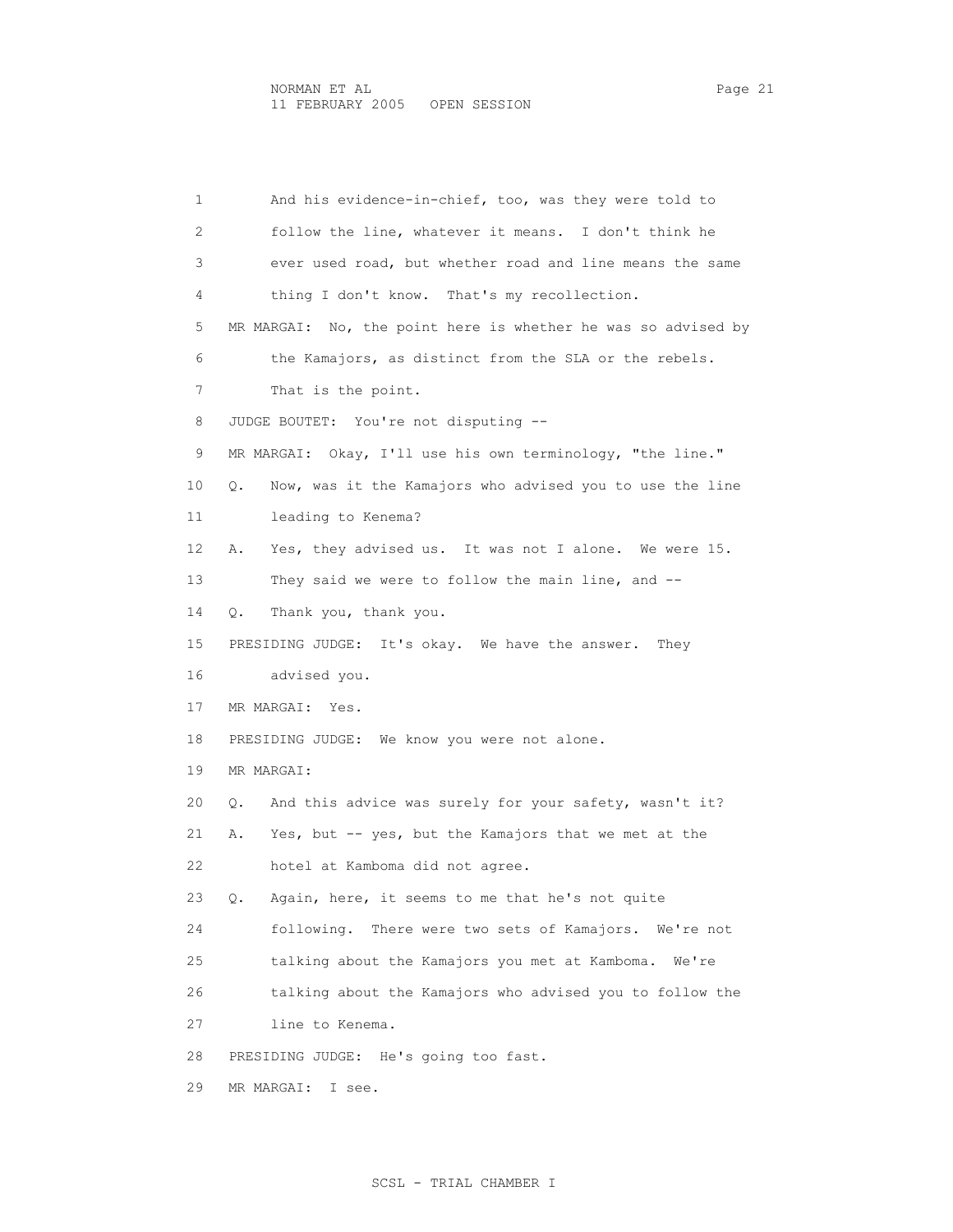And his evidence-in-chief, too, was they were told to follow the line, whatever it means. I don't think he ever used road, but whether road and line means the same thing I don't know. That's my recollection.

MR MARGAI: No, the point here is whether he was so advised by the Kamajors, as distinct from the SLA or the rebels. That is the point.

JUDGE BOUTET: You're not disputing --

MR MARGAI: Okay, I'll use his own terminology, "the line."

Q. Now, was it the Kamajors who advised you to use the line leading to Kenema?

A. Yes, they advised us. It was not I alone. We were 15. They said we were to follow the main line, and --

Q. Thank you, thank you.

PRESIDING JUDGE: It's okay. We have the answer. They advised you.

MR MARGAI: Yes.

PRESIDING JUDGE: We know you were not alone.

MR MARGAI:

Q. And this advice was surely for your safety, wasn't it?

A. Yes, but -- yes, but the Kamajors that we met at the hotel at Kamboma did not agree.

Q. Again, here, it seems to me that he's not quite following. There were two sets of Kamajors. We're not talking about the Kamajors you met at Kamboma. We're talking about the Kamajors who advised you to follow the line to Kenema.

PRESIDING JUDGE: He's going too fast.

MR MARGAI: I see.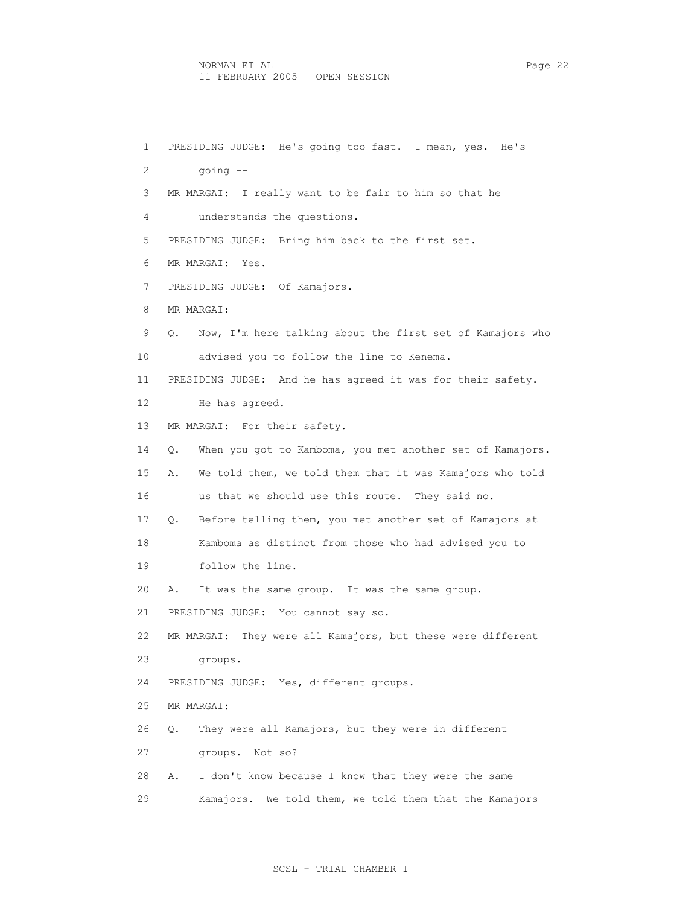PRESIDING JUDGE: He's going too fast. I mean, yes. He's going --

MR MARGAI: I really want to be fair to him so that he understands the questions.

PRESIDING JUDGE: Bring him back to the first set.

MR MARGAI: Yes.

PRESIDING JUDGE: Of Kamajors.

MR MARGAI:

Q. Now, I'm here talking about the first set of Kamajors who advised you to follow the line to Kenema.

PRESIDING JUDGE: And he has agreed it was for their safety. He has agreed.

MR MARGAI: For their safety.

Q. When you got to Kamboma, you met another set of Kamajors.

A. We told them, we told them that it was Kamajors who told us that we should use this route. They said no.

Q. Before telling them, you met another set of Kamajors at Kamboma as distinct from those who had advised you to follow the line.

A. It was the same group. It was the same group.

PRESIDING JUDGE: You cannot say so.

MR MARGAI: They were all Kamajors, but these were different groups.

PRESIDING JUDGE: Yes, different groups.

MR MARGAI:

Q. They were all Kamajors, but they were in different groups. Not so?

A. I don't know because I know that they were the same Kamajors. We told them, we told them that the Kamajors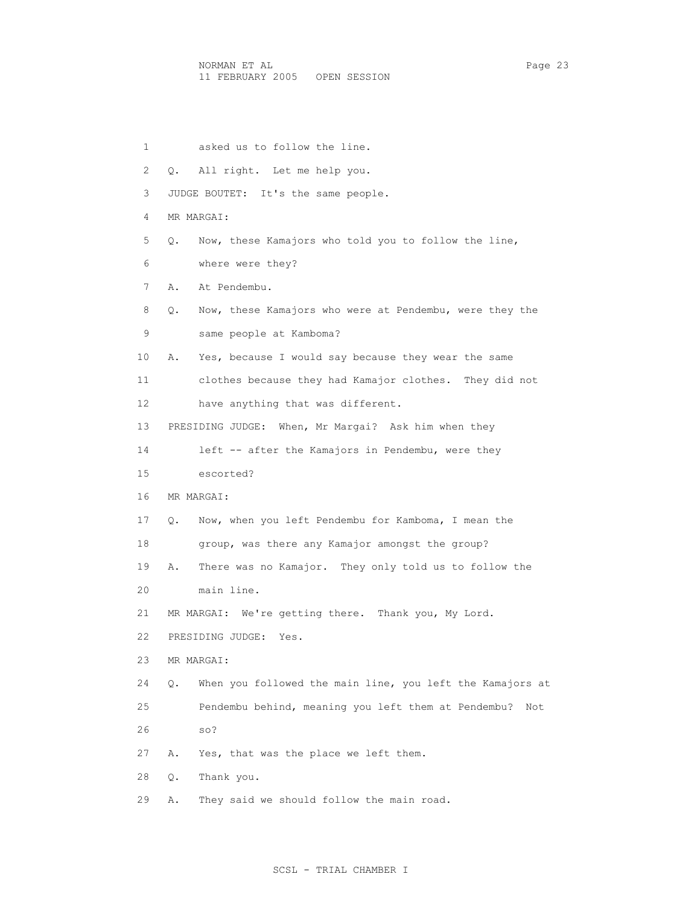1 asked us to follow the line.

2 Q. All right. Let me help you.

3 JUDGE BOUTET: It's the same people.

4 MR MARGAI:

5 Q. Now, these Kamajors who told you to follow the line,

6 where were they?

7 A. At Pendembu.

8 Q. Now, these Kamajors who were at Pendembu, were they the

9 same people at Kamboma?

10 A. Yes, because I would say because they wear the same

11 clothes because they had Kamajor clothes. They did not

12 have anything that was different.

13 PRESIDING JUDGE: When, Mr Margai? Ask him when they

14 left -- after the Kamajors in Pendembu, were they

15 escorted?

16 MR MARGAI:

17 Q. Now, when you left Pendembu for Kamboma, I mean the

18 group, was there any Kamajor amongst the group?

19 A. There was no Kamajor. They only told us to follow the

20 main line.

21 MR MARGAI: We're getting there. Thank you, My Lord.

22 PRESIDING JUDGE: Yes.

23 MR MARGAI:

24 Q. When you followed the main line, you left the Kamajors at

25 Pendembu behind, meaning you left them at Pendembu? Not

26 so?

27 A. Yes, that was the place we left them.

28 Q. Thank you.

29 A. They said we should follow the main road.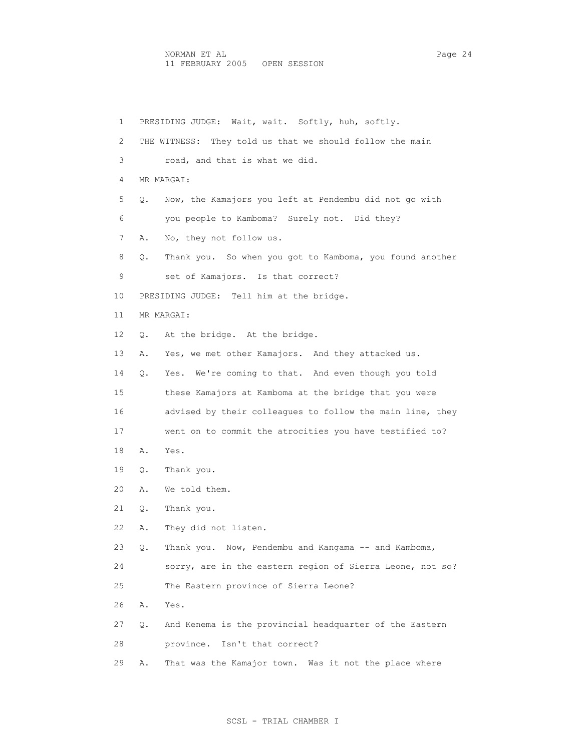1 PRESIDING JUDGE: Wait, wait. Softly, huh, softly.

2 THE WITNESS: They told us that we should follow the main

3 road, and that is what we did.

4 MR MARGAI:

5 Q. Now, the Kamajors you left at Pendembu did not go with

6 you people to Kamboma? Surely not. Did they?

7 A. No, they not follow us.

8 Q. Thank you. So when you got to Kamboma, you found another

9 set of Kamajors. Is that correct?

10 PRESIDING JUDGE: Tell him at the bridge.

11 MR MARGAI:

12 Q. At the bridge. At the bridge.

13 A. Yes, we met other Kamajors. And they attacked us.

14 Q. Yes. We're coming to that. And even though you told

15 these Kamajors at Kamboma at the bridge that you were

16 advised by their colleagues to follow the main line, they

17 went on to commit the atrocities you have testified to?

18 A. Yes.

19 Q. Thank you.

20 A. We told them.

21 Q. Thank you.

22 A. They did not listen.

23 Q. Thank you. Now, Pendembu and Kangama -- and Kamboma,

24 sorry, are in the eastern region of Sierra Leone, not so?

25 The Eastern province of Sierra Leone?

26 A. Yes.

27 Q. And Kenema is the provincial headquarter of the Eastern

28 province. Isn't that correct?

29 A. That was the Kamajor town. Was it not the place where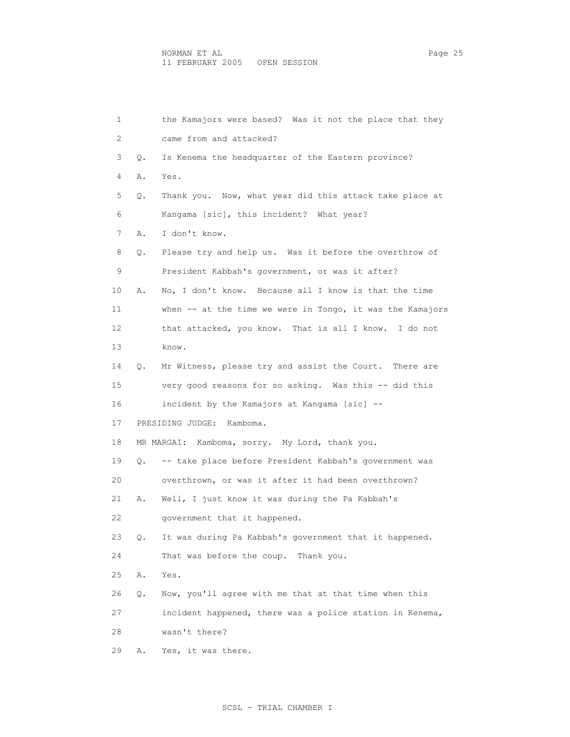1 the Kamajors were based? Was it not the place that they
2 came from and attacked?
3 Q. Is Kenema the headquarter of the Eastern province?
4 A. Yes.
5 Q. Thank you. Now, what year did this attack take place at
6 Kangama [sic], this incident? What year?
7 A. I don't know.
8 Q. Please try and help us. Was it before the overthrow of
9 President Kabbah's government, or was it after?
10 A. No, I don't know. Because all I know is that the time
11 when -- at the time we were in Tongo, it was the Kamajors
12 that attacked, you know. That is all I know. I do not
13 know.
14 Q. Mr Witness, please try and assist the Court. There are
15 very good reasons for so asking. Was this -- did this
16 incident by the Kamajors at Kangama [sic] --
17 PRESIDING JUDGE: Kamboma.
18 MR MARGAI: Kamboma, sorry. My Lord, thank you.
19 Q. -- take place before President Kabbah's government was
20 overthrown, or was it after it had been overthrown?
21 A. Well, I just know it was during the Pa Kabbah's
22 government that it happened.
23 Q. It was during Pa Kabbah's government that it happened.
24 That was before the coup. Thank you.
25 A. Yes.
26 Q. Now, you'll agree with me that at that time when this
27 incident happened, there was a police station in Kenema,
28 wasn't there?
29 A. Yes, it was there.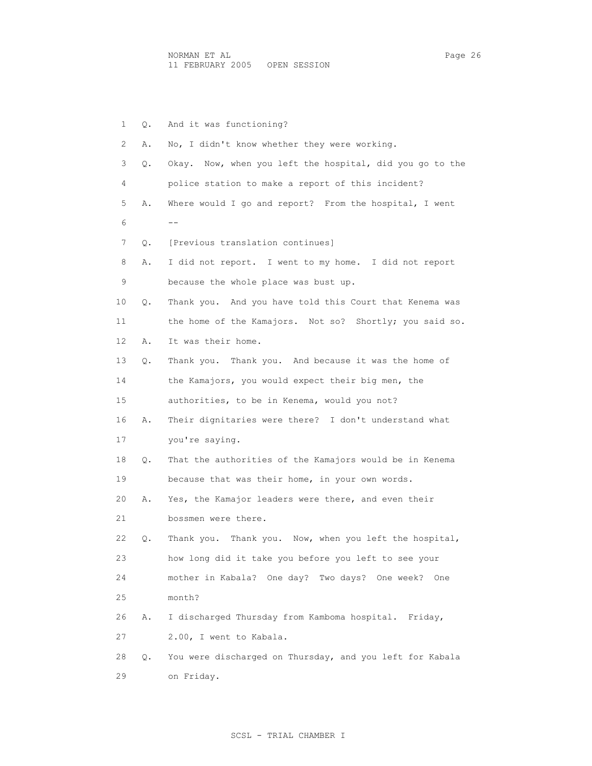1 Q. And it was functioning?

2 A. No, I didn't know whether they were working.

3 Q. Okay. Now, when you left the hospital, did you go to the

4 police station to make a report of this incident?

5 A. Where would I go and report? From the hospital, I went

6 --

7 Q. [Previous translation continues]

8 A. I did not report. I went to my home. I did not report

9 because the whole place was bust up.

10 Q. Thank you. And you have told this Court that Kenema was

11 the home of the Kamajors. Not so? Shortly; you said so.

12 A. It was their home.

13 Q. Thank you. Thank you. And because it was the home of

14 the Kamajors, you would expect their big men, the

15 authorities, to be in Kenema, would you not?

16 A. Their dignitaries were there? I don't understand what

17 you're saying.

18 Q. That the authorities of the Kamajors would be in Kenema

19 because that was their home, in your own words.

20 A. Yes, the Kamajor leaders were there, and even their

21 bossmen were there.

22 Q. Thank you. Thank you. Now, when you left the hospital,

23 how long did it take you before you left to see your

24 mother in Kabala? One day? Two days? One week? One

25 month?

26 A. I discharged Thursday from Kamboma hospital. Friday,

27 2.00, I went to Kabala.

28 Q. You were discharged on Thursday, and you left for Kabala

29 on Friday.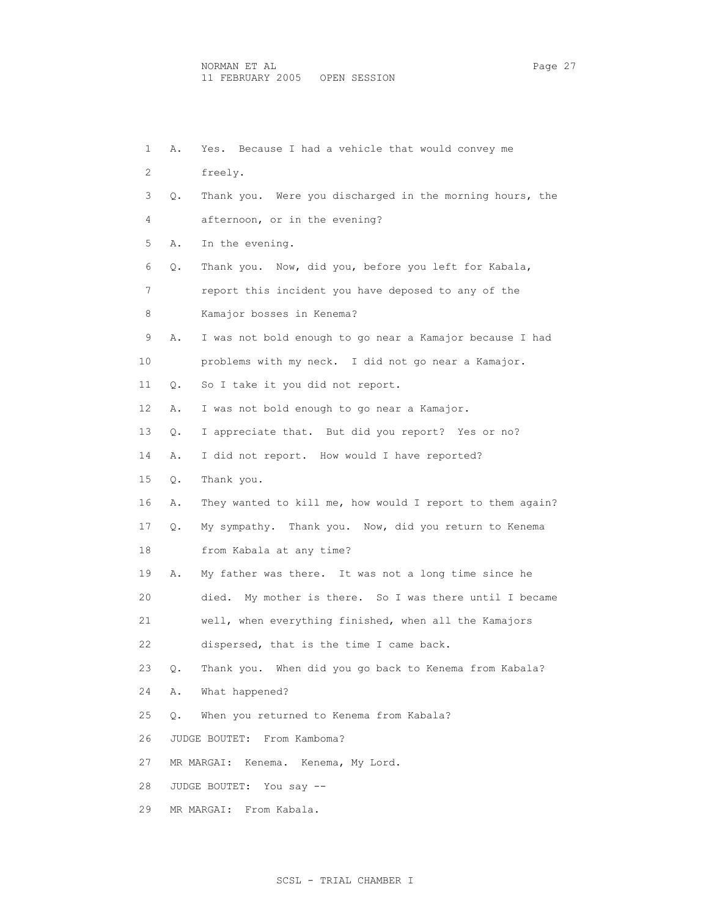1 A. Yes. Because I had a vehicle that would convey me
2 freely.
3 Q. Thank you. Were you discharged in the morning hours, the
4 afternoon, or in the evening?
5 A. In the evening.
6 Q. Thank you. Now, did you, before you left for Kabala,
7 report this incident you have deposed to any of the
8 Kamajor bosses in Kenema?
9 A. I was not bold enough to go near a Kamajor because I had
10 problems with my neck. I did not go near a Kamajor.
11 Q. So I take it you did not report.
12 A. I was not bold enough to go near a Kamajor.
13 Q. I appreciate that. But did you report? Yes or no?
14 A. I did not report. How would I have reported?
15 Q. Thank you.
16 A. They wanted to kill me, how would I report to them again?
17 Q. My sympathy. Thank you. Now, did you return to Kenema
18 from Kabala at any time?
19 A. My father was there. It was not a long time since he
20 died. My mother is there. So I was there until I became
21 well, when everything finished, when all the Kamajors
22 dispersed, that is the time I came back.
23 Q. Thank you. When did you go back to Kenema from Kabala?
24 A. What happened?
25 Q. When you returned to Kenema from Kabala?
26 JUDGE BOUTET: From Kamboma?
27 MR MARGAI: Kenema. Kenema, My Lord.
28 JUDGE BOUTET: You say --
29 MR MARGAI: From Kabala.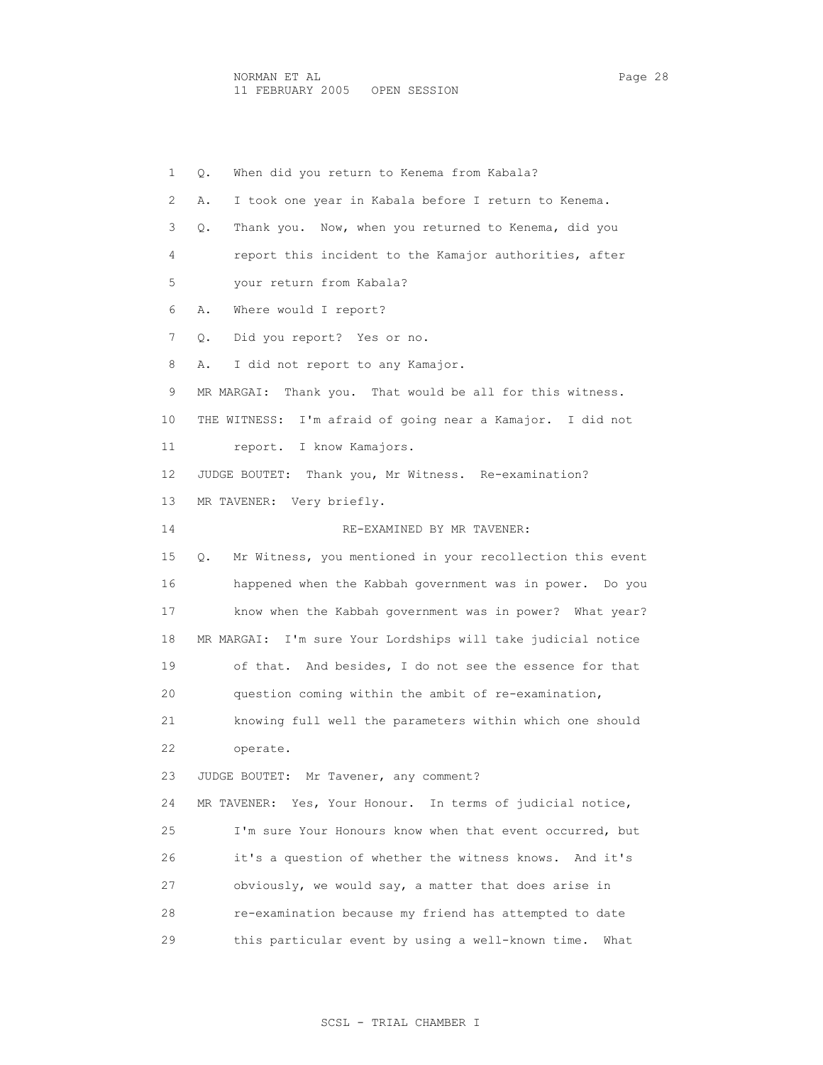Q. When did you return to Kenema from Kabala?

A. I took one year in Kabala before I return to Kenema.

Q. Thank you. Now, when you returned to Kenema, did you report this incident to the Kamajor authorities, after your return from Kabala?

A. Where would I report?

Q. Did you report? Yes or no.

A. I did not report to any Kamajor.

MR MARGAI: Thank you. That would be all for this witness.

THE WITNESS: I'm afraid of going near a Kamajor. I did not report. I know Kamajors.

JUDGE BOUTET: Thank you, Mr Witness. Re-examination?

MR TAVENER: Very briefly.

RE-EXAMINED BY MR TAVENER:

Q. Mr Witness, you mentioned in your recollection this event happened when the Kabbah government was in power. Do you know when the Kabbah government was in power? What year?

MR MARGAI: I'm sure Your Lordships will take judicial notice of that. And besides, I do not see the essence for that question coming within the ambit of re-examination, knowing full well the parameters within which one should operate.

JUDGE BOUTET: Mr Tavener, any comment?

MR TAVENER: Yes, Your Honour. In terms of judicial notice, I'm sure Your Honours know when that event occurred, but it's a question of whether the witness knows. And it's obviously, we would say, a matter that does arise in re-examination because my friend has attempted to date this particular event by using a well-known time. What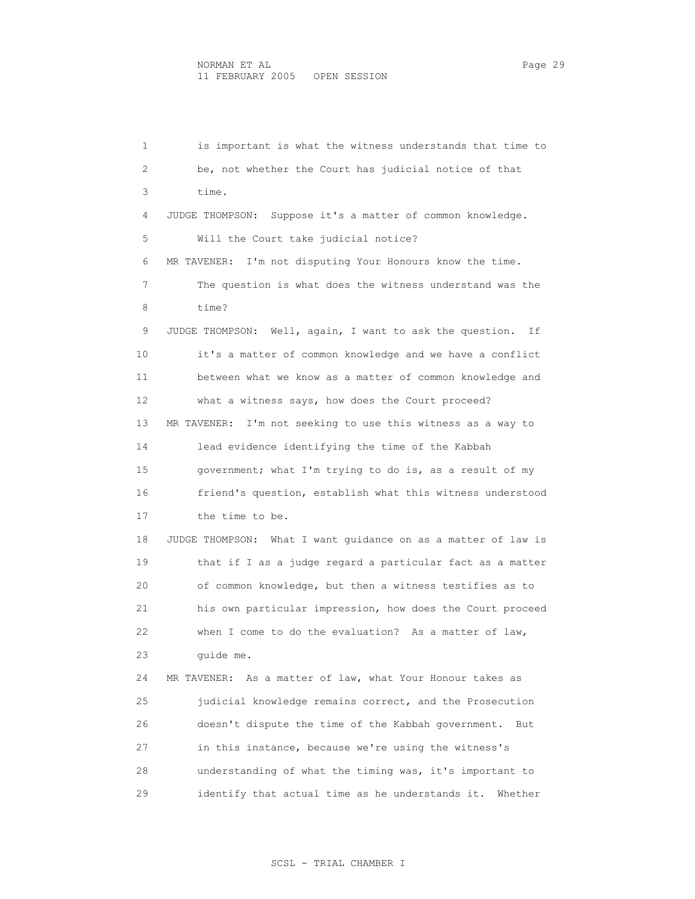is important is what the witness understands that time to be, not whether the Court has judicial notice of that time.

JUDGE THOMPSON: Suppose it's a matter of common knowledge. Will the Court take judicial notice?

MR TAVENER: I'm not disputing Your Honours know the time. The question is what does the witness understand was the time?

JUDGE THOMPSON: Well, again, I want to ask the question. If it's a matter of common knowledge and we have a conflict between what we know as a matter of common knowledge and what a witness says, how does the Court proceed?

MR TAVENER: I'm not seeking to use this witness as a way to lead evidence identifying the time of the Kabbah government; what I'm trying to do is, as a result of my friend's question, establish what this witness understood the time to be.

JUDGE THOMPSON: What I want guidance on as a matter of law is that if I as a judge regard a particular fact as a matter of common knowledge, but then a witness testifies as to his own particular impression, how does the Court proceed when I come to do the evaluation? As a matter of law, guide me.

MR TAVENER: As a matter of law, what Your Honour takes as judicial knowledge remains correct, and the Prosecution doesn't dispute the time of the Kabbah government. But in this instance, because we're using the witness's understanding of what the timing was, it's important to identify that actual time as he understands it. Whether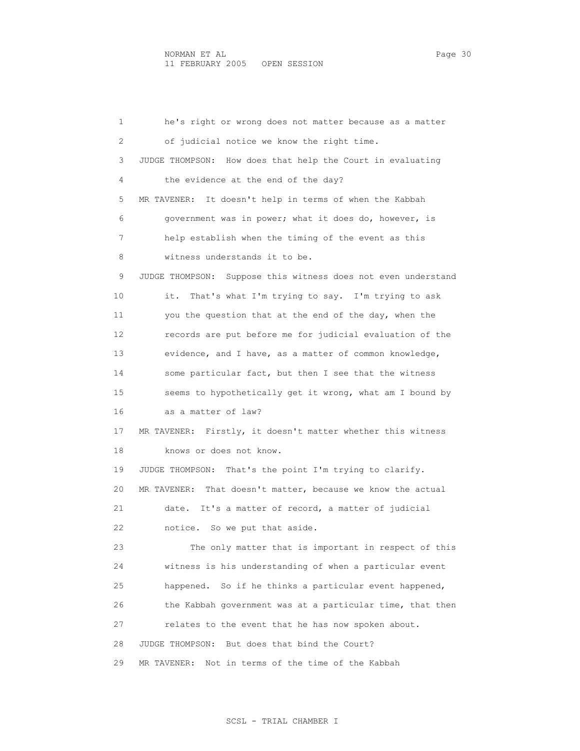he's right or wrong does not matter because as a matter of judicial notice we know the right time.

JUDGE THOMPSON: How does that help the Court in evaluating the evidence at the end of the day?

MR TAVENER: It doesn't help in terms of when the Kabbah government was in power; what it does do, however, is help establish when the timing of the event as this witness understands it to be.

JUDGE THOMPSON: Suppose this witness does not even understand it. That's what I'm trying to say. I'm trying to ask you the question that at the end of the day, when the records are put before me for judicial evaluation of the evidence, and I have, as a matter of common knowledge, some particular fact, but then I see that the witness seems to hypothetically get it wrong, what am I bound by as a matter of law?

MR TAVENER: Firstly, it doesn't matter whether this witness knows or does not know.

JUDGE THOMPSON: That's the point I'm trying to clarify.

MR TAVENER: That doesn't matter, because we know the actual date. It's a matter of record, a matter of judicial notice. So we put that aside.

The only matter that is important in respect of this witness is his understanding of when a particular event happened. So if he thinks a particular event happened, the Kabbah government was at a particular time, that then relates to the event that he has now spoken about.

JUDGE THOMPSON: But does that bind the Court?

MR TAVENER: Not in terms of the time of the Kabbah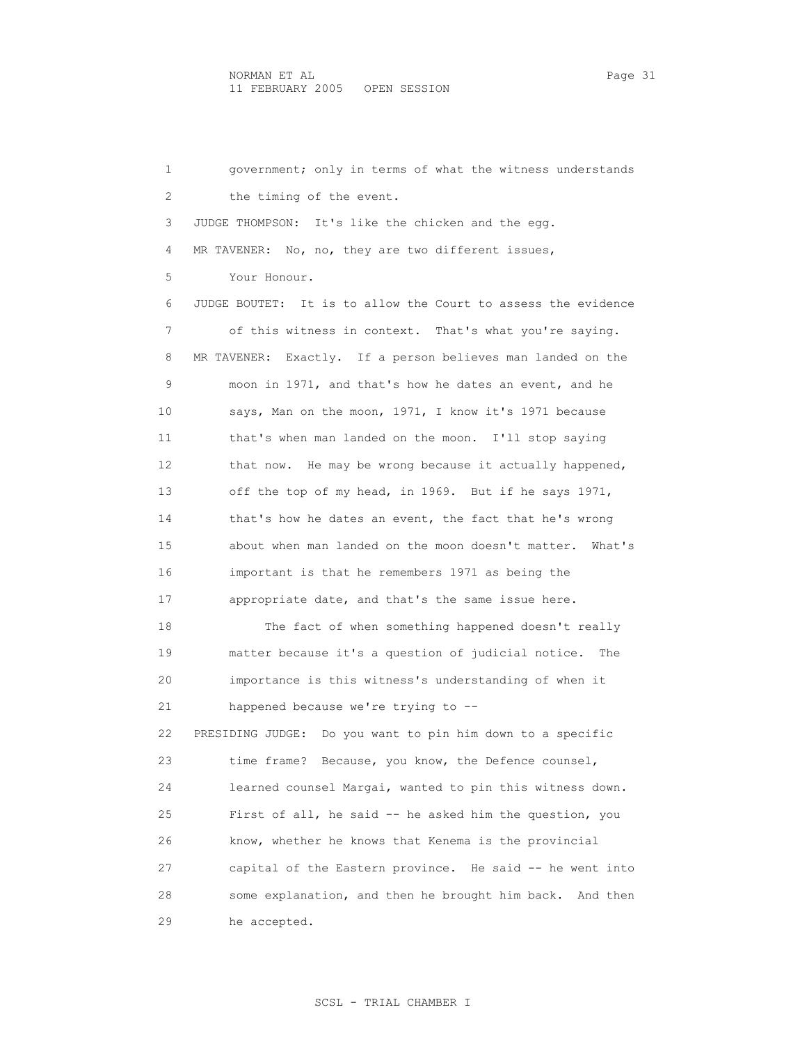1 government; only in terms of what the witness understands
2 the timing of the event.
3 JUDGE THOMPSON: It's like the chicken and the egg.
4 MR TAVENER: No, no, they are two different issues,
5 Your Honour.
6 JUDGE BOUTET: It is to allow the Court to assess the evidence
7 of this witness in context. That's what you're saying.
8 MR TAVENER: Exactly. If a person believes man landed on the
9 moon in 1971, and that's how he dates an event, and he
10 says, Man on the moon, 1971, I know it's 1971 because
11 that's when man landed on the moon. I'll stop saying
12 that now. He may be wrong because it actually happened,
13 off the top of my head, in 1969. But if he says 1971,
14 that's how he dates an event, the fact that he's wrong
15 about when man landed on the moon doesn't matter. What's
16 important is that he remembers 1971 as being the
17 appropriate date, and that's the same issue here.
18 The fact of when something happened doesn't really
19 matter because it's a question of judicial notice. The
20 importance is this witness's understanding of when it
21 happened because we're trying to --
22 PRESIDING JUDGE: Do you want to pin him down to a specific
23 time frame? Because, you know, the Defence counsel,
24 learned counsel Margai, wanted to pin this witness down.
25 First of all, he said -- he asked him the question, you
26 know, whether he knows that Kenema is the provincial
27 capital of the Eastern province. He said -- he went into
28 some explanation, and then he brought him back. And then
29 he accepted.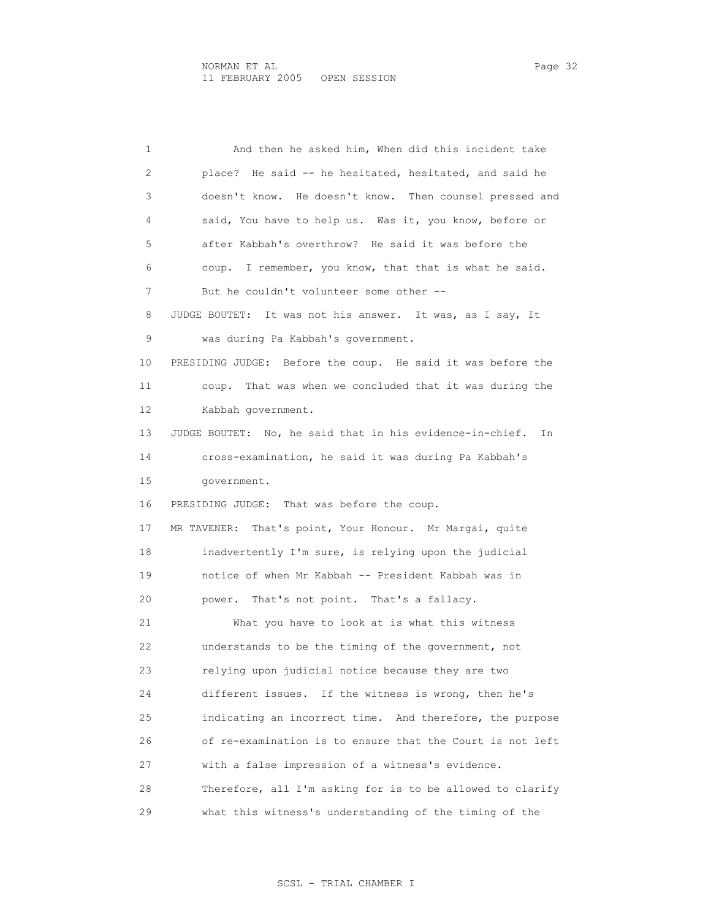And then he asked him, When did this incident take place? He said -- he hesitated, hesitated, and said he doesn't know. He doesn't know. Then counsel pressed and said, You have to help us. Was it, you know, before or after Kabbah's overthrow? He said it was before the coup. I remember, you know, that that is what he said. But he couldn't volunteer some other --

JUDGE BOUTET: It was not his answer. It was, as I say, It was during Pa Kabbah's government.

PRESIDING JUDGE: Before the coup. He said it was before the coup. That was when we concluded that it was during the Kabbah government.

JUDGE BOUTET: No, he said that in his evidence-in-chief. In cross-examination, he said it was during Pa Kabbah's government.

PRESIDING JUDGE: That was before the coup.

MR TAVENER: That's point, Your Honour. Mr Margai, quite inadvertently I'm sure, is relying upon the judicial notice of when Mr Kabbah -- President Kabbah was in power. That's not point. That's a fallacy.

What you have to look at is what this witness understands to be the timing of the government, not relying upon judicial notice because they are two different issues. If the witness is wrong, then he's indicating an incorrect time. And therefore, the purpose of re-examination is to ensure that the Court is not left with a false impression of a witness's evidence. Therefore, all I'm asking for is to be allowed to clarify what this witness's understanding of the timing of the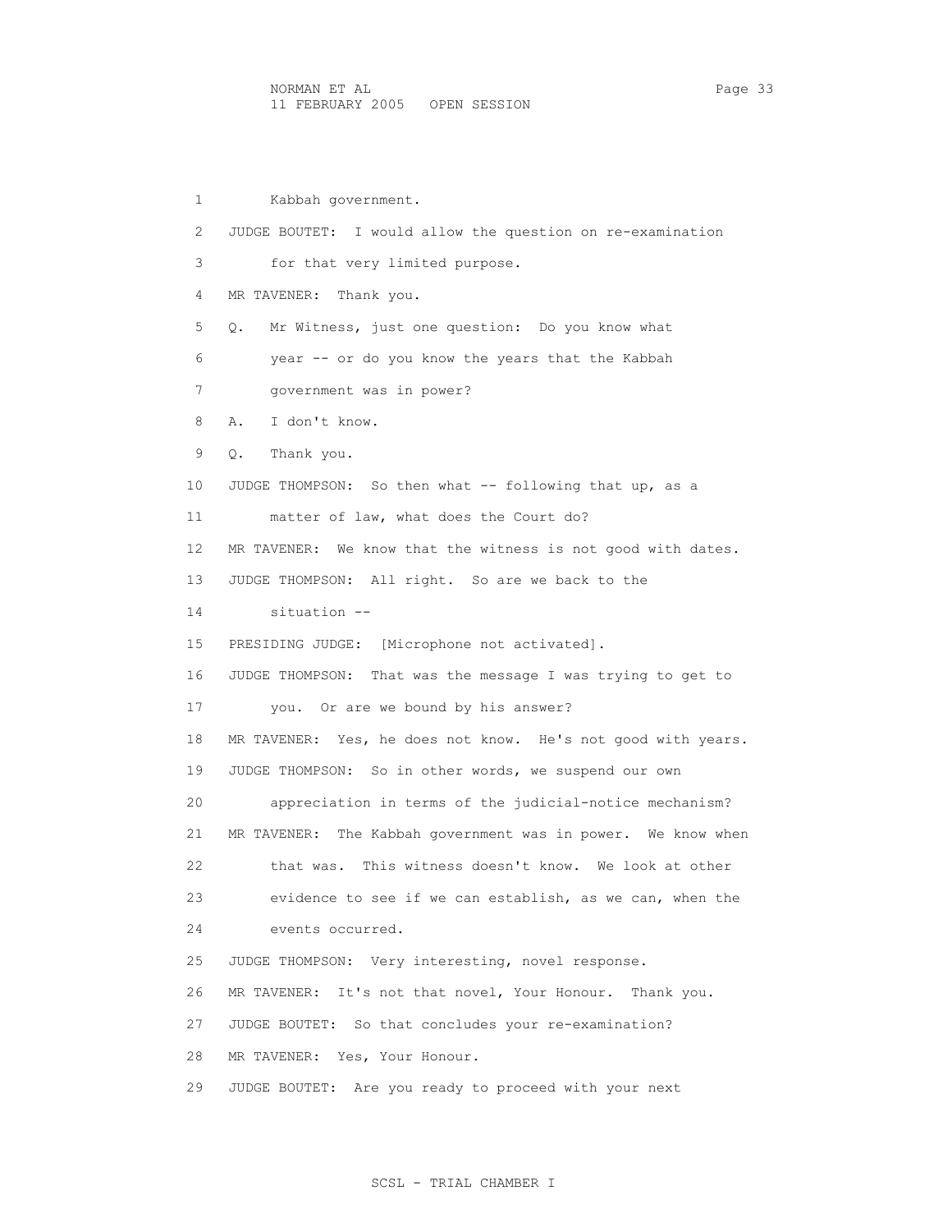1 Kabbah government.

2 JUDGE BOUTET: I would allow the question on re-examination

3 for that very limited purpose.

4 MR TAVENER: Thank you.

5 Q. Mr Witness, just one question: Do you know what

6 year -- or do you know the years that the Kabbah

7 government was in power?

8 A. I don't know.

9 Q. Thank you.

10 JUDGE THOMPSON: So then what -- following that up, as a

11 matter of law, what does the Court do?

12 MR TAVENER: We know that the witness is not good with dates.

13 JUDGE THOMPSON: All right. So are we back to the

14 situation --

15 PRESIDING JUDGE: [Microphone not activated].

16 JUDGE THOMPSON: That was the message I was trying to get to

17 you. Or are we bound by his answer?

18 MR TAVENER: Yes, he does not know. He's not good with years.

19 JUDGE THOMPSON: So in other words, we suspend our own

20 appreciation in terms of the judicial-notice mechanism?

21 MR TAVENER: The Kabbah government was in power. We know when

22 that was. This witness doesn't know. We look at other

23 evidence to see if we can establish, as we can, when the

24 events occurred.

25 JUDGE THOMPSON: Very interesting, novel response.

26 MR TAVENER: It's not that novel, Your Honour. Thank you.

27 JUDGE BOUTET: So that concludes your re-examination?

28 MR TAVENER: Yes, Your Honour.

29 JUDGE BOUTET: Are you ready to proceed with your next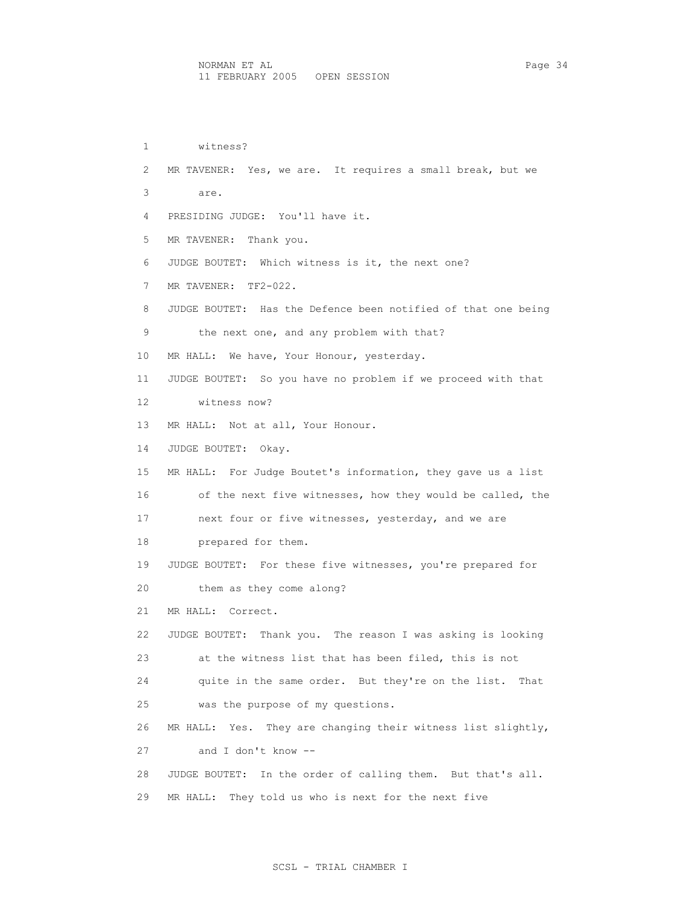1 witness?

2 MR TAVENER: Yes, we are. It requires a small break, but we

3 are.

4 PRESIDING JUDGE: You'll have it.

5 MR TAVENER: Thank you.

6 JUDGE BOUTET: Which witness is it, the next one?

7 MR TAVENER: TF2-022.

8 JUDGE BOUTET: Has the Defence been notified of that one being

9 the next one, and any problem with that?

10 MR HALL: We have, Your Honour, yesterday.

11 JUDGE BOUTET: So you have no problem if we proceed with that

12 witness now?

13 MR HALL: Not at all, Your Honour.

14 JUDGE BOUTET: Okay.

15 MR HALL: For Judge Boutet's information, they gave us a list

16 of the next five witnesses, how they would be called, the

17 next four or five witnesses, yesterday, and we are

18 prepared for them.

19 JUDGE BOUTET: For these five witnesses, you're prepared for

20 them as they come along?

21 MR HALL: Correct.

22 JUDGE BOUTET: Thank you. The reason I was asking is looking

23 at the witness list that has been filed, this is not

24 quite in the same order. But they're on the list. That

25 was the purpose of my questions.

26 MR HALL: Yes. They are changing their witness list slightly,

27 and I don't know --

28 JUDGE BOUTET: In the order of calling them. But that's all.

29 MR HALL: They told us who is next for the next five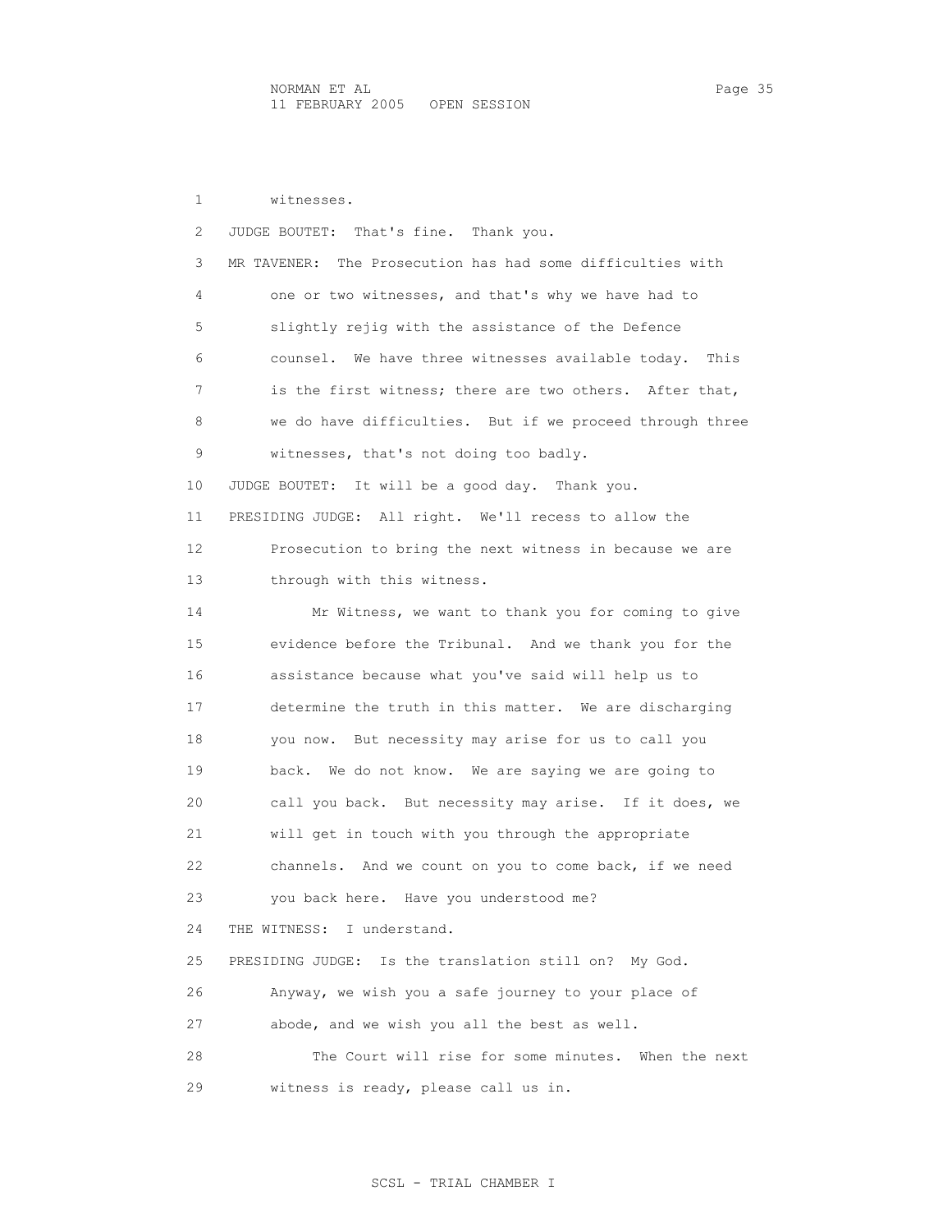1 witnesses.

2 JUDGE BOUTET: That's fine. Thank you.

3 MR TAVENER: The Prosecution has had some difficulties with

4 one or two witnesses, and that's why we have had to

5 slightly rejig with the assistance of the Defence

6 counsel. We have three witnesses available today. This

7 is the first witness; there are two others. After that,

8 we do have difficulties. But if we proceed through three

9 witnesses, that's not doing too badly.

10 JUDGE BOUTET: It will be a good day. Thank you.

11 PRESIDING JUDGE: All right. We'll recess to allow the

12 Prosecution to bring the next witness in because we are

13 through with this witness.

14 Mr Witness, we want to thank you for coming to give

15 evidence before the Tribunal. And we thank you for the

16 assistance because what you've said will help us to

17 determine the truth in this matter. We are discharging

18 you now. But necessity may arise for us to call you

19 back. We do not know. We are saying we are going to

20 call you back. But necessity may arise. If it does, we

21 will get in touch with you through the appropriate

22 channels. And we count on you to come back, if we need

23 you back here. Have you understood me?

24 THE WITNESS: I understand.

25 PRESIDING JUDGE: Is the translation still on? My God.

26 Anyway, we wish you a safe journey to your place of

27 abode, and we wish you all the best as well.

28 The Court will rise for some minutes. When the next

29 witness is ready, please call us in.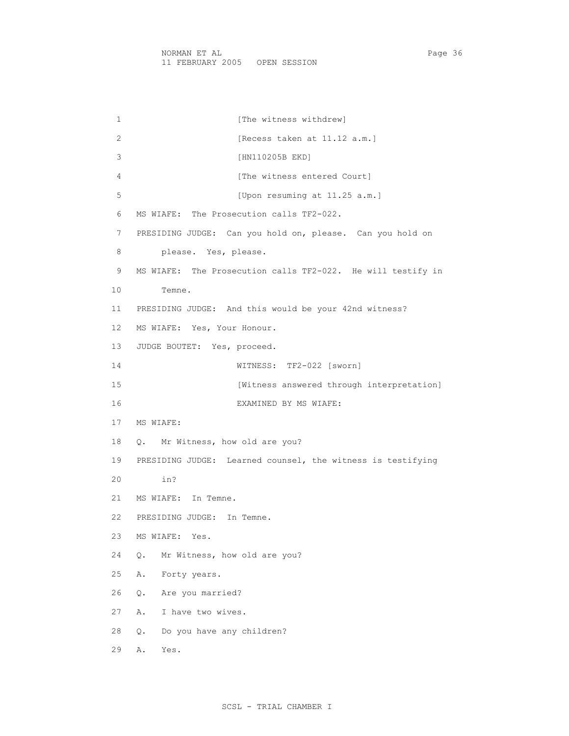[The witness withdrew]

[Recess taken at 11.12 a.m.]

[HN110205B EKD]

[The witness entered Court]

[Upon resuming at 11.25 a.m.]

MS WIAFE: The Prosecution calls TF2-022.

PRESIDING JUDGE: Can you hold on, please. Can you hold on please. Yes, please.

MS WIAFE: The Prosecution calls TF2-022. He will testify in Temne.

PRESIDING JUDGE: And this would be your 42nd witness?

MS WIAFE: Yes, Your Honour.

JUDGE BOUTET: Yes, proceed.

WITNESS: TF2-022 [sworn]

[Witness answered through interpretation]

EXAMINED BY MS WIAFE:

MS WIAFE:

Q. Mr Witness, how old are you?

PRESIDING JUDGE: Learned counsel, the witness is testifying in?

MS WIAFE: In Temne.

PRESIDING JUDGE: In Temne.

MS WIAFE: Yes.

Q. Mr Witness, how old are you?

A. Forty years.

Q. Are you married?

A. I have two wives.

Q. Do you have any children?

A. Yes.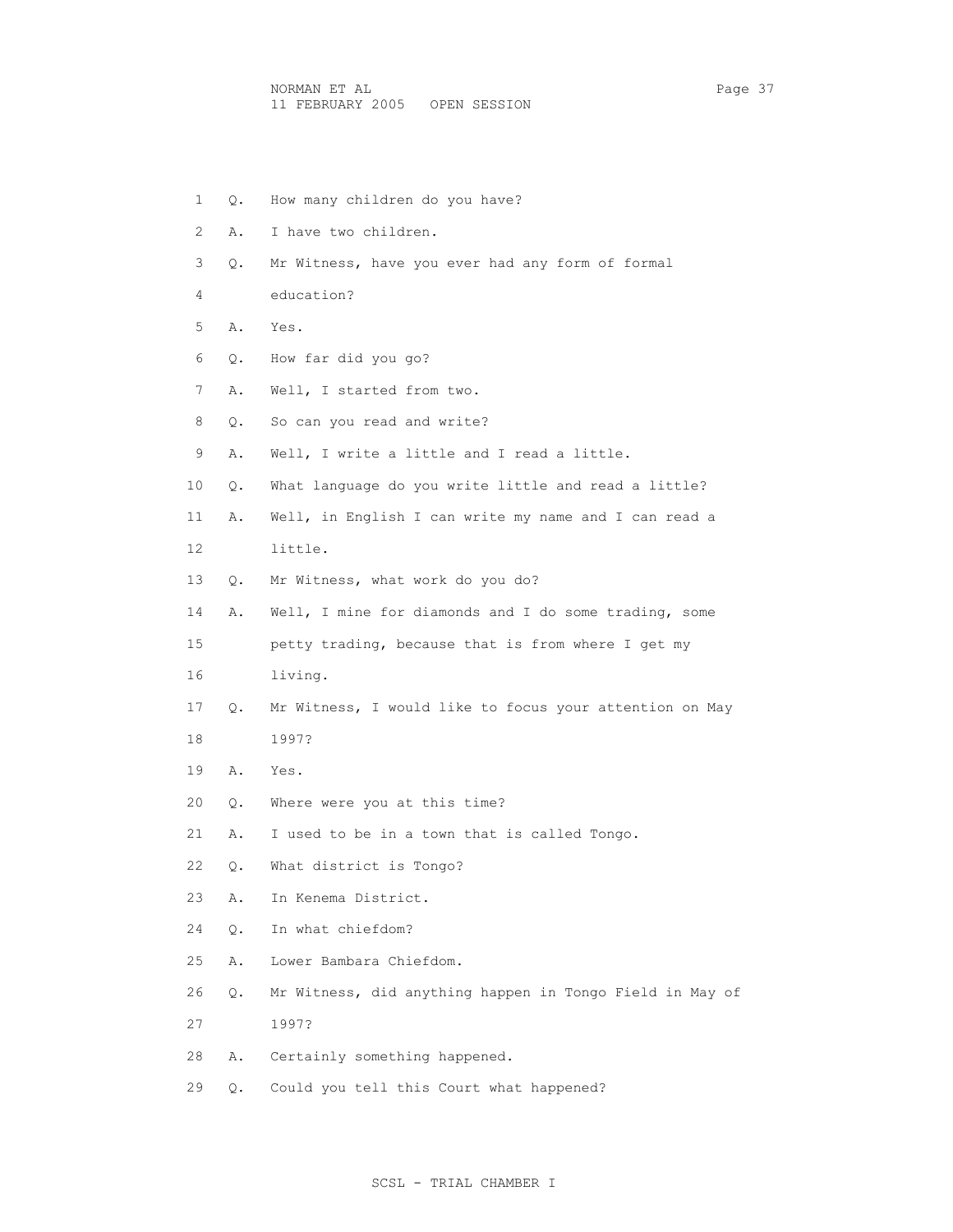1 Q. How many children do you have?

2 A. I have two children.

3 Q. Mr Witness, have you ever had any form of formal

4 education?

5 A. Yes.

6 Q. How far did you go?

7 A. Well, I started from two.

8 Q. So can you read and write?

9 A. Well, I write a little and I read a little.

10 Q. What language do you write little and read a little?

11 A. Well, in English I can write my name and I can read a

12 little.

13 Q. Mr Witness, what work do you do?

14 A. Well, I mine for diamonds and I do some trading, some

15 petty trading, because that is from where I get my

16 living.

17 Q. Mr Witness, I would like to focus your attention on May

18 1997?

19 A. Yes.

20 Q. Where were you at this time?

21 A. I used to be in a town that is called Tongo.

22 Q. What district is Tongo?

23 A. In Kenema District.

24 Q. In what chiefdom?

25 A. Lower Bambara Chiefdom.

26 Q. Mr Witness, did anything happen in Tongo Field in May of

27 1997?

28 A. Certainly something happened.

29 Q. Could you tell this Court what happened?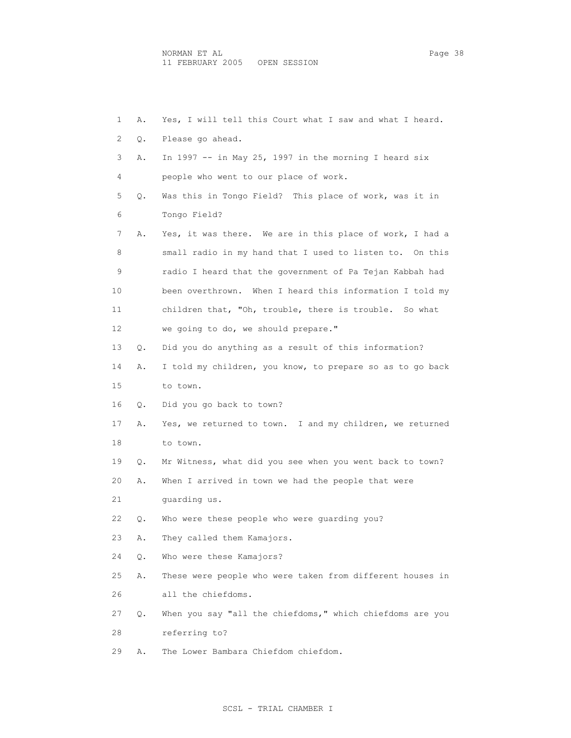A. Yes, I will tell this Court what I saw and what I heard.

Q. Please go ahead.

A. In 1997 -- in May 25, 1997 in the morning I heard six people who went to our place of work.

Q. Was this in Tongo Field? This place of work, was it in Tongo Field?

A. Yes, it was there. We are in this place of work, I had a small radio in my hand that I used to listen to. On this radio I heard that the government of Pa Tejan Kabbah had been overthrown. When I heard this information I told my children that, "Oh, trouble, there is trouble. So what we going to do, we should prepare."

Q. Did you do anything as a result of this information?

A. I told my children, you know, to prepare so as to go back to town.

Q. Did you go back to town?

A. Yes, we returned to town. I and my children, we returned to town.

Q. Mr Witness, what did you see when you went back to town?

A. When I arrived in town we had the people that were guarding us.

Q. Who were these people who were guarding you?

A. They called them Kamajors.

Q. Who were these Kamajors?

A. These were people who were taken from different houses in all the chiefdoms.

Q. When you say "all the chiefdoms," which chiefdoms are you referring to?

A. The Lower Bambara Chiefdom chiefdom.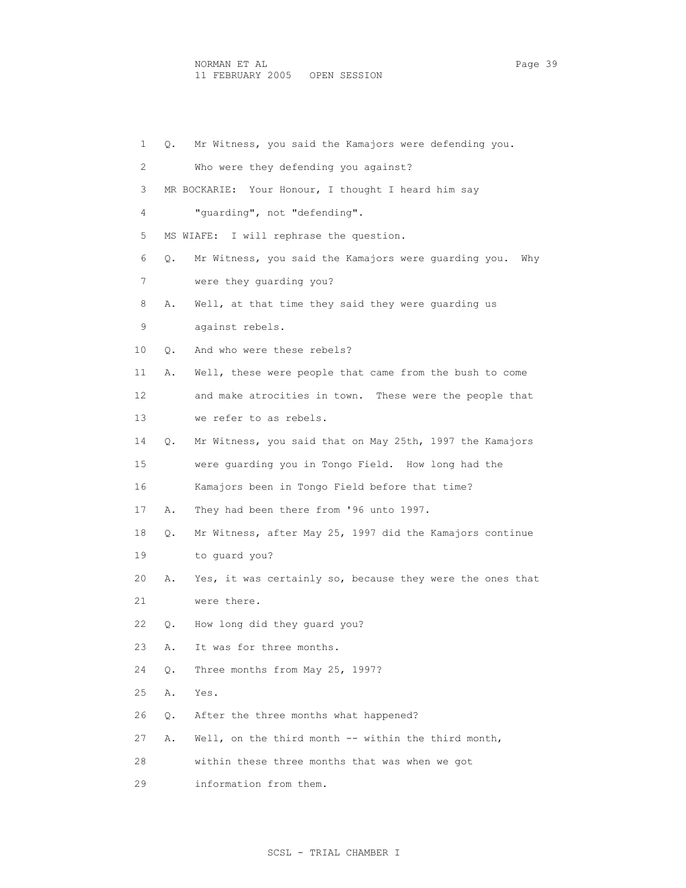Q. Mr Witness, you said the Kamajors were defending you. Who were they defending you against?

MR BOCKARIE: Your Honour, I thought I heard him say "guarding", not "defending".

MS WIAFE: I will rephrase the question.

Q. Mr Witness, you said the Kamajors were guarding you. Why were they guarding you?

A. Well, at that time they said they were guarding us against rebels.

Q. And who were these rebels?

A. Well, these were people that came from the bush to come and make atrocities in town. These were the people that we refer to as rebels.

Q. Mr Witness, you said that on May 25th, 1997 the Kamajors were guarding you in Tongo Field. How long had the Kamajors been in Tongo Field before that time?

A. They had been there from '96 unto 1997.

Q. Mr Witness, after May 25, 1997 did the Kamajors continue to guard you?

A. Yes, it was certainly so, because they were the ones that were there.

Q. How long did they guard you?

A. It was for three months.

Q. Three months from May 25, 1997?

A. Yes.

Q. After the three months what happened?

A. Well, on the third month -- within the third month, within these three months that was when we got information from them.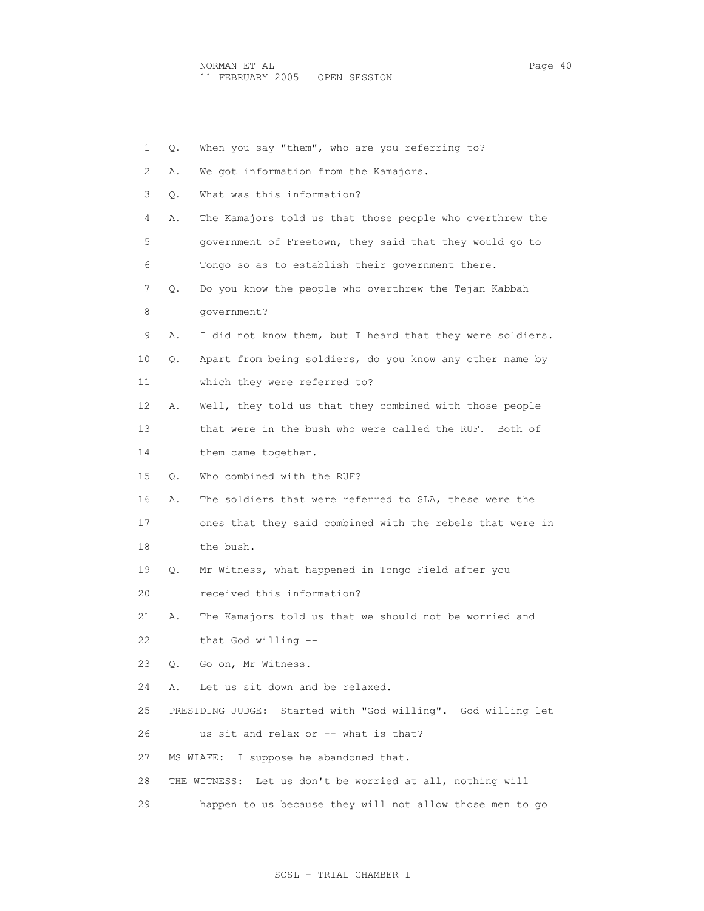Q. When you say "them", who are you referring to?

A. We got information from the Kamajors.

Q. What was this information?

A. The Kamajors told us that those people who overthrew the government of Freetown, they said that they would go to Tongo so as to establish their government there.

Q. Do you know the people who overthrew the Tejan Kabbah government?

A. I did not know them, but I heard that they were soldiers.

Q. Apart from being soldiers, do you know any other name by which they were referred to?

A. Well, they told us that they combined with those people that were in the bush who were called the RUF. Both of them came together.

Q. Who combined with the RUF?

A. The soldiers that were referred to SLA, these were the ones that they said combined with the rebels that were in the bush.

Q. Mr Witness, what happened in Tongo Field after you received this information?

A. The Kamajors told us that we should not be worried and that God willing --

Q. Go on, Mr Witness.

A. Let us sit down and be relaxed.

PRESIDING JUDGE: Started with "God willing". God willing let us sit and relax or -- what is that?

MS WIAFE: I suppose he abandoned that.

THE WITNESS: Let us don't be worried at all, nothing will happen to us because they will not allow those men to go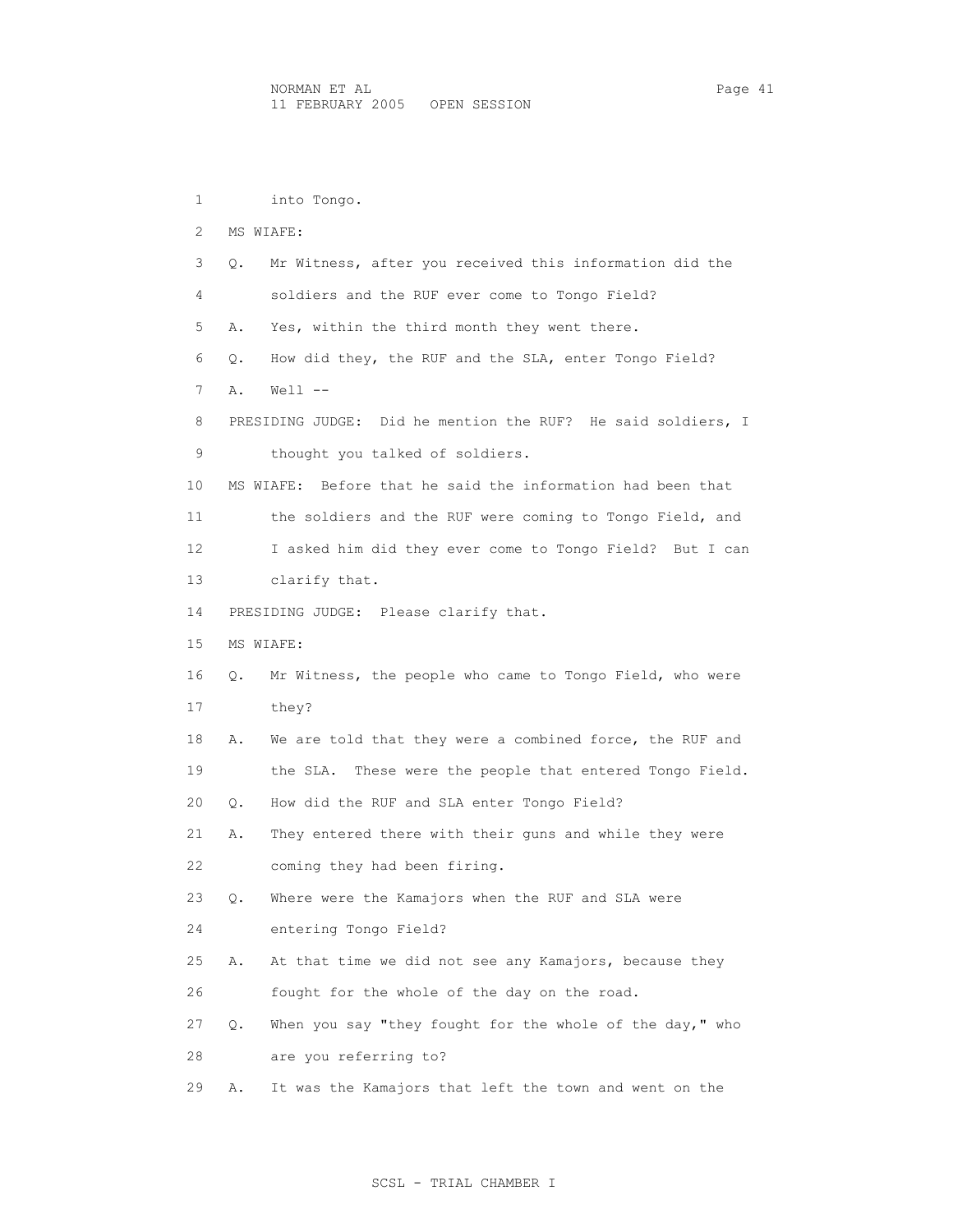into Tongo.

MS WIAFE:

Q. Mr Witness, after you received this information did the soldiers and the RUF ever come to Tongo Field?

A. Yes, within the third month they went there.

Q. How did they, the RUF and the SLA, enter Tongo Field?

A. Well --

PRESIDING JUDGE: Did he mention the RUF? He said soldiers, I thought you talked of soldiers.

MS WIAFE: Before that he said the information had been that the soldiers and the RUF were coming to Tongo Field, and I asked him did they ever come to Tongo Field? But I can clarify that.

PRESIDING JUDGE: Please clarify that.

MS WIAFE:

Q. Mr Witness, the people who came to Tongo Field, who were they?

A. We are told that they were a combined force, the RUF and the SLA. These were the people that entered Tongo Field.

Q. How did the RUF and SLA enter Tongo Field?

A. They entered there with their guns and while they were coming they had been firing.

Q. Where were the Kamajors when the RUF and SLA were entering Tongo Field?

A. At that time we did not see any Kamajors, because they fought for the whole of the day on the road.

Q. When you say "they fought for the whole of the day," who are you referring to?

A. It was the Kamajors that left the town and went on the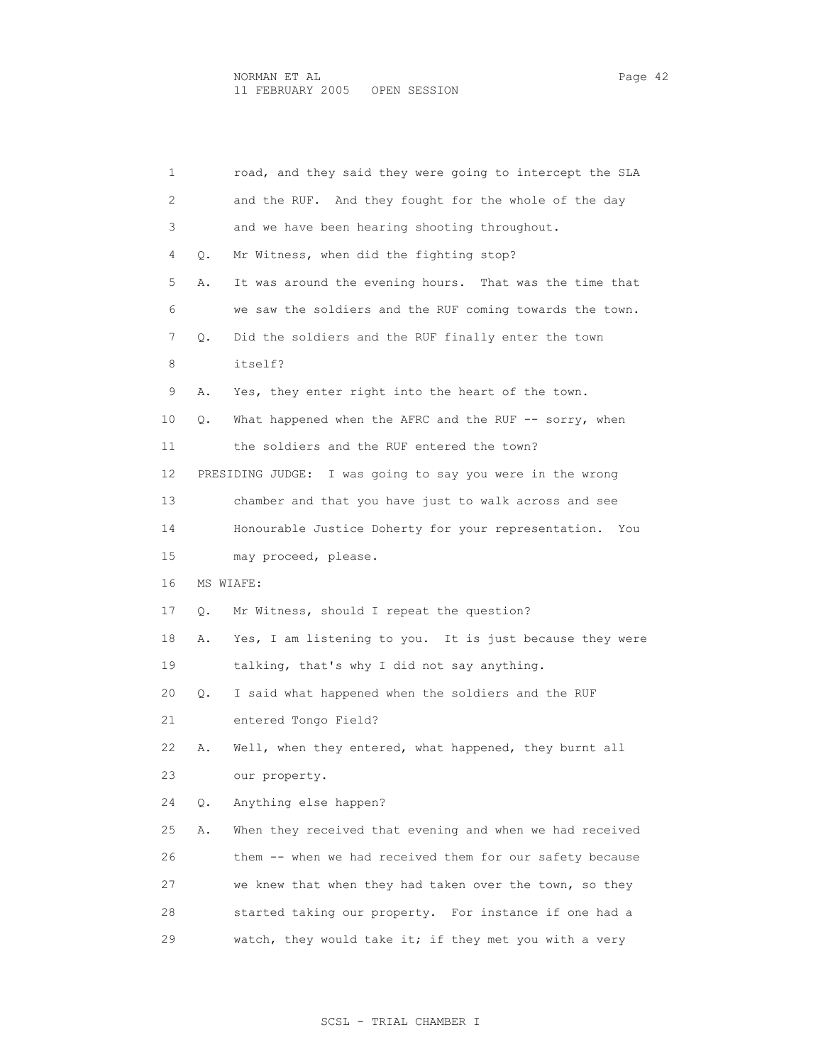road, and they said they were going to intercept the SLA and the RUF. And they fought for the whole of the day and we have been hearing shooting throughout.

Q. Mr Witness, when did the fighting stop?

A. It was around the evening hours. That was the time that we saw the soldiers and the RUF coming towards the town.

Q. Did the soldiers and the RUF finally enter the town itself?

A. Yes, they enter right into the heart of the town.

Q. What happened when the AFRC and the RUF -- sorry, when the soldiers and the RUF entered the town?

PRESIDING JUDGE: I was going to say you were in the wrong chamber and that you have just to walk across and see Honourable Justice Doherty for your representation. You may proceed, please.

MS WIAFE:

Q. Mr Witness, should I repeat the question?

A. Yes, I am listening to you. It is just because they were talking, that's why I did not say anything.

Q. I said what happened when the soldiers and the RUF entered Tongo Field?

A. Well, when they entered, what happened, they burnt all our property.

Q. Anything else happen?

A. When they received that evening and when we had received them -- when we had received them for our safety because we knew that when they had taken over the town, so they started taking our property. For instance if one had a watch, they would take it; if they met you with a very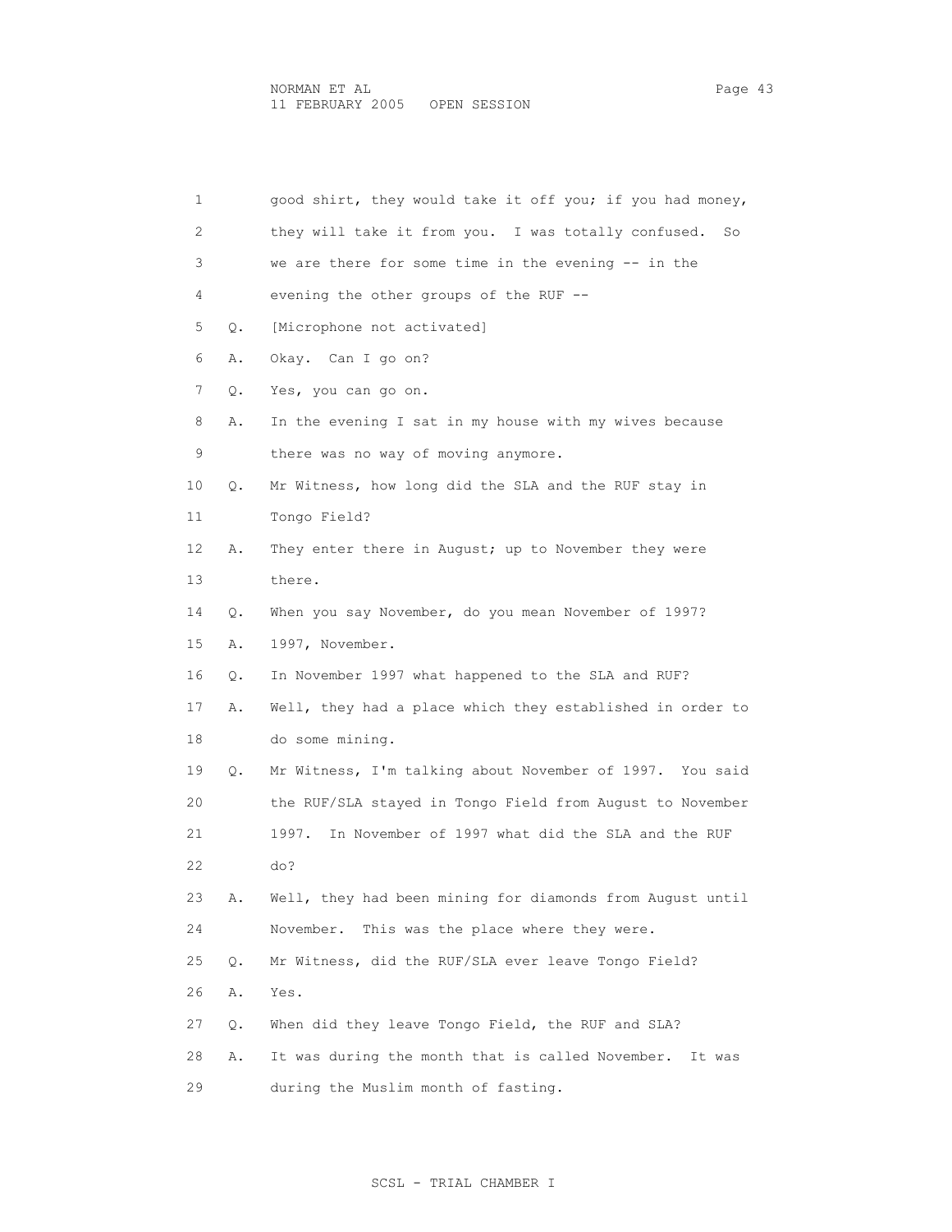1 good shirt, they would take it off you; if you had money,

2 they will take it from you. I was totally confused. So

3 we are there for some time in the evening -- in the

4 evening the other groups of the RUF --

5 Q. [Microphone not activated]

6 A. Okay. Can I go on?

7 Q. Yes, you can go on.

8 A. In the evening I sat in my house with my wives because

9 there was no way of moving anymore.

10 Q. Mr Witness, how long did the SLA and the RUF stay in

11 Tongo Field?

12 A. They enter there in August; up to November they were

13 there.

14 Q. When you say November, do you mean November of 1997?

15 A. 1997, November.

16 Q. In November 1997 what happened to the SLA and RUF?

17 A. Well, they had a place which they established in order to

18 do some mining.

19 Q. Mr Witness, I'm talking about November of 1997. You said

20 the RUF/SLA stayed in Tongo Field from August to November

21 1997. In November of 1997 what did the SLA and the RUF

22 do?

23 A. Well, they had been mining for diamonds from August until

24 November. This was the place where they were.

25 Q. Mr Witness, did the RUF/SLA ever leave Tongo Field?

26 A. Yes.

27 Q. When did they leave Tongo Field, the RUF and SLA?

28 A. It was during the month that is called November. It was

29 during the Muslim month of fasting.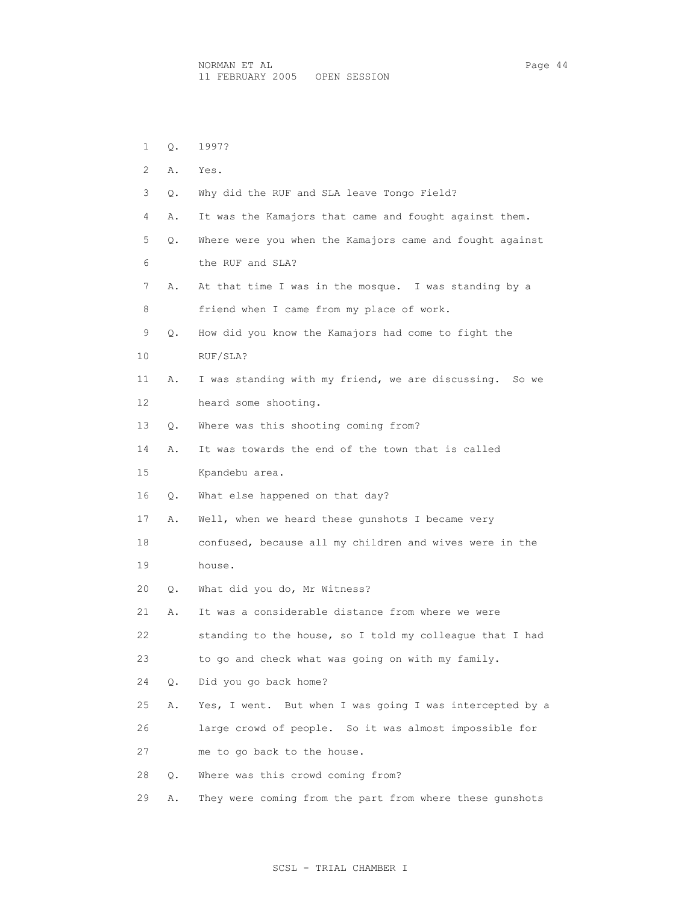1 Q. 1997?

2 A. Yes.

3 Q. Why did the RUF and SLA leave Tongo Field?

4 A. It was the Kamajors that came and fought against them.

5 Q. Where were you when the Kamajors came and fought against

6 the RUF and SLA?

7 A. At that time I was in the mosque. I was standing by a

8 friend when I came from my place of work.

9 Q. How did you know the Kamajors had come to fight the

10 RUF/SLA?

11 A. I was standing with my friend, we are discussing. So we

12 heard some shooting.

13 Q. Where was this shooting coming from?

14 A. It was towards the end of the town that is called

15 Kpandebu area.

16 Q. What else happened on that day?

17 A. Well, when we heard these gunshots I became very

18 confused, because all my children and wives were in the

19 house.

20 Q. What did you do, Mr Witness?

21 A. It was a considerable distance from where we were

22 standing to the house, so I told my colleague that I had

23 to go and check what was going on with my family.

24 Q. Did you go back home?

25 A. Yes, I went. But when I was going I was intercepted by a

26 large crowd of people. So it was almost impossible for

27 me to go back to the house.

28 Q. Where was this crowd coming from?

29 A. They were coming from the part from where these gunshots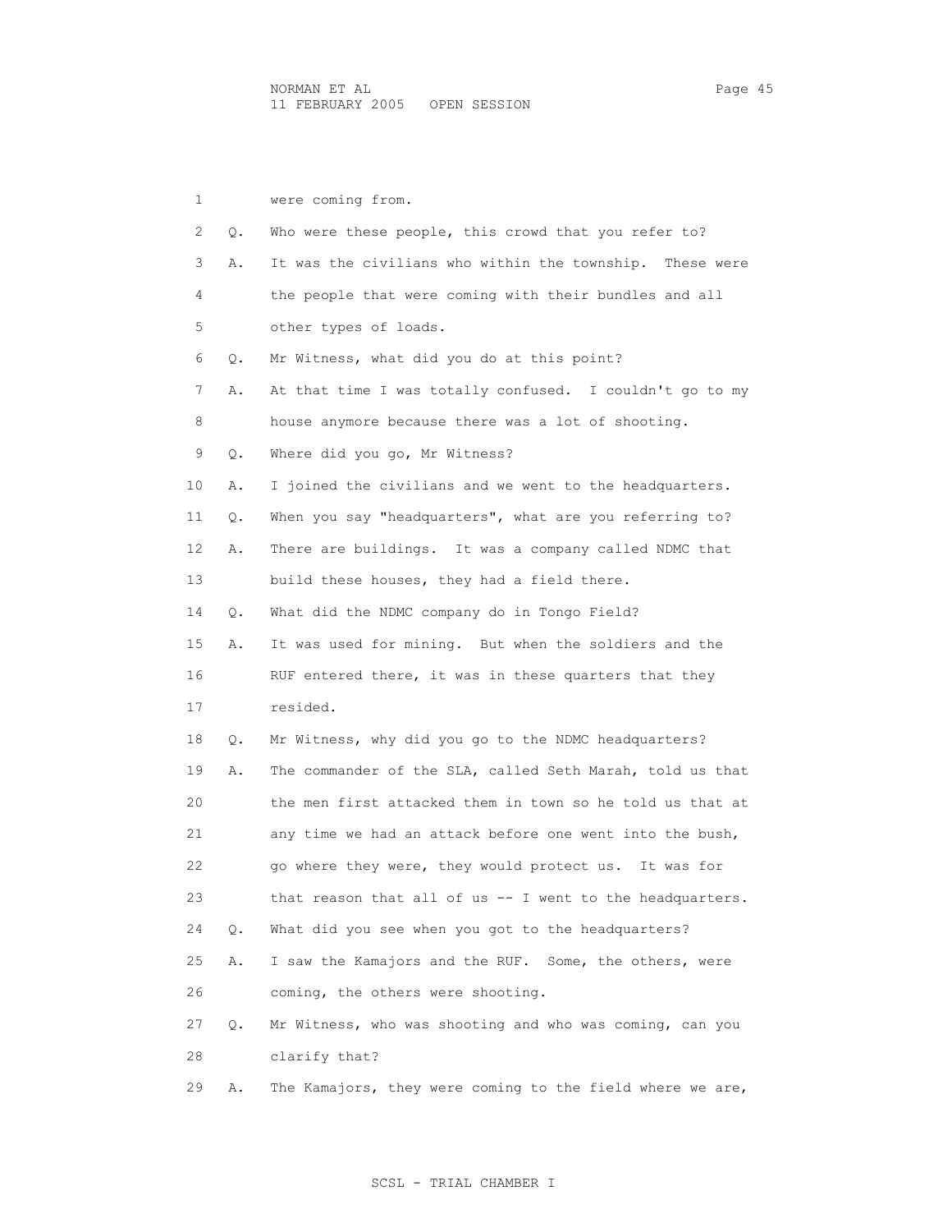1 were coming from.

2 Q. Who were these people, this crowd that you refer to?

3 A. It was the civilians who within the township. These were

4 the people that were coming with their bundles and all

5 other types of loads.

6 Q. Mr Witness, what did you do at this point?

7 A. At that time I was totally confused. I couldn't go to my

8 house anymore because there was a lot of shooting.

9 Q. Where did you go, Mr Witness?

10 A. I joined the civilians and we went to the headquarters.

11 Q. When you say "headquarters", what are you referring to?

12 A. There are buildings. It was a company called NDMC that

13 build these houses, they had a field there.

14 Q. What did the NDMC company do in Tongo Field?

15 A. It was used for mining. But when the soldiers and the

16 RUF entered there, it was in these quarters that they

17 resided.

18 Q. Mr Witness, why did you go to the NDMC headquarters?

19 A. The commander of the SLA, called Seth Marah, told us that

20 the men first attacked them in town so he told us that at

21 any time we had an attack before one went into the bush,

22 go where they were, they would protect us. It was for

23 that reason that all of us -- I went to the headquarters.

24 Q. What did you see when you got to the headquarters?

25 A. I saw the Kamajors and the RUF. Some, the others, were

26 coming, the others were shooting.

27 Q. Mr Witness, who was shooting and who was coming, can you

28 clarify that?

29 A. The Kamajors, they were coming to the field where we are,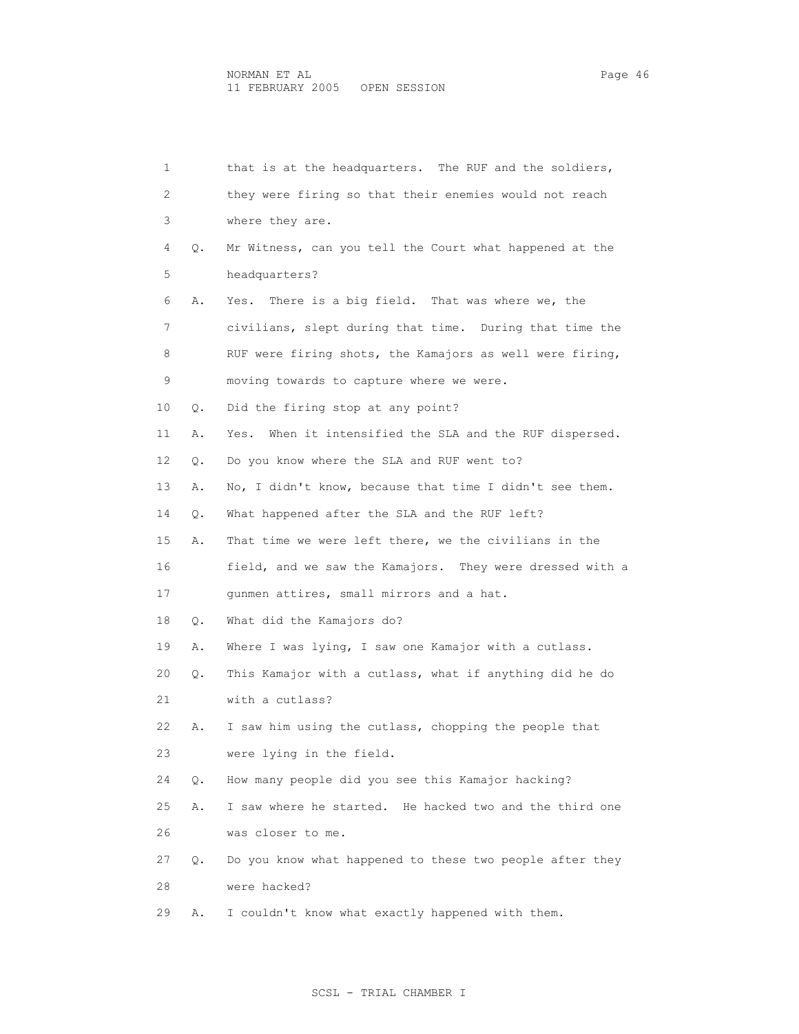1 that is at the headquarters. The RUF and the soldiers,
2 they were firing so that their enemies would not reach
3 where they are.
4 Q. Mr Witness, can you tell the Court what happened at the
5 headquarters?
6 A. Yes. There is a big field. That was where we, the
7 civilians, slept during that time. During that time the
8 RUF were firing shots, the Kamajors as well were firing,
9 moving towards to capture where we were.
10 Q. Did the firing stop at any point?
11 A. Yes. When it intensified the SLA and the RUF dispersed.
12 Q. Do you know where the SLA and RUF went to?
13 A. No, I didn't know, because that time I didn't see them.
14 Q. What happened after the SLA and the RUF left?
15 A. That time we were left there, we the civilians in the
16 field, and we saw the Kamajors. They were dressed with a
17 gunmen attires, small mirrors and a hat.
18 Q. What did the Kamajors do?
19 A. Where I was lying, I saw one Kamajor with a cutlass.
20 Q. This Kamajor with a cutlass, what if anything did he do
21 with a cutlass?
22 A. I saw him using the cutlass, chopping the people that
23 were lying in the field.
24 Q. How many people did you see this Kamajor hacking?
25 A. I saw where he started. He hacked two and the third one
26 was closer to me.
27 Q. Do you know what happened to these two people after they
28 were hacked?
29 A. I couldn't know what exactly happened with them.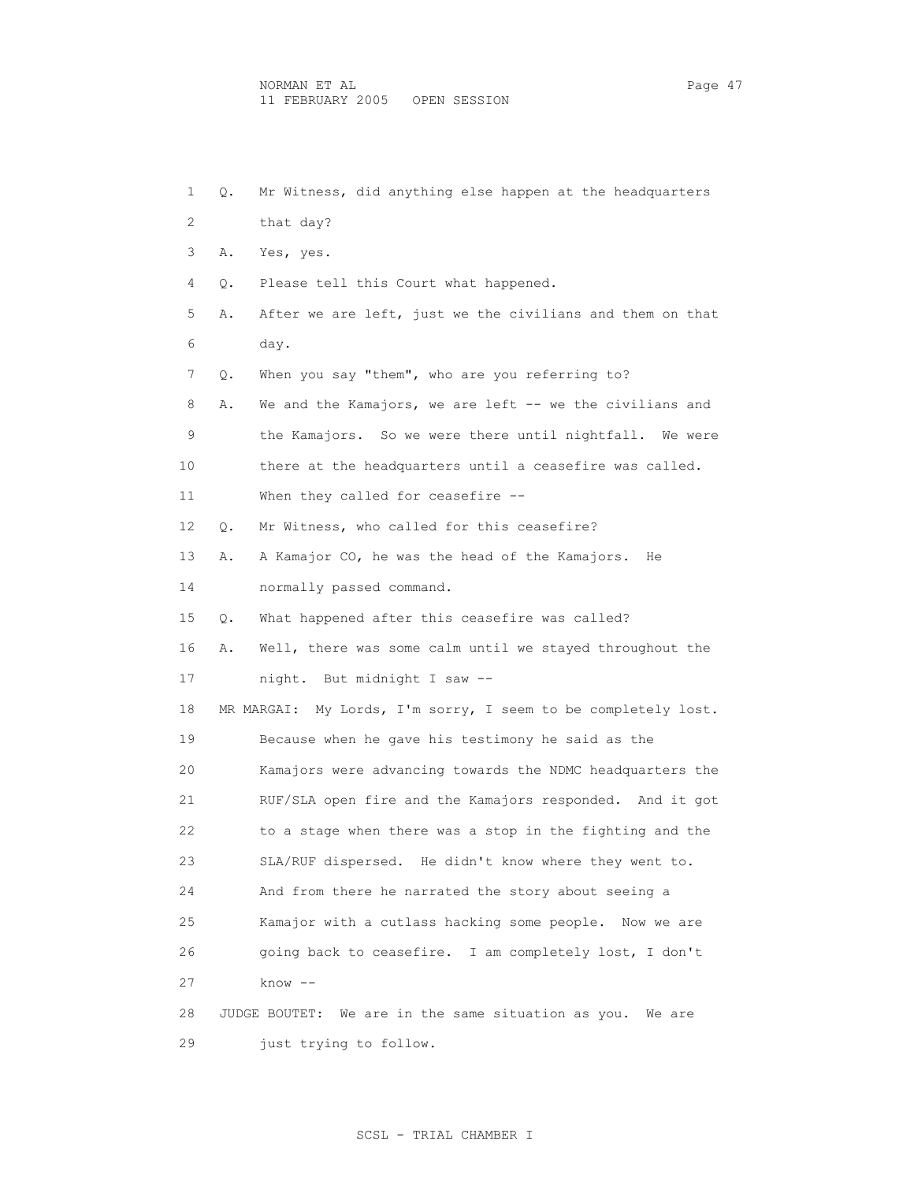1 Q. Mr Witness, did anything else happen at the headquarters
2 that day?
3 A. Yes, yes.
4 Q. Please tell this Court what happened.
5 A. After we are left, just we the civilians and them on that
6 day.
7 Q. When you say "them", who are you referring to?
8 A. We and the Kamajors, we are left -- we the civilians and
9 the Kamajors. So we were there until nightfall. We were
10 there at the headquarters until a ceasefire was called.
11 When they called for ceasefire --
12 Q. Mr Witness, who called for this ceasefire?
13 A. A Kamajor CO, he was the head of the Kamajors. He
14 normally passed command.
15 Q. What happened after this ceasefire was called?
16 A. Well, there was some calm until we stayed throughout the
17 night. But midnight I saw --
18 MR MARGAI: My Lords, I'm sorry, I seem to be completely lost.
19 Because when he gave his testimony he said as the
20 Kamajors were advancing towards the NDMC headquarters the
21 RUF/SLA open fire and the Kamajors responded. And it got
22 to a stage when there was a stop in the fighting and the
23 SLA/RUF dispersed. He didn't know where they went to.
24 And from there he narrated the story about seeing a
25 Kamajor with a cutlass hacking some people. Now we are
26 going back to ceasefire. I am completely lost, I don't
27 know --
28 JUDGE BOUTET: We are in the same situation as you. We are
29 just trying to follow.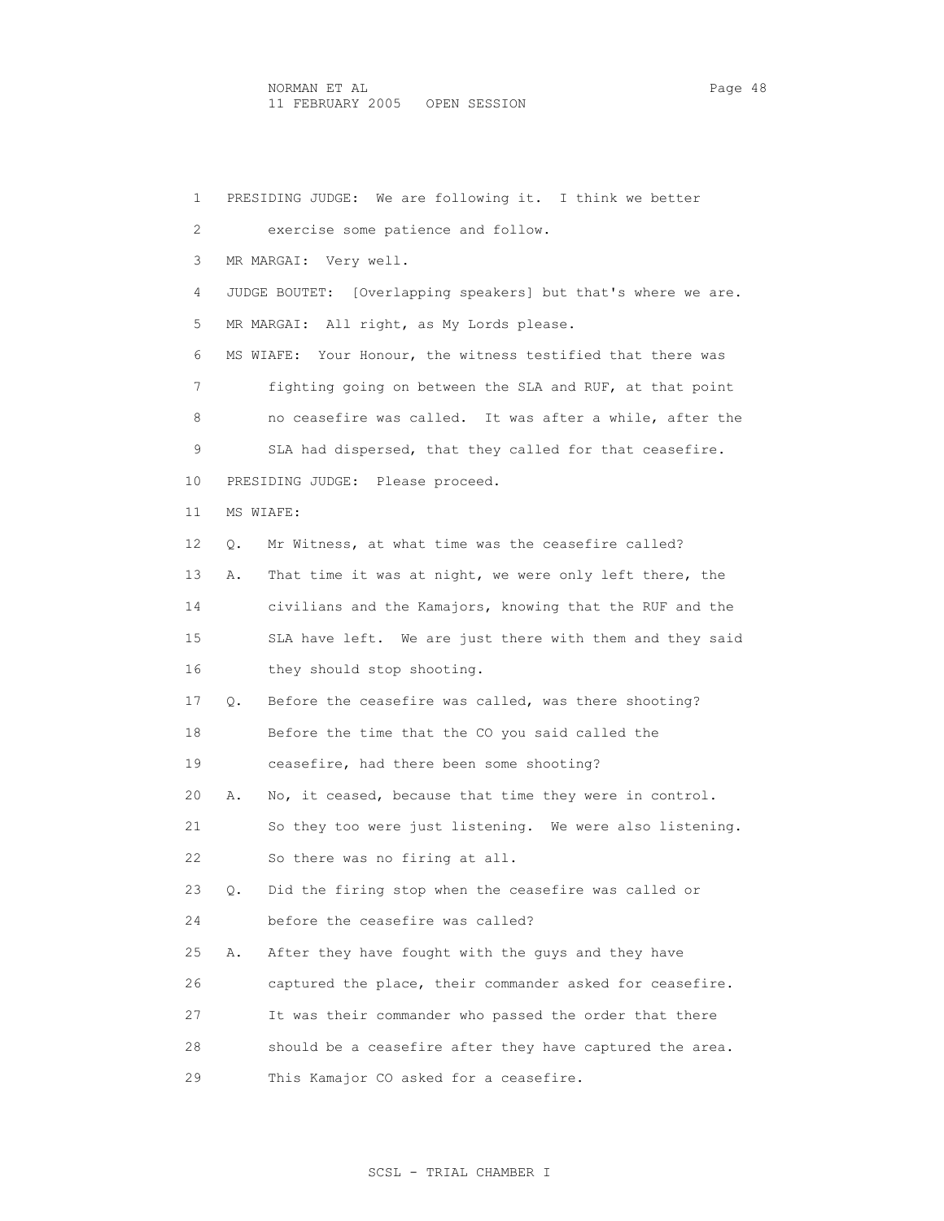PRESIDING JUDGE: We are following it. I think we better exercise some patience and follow.

MR MARGAI: Very well.

JUDGE BOUTET: [Overlapping speakers] but that's where we are.

MR MARGAI: All right, as My Lords please.

MS WIAFE: Your Honour, the witness testified that there was fighting going on between the SLA and RUF, at that point no ceasefire was called. It was after a while, after the SLA had dispersed, that they called for that ceasefire.

PRESIDING JUDGE: Please proceed.

MS WIAFE:

Q. Mr Witness, at what time was the ceasefire called?

A. That time it was at night, we were only left there, the civilians and the Kamajors, knowing that the RUF and the SLA have left. We are just there with them and they said they should stop shooting.

Q. Before the ceasefire was called, was there shooting? Before the time that the CO you said called the ceasefire, had there been some shooting?

A. No, it ceased, because that time they were in control. So they too were just listening. We were also listening. So there was no firing at all.

Q. Did the firing stop when the ceasefire was called or before the ceasefire was called?

A. After they have fought with the guys and they have captured the place, their commander asked for ceasefire. It was their commander who passed the order that there should be a ceasefire after they have captured the area. This Kamajor CO asked for a ceasefire.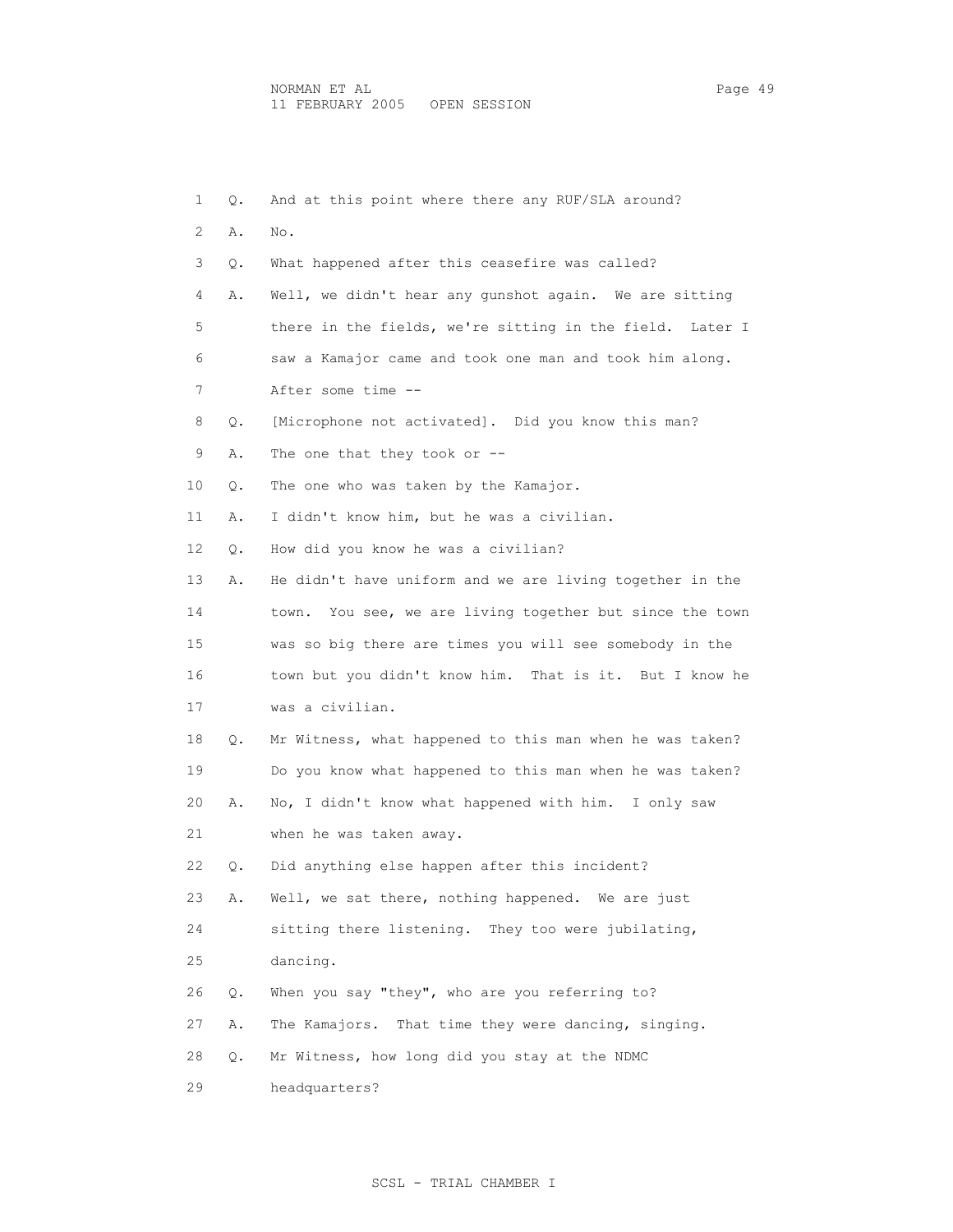1 Q. And at this point where there any RUF/SLA around?

2 A. No.

3 Q. What happened after this ceasefire was called?

4 A. Well, we didn't hear any gunshot again. We are sitting

5 there in the fields, we're sitting in the field. Later I

6 saw a Kamajor came and took one man and took him along.

7 After some time --

8 Q. [Microphone not activated]. Did you know this man?

9 A. The one that they took or --

10 Q. The one who was taken by the Kamajor.

11 A. I didn't know him, but he was a civilian.

12 Q. How did you know he was a civilian?

13 A. He didn't have uniform and we are living together in the

14 town. You see, we are living together but since the town

15 was so big there are times you will see somebody in the

16 town but you didn't know him. That is it. But I know he

17 was a civilian.

18 Q. Mr Witness, what happened to this man when he was taken?

19 Do you know what happened to this man when he was taken?

20 A. No, I didn't know what happened with him. I only saw

21 when he was taken away.

22 Q. Did anything else happen after this incident?

23 A. Well, we sat there, nothing happened. We are just

24 sitting there listening. They too were jubilating,

25 dancing.

26 Q. When you say "they", who are you referring to?

27 A. The Kamajors. That time they were dancing, singing.

28 Q. Mr Witness, how long did you stay at the NDMC

29 headquarters?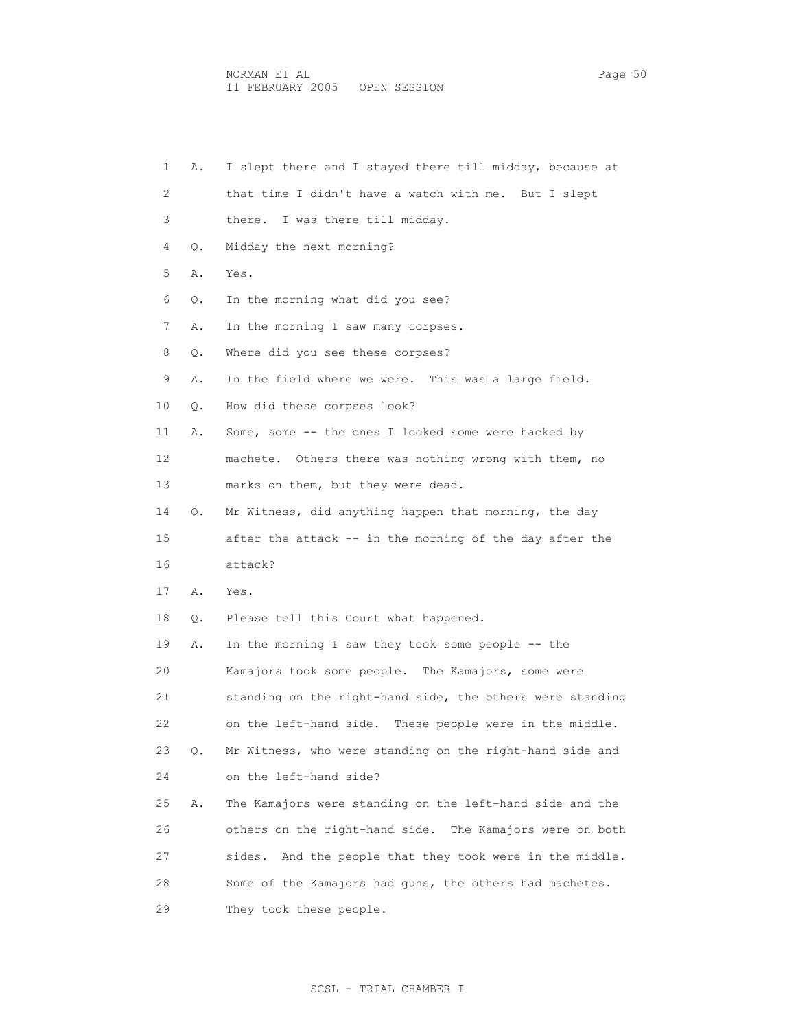1 A. I slept there and I stayed there till midday, because at
2 that time I didn't have a watch with me. But I slept
3 there. I was there till midday.
4 Q. Midday the next morning?
5 A. Yes.
6 Q. In the morning what did you see?
7 A. In the morning I saw many corpses.
8 Q. Where did you see these corpses?
9 A. In the field where we were. This was a large field.
10 Q. How did these corpses look?
11 A. Some, some -- the ones I looked some were hacked by
12 machete. Others there was nothing wrong with them, no
13 marks on them, but they were dead.
14 Q. Mr Witness, did anything happen that morning, the day
15 after the attack -- in the morning of the day after the
16 attack?
17 A. Yes.
18 Q. Please tell this Court what happened.
19 A. In the morning I saw they took some people -- the
20 Kamajors took some people. The Kamajors, some were
21 standing on the right-hand side, the others were standing
22 on the left-hand side. These people were in the middle.
23 Q. Mr Witness, who were standing on the right-hand side and
24 on the left-hand side?
25 A. The Kamajors were standing on the left-hand side and the
26 others on the right-hand side. The Kamajors were on both
27 sides. And the people that they took were in the middle.
28 Some of the Kamajors had guns, the others had machetes.
29 They took these people.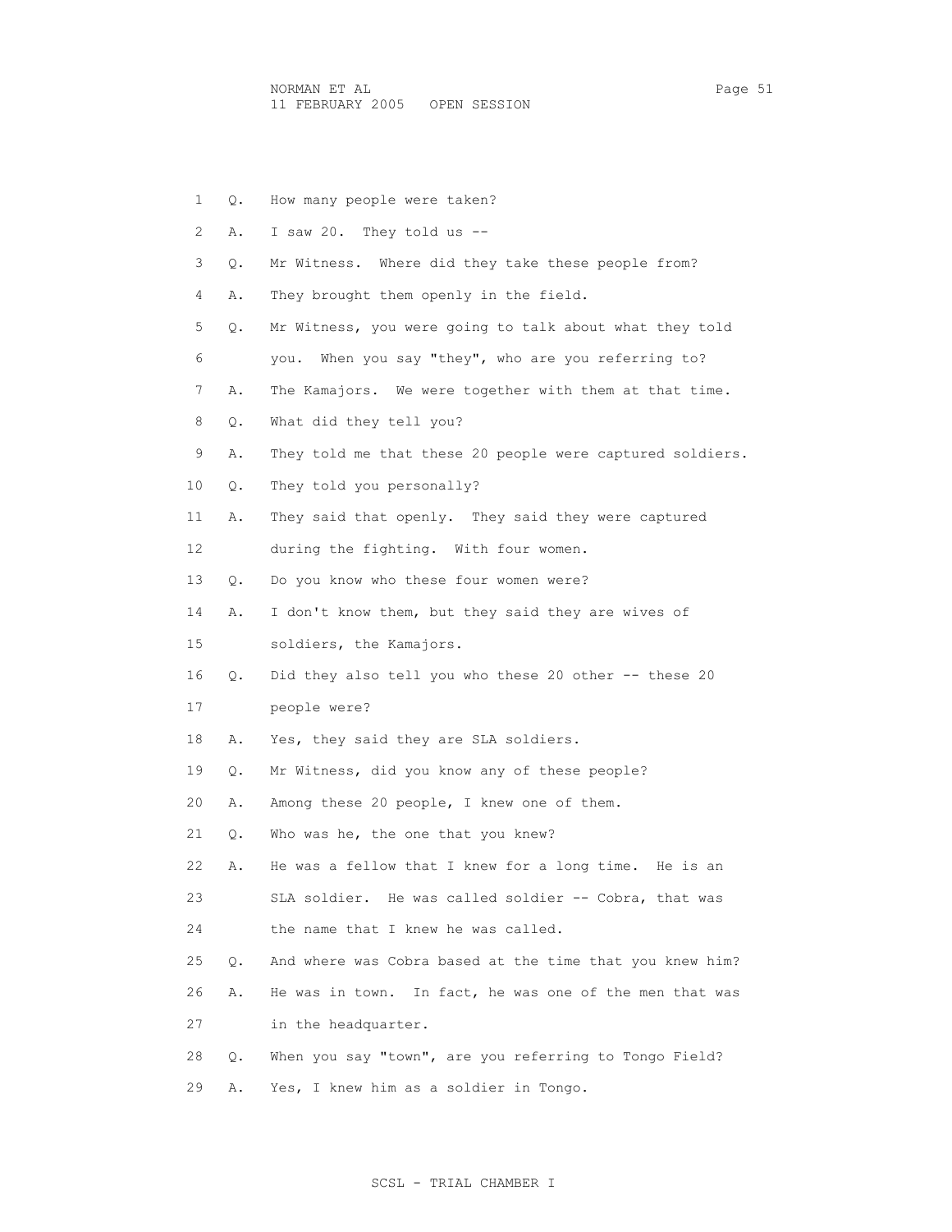1 Q. How many people were taken?

2 A. I saw 20. They told us --

3 Q. Mr Witness. Where did they take these people from?

4 A. They brought them openly in the field.

5 Q. Mr Witness, you were going to talk about what they told

6 you. When you say "they", who are you referring to?

7 A. The Kamajors. We were together with them at that time.

8 Q. What did they tell you?

9 A. They told me that these 20 people were captured soldiers.

10 Q. They told you personally?

11 A. They said that openly. They said they were captured

12 during the fighting. With four women.

13 Q. Do you know who these four women were?

14 A. I don't know them, but they said they are wives of

15 soldiers, the Kamajors.

16 Q. Did they also tell you who these 20 other -- these 20

17 people were?

18 A. Yes, they said they are SLA soldiers.

19 Q. Mr Witness, did you know any of these people?

20 A. Among these 20 people, I knew one of them.

21 Q. Who was he, the one that you knew?

22 A. He was a fellow that I knew for a long time. He is an

23 SLA soldier. He was called soldier -- Cobra, that was

24 the name that I knew he was called.

25 Q. And where was Cobra based at the time that you knew him?

26 A. He was in town. In fact, he was one of the men that was

27 in the headquarter.

28 Q. When you say "town", are you referring to Tongo Field?

29 A. Yes, I knew him as a soldier in Tongo.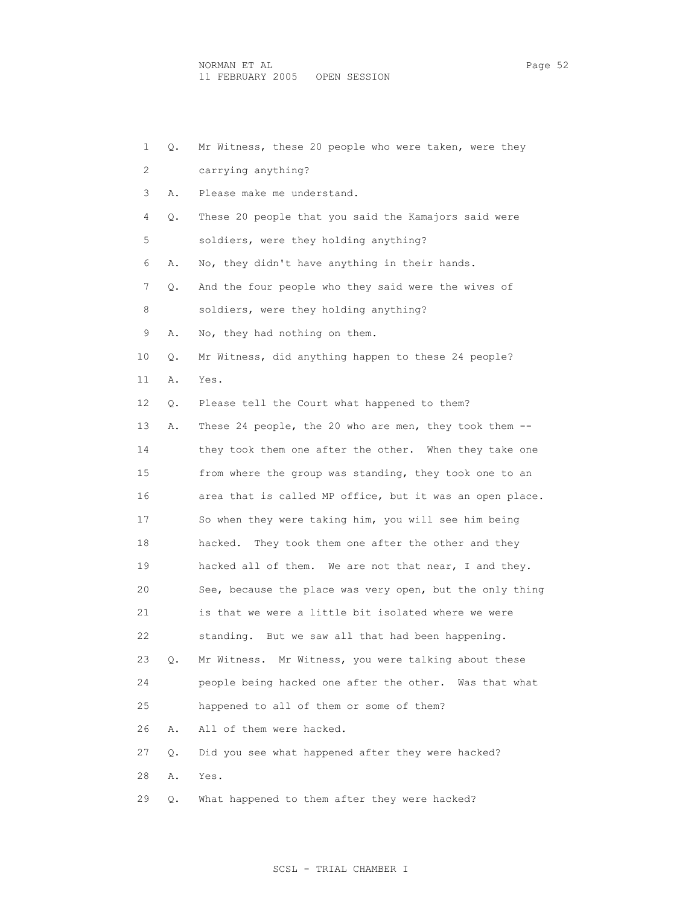1 Q. Mr Witness, these 20 people who were taken, were they
2 carrying anything?
3 A. Please make me understand.
4 Q. These 20 people that you said the Kamajors said were
5 soldiers, were they holding anything?
6 A. No, they didn't have anything in their hands.
7 Q. And the four people who they said were the wives of
8 soldiers, were they holding anything?
9 A. No, they had nothing on them.
10 Q. Mr Witness, did anything happen to these 24 people?
11 A. Yes.
12 Q. Please tell the Court what happened to them?
13 A. These 24 people, the 20 who are men, they took them --
14 they took them one after the other. When they take one
15 from where the group was standing, they took one to an
16 area that is called MP office, but it was an open place.
17 So when they were taking him, you will see him being
18 hacked. They took them one after the other and they
19 hacked all of them. We are not that near, I and they.
20 See, because the place was very open, but the only thing
21 is that we were a little bit isolated where we were
22 standing. But we saw all that had been happening.
23 Q. Mr Witness. Mr Witness, you were talking about these
24 people being hacked one after the other. Was that what
25 happened to all of them or some of them?
26 A. All of them were hacked.
27 Q. Did you see what happened after they were hacked?
28 A. Yes.
29 Q. What happened to them after they were hacked?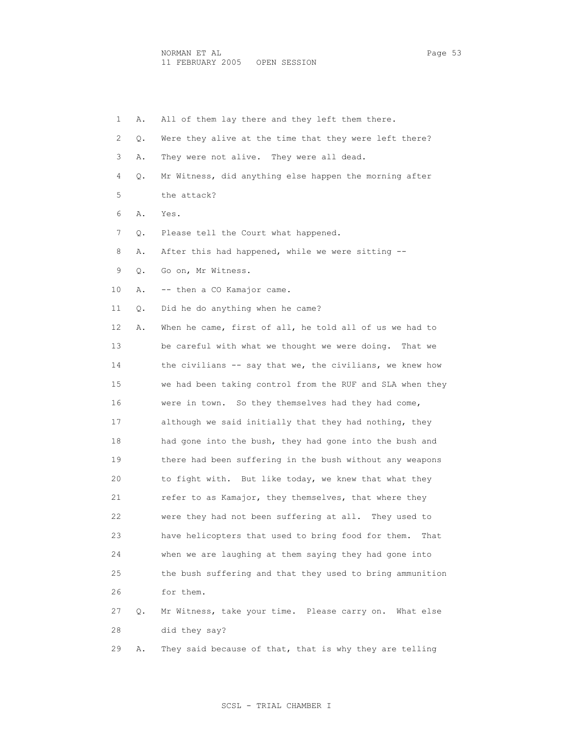1 A. All of them lay there and they left them there.

2 Q. Were they alive at the time that they were left there?

3 A. They were not alive. They were all dead.

4 Q. Mr Witness, did anything else happen the morning after

5 the attack?

6 A. Yes.

7 Q. Please tell the Court what happened.

8 A. After this had happened, while we were sitting --

9 Q. Go on, Mr Witness.

10 A. -- then a CO Kamajor came.

11 Q. Did he do anything when he came?

12 A. When he came, first of all, he told all of us we had to

13 be careful with what we thought we were doing. That we

14 the civilians -- say that we, the civilians, we knew how

15 we had been taking control from the RUF and SLA when they

16 were in town. So they themselves had they had come,

17 although we said initially that they had nothing, they

18 had gone into the bush, they had gone into the bush and

19 there had been suffering in the bush without any weapons

20 to fight with. But like today, we knew that what they

21 refer to as Kamajor, they themselves, that where they

22 were they had not been suffering at all. They used to

23 have helicopters that used to bring food for them. That

24 when we are laughing at them saying they had gone into

25 the bush suffering and that they used to bring ammunition

26 for them.

27 Q. Mr Witness, take your time. Please carry on. What else

28 did they say?

29 A. They said because of that, that is why they are telling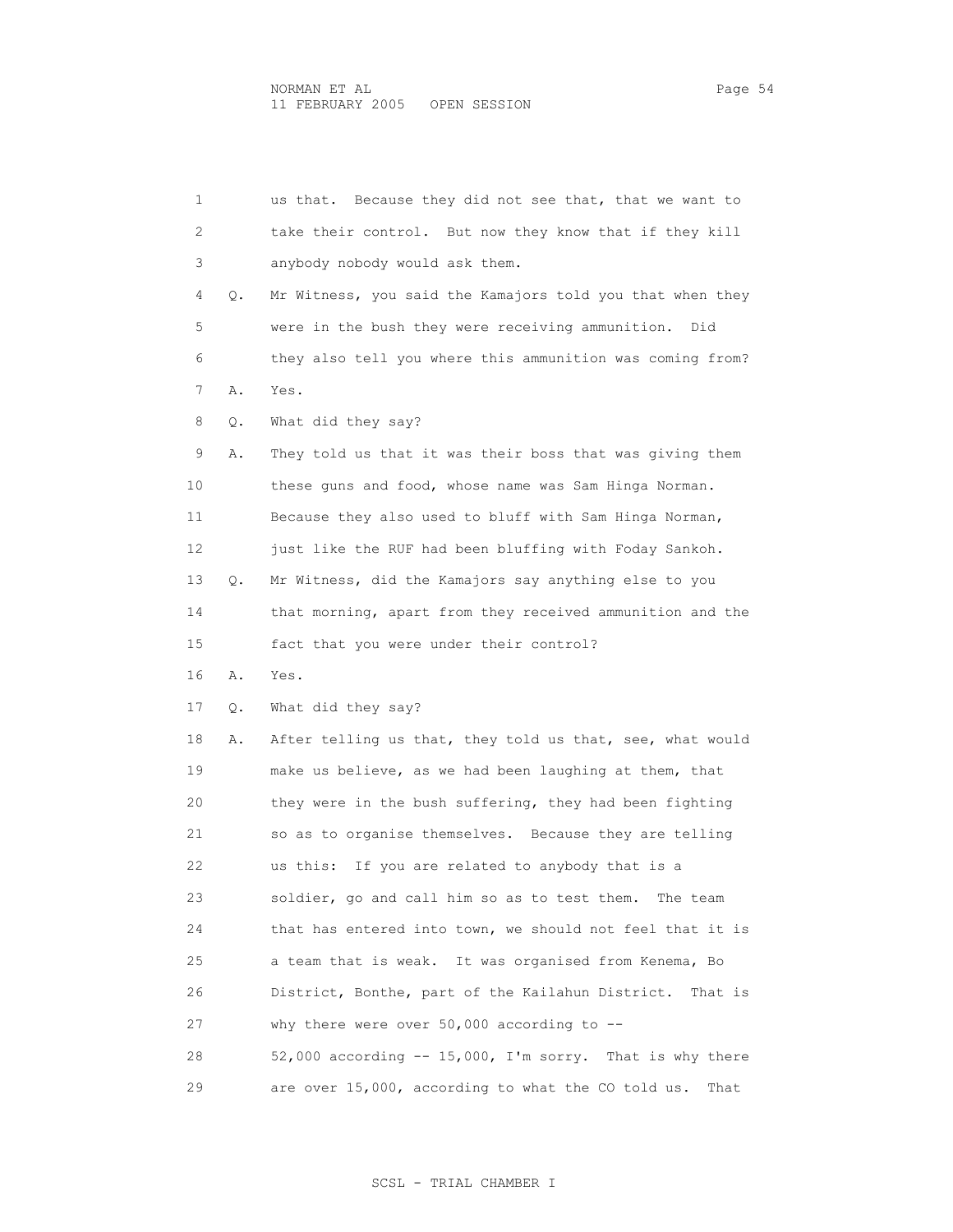1 us that. Because they did not see that, that we want to
2 take their control. But now they know that if they kill
3 anybody nobody would ask them.

4 Q. Mr Witness, you said the Kamajors told you that when they
5 were in the bush they were receiving ammunition. Did
6 they also tell you where this ammunition was coming from?

7 A. Yes.

8 Q. What did they say?

9 A. They told us that it was their boss that was giving them
10 these guns and food, whose name was Sam Hinga Norman.
11 Because they also used to bluff with Sam Hinga Norman,
12 just like the RUF had been bluffing with Foday Sankoh.

13 Q. Mr Witness, did the Kamajors say anything else to you
14 that morning, apart from they received ammunition and the
15 fact that you were under their control?

16 A. Yes.

17 Q. What did they say?

18 A. After telling us that, they told us that, see, what would
19 make us believe, as we had been laughing at them, that
20 they were in the bush suffering, they had been fighting
21 so as to organise themselves. Because they are telling
22 us this: If you are related to anybody that is a
23 soldier, go and call him so as to test them. The team
24 that has entered into town, we should not feel that it is
25 a team that is weak. It was organised from Kenema, Bo
26 District, Bonthe, part of the Kailahun District. That is
27 why there were over 50,000 according to --
28 52,000 according -- 15,000, I'm sorry. That is why there
29 are over 15,000, according to what the CO told us. That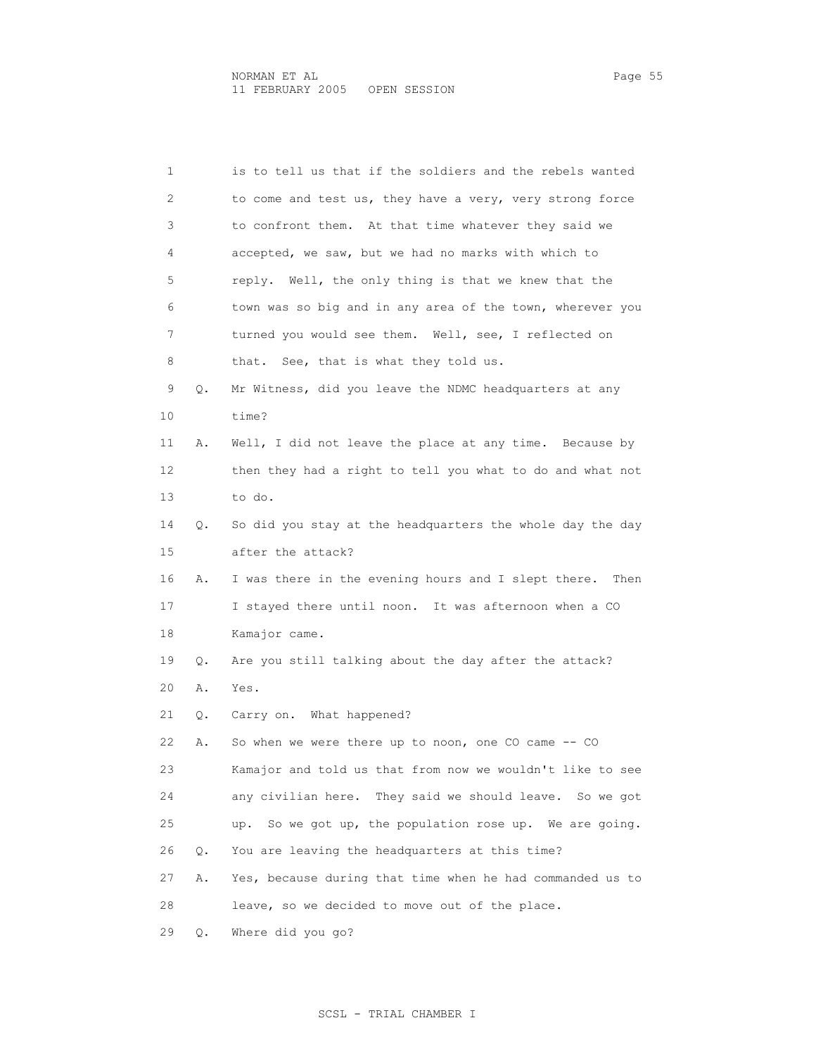1 is to tell us that if the soldiers and the rebels wanted
2 to come and test us, they have a very, very strong force
3 to confront them. At that time whatever they said we
4 accepted, we saw, but we had no marks with which to
5 reply. Well, the only thing is that we knew that the
6 town was so big and in any area of the town, wherever you
7 turned you would see them. Well, see, I reflected on
8 that. See, that is what they told us.

9 Q. Mr Witness, did you leave the NDMC headquarters at any
10 time?

11 A. Well, I did not leave the place at any time. Because by
12 then they had a right to tell you what to do and what not
13 to do.

14 Q. So did you stay at the headquarters the whole day the day
15 after the attack?

16 A. I was there in the evening hours and I slept there. Then
17 I stayed there until noon. It was afternoon when a CO
18 Kamajor came.

19 Q. Are you still talking about the day after the attack?

20 A. Yes.

21 Q. Carry on. What happened?

22 A. So when we were there up to noon, one CO came -- CO
23 Kamajor and told us that from now we wouldn't like to see
24 any civilian here. They said we should leave. So we got
25 up. So we got up, the population rose up. We are going.

26 Q. You are leaving the headquarters at this time?

27 A. Yes, because during that time when he had commanded us to
28 leave, so we decided to move out of the place.

29 Q. Where did you go?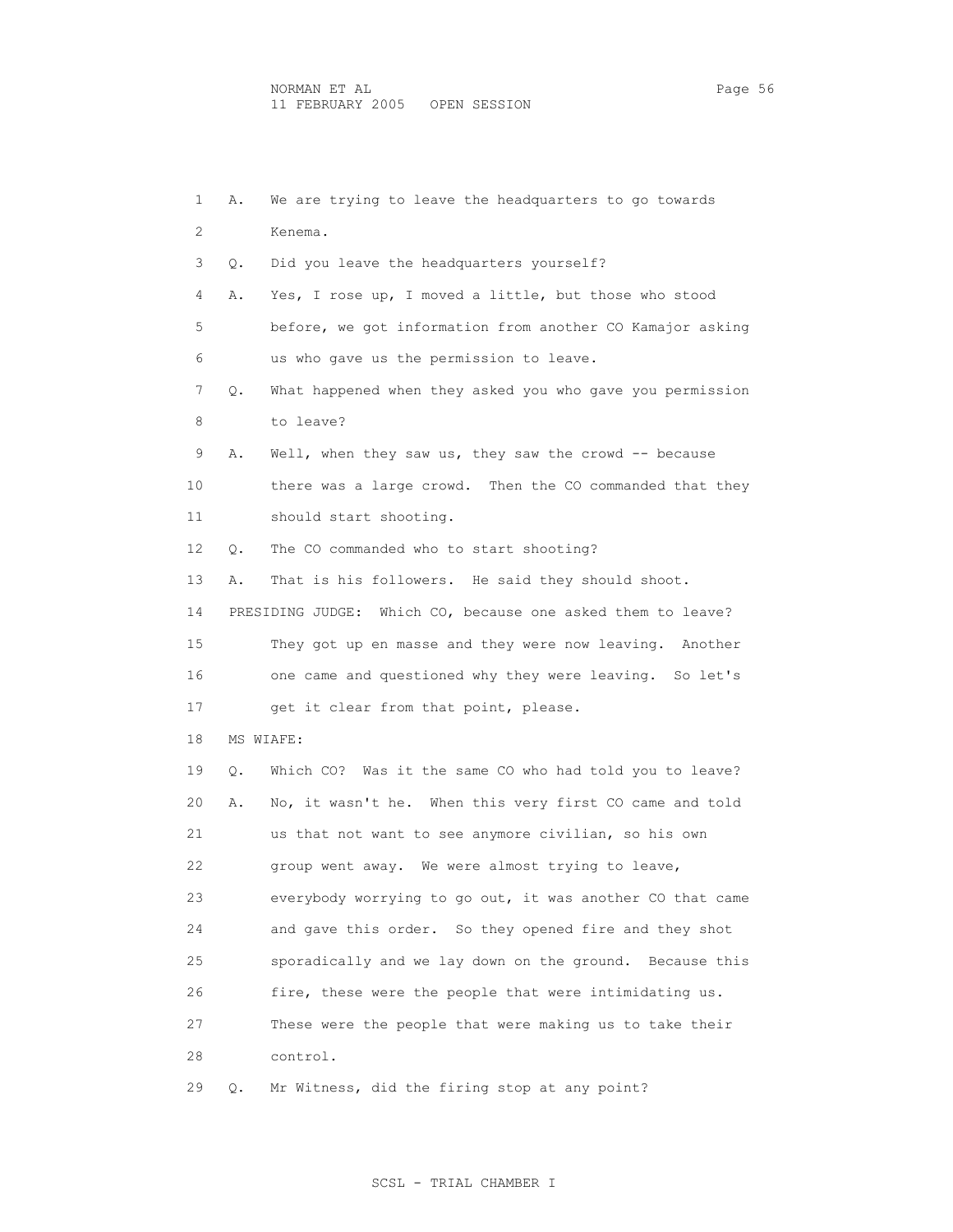A. We are trying to leave the headquarters to go towards Kenema.

Q. Did you leave the headquarters yourself?

A. Yes, I rose up, I moved a little, but those who stood before, we got information from another CO Kamajor asking us who gave us the permission to leave.

Q. What happened when they asked you who gave you permission to leave?

A. Well, when they saw us, they saw the crowd -- because there was a large crowd. Then the CO commanded that they should start shooting.

Q. The CO commanded who to start shooting?

A. That is his followers. He said they should shoot.

PRESIDING JUDGE: Which CO, because one asked them to leave? They got up en masse and they were now leaving. Another one came and questioned why they were leaving. So let's get it clear from that point, please.

MS WIAFE:

Q. Which CO? Was it the same CO who had told you to leave?

A. No, it wasn't he. When this very first CO came and told us that not want to see anymore civilian, so his own group went away. We were almost trying to leave, everybody worrying to go out, it was another CO that came and gave this order. So they opened fire and they shot sporadically and we lay down on the ground. Because this fire, these were the people that were intimidating us. These were the people that were making us to take their control.

Q. Mr Witness, did the firing stop at any point?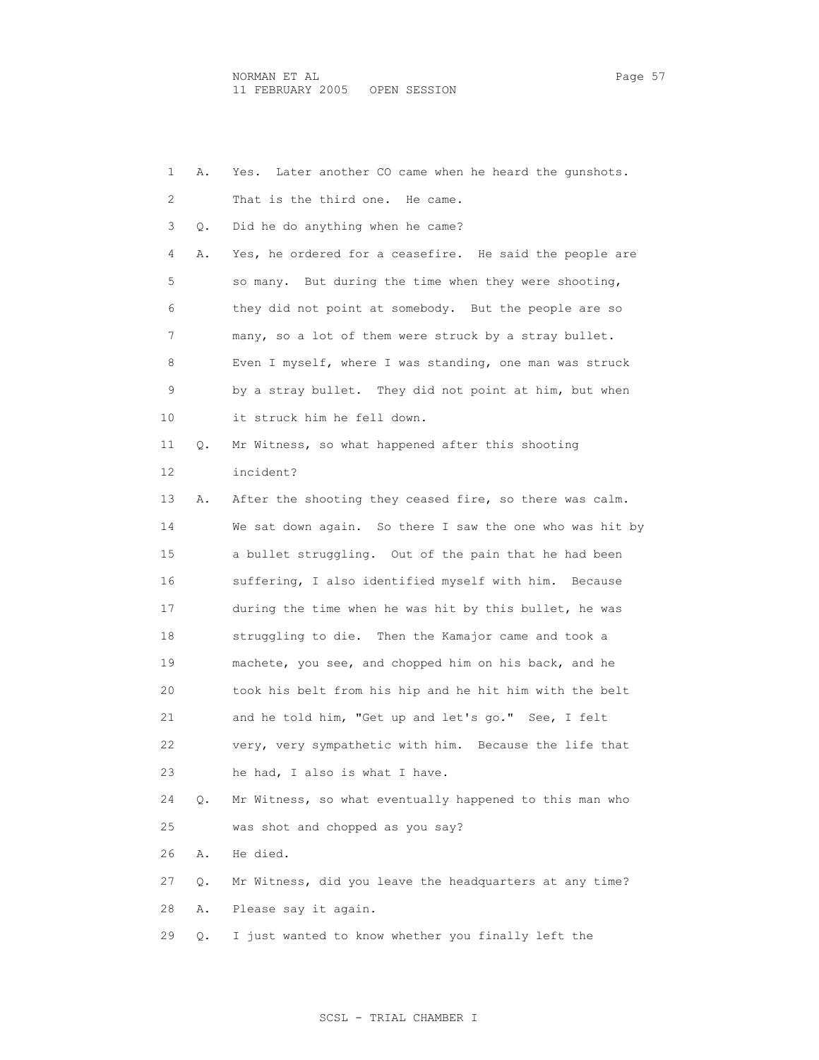1 A. Yes. Later another CO came when he heard the gunshots.
2 That is the third one. He came.
3 Q. Did he do anything when he came?
4 A. Yes, he ordered for a ceasefire. He said the people are
5 so many. But during the time when they were shooting,
6 they did not point at somebody. But the people are so
7 many, so a lot of them were struck by a stray bullet.
8 Even I myself, where I was standing, one man was struck
9 by a stray bullet. They did not point at him, but when
10 it struck him he fell down.
11 Q. Mr Witness, so what happened after this shooting
12 incident?
13 A. After the shooting they ceased fire, so there was calm.
14 We sat down again. So there I saw the one who was hit by
15 a bullet struggling. Out of the pain that he had been
16 suffering, I also identified myself with him. Because
17 during the time when he was hit by this bullet, he was
18 struggling to die. Then the Kamajor came and took a
19 machete, you see, and chopped him on his back, and he
20 took his belt from his hip and he hit him with the belt
21 and he told him, "Get up and let's go." See, I felt
22 very, very sympathetic with him. Because the life that
23 he had, I also is what I have.
24 Q. Mr Witness, so what eventually happened to this man who
25 was shot and chopped as you say?
26 A. He died.
27 Q. Mr Witness, did you leave the headquarters at any time?
28 A. Please say it again.
29 Q. I just wanted to know whether you finally left the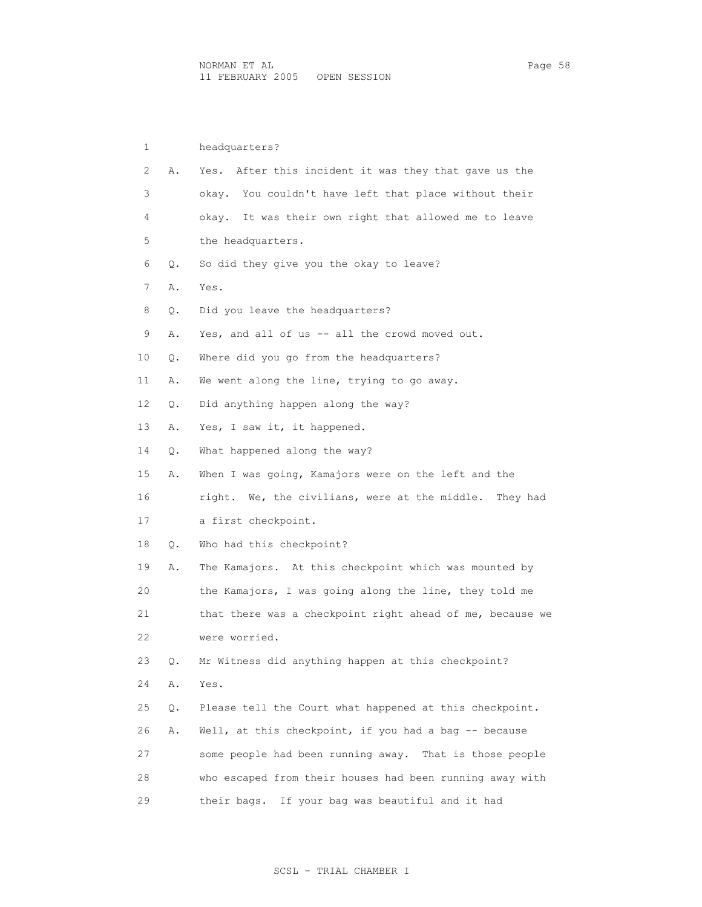1 headquarters?

2 A. Yes. After this incident it was they that gave us the

3 okay. You couldn't have left that place without their

4 okay. It was their own right that allowed me to leave

5 the headquarters.

6 Q. So did they give you the okay to leave?

7 A. Yes.

8 Q. Did you leave the headquarters?

9 A. Yes, and all of us -- all the crowd moved out.

10 Q. Where did you go from the headquarters?

11 A. We went along the line, trying to go away.

12 Q. Did anything happen along the way?

13 A. Yes, I saw it, it happened.

14 Q. What happened along the way?

15 A. When I was going, Kamajors were on the left and the

16 right. We, the civilians, were at the middle. They had

17 a first checkpoint.

18 Q. Who had this checkpoint?

19 A. The Kamajors. At this checkpoint which was mounted by

20 the Kamajors, I was going along the line, they told me

21 that there was a checkpoint right ahead of me, because we

22 were worried.

23 Q. Mr Witness did anything happen at this checkpoint?

24 A. Yes.

25 Q. Please tell the Court what happened at this checkpoint.

26 A. Well, at this checkpoint, if you had a bag -- because

27 some people had been running away. That is those people

28 who escaped from their houses had been running away with

29 their bags. If your bag was beautiful and it had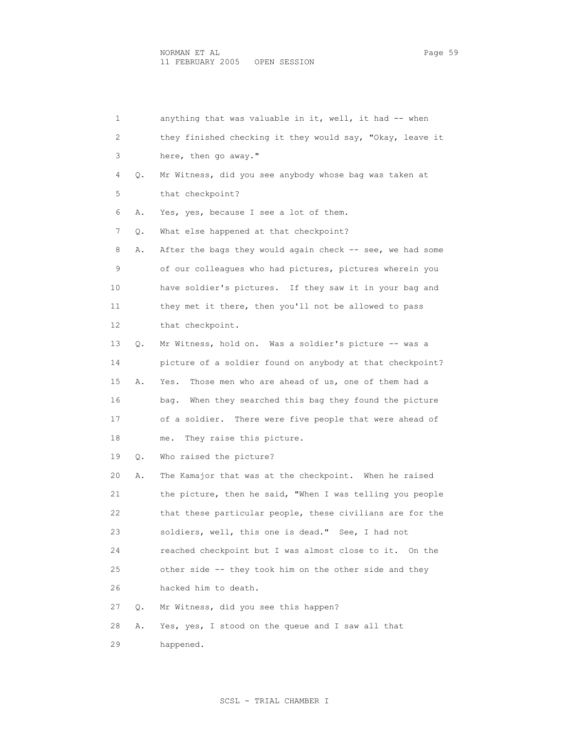anything that was valuable in it, well, it had -- when they finished checking it they would say, "Okay, leave it here, then go away."

Q. Mr Witness, did you see anybody whose bag was taken at that checkpoint?

A. Yes, yes, because I see a lot of them.

Q. What else happened at that checkpoint?

A. After the bags they would again check -- see, we had some of our colleagues who had pictures, pictures wherein you have soldier's pictures. If they saw it in your bag and they met it there, then you'll not be allowed to pass that checkpoint.

Q. Mr Witness, hold on. Was a soldier's picture -- was a picture of a soldier found on anybody at that checkpoint?

A. Yes. Those men who are ahead of us, one of them had a bag. When they searched this bag they found the picture of a soldier. There were five people that were ahead of me. They raise this picture.

Q. Who raised the picture?

A. The Kamajor that was at the checkpoint. When he raised the picture, then he said, "When I was telling you people that these particular people, these civilians are for the soldiers, well, this one is dead." See, I had not reached checkpoint but I was almost close to it. On the other side -- they took him on the other side and they hacked him to death.

Q. Mr Witness, did you see this happen?

A. Yes, yes, I stood on the queue and I saw all that happened.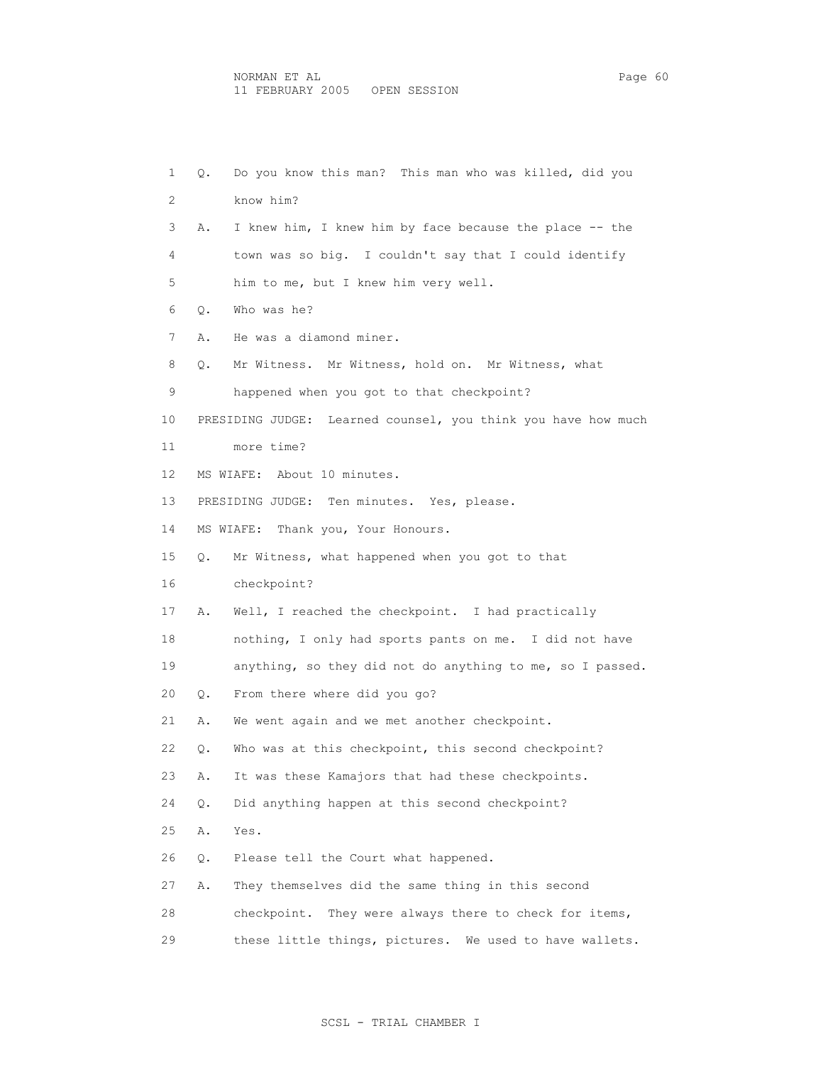Q. Do you know this man? This man who was killed, did you know him?

A. I knew him, I knew him by face because the place -- the town was so big. I couldn't say that I could identify him to me, but I knew him very well.

Q. Who was he?

A. He was a diamond miner.

Q. Mr Witness. Mr Witness, hold on. Mr Witness, what happened when you got to that checkpoint?

PRESIDING JUDGE: Learned counsel, you think you have how much more time?

MS WIAFE: About 10 minutes.

PRESIDING JUDGE: Ten minutes. Yes, please.

MS WIAFE: Thank you, Your Honours.

Q. Mr Witness, what happened when you got to that checkpoint?

A. Well, I reached the checkpoint. I had practically nothing, I only had sports pants on me. I did not have anything, so they did not do anything to me, so I passed.

Q. From there where did you go?

A. We went again and we met another checkpoint.

Q. Who was at this checkpoint, this second checkpoint?

A. It was these Kamajors that had these checkpoints.

Q. Did anything happen at this second checkpoint?

A. Yes.

Q. Please tell the Court what happened.

A. They themselves did the same thing in this second checkpoint. They were always there to check for items, these little things, pictures. We used to have wallets.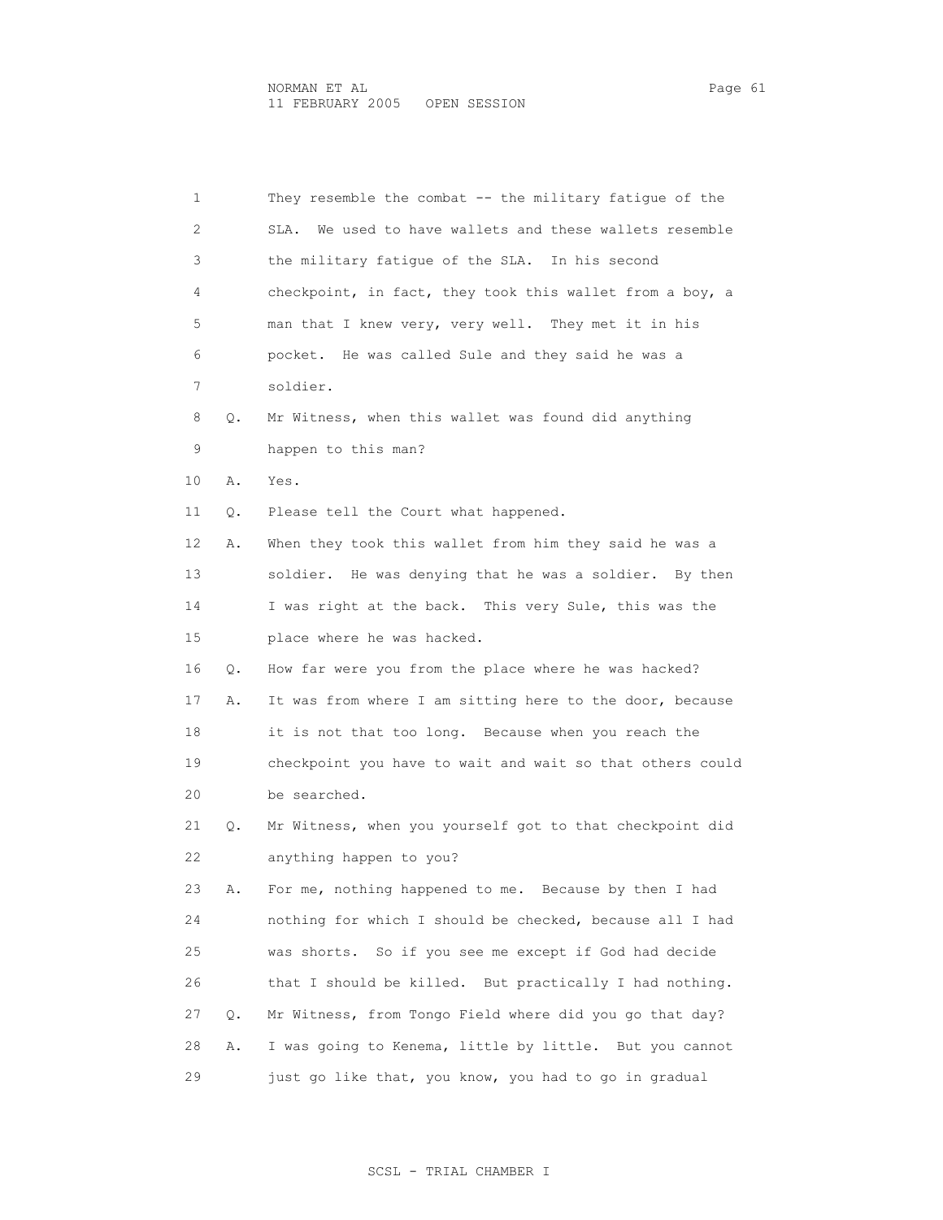1 They resemble the combat -- the military fatigue of the
2 SLA. We used to have wallets and these wallets resemble
3 the military fatigue of the SLA. In his second
4 checkpoint, in fact, they took this wallet from a boy, a
5 man that I knew very, very well. They met it in his
6 pocket. He was called Sule and they said he was a
7 soldier.

8 Q. Mr Witness, when this wallet was found did anything
9 happen to this man?

10 A. Yes.

11 Q. Please tell the Court what happened.

12 A. When they took this wallet from him they said he was a
13 soldier. He was denying that he was a soldier. By then
14 I was right at the back. This very Sule, this was the
15 place where he was hacked.

16 Q. How far were you from the place where he was hacked?

17 A. It was from where I am sitting here to the door, because
18 it is not that too long. Because when you reach the
19 checkpoint you have to wait and wait so that others could
20 be searched.

21 Q. Mr Witness, when you yourself got to that checkpoint did
22 anything happen to you?

23 A. For me, nothing happened to me. Because by then I had
24 nothing for which I should be checked, because all I had
25 was shorts. So if you see me except if God had decide
26 that I should be killed. But practically I had nothing.

27 Q. Mr Witness, from Tongo Field where did you go that day?

28 A. I was going to Kenema, little by little. But you cannot
29 just go like that, you know, you had to go in gradual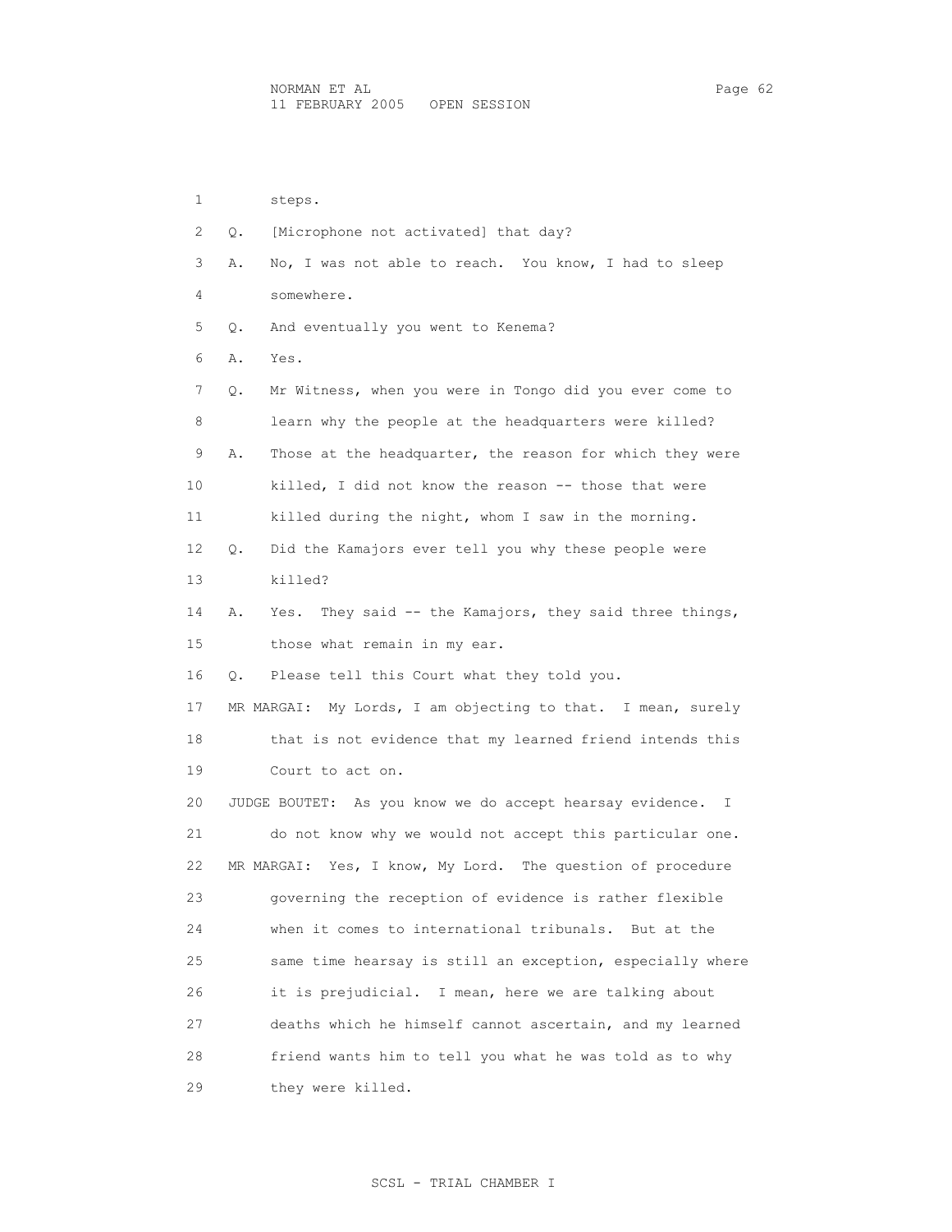steps.

Q. [Microphone not activated] that day?

A. No, I was not able to reach. You know, I had to sleep somewhere.

Q. And eventually you went to Kenema?

A. Yes.

Q. Mr Witness, when you were in Tongo did you ever come to learn why the people at the headquarters were killed?

A. Those at the headquarter, the reason for which they were killed, I did not know the reason -- those that were killed during the night, whom I saw in the morning.

Q. Did the Kamajors ever tell you why these people were killed?

A. Yes. They said -- the Kamajors, they said three things, those what remain in my ear.

Q. Please tell this Court what they told you.

MR MARGAI: My Lords, I am objecting to that. I mean, surely that is not evidence that my learned friend intends this Court to act on.

JUDGE BOUTET: As you know we do accept hearsay evidence. I do not know why we would not accept this particular one.

MR MARGAI: Yes, I know, My Lord. The question of procedure governing the reception of evidence is rather flexible when it comes to international tribunals. But at the same time hearsay is still an exception, especially where it is prejudicial. I mean, here we are talking about deaths which he himself cannot ascertain, and my learned friend wants him to tell you what he was told as to why they were killed.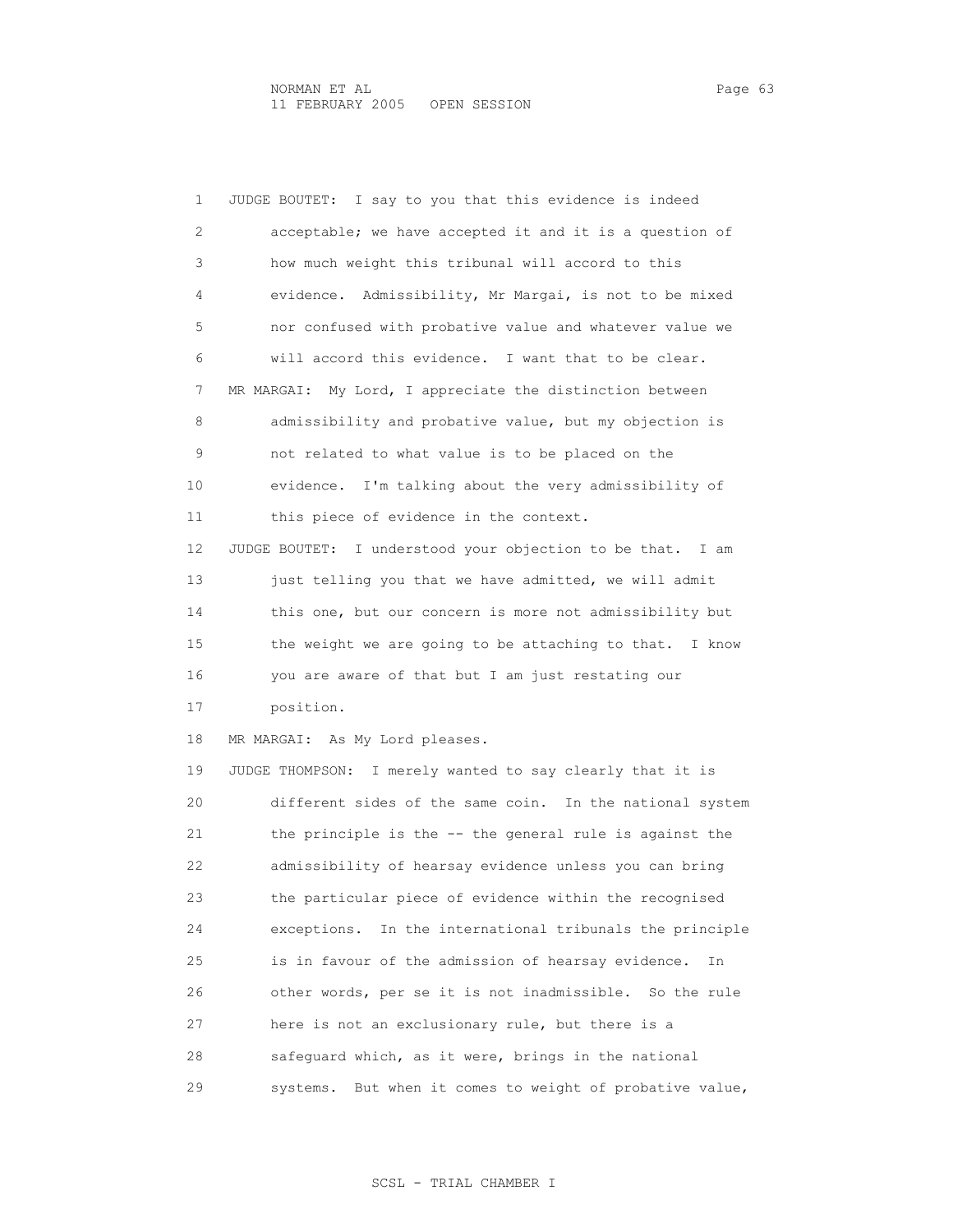1 JUDGE BOUTET: I say to you that this evidence is indeed
2 acceptable; we have accepted it and it is a question of
3 how much weight this tribunal will accord to this
4 evidence. Admissibility, Mr Margai, is not to be mixed
5 nor confused with probative value and whatever value we
6 will accord this evidence. I want that to be clear.
7 MR MARGAI: My Lord, I appreciate the distinction between
8 admissibility and probative value, but my objection is
9 not related to what value is to be placed on the
10 evidence. I'm talking about the very admissibility of
11 this piece of evidence in the context.
12 JUDGE BOUTET: I understood your objection to be that. I am
13 just telling you that we have admitted, we will admit
14 this one, but our concern is more not admissibility but
15 the weight we are going to be attaching to that. I know
16 you are aware of that but I am just restating our
17 position.
18 MR MARGAI: As My Lord pleases.
19 JUDGE THOMPSON: I merely wanted to say clearly that it is
20 different sides of the same coin. In the national system
21 the principle is the -- the general rule is against the
22 admissibility of hearsay evidence unless you can bring
23 the particular piece of evidence within the recognised
24 exceptions. In the international tribunals the principle
25 is in favour of the admission of hearsay evidence. In
26 other words, per se it is not inadmissible. So the rule
27 here is not an exclusionary rule, but there is a
28 safeguard which, as it were, brings in the national
29 systems. But when it comes to weight of probative value,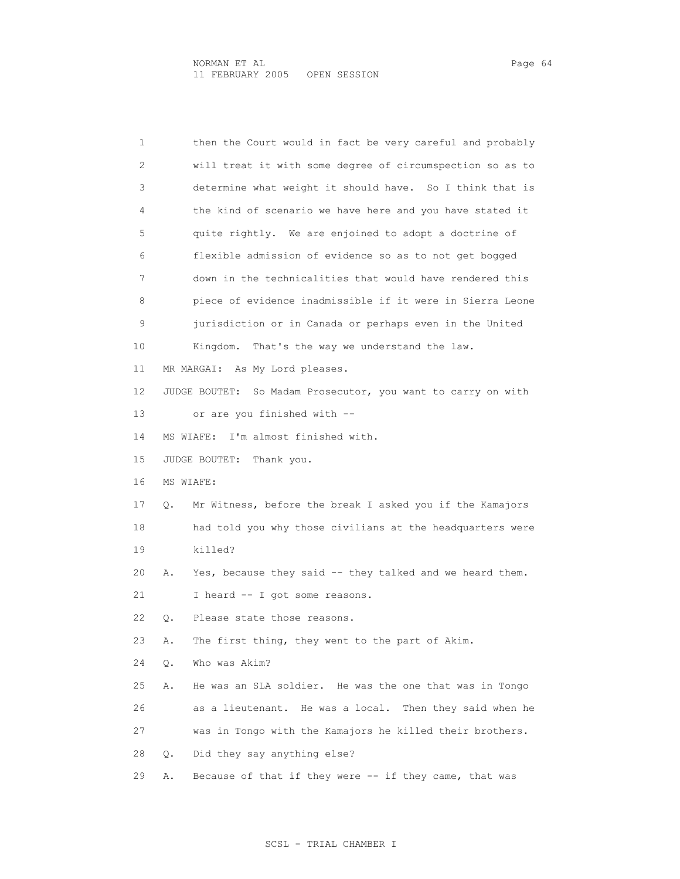1 then the Court would in fact be very careful and probably
2 will treat it with some degree of circumspection so as to
3 determine what weight it should have. So I think that is
4 the kind of scenario we have here and you have stated it
5 quite rightly. We are enjoined to adopt a doctrine of
6 flexible admission of evidence so as to not get bogged
7 down in the technicalities that would have rendered this
8 piece of evidence inadmissible if it were in Sierra Leone
9 jurisdiction or in Canada or perhaps even in the United
10 Kingdom. That's the way we understand the law.

11 MR MARGAI: As My Lord pleases.

12 JUDGE BOUTET: So Madam Prosecutor, you want to carry on with
13 or are you finished with --

14 MS WIAFE: I'm almost finished with.

15 JUDGE BOUTET: Thank you.

16 MS WIAFE:

17 Q. Mr Witness, before the break I asked you if the Kamajors
18 had told you why those civilians at the headquarters were
19 killed?

20 A. Yes, because they said -- they talked and we heard them.
21 I heard -- I got some reasons.

22 Q. Please state those reasons.

23 A. The first thing, they went to the part of Akim.

24 Q. Who was Akim?

25 A. He was an SLA soldier. He was the one that was in Tongo
26 as a lieutenant. He was a local. Then they said when he
27 was in Tongo with the Kamajors he killed their brothers.

28 Q. Did they say anything else?

29 A. Because of that if they were -- if they came, that was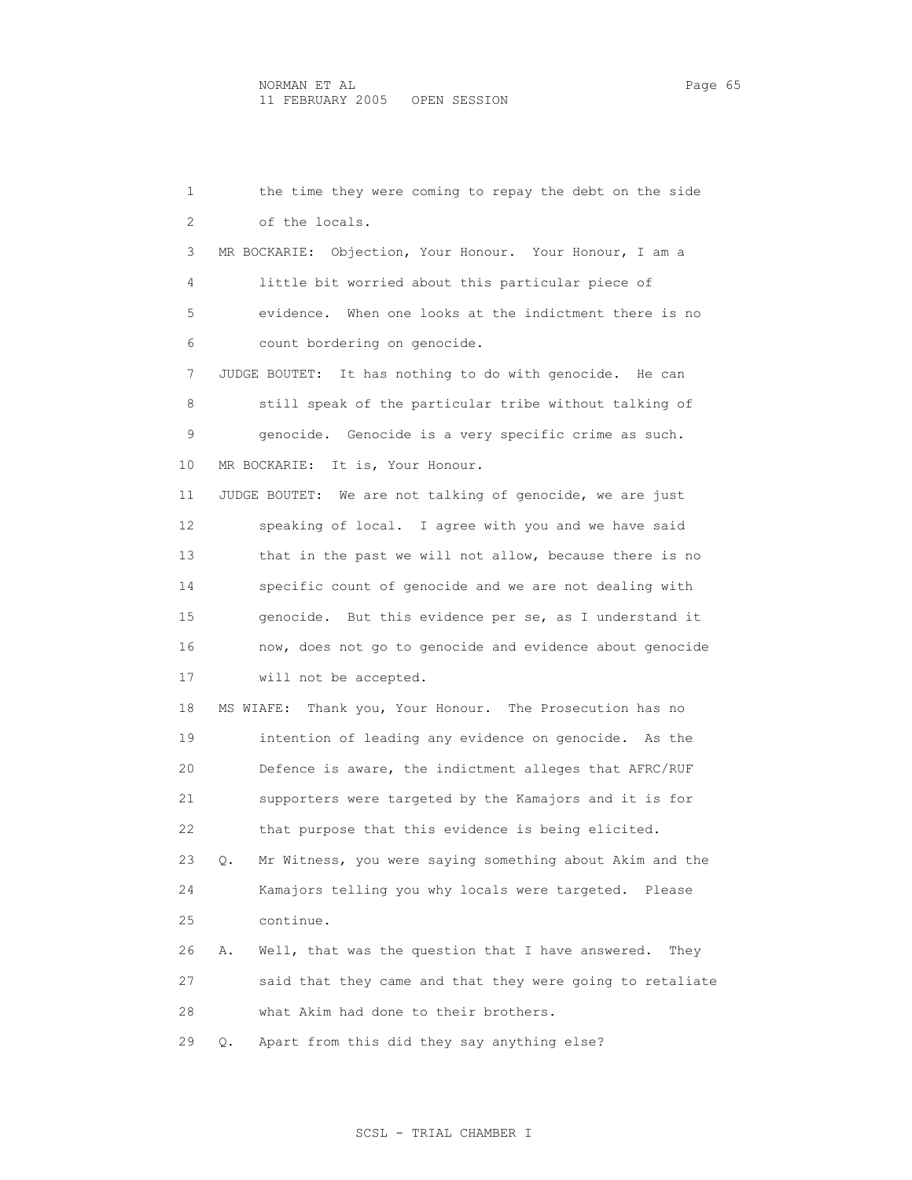the time they were coming to repay the debt on the side of the locals.

MR BOCKARIE: Objection, Your Honour. Your Honour, I am a little bit worried about this particular piece of evidence. When one looks at the indictment there is no count bordering on genocide.

JUDGE BOUTET: It has nothing to do with genocide. He can still speak of the particular tribe without talking of genocide. Genocide is a very specific crime as such.

MR BOCKARIE: It is, Your Honour.

JUDGE BOUTET: We are not talking of genocide, we are just speaking of local. I agree with you and we have said that in the past we will not allow, because there is no specific count of genocide and we are not dealing with genocide. But this evidence per se, as I understand it now, does not go to genocide and evidence about genocide will not be accepted.

MS WIAFE: Thank you, Your Honour. The Prosecution has no intention of leading any evidence on genocide. As the Defence is aware, the indictment alleges that AFRC/RUF supporters were targeted by the Kamajors and it is for that purpose that this evidence is being elicited.

Q. Mr Witness, you were saying something about Akim and the Kamajors telling you why locals were targeted. Please continue.

A. Well, that was the question that I have answered. They said that they came and that they were going to retaliate what Akim had done to their brothers.

Q. Apart from this did they say anything else?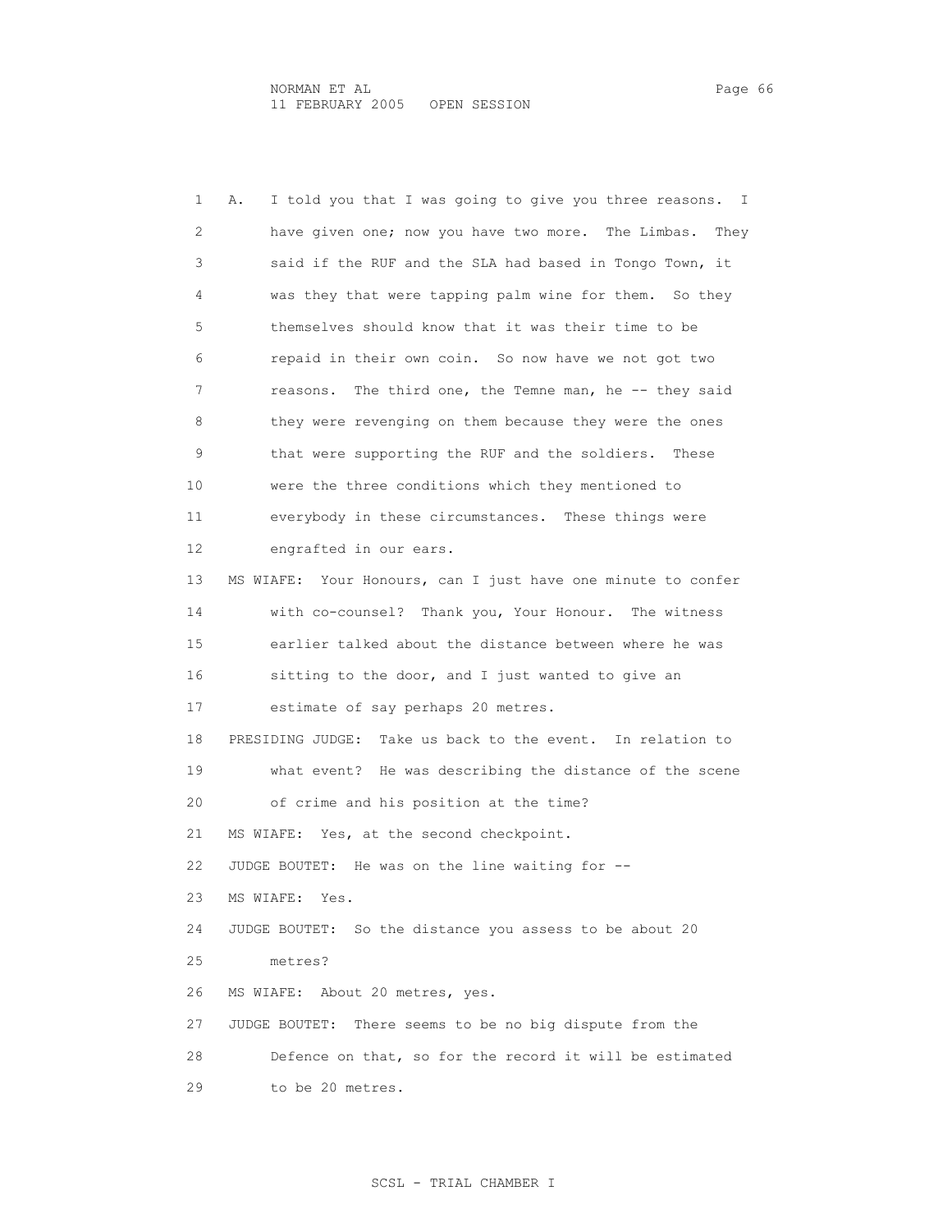A. I told you that I was going to give you three reasons. I have given one; now you have two more. The Limbas. They said if the RUF and the SLA had based in Tongo Town, it was they that were tapping palm wine for them. So they themselves should know that it was their time to be repaid in their own coin. So now have we not got two reasons. The third one, the Temne man, he -- they said they were revenging on them because they were the ones that were supporting the RUF and the soldiers. These were the three conditions which they mentioned to everybody in these circumstances. These things were engrafted in our ears.

MS WIAFE: Your Honours, can I just have one minute to confer with co-counsel? Thank you, Your Honour. The witness earlier talked about the distance between where he was sitting to the door, and I just wanted to give an estimate of say perhaps 20 metres.

PRESIDING JUDGE: Take us back to the event. In relation to what event? He was describing the distance of the scene of crime and his position at the time?

MS WIAFE: Yes, at the second checkpoint.

JUDGE BOUTET: He was on the line waiting for --

MS WIAFE: Yes.

JUDGE BOUTET: So the distance you assess to be about 20 metres?

MS WIAFE: About 20 metres, yes.

JUDGE BOUTET: There seems to be no big dispute from the Defence on that, so for the record it will be estimated to be 20 metres.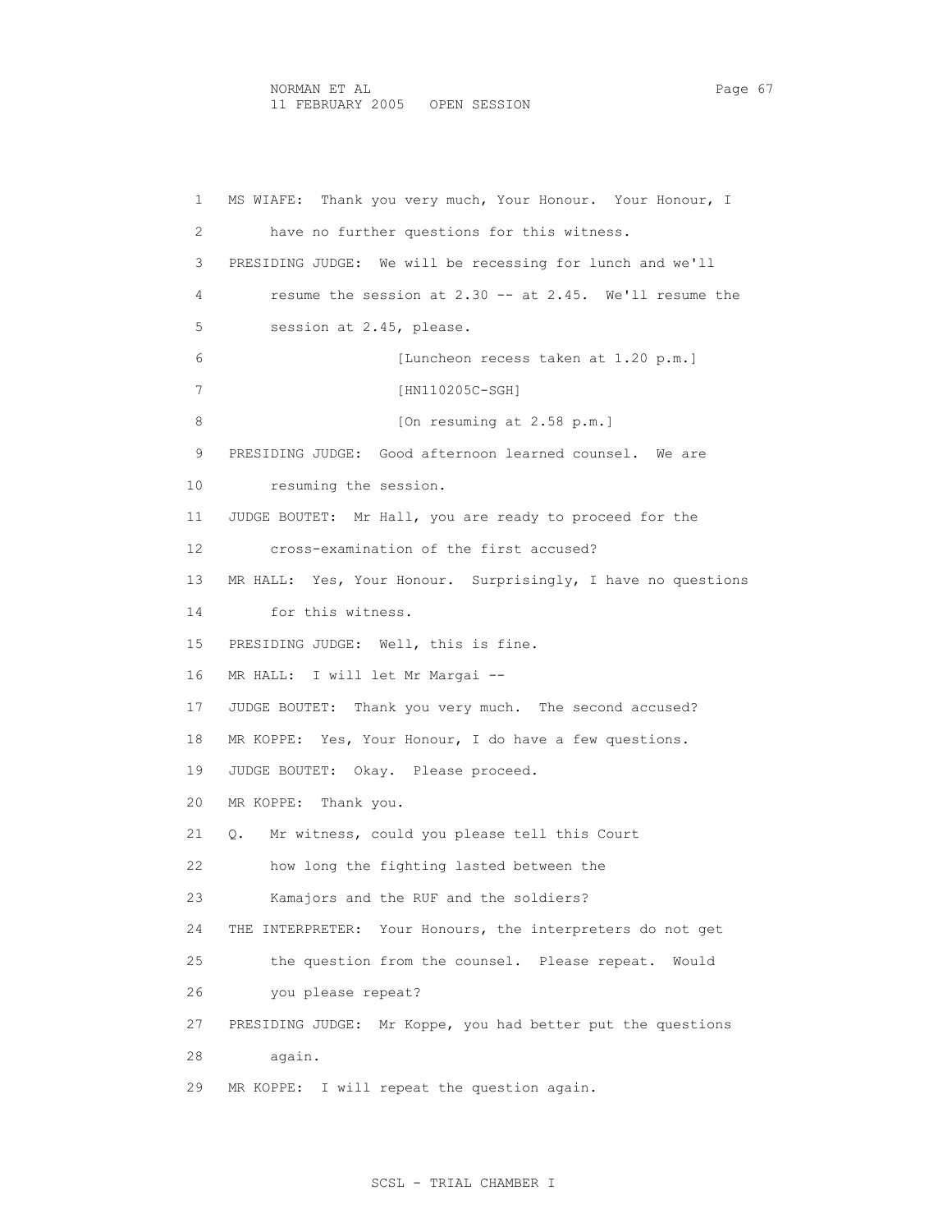MS WIAFE: Thank you very much, Your Honour. Your Honour, I have no further questions for this witness.

PRESIDING JUDGE: We will be recessing for lunch and we'll resume the session at 2.30 -- at 2.45. We'll resume the session at 2.45, please.

[Luncheon recess taken at 1.20 p.m.]

[HN110205C-SGH]

[On resuming at 2.58 p.m.]

PRESIDING JUDGE: Good afternoon learned counsel. We are resuming the session.

JUDGE BOUTET: Mr Hall, you are ready to proceed for the cross-examination of the first accused?

MR HALL: Yes, Your Honour. Surprisingly, I have no questions for this witness.

PRESIDING JUDGE: Well, this is fine.

MR HALL: I will let Mr Margai --

JUDGE BOUTET: Thank you very much. The second accused?

MR KOPPE: Yes, Your Honour, I do have a few questions.

JUDGE BOUTET: Okay. Please proceed.

MR KOPPE: Thank you.

Q. Mr witness, could you please tell this Court how long the fighting lasted between the Kamajors and the RUF and the soldiers?

THE INTERPRETER: Your Honours, the interpreters do not get the question from the counsel. Please repeat. Would you please repeat?

PRESIDING JUDGE: Mr Koppe, you had better put the questions again.

MR KOPPE: I will repeat the question again.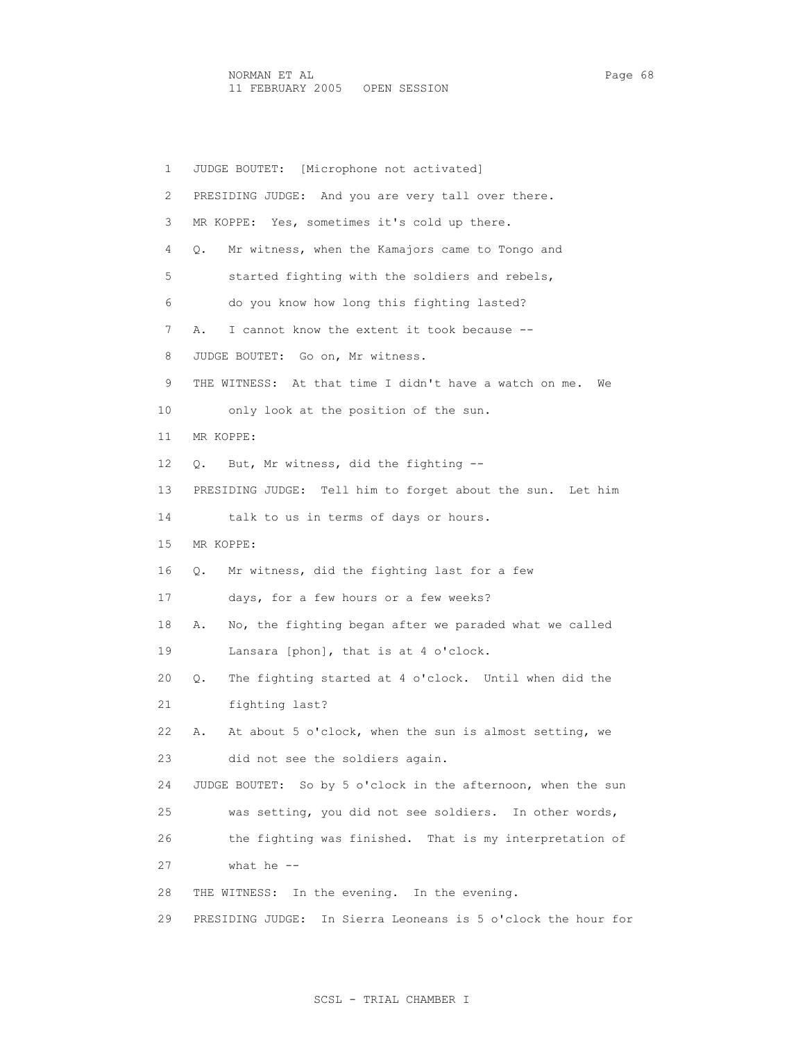1 JUDGE BOUTET: [Microphone not activated]

2 PRESIDING JUDGE: And you are very tall over there.

3 MR KOPPE: Yes, sometimes it's cold up there.

4 Q. Mr witness, when the Kamajors came to Tongo and

5 started fighting with the soldiers and rebels,

6 do you know how long this fighting lasted?

7 A. I cannot know the extent it took because --

8 JUDGE BOUTET: Go on, Mr witness.

9 THE WITNESS: At that time I didn't have a watch on me. We

10 only look at the position of the sun.

11 MR KOPPE:

12 Q. But, Mr witness, did the fighting --

13 PRESIDING JUDGE: Tell him to forget about the sun. Let him

14 talk to us in terms of days or hours.

15 MR KOPPE:

16 Q. Mr witness, did the fighting last for a few

17 days, for a few hours or a few weeks?

18 A. No, the fighting began after we paraded what we called

19 Lansara [phon], that is at 4 o'clock.

20 Q. The fighting started at 4 o'clock. Until when did the

21 fighting last?

22 A. At about 5 o'clock, when the sun is almost setting, we

23 did not see the soldiers again.

24 JUDGE BOUTET: So by 5 o'clock in the afternoon, when the sun

25 was setting, you did not see soldiers. In other words,

26 the fighting was finished. That is my interpretation of

27 what he --

28 THE WITNESS: In the evening. In the evening.

29 PRESIDING JUDGE: In Sierra Leoneans is 5 o'clock the hour for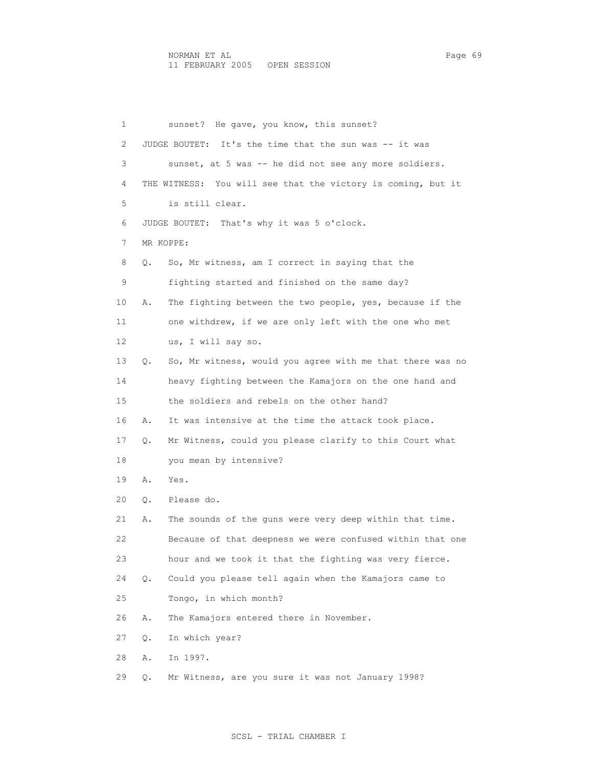1 sunset? He gave, you know, this sunset?

2 JUDGE BOUTET: It's the time that the sun was -- it was

3 sunset, at 5 was -- he did not see any more soldiers.

4 THE WITNESS: You will see that the victory is coming, but it

5 is still clear.

6 JUDGE BOUTET: That's why it was 5 o'clock.

7 MR KOPPE:

8 Q. So, Mr witness, am I correct in saying that the

9 fighting started and finished on the same day?

10 A. The fighting between the two people, yes, because if the

11 one withdrew, if we are only left with the one who met

12 us, I will say so.

13 Q. So, Mr witness, would you agree with me that there was no

14 heavy fighting between the Kamajors on the one hand and

15 the soldiers and rebels on the other hand?

16 A. It was intensive at the time the attack took place.

17 Q. Mr Witness, could you please clarify to this Court what

18 you mean by intensive?

19 A. Yes.

20 Q. Please do.

21 A. The sounds of the guns were very deep within that time.

22 Because of that deepness we were confused within that one

23 hour and we took it that the fighting was very fierce.

24 Q. Could you please tell again when the Kamajors came to

25 Tongo, in which month?

26 A. The Kamajors entered there in November.

27 Q. In which year?

28 A. In 1997.

29 Q. Mr Witness, are you sure it was not January 1998?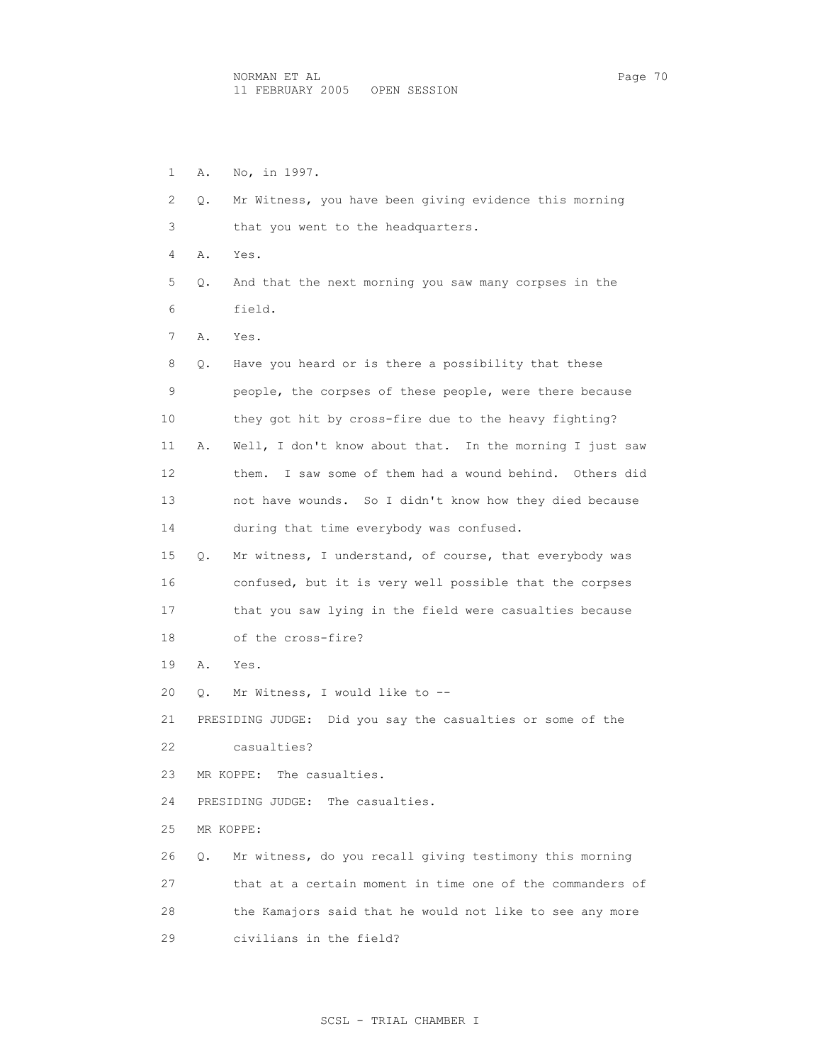1 A. No, in 1997.

2 Q. Mr Witness, you have been giving evidence this morning

3 that you went to the headquarters.

4 A. Yes.

5 Q. And that the next morning you saw many corpses in the

6 field.

7 A. Yes.

8 Q. Have you heard or is there a possibility that these

9 people, the corpses of these people, were there because

10 they got hit by cross-fire due to the heavy fighting?

11 A. Well, I don't know about that. In the morning I just saw

12 them. I saw some of them had a wound behind. Others did

13 not have wounds. So I didn't know how they died because

14 during that time everybody was confused.

15 Q. Mr witness, I understand, of course, that everybody was

16 confused, but it is very well possible that the corpses

17 that you saw lying in the field were casualties because

18 of the cross-fire?

19 A. Yes.

20 Q. Mr Witness, I would like to --

21 PRESIDING JUDGE: Did you say the casualties or some of the

22 casualties?

23 MR KOPPE: The casualties.

24 PRESIDING JUDGE: The casualties.

25 MR KOPPE:

26 Q. Mr witness, do you recall giving testimony this morning

27 that at a certain moment in time one of the commanders of

28 the Kamajors said that he would not like to see any more

29 civilians in the field?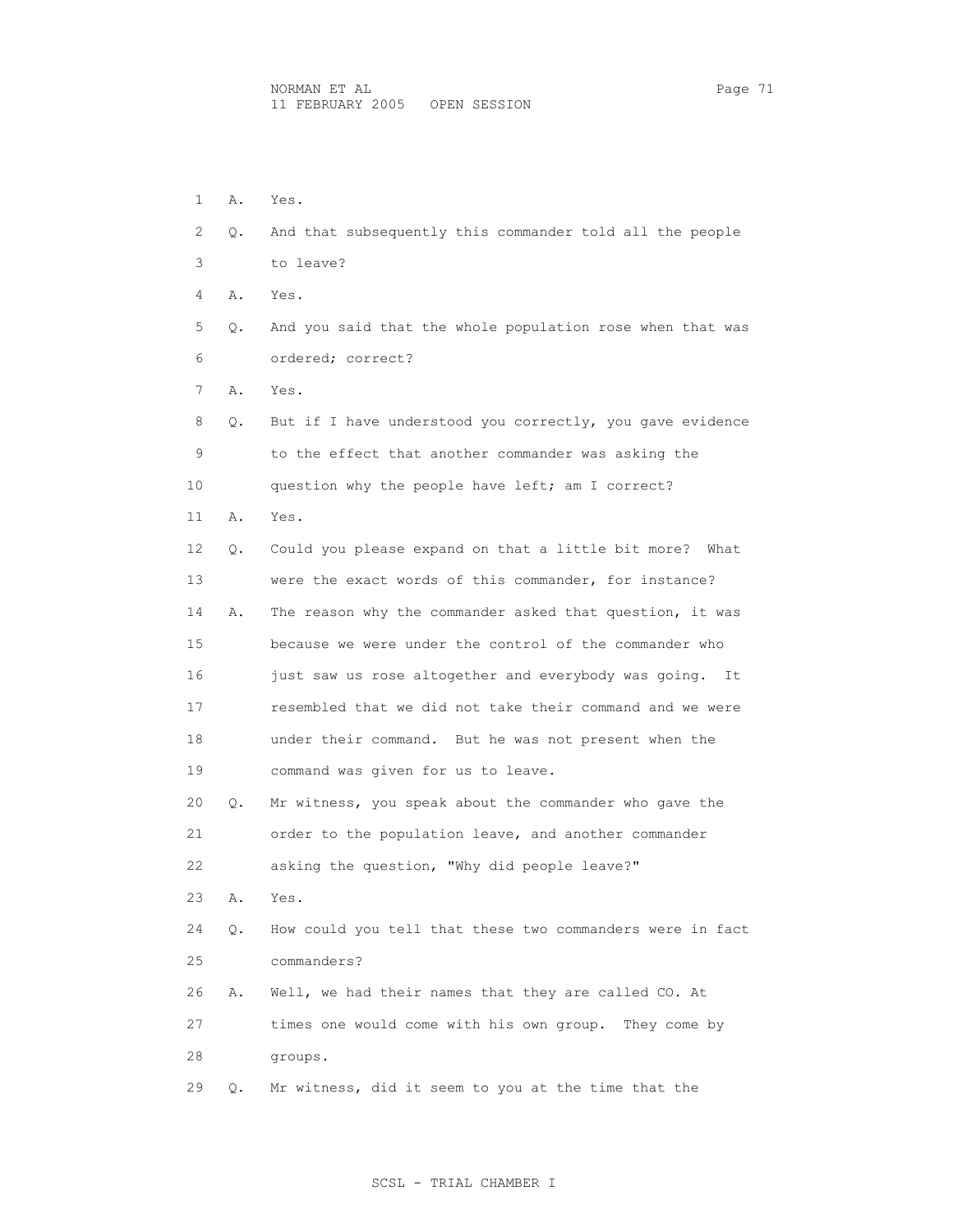1 A. Yes.

2 Q. And that subsequently this commander told all the people
3 to leave?

4 A. Yes.

5 Q. And you said that the whole population rose when that was
6 ordered; correct?

7 A. Yes.

8 Q. But if I have understood you correctly, you gave evidence
9 to the effect that another commander was asking the
10 question why the people have left; am I correct?

11 A. Yes.

12 Q. Could you please expand on that a little bit more? What
13 were the exact words of this commander, for instance?

14 A. The reason why the commander asked that question, it was
15 because we were under the control of the commander who
16 just saw us rose altogether and everybody was going. It
17 resembled that we did not take their command and we were
18 under their command. But he was not present when the
19 command was given for us to leave.

20 Q. Mr witness, you speak about the commander who gave the
21 order to the population leave, and another commander
22 asking the question, "Why did people leave?"

23 A. Yes.

24 Q. How could you tell that these two commanders were in fact
25 commanders?

26 A. Well, we had their names that they are called CO. At
27 times one would come with his own group. They come by
28 groups.

29 Q. Mr witness, did it seem to you at the time that the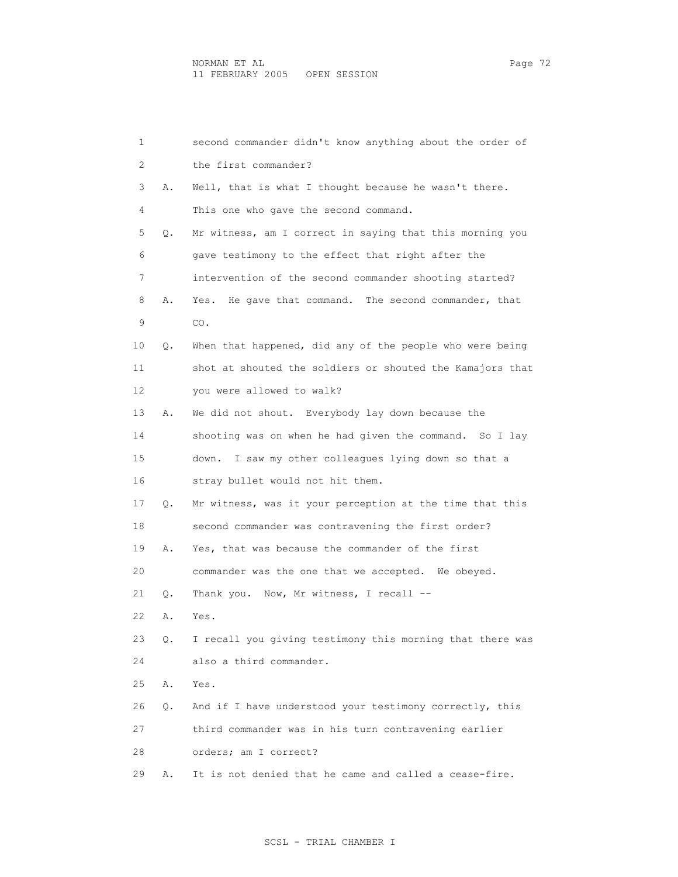1 second commander didn't know anything about the order of
2 the first commander?
3 A. Well, that is what I thought because he wasn't there.
4 This one who gave the second command.
5 Q. Mr witness, am I correct in saying that this morning you
6 gave testimony to the effect that right after the
7 intervention of the second commander shooting started?
8 A. Yes. He gave that command. The second commander, that
9 CO.
10 Q. When that happened, did any of the people who were being
11 shot at shouted the soldiers or shouted the Kamajors that
12 you were allowed to walk?
13 A. We did not shout. Everybody lay down because the
14 shooting was on when he had given the command. So I lay
15 down. I saw my other colleagues lying down so that a
16 stray bullet would not hit them.
17 Q. Mr witness, was it your perception at the time that this
18 second commander was contravening the first order?
19 A. Yes, that was because the commander of the first
20 commander was the one that we accepted. We obeyed.
21 Q. Thank you. Now, Mr witness, I recall --
22 A. Yes.
23 Q. I recall you giving testimony this morning that there was
24 also a third commander.
25 A. Yes.
26 Q. And if I have understood your testimony correctly, this
27 third commander was in his turn contravening earlier
28 orders; am I correct?
29 A. It is not denied that he came and called a cease-fire.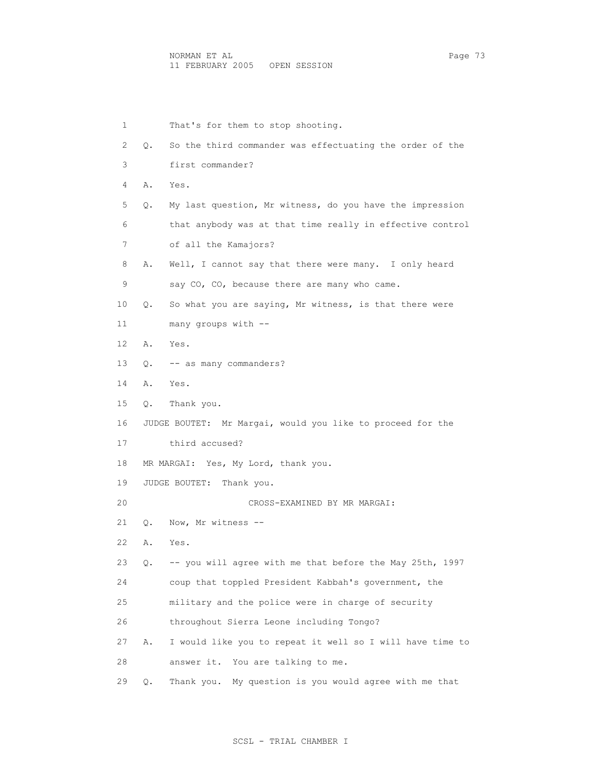That's for them to stop shooting.

Q. So the third commander was effectuating the order of the first commander?

A. Yes.

Q. My last question, Mr witness, do you have the impression that anybody was at that time really in effective control of all the Kamajors?

A. Well, I cannot say that there were many. I only heard say CO, CO, because there are many who came.

Q. So what you are saying, Mr witness, is that there were many groups with --

A. Yes.

Q. -- as many commanders?

A. Yes.

Q. Thank you.

JUDGE BOUTET: Mr Margai, would you like to proceed for the third accused?

MR MARGAI: Yes, My Lord, thank you.

JUDGE BOUTET: Thank you.

CROSS-EXAMINED BY MR MARGAI:

Q. Now, Mr witness --

A. Yes.

Q. -- you will agree with me that before the May 25th, 1997 coup that toppled President Kabbah's government, the military and the police were in charge of security throughout Sierra Leone including Tongo?

A. I would like you to repeat it well so I will have time to answer it. You are talking to me.

Q. Thank you. My question is you would agree with me that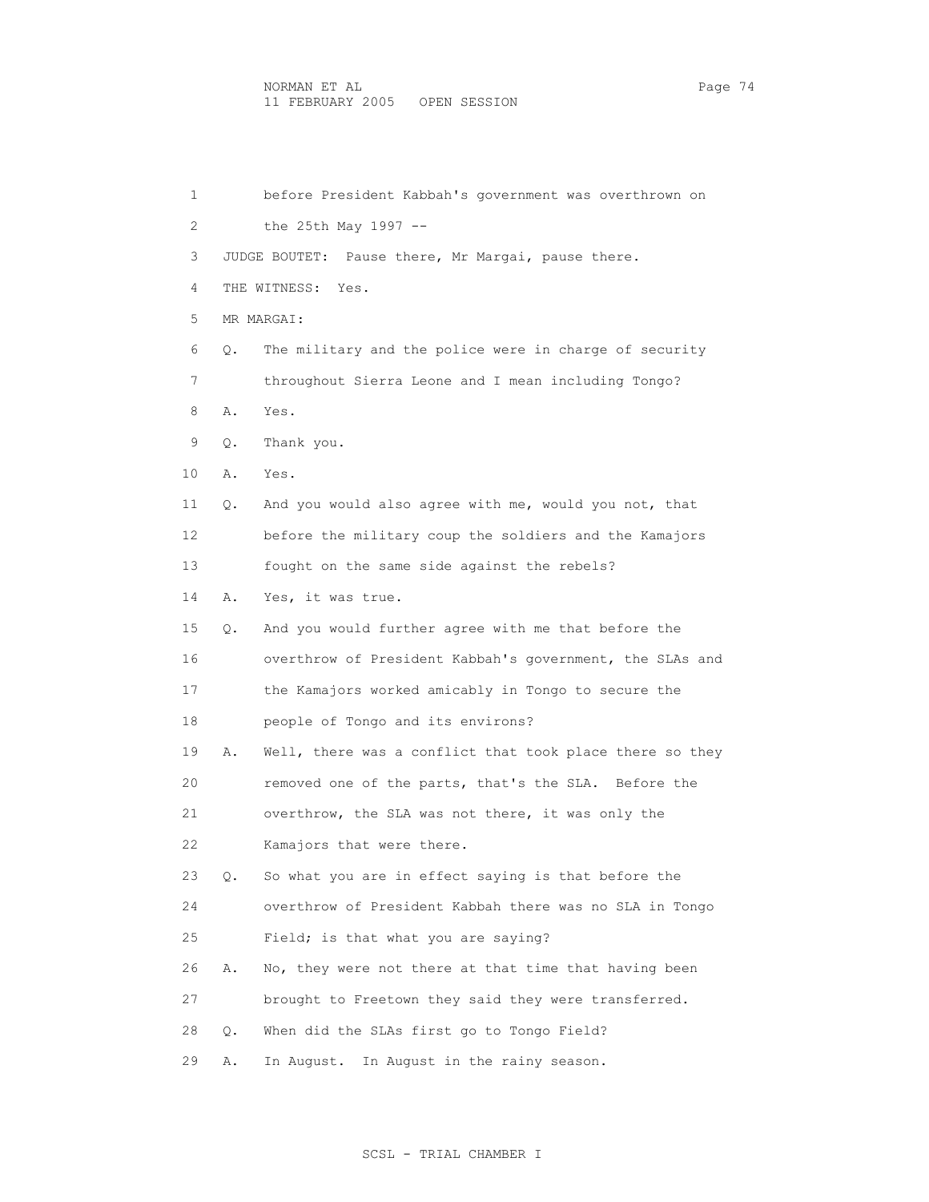before President Kabbah's government was overthrown on the 25th May 1997 --

JUDGE BOUTET: Pause there, Mr Margai, pause there.

THE WITNESS: Yes.

MR MARGAI:

Q. The military and the police were in charge of security throughout Sierra Leone and I mean including Tongo?

A. Yes.

Q. Thank you.

A. Yes.

Q. And you would also agree with me, would you not, that before the military coup the soldiers and the Kamajors fought on the same side against the rebels?

A. Yes, it was true.

Q. And you would further agree with me that before the overthrow of President Kabbah's government, the SLAs and the Kamajors worked amicably in Tongo to secure the people of Tongo and its environs?

A. Well, there was a conflict that took place there so they removed one of the parts, that's the SLA. Before the overthrow, the SLA was not there, it was only the Kamajors that were there.

Q. So what you are in effect saying is that before the overthrow of President Kabbah there was no SLA in Tongo Field; is that what you are saying?

A. No, they were not there at that time that having been brought to Freetown they said they were transferred.

Q. When did the SLAs first go to Tongo Field?

A. In August. In August in the rainy season.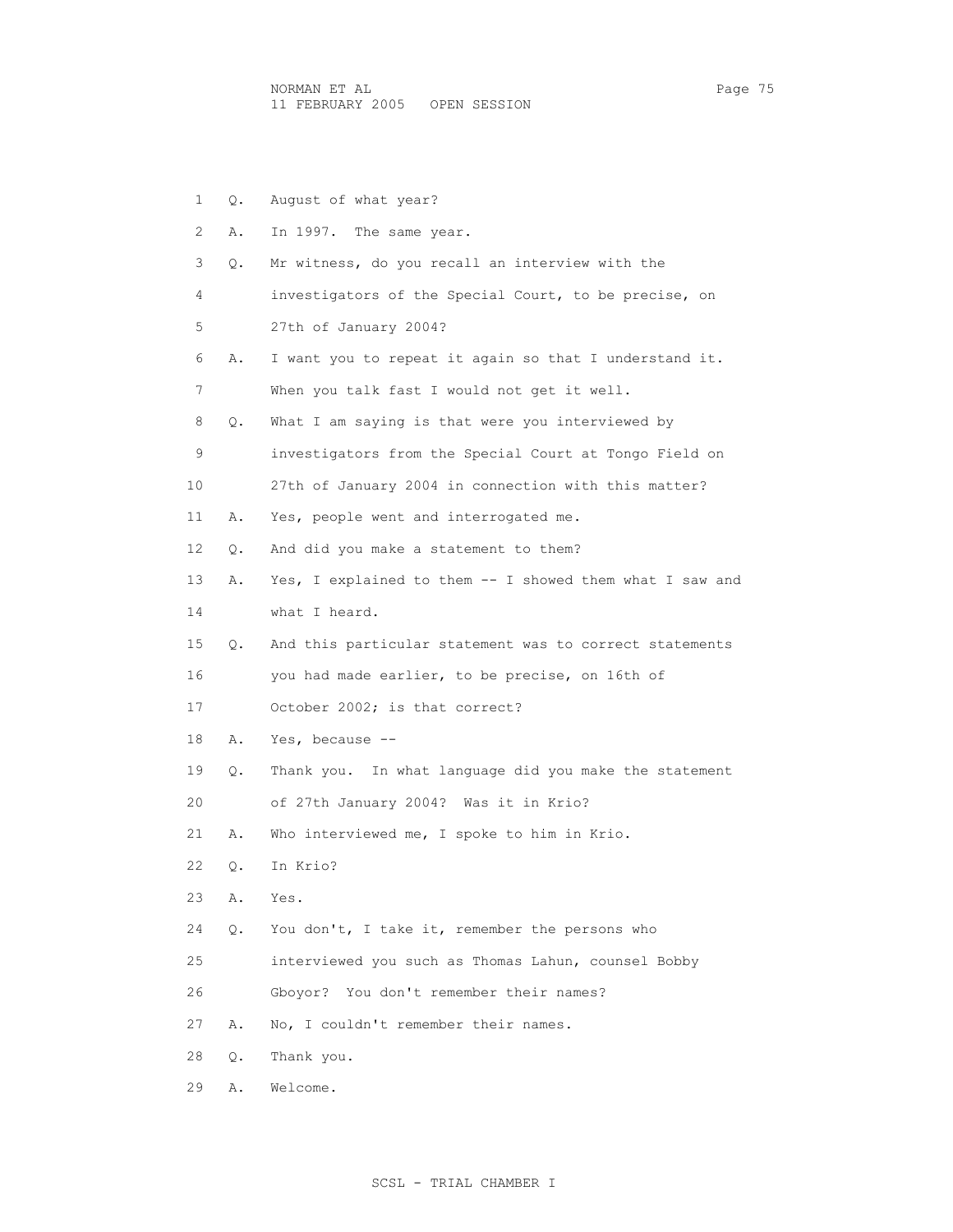1 Q. August of what year?

2 A. In 1997. The same year.

3 Q. Mr witness, do you recall an interview with the

4 investigators of the Special Court, to be precise, on

5 27th of January 2004?

6 A. I want you to repeat it again so that I understand it.

7 When you talk fast I would not get it well.

8 Q. What I am saying is that were you interviewed by

9 investigators from the Special Court at Tongo Field on

10 27th of January 2004 in connection with this matter?

11 A. Yes, people went and interrogated me.

12 Q. And did you make a statement to them?

13 A. Yes, I explained to them -- I showed them what I saw and

14 what I heard.

15 Q. And this particular statement was to correct statements

16 you had made earlier, to be precise, on 16th of

17 October 2002; is that correct?

18 A. Yes, because --

19 Q. Thank you. In what language did you make the statement

20 of 27th January 2004? Was it in Krio?

21 A. Who interviewed me, I spoke to him in Krio.

22 Q. In Krio?

23 A. Yes.

24 Q. You don't, I take it, remember the persons who

25 interviewed you such as Thomas Lahun, counsel Bobby

26 Gboyor? You don't remember their names?

27 A. No, I couldn't remember their names.

28 Q. Thank you.

29 A. Welcome.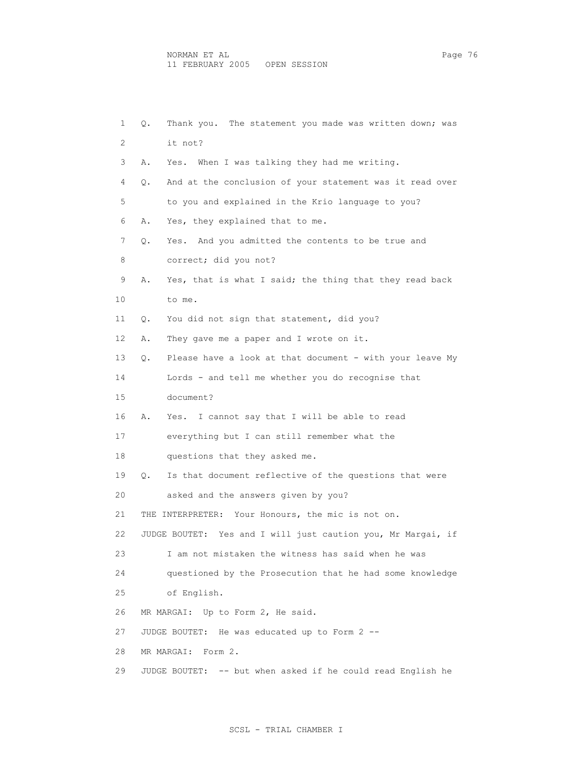1 Q. Thank you. The statement you made was written down; was
2 it not?
3 A. Yes. When I was talking they had me writing.
4 Q. And at the conclusion of your statement was it read over
5 to you and explained in the Krio language to you?
6 A. Yes, they explained that to me.
7 Q. Yes. And you admitted the contents to be true and
8 correct; did you not?
9 A. Yes, that is what I said; the thing that they read back
10 to me.
11 Q. You did not sign that statement, did you?
12 A. They gave me a paper and I wrote on it.
13 Q. Please have a look at that document - with your leave My
14 Lords - and tell me whether you do recognise that
15 document?
16 A. Yes. I cannot say that I will be able to read
17 everything but I can still remember what the
18 questions that they asked me.
19 Q. Is that document reflective of the questions that were
20 asked and the answers given by you?
21 THE INTERPRETER: Your Honours, the mic is not on.
22 JUDGE BOUTET: Yes and I will just caution you, Mr Margai, if
23 I am not mistaken the witness has said when he was
24 questioned by the Prosecution that he had some knowledge
25 of English.
26 MR MARGAI: Up to Form 2, He said.
27 JUDGE BOUTET: He was educated up to Form 2 --
28 MR MARGAI: Form 2.
29 JUDGE BOUTET: -- but when asked if he could read English he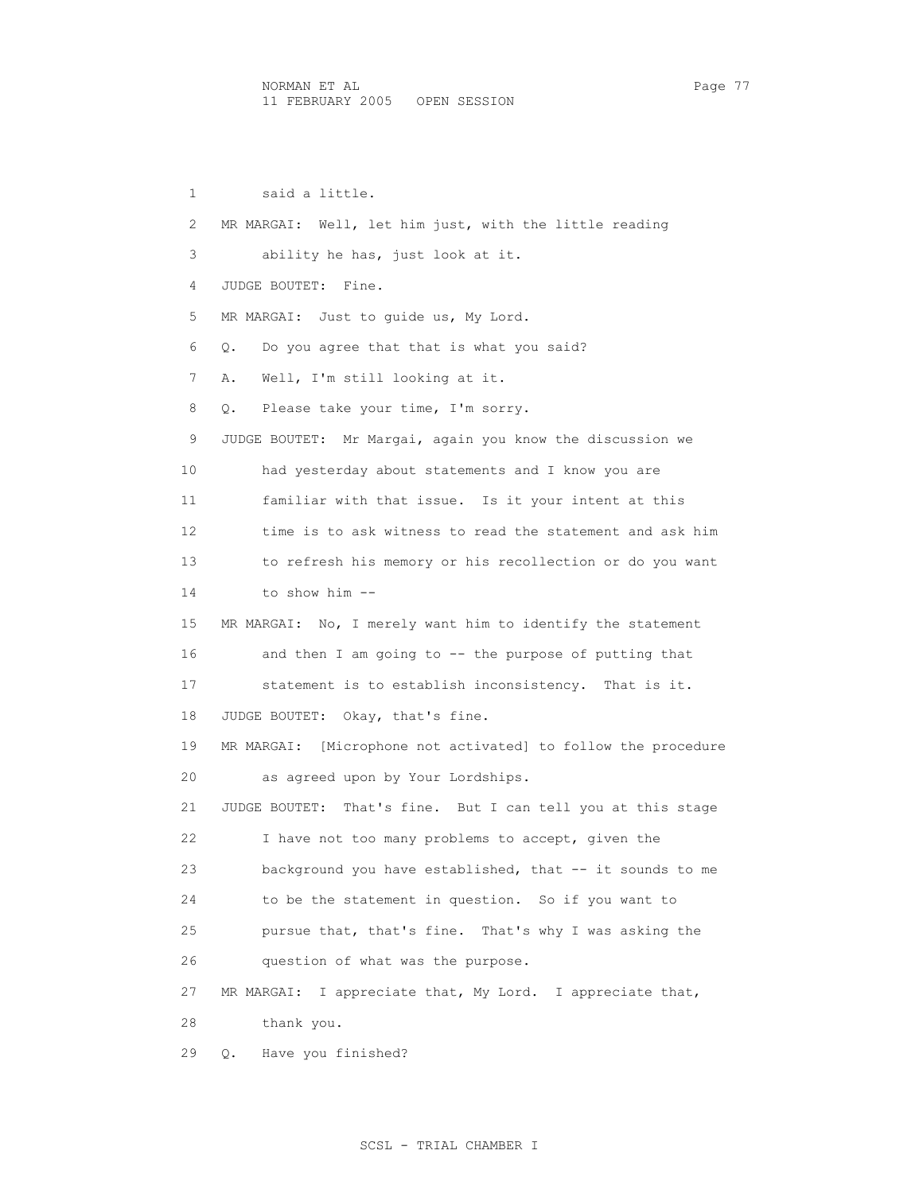said a little.

MR MARGAI: Well, let him just, with the little reading ability he has, just look at it.

JUDGE BOUTET: Fine.

MR MARGAI: Just to guide us, My Lord.

Q. Do you agree that that is what you said?

A. Well, I'm still looking at it.

Q. Please take your time, I'm sorry.

JUDGE BOUTET: Mr Margai, again you know the discussion we had yesterday about statements and I know you are familiar with that issue. Is it your intent at this time is to ask witness to read the statement and ask him to refresh his memory or his recollection or do you want to show him --

MR MARGAI: No, I merely want him to identify the statement and then I am going to -- the purpose of putting that statement is to establish inconsistency. That is it.

JUDGE BOUTET: Okay, that's fine.

MR MARGAI: [Microphone not activated] to follow the procedure as agreed upon by Your Lordships.

JUDGE BOUTET: That's fine. But I can tell you at this stage I have not too many problems to accept, given the background you have established, that -- it sounds to me to be the statement in question. So if you want to pursue that, that's fine. That's why I was asking the question of what was the purpose.

MR MARGAI: I appreciate that, My Lord. I appreciate that, thank you.

Q. Have you finished?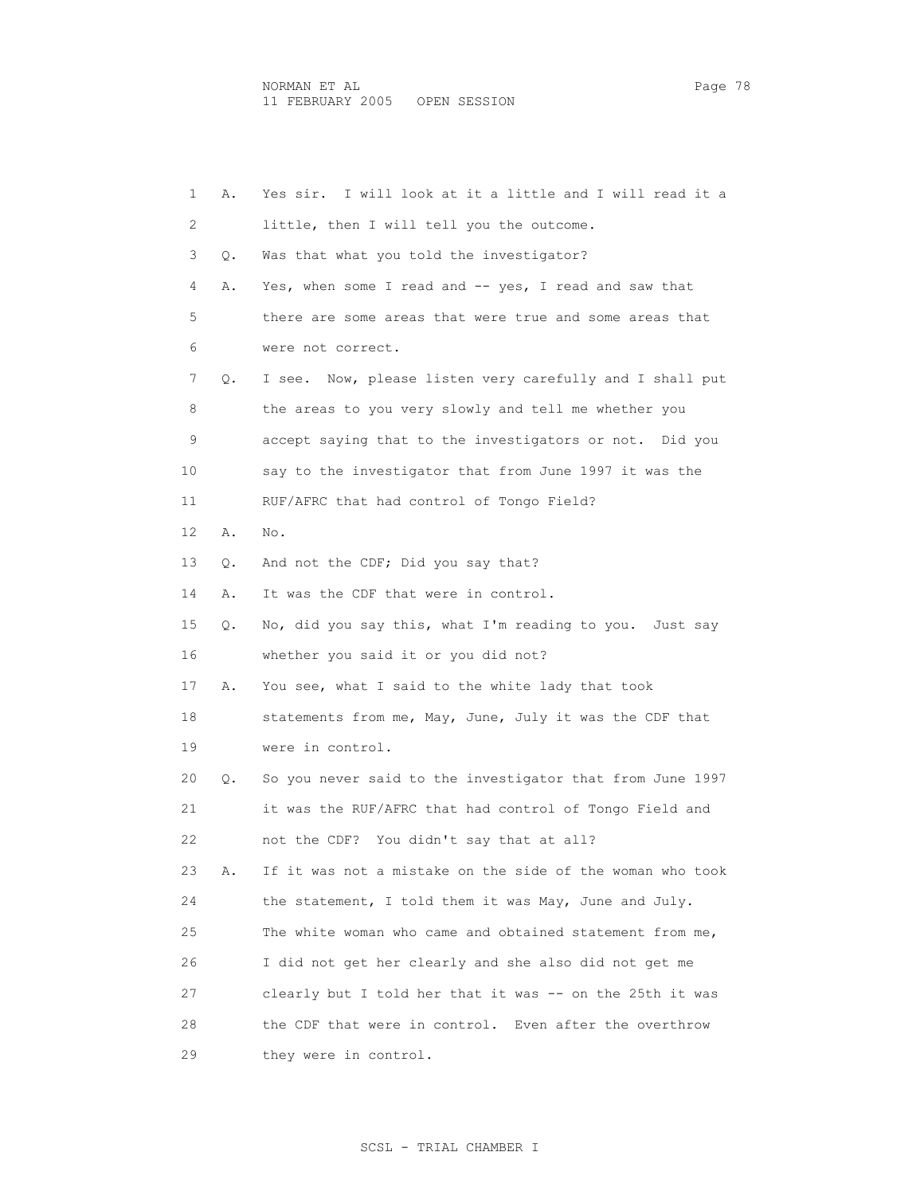1 A. Yes sir. I will look at it a little and I will read it a
2 little, then I will tell you the outcome.
3 Q. Was that what you told the investigator?
4 A. Yes, when some I read and -- yes, I read and saw that
5 there are some areas that were true and some areas that
6 were not correct.
7 Q. I see. Now, please listen very carefully and I shall put
8 the areas to you very slowly and tell me whether you
9 accept saying that to the investigators or not. Did you
10 say to the investigator that from June 1997 it was the
11 RUF/AFRC that had control of Tongo Field?
12 A. No.
13 Q. And not the CDF; Did you say that?
14 A. It was the CDF that were in control.
15 Q. No, did you say this, what I'm reading to you. Just say
16 whether you said it or you did not?
17 A. You see, what I said to the white lady that took
18 statements from me, May, June, July it was the CDF that
19 were in control.
20 Q. So you never said to the investigator that from June 1997
21 it was the RUF/AFRC that had control of Tongo Field and
22 not the CDF? You didn't say that at all?
23 A. If it was not a mistake on the side of the woman who took
24 the statement, I told them it was May, June and July.
25 The white woman who came and obtained statement from me,
26 I did not get her clearly and she also did not get me
27 clearly but I told her that it was -- on the 25th it was
28 the CDF that were in control. Even after the overthrow
29 they were in control.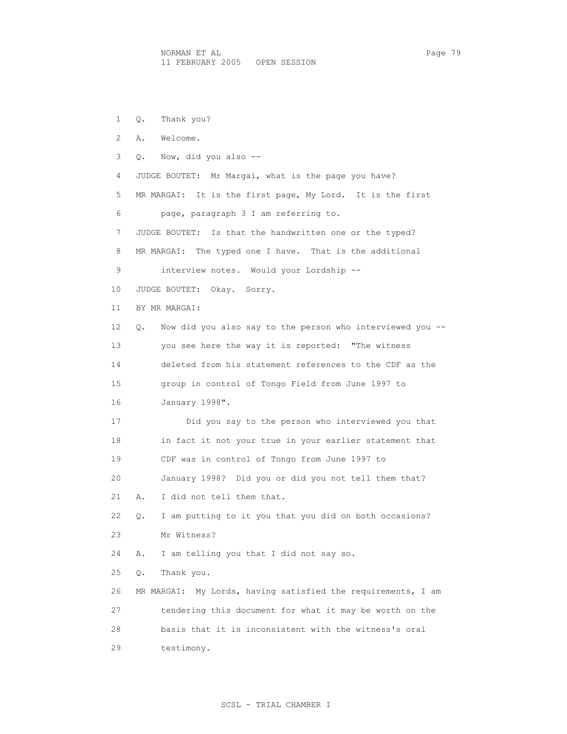1 Q. Thank you?

2 A. Welcome.

3 Q. Now, did you also --

4 JUDGE BOUTET: Mr Margai, what is the page you have?

5 MR MARGAI: It is the first page, My Lord. It is the first

6 page, paragraph 3 I am referring to.

7 JUDGE BOUTET: Is that the handwritten one or the typed?

8 MR MARGAI: The typed one I have. That is the additional

9 interview notes. Would your Lordship --

10 JUDGE BOUTET: Okay. Sorry.

11 BY MR MARGAI:

12 Q. Now did you also say to the person who interviewed you --

13 you see here the way it is reported: "The witness

14 deleted from his statement references to the CDF as the

15 group in control of Tongo Field from June 1997 to

16 January 1998".

17 Did you say to the person who interviewed you that

18 in fact it not your true in your earlier statement that

19 CDF was in control of Tongo from June 1997 to

20 January 1998? Did you or did you not tell them that?

21 A. I did not tell them that.

22 Q. I am putting to it you that you did on both occasions?

23 Mr Witness?

24 A. I am telling you that I did not say so.

25 Q. Thank you.

26 MR MARGAI: My Lords, having satisfied the requirements, I am

27 tendering this document for what it may be worth on the

28 basis that it is inconsistent with the witness's oral

29 testimony.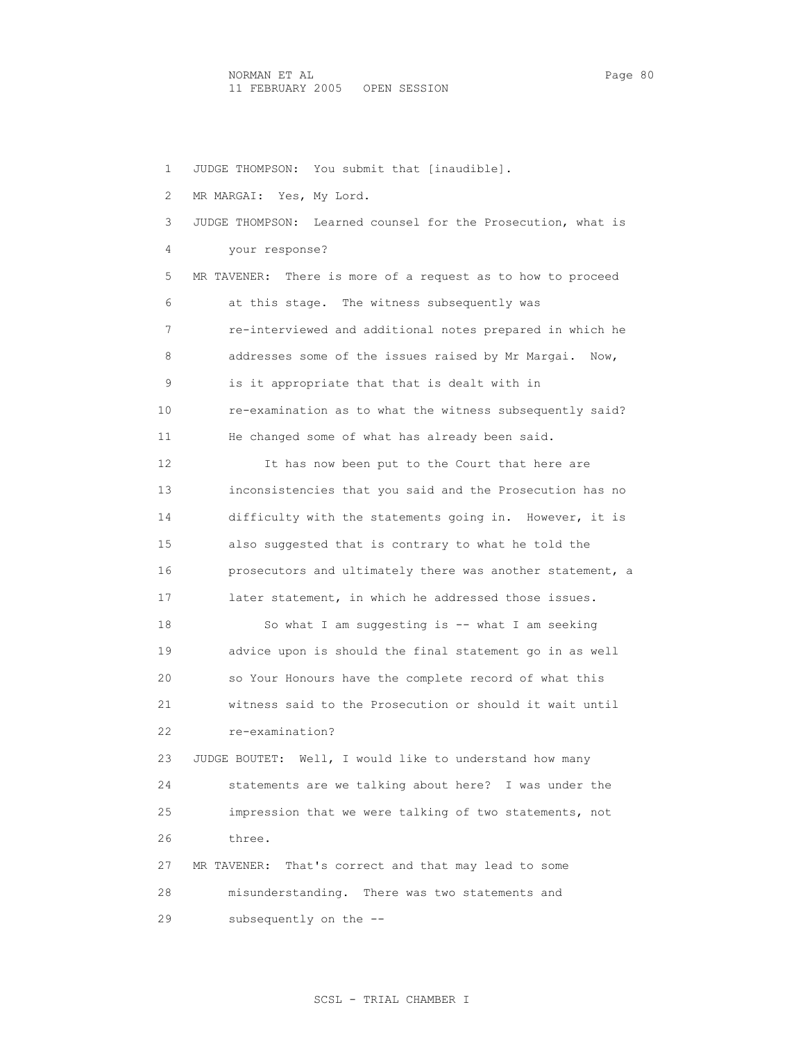1 JUDGE THOMPSON: You submit that [inaudible].

2 MR MARGAI: Yes, My Lord.

3 JUDGE THOMPSON: Learned counsel for the Prosecution, what is

4 your response?

5 MR TAVENER: There is more of a request as to how to proceed

6 at this stage. The witness subsequently was

7 re-interviewed and additional notes prepared in which he

8 addresses some of the issues raised by Mr Margai. Now,

9 is it appropriate that that is dealt with in

10 re-examination as to what the witness subsequently said?

11 He changed some of what has already been said.

12 It has now been put to the Court that here are

13 inconsistencies that you said and the Prosecution has no

14 difficulty with the statements going in. However, it is

15 also suggested that is contrary to what he told the

16 prosecutors and ultimately there was another statement, a

17 later statement, in which he addressed those issues.

18 So what I am suggesting is -- what I am seeking

19 advice upon is should the final statement go in as well

20 so Your Honours have the complete record of what this

21 witness said to the Prosecution or should it wait until

22 re-examination?

23 JUDGE BOUTET: Well, I would like to understand how many

24 statements are we talking about here? I was under the

25 impression that we were talking of two statements, not

26 three.

27 MR TAVENER: That's correct and that may lead to some

28 misunderstanding. There was two statements and

29 subsequently on the --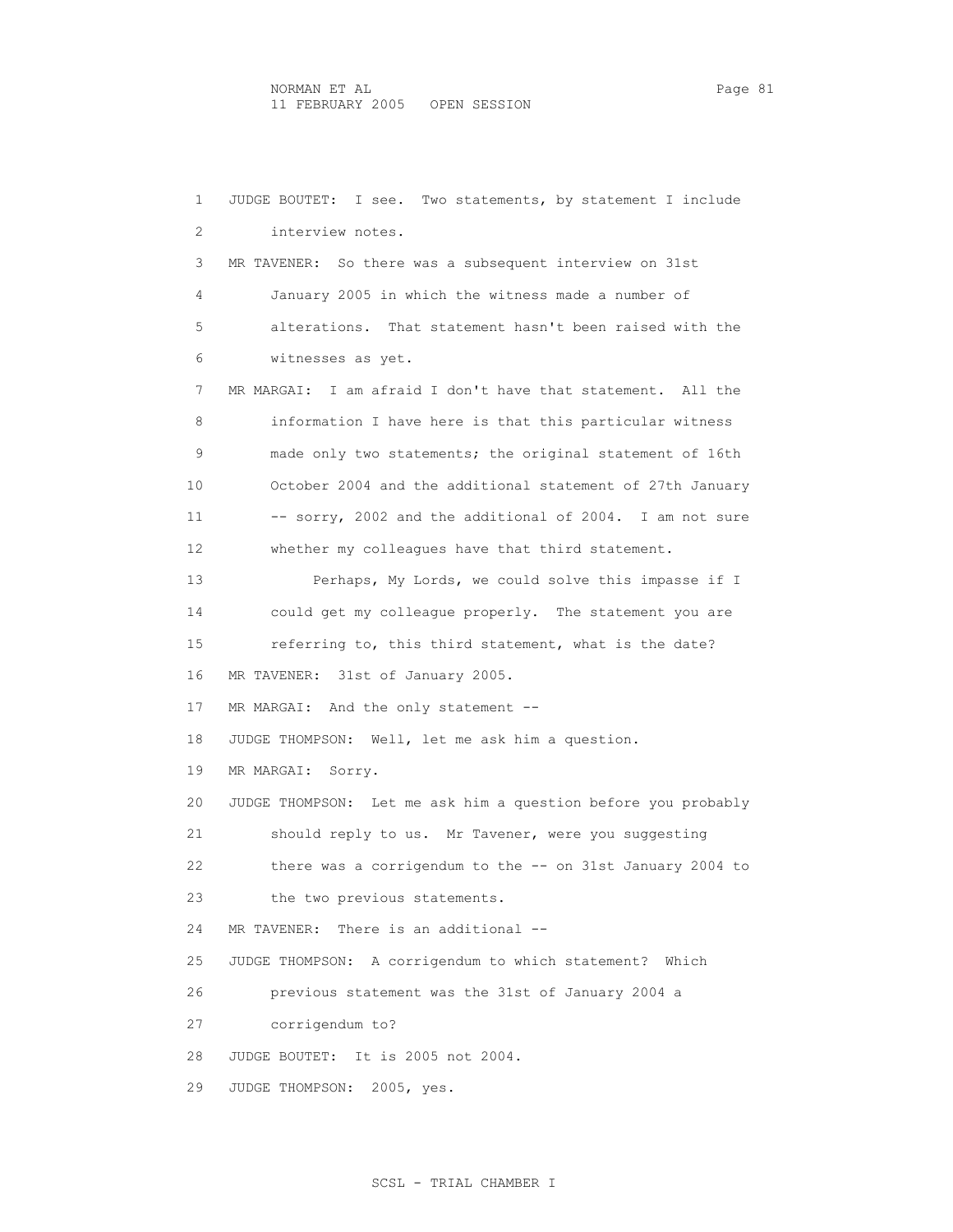JUDGE BOUTET: I see. Two statements, by statement I include interview notes.

MR TAVENER: So there was a subsequent interview on 31st January 2005 in which the witness made a number of alterations. That statement hasn't been raised with the witnesses as yet.

MR MARGAI: I am afraid I don't have that statement. All the information I have here is that this particular witness made only two statements; the original statement of 16th October 2004 and the additional statement of 27th January -- sorry, 2002 and the additional of 2004. I am not sure whether my colleagues have that third statement.

Perhaps, My Lords, we could solve this impasse if I could get my colleague properly. The statement you are referring to, this third statement, what is the date?

MR TAVENER: 31st of January 2005.

MR MARGAI: And the only statement --

JUDGE THOMPSON: Well, let me ask him a question.

MR MARGAI: Sorry.

JUDGE THOMPSON: Let me ask him a question before you probably should reply to us. Mr Tavener, were you suggesting there was a corrigendum to the -- on 31st January 2004 to the two previous statements.

MR TAVENER: There is an additional --

JUDGE THOMPSON: A corrigendum to which statement? Which previous statement was the 31st of January 2004 a corrigendum to?

JUDGE BOUTET: It is 2005 not 2004.

JUDGE THOMPSON: 2005, yes.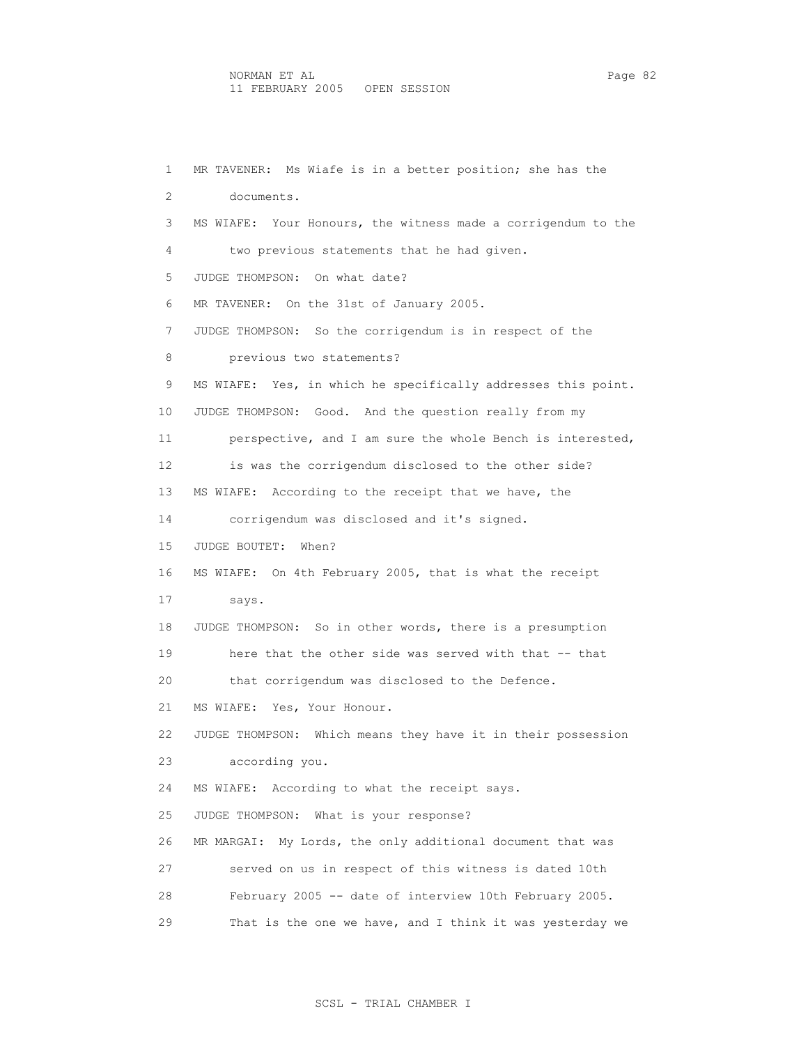MR TAVENER: Ms Wiafe is in a better position; she has the documents.

MS WIAFE: Your Honours, the witness made a corrigendum to the two previous statements that he had given.

JUDGE THOMPSON: On what date?

MR TAVENER: On the 31st of January 2005.

JUDGE THOMPSON: So the corrigendum is in respect of the previous two statements?

MS WIAFE: Yes, in which he specifically addresses this point.

JUDGE THOMPSON: Good. And the question really from my perspective, and I am sure the whole Bench is interested, is was the corrigendum disclosed to the other side?

MS WIAFE: According to the receipt that we have, the corrigendum was disclosed and it's signed.

JUDGE BOUTET: When?

MS WIAFE: On 4th February 2005, that is what the receipt says.

JUDGE THOMPSON: So in other words, there is a presumption here that the other side was served with that -- that that corrigendum was disclosed to the Defence.

MS WIAFE: Yes, Your Honour.

JUDGE THOMPSON: Which means they have it in their possession according you.

MS WIAFE: According to what the receipt says.

JUDGE THOMPSON: What is your response?

MR MARGAI: My Lords, the only additional document that was served on us in respect of this witness is dated 10th February 2005 -- date of interview 10th February 2005. That is the one we have, and I think it was yesterday we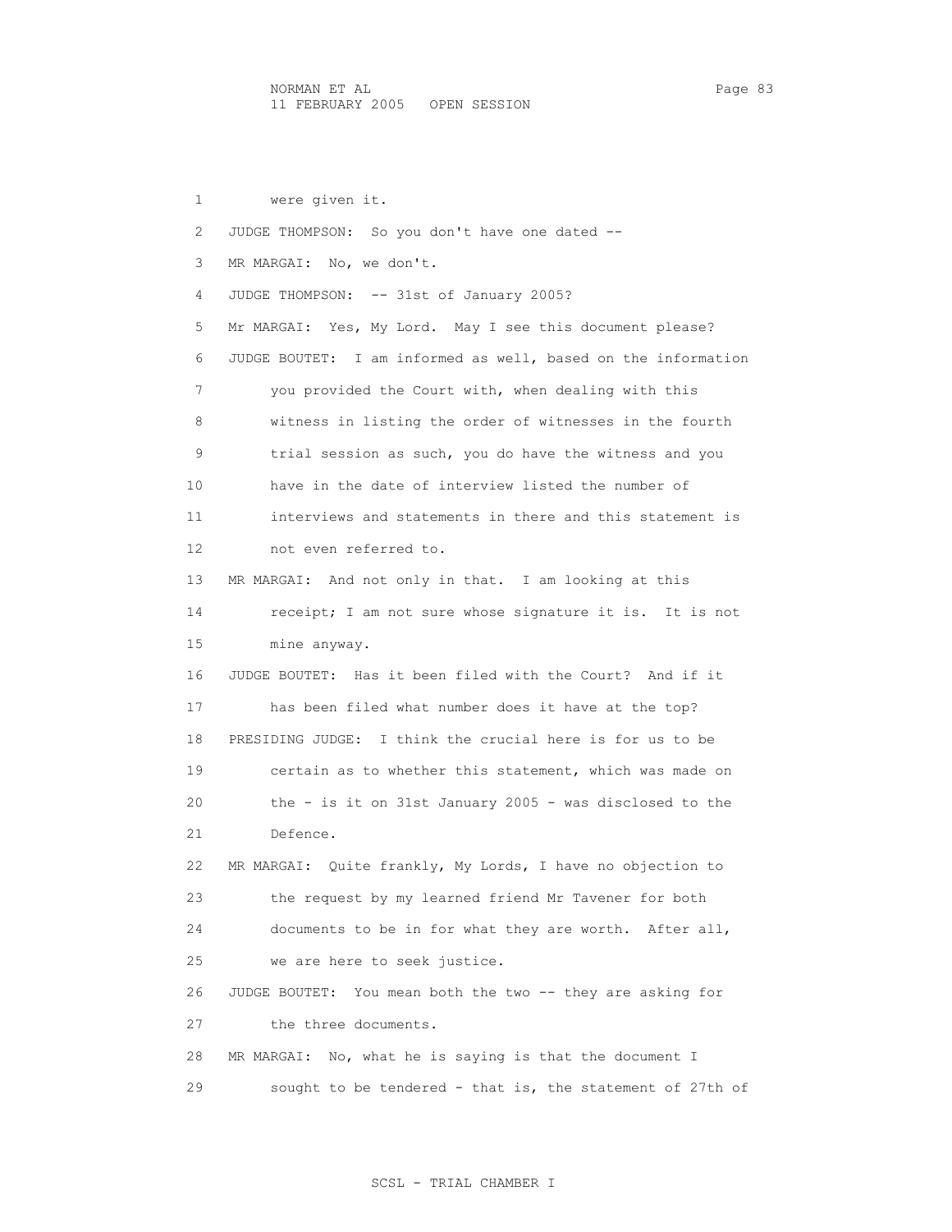were given it.

JUDGE THOMPSON: So you don't have one dated --

MR MARGAI: No, we don't.

JUDGE THOMPSON: -- 31st of January 2005?

Mr MARGAI: Yes, My Lord. May I see this document please?

JUDGE BOUTET: I am informed as well, based on the information you provided the Court with, when dealing with this witness in listing the order of witnesses in the fourth trial session as such, you do have the witness and you have in the date of interview listed the number of interviews and statements in there and this statement is not even referred to.

MR MARGAI: And not only in that. I am looking at this receipt; I am not sure whose signature it is. It is not mine anyway.

JUDGE BOUTET: Has it been filed with the Court? And if it has been filed what number does it have at the top?

PRESIDING JUDGE: I think the crucial here is for us to be certain as to whether this statement, which was made on the - is it on 31st January 2005 - was disclosed to the Defence.

MR MARGAI: Quite frankly, My Lords, I have no objection to the request by my learned friend Mr Tavener for both documents to be in for what they are worth. After all, we are here to seek justice.

JUDGE BOUTET: You mean both the two -- they are asking for the three documents.

MR MARGAI: No, what he is saying is that the document I sought to be tendered - that is, the statement of 27th of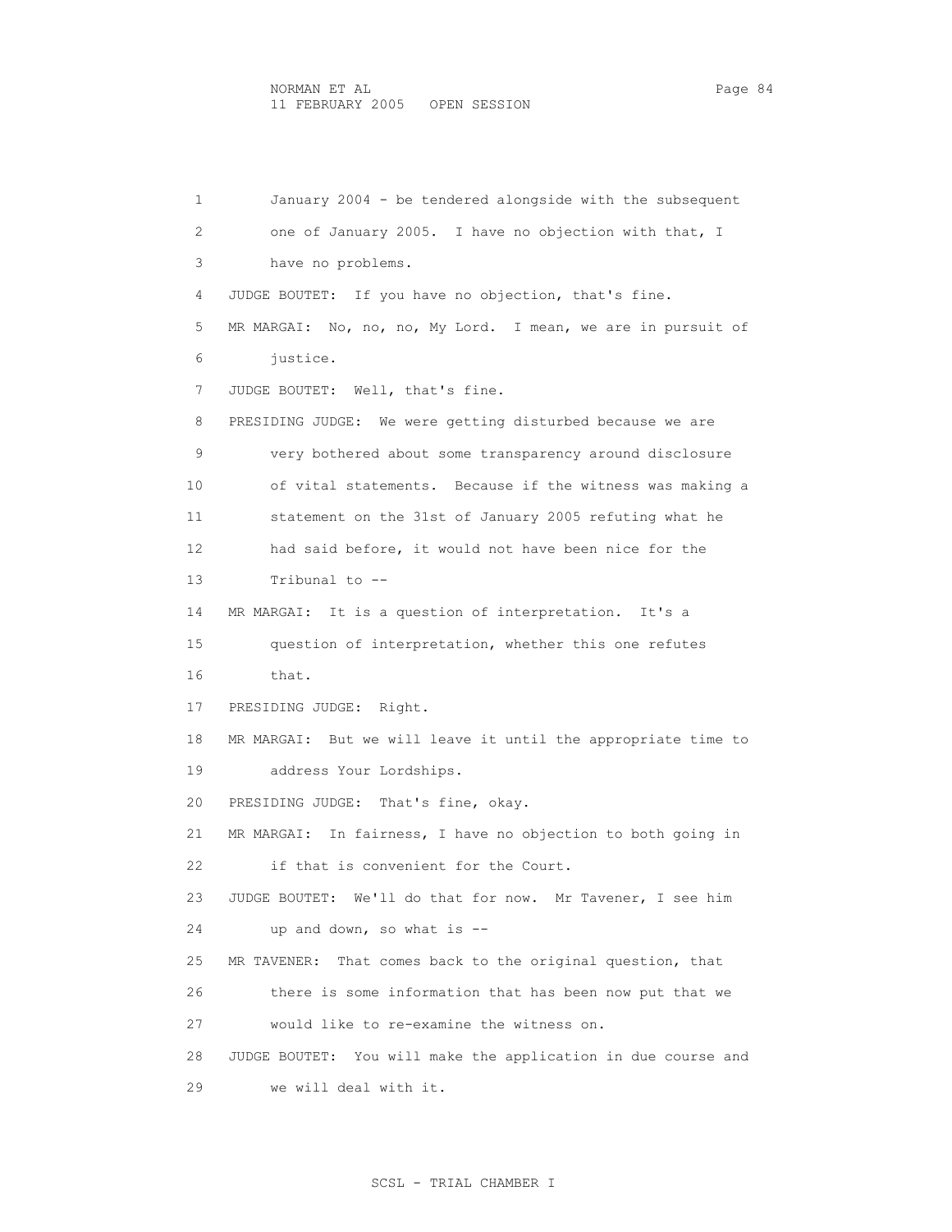January 2004 - be tendered alongside with the subsequent one of January 2005. I have no objection with that, I have no problems.

JUDGE BOUTET: If you have no objection, that's fine.

MR MARGAI: No, no, no, My Lord. I mean, we are in pursuit of justice.

JUDGE BOUTET: Well, that's fine.

PRESIDING JUDGE: We were getting disturbed because we are very bothered about some transparency around disclosure of vital statements. Because if the witness was making a statement on the 31st of January 2005 refuting what he had said before, it would not have been nice for the Tribunal to --

MR MARGAI: It is a question of interpretation. It's a question of interpretation, whether this one refutes that.

PRESIDING JUDGE: Right.

MR MARGAI: But we will leave it until the appropriate time to address Your Lordships.

PRESIDING JUDGE: That's fine, okay.

MR MARGAI: In fairness, I have no objection to both going in if that is convenient for the Court.

JUDGE BOUTET: We'll do that for now. Mr Tavener, I see him up and down, so what is --

MR TAVENER: That comes back to the original question, that there is some information that has been now put that we would like to re-examine the witness on.

JUDGE BOUTET: You will make the application in due course and we will deal with it.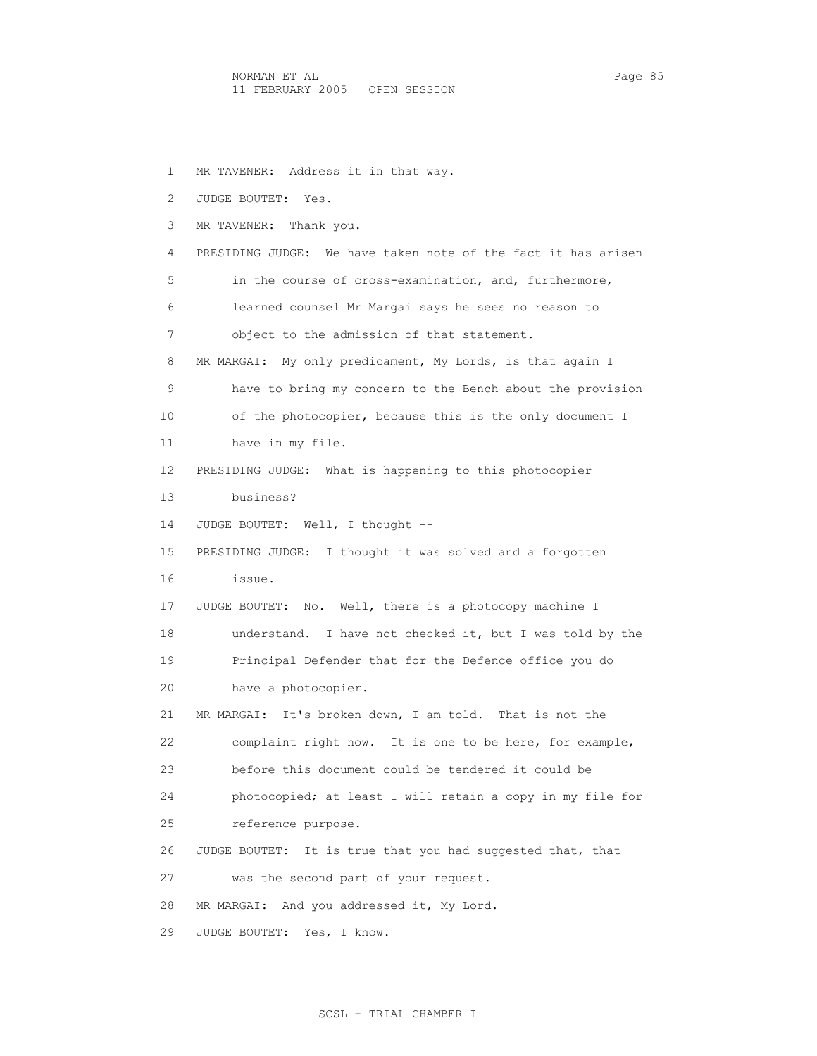1 MR TAVENER: Address it in that way.

2 JUDGE BOUTET: Yes.

3 MR TAVENER: Thank you.

4 PRESIDING JUDGE: We have taken note of the fact it has arisen
5 in the course of cross-examination, and, furthermore,
6 learned counsel Mr Margai says he sees no reason to
7 object to the admission of that statement.

8 MR MARGAI: My only predicament, My Lords, is that again I
9 have to bring my concern to the Bench about the provision
10 of the photocopier, because this is the only document I
11 have in my file.

12 PRESIDING JUDGE: What is happening to this photocopier
13 business?

14 JUDGE BOUTET: Well, I thought --

15 PRESIDING JUDGE: I thought it was solved and a forgotten
16 issue.

17 JUDGE BOUTET: No. Well, there is a photocopy machine I
18 understand. I have not checked it, but I was told by the
19 Principal Defender that for the Defence office you do
20 have a photocopier.

21 MR MARGAI: It's broken down, I am told. That is not the
22 complaint right now. It is one to be here, for example,
23 before this document could be tendered it could be
24 photocopied; at least I will retain a copy in my file for
25 reference purpose.

26 JUDGE BOUTET: It is true that you had suggested that, that
27 was the second part of your request.

28 MR MARGAI: And you addressed it, My Lord.

29 JUDGE BOUTET: Yes, I know.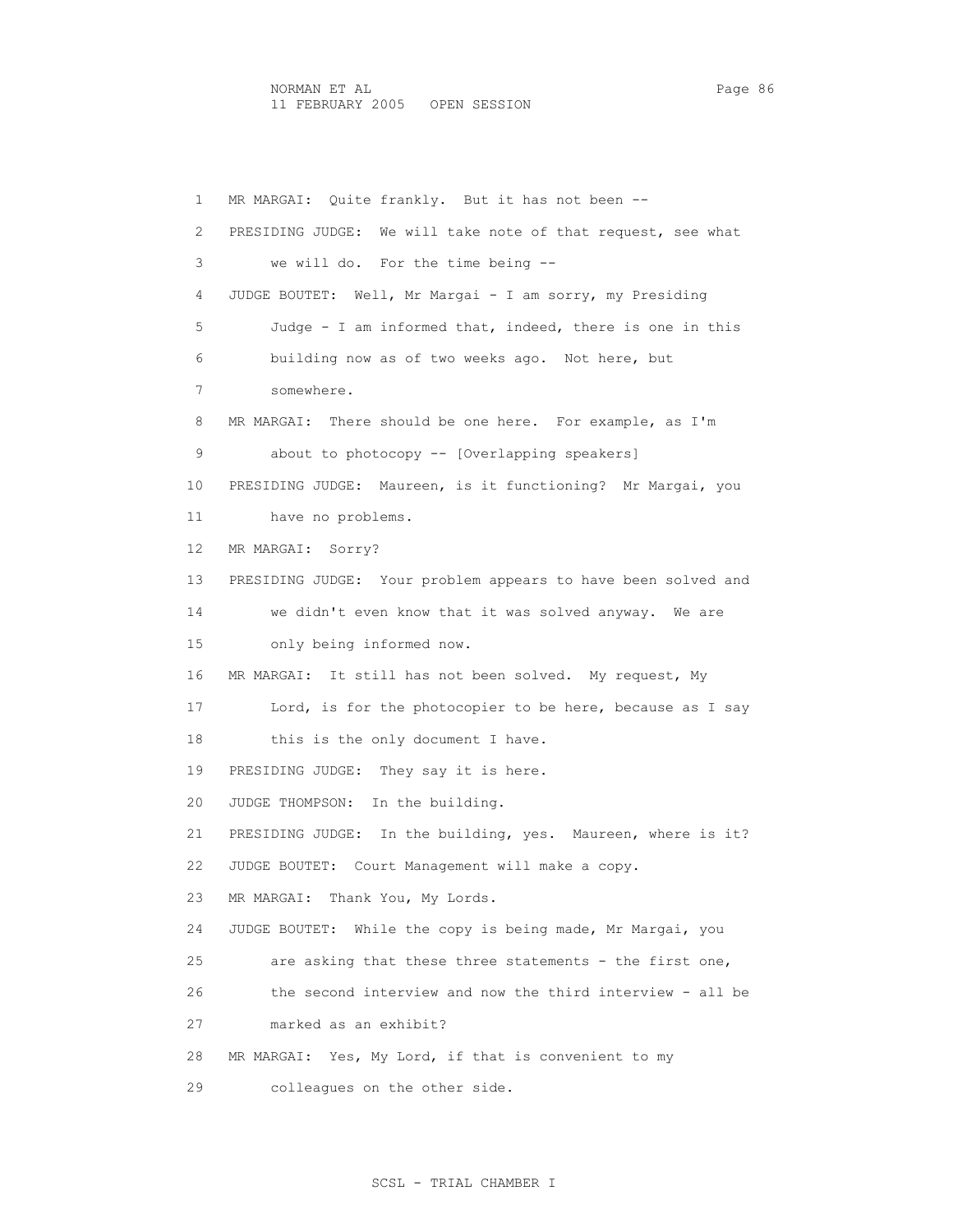MR MARGAI: Quite frankly. But it has not been --

PRESIDING JUDGE: We will take note of that request, see what we will do. For the time being --

JUDGE BOUTET: Well, Mr Margai - I am sorry, my Presiding Judge - I am informed that, indeed, there is one in this building now as of two weeks ago. Not here, but somewhere.

MR MARGAI: There should be one here. For example, as I'm about to photocopy -- [Overlapping speakers]

PRESIDING JUDGE: Maureen, is it functioning? Mr Margai, you have no problems.

MR MARGAI: Sorry?

PRESIDING JUDGE: Your problem appears to have been solved and we didn't even know that it was solved anyway. We are only being informed now.

MR MARGAI: It still has not been solved. My request, My Lord, is for the photocopier to be here, because as I say this is the only document I have.

PRESIDING JUDGE: They say it is here.

JUDGE THOMPSON: In the building.

PRESIDING JUDGE: In the building, yes. Maureen, where is it?

JUDGE BOUTET: Court Management will make a copy.

MR MARGAI: Thank You, My Lords.

JUDGE BOUTET: While the copy is being made, Mr Margai, you are asking that these three statements - the first one, the second interview and now the third interview - all be marked as an exhibit?

MR MARGAI: Yes, My Lord, if that is convenient to my colleagues on the other side.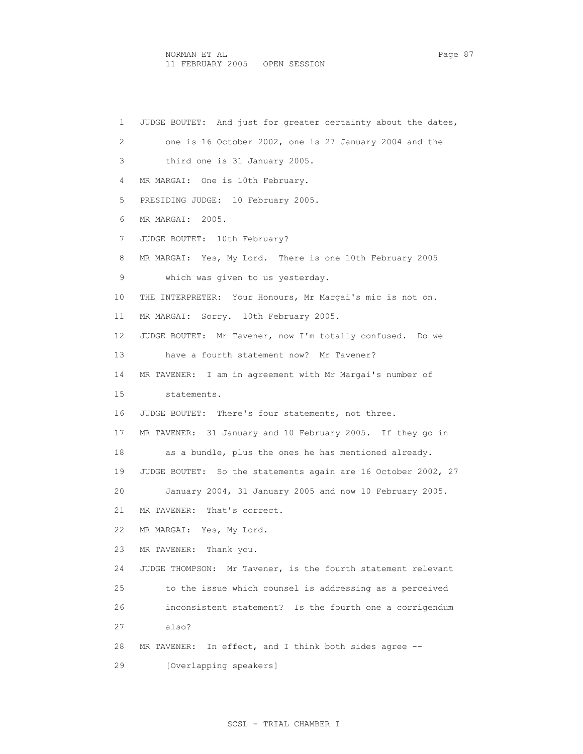JUDGE BOUTET: And just for greater certainty about the dates, one is 16 October 2002, one is 27 January 2004 and the third one is 31 January 2005.

MR MARGAI: One is 10th February.

PRESIDING JUDGE: 10 February 2005.

MR MARGAI: 2005.

JUDGE BOUTET: 10th February?

MR MARGAI: Yes, My Lord. There is one 10th February 2005 which was given to us yesterday.

THE INTERPRETER: Your Honours, Mr Margai's mic is not on.

MR MARGAI: Sorry. 10th February 2005.

JUDGE BOUTET: Mr Tavener, now I'm totally confused. Do we have a fourth statement now? Mr Tavener?

MR TAVENER: I am in agreement with Mr Margai's number of statements.

JUDGE BOUTET: There's four statements, not three.

MR TAVENER: 31 January and 10 February 2005. If they go in as a bundle, plus the ones he has mentioned already.

JUDGE BOUTET: So the statements again are 16 October 2002, 27 January 2004, 31 January 2005 and now 10 February 2005.

MR TAVENER: That's correct.

MR MARGAI: Yes, My Lord.

MR TAVENER: Thank you.

JUDGE THOMPSON: Mr Tavener, is the fourth statement relevant to the issue which counsel is addressing as a perceived inconsistent statement? Is the fourth one a corrigendum also?

MR TAVENER: In effect, and I think both sides agree --

[Overlapping speakers]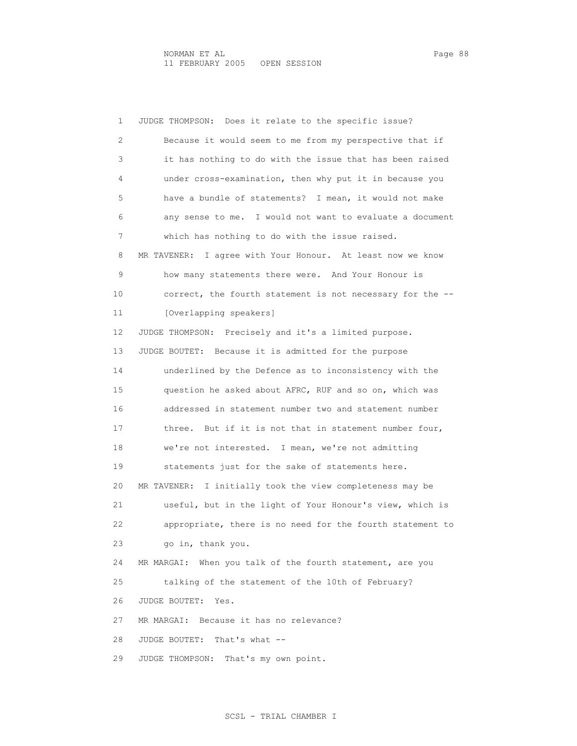1 JUDGE THOMPSON: Does it relate to the specific issue?
2 Because it would seem to me from my perspective that if
3 it has nothing to do with the issue that has been raised
4 under cross-examination, then why put it in because you
5 have a bundle of statements? I mean, it would not make
6 any sense to me. I would not want to evaluate a document
7 which has nothing to do with the issue raised.
8 MR TAVENER: I agree with Your Honour. At least now we know
9 how many statements there were. And Your Honour is
10 correct, the fourth statement is not necessary for the --
11 [Overlapping speakers]
12 JUDGE THOMPSON: Precisely and it's a limited purpose.
13 JUDGE BOUTET: Because it is admitted for the purpose
14 underlined by the Defence as to inconsistency with the
15 question he asked about AFRC, RUF and so on, which was
16 addressed in statement number two and statement number
17 three. But if it is not that in statement number four,
18 we're not interested. I mean, we're not admitting
19 statements just for the sake of statements here.
20 MR TAVENER: I initially took the view completeness may be
21 useful, but in the light of Your Honour's view, which is
22 appropriate, there is no need for the fourth statement to
23 go in, thank you.
24 MR MARGAI: When you talk of the fourth statement, are you
25 talking of the statement of the 10th of February?
26 JUDGE BOUTET: Yes.
27 MR MARGAI: Because it has no relevance?
28 JUDGE BOUTET: That's what --
29 JUDGE THOMPSON: That's my own point.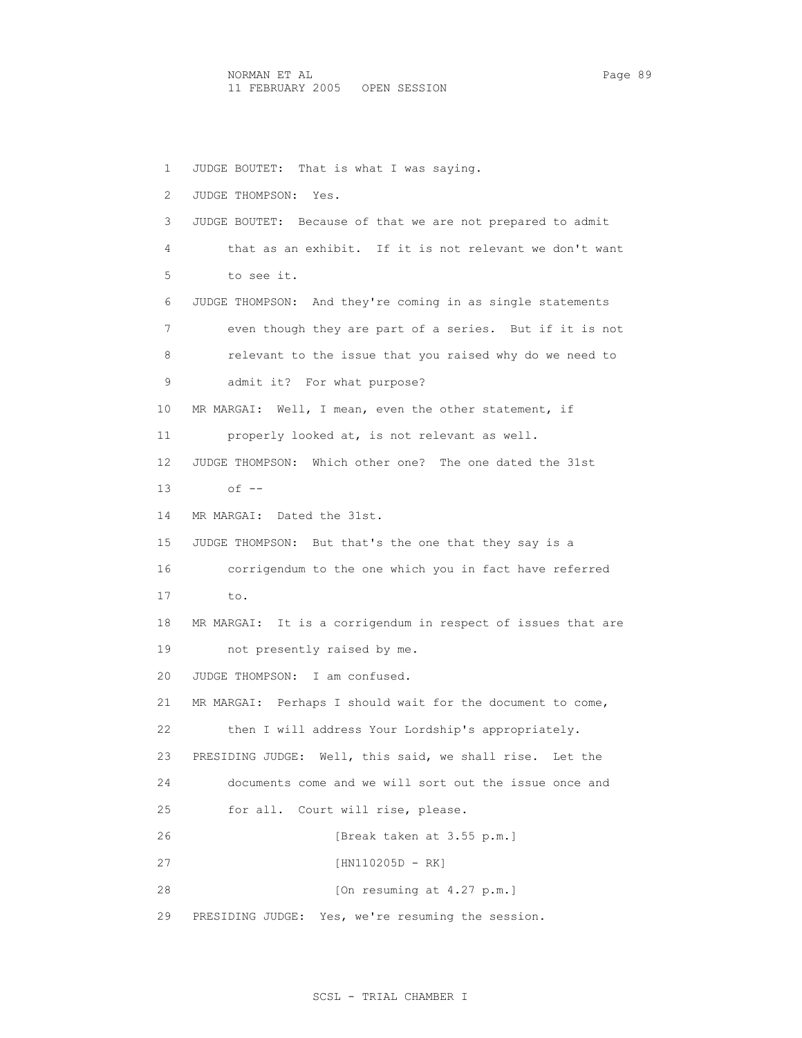JUDGE BOUTET: That is what I was saying.

JUDGE THOMPSON: Yes.

JUDGE BOUTET: Because of that we are not prepared to admit that as an exhibit. If it is not relevant we don't want to see it.

JUDGE THOMPSON: And they're coming in as single statements even though they are part of a series. But if it is not relevant to the issue that you raised why do we need to admit it? For what purpose?

MR MARGAI: Well, I mean, even the other statement, if properly looked at, is not relevant as well.

JUDGE THOMPSON: Which other one? The one dated the 31st of --

MR MARGAI: Dated the 31st.

JUDGE THOMPSON: But that's the one that they say is a corrigendum to the one which you in fact have referred to.

MR MARGAI: It is a corrigendum in respect of issues that are not presently raised by me.

JUDGE THOMPSON: I am confused.

MR MARGAI: Perhaps I should wait for the document to come, then I will address Your Lordship's appropriately.

PRESIDING JUDGE: Well, this said, we shall rise. Let the documents come and we will sort out the issue once and for all. Court will rise, please.

[Break taken at 3.55 p.m.]

[HN110205D - RK]

[On resuming at 4.27 p.m.]

PRESIDING JUDGE: Yes, we're resuming the session.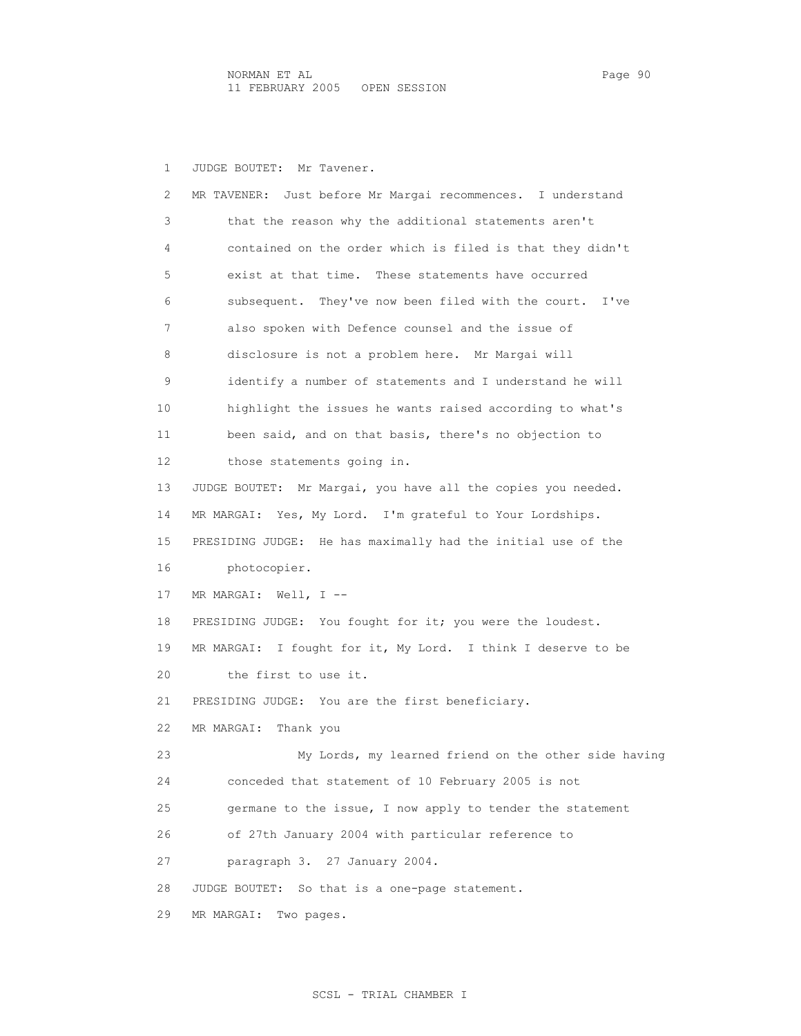JUDGE BOUTET: Mr Tavener.

MR TAVENER: Just before Mr Margai recommences. I understand that the reason why the additional statements aren't contained on the order which is filed is that they didn't exist at that time. These statements have occurred subsequent. They've now been filed with the court. I've also spoken with Defence counsel and the issue of disclosure is not a problem here. Mr Margai will identify a number of statements and I understand he will highlight the issues he wants raised according to what's been said, and on that basis, there's no objection to those statements going in.

JUDGE BOUTET: Mr Margai, you have all the copies you needed.

MR MARGAI: Yes, My Lord. I'm grateful to Your Lordships.

PRESIDING JUDGE: He has maximally had the initial use of the photocopier.

MR MARGAI: Well, I --

PRESIDING JUDGE: You fought for it; you were the loudest.

MR MARGAI: I fought for it, My Lord. I think I deserve to be the first to use it.

PRESIDING JUDGE: You are the first beneficiary.

MR MARGAI: Thank you

My Lords, my learned friend on the other side having conceded that statement of 10 February 2005 is not germane to the issue, I now apply to tender the statement of 27th January 2004 with particular reference to paragraph 3. 27 January 2004.

JUDGE BOUTET: So that is a one-page statement.

MR MARGAI: Two pages.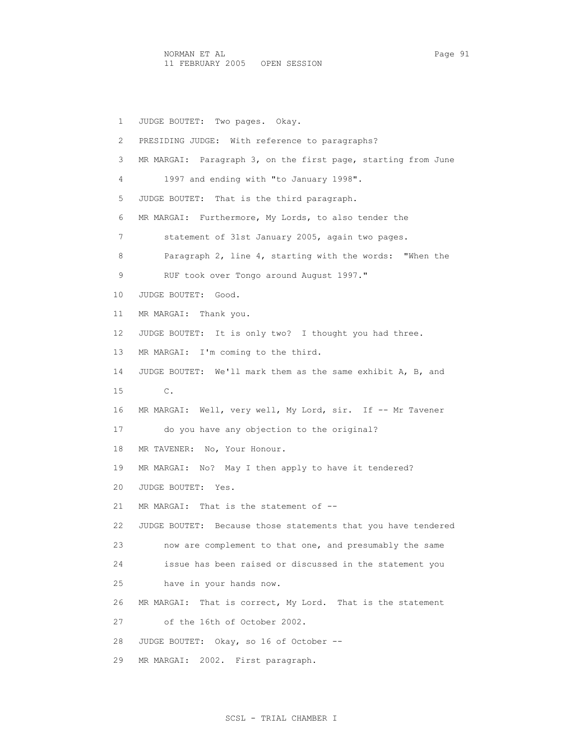1 JUDGE BOUTET: Two pages. Okay.

2 PRESIDING JUDGE: With reference to paragraphs?

3 MR MARGAI: Paragraph 3, on the first page, starting from June

4 1997 and ending with "to January 1998".

5 JUDGE BOUTET: That is the third paragraph.

6 MR MARGAI: Furthermore, My Lords, to also tender the

7 statement of 31st January 2005, again two pages.

8 Paragraph 2, line 4, starting with the words: "When the

9 RUF took over Tongo around August 1997."

10 JUDGE BOUTET: Good.

11 MR MARGAI: Thank you.

12 JUDGE BOUTET: It is only two? I thought you had three.

13 MR MARGAI: I'm coming to the third.

14 JUDGE BOUTET: We'll mark them as the same exhibit A, B, and

15 C.

16 MR MARGAI: Well, very well, My Lord, sir. If -- Mr Tavener

17 do you have any objection to the original?

18 MR TAVENER: No, Your Honour.

19 MR MARGAI: No? May I then apply to have it tendered?

20 JUDGE BOUTET: Yes.

21 MR MARGAI: That is the statement of --

22 JUDGE BOUTET: Because those statements that you have tendered

23 now are complement to that one, and presumably the same

24 issue has been raised or discussed in the statement you

25 have in your hands now.

26 MR MARGAI: That is correct, My Lord. That is the statement

27 of the 16th of October 2002.

28 JUDGE BOUTET: Okay, so 16 of October --

29 MR MARGAI: 2002. First paragraph.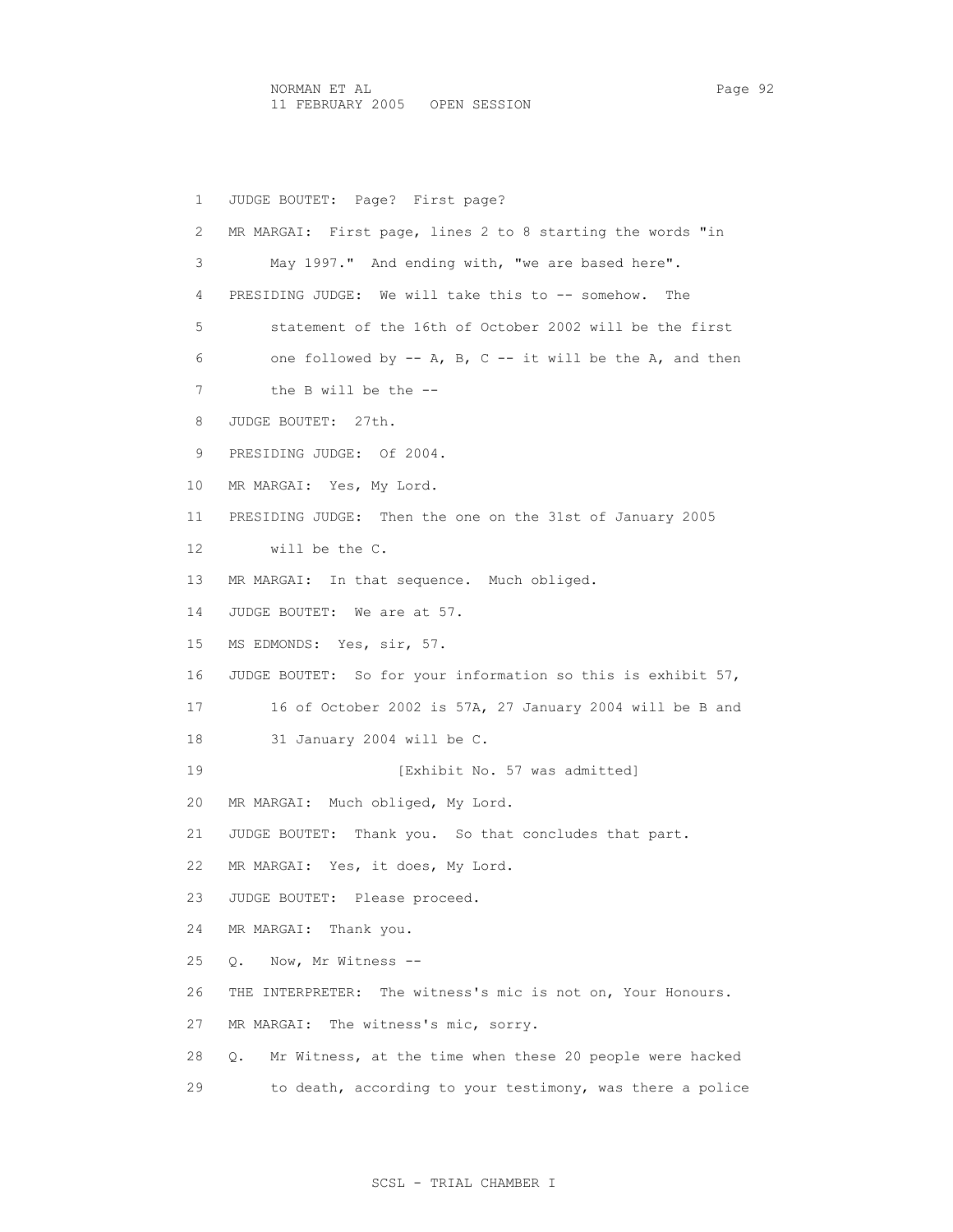1 JUDGE BOUTET: Page? First page?

2 MR MARGAI: First page, lines 2 to 8 starting the words "in

3 May 1997." And ending with, "we are based here".

4 PRESIDING JUDGE: We will take this to -- somehow. The

5 statement of the 16th of October 2002 will be the first

6 one followed by -- A, B, C -- it will be the A, and then

7 the B will be the --

8 JUDGE BOUTET: 27th.

9 PRESIDING JUDGE: Of 2004.

10 MR MARGAI: Yes, My Lord.

11 PRESIDING JUDGE: Then the one on the 31st of January 2005

12 will be the C.

13 MR MARGAI: In that sequence. Much obliged.

14 JUDGE BOUTET: We are at 57.

15 MS EDMONDS: Yes, sir, 57.

16 JUDGE BOUTET: So for your information so this is exhibit 57,

17 16 of October 2002 is 57A, 27 January 2004 will be B and

18 31 January 2004 will be C.

19 [Exhibit No. 57 was admitted]

20 MR MARGAI: Much obliged, My Lord.

21 JUDGE BOUTET: Thank you. So that concludes that part.

22 MR MARGAI: Yes, it does, My Lord.

23 JUDGE BOUTET: Please proceed.

24 MR MARGAI: Thank you.

25 Q. Now, Mr Witness --

26 THE INTERPRETER: The witness's mic is not on, Your Honours.

27 MR MARGAI: The witness's mic, sorry.

28 Q. Mr Witness, at the time when these 20 people were hacked

29 to death, according to your testimony, was there a police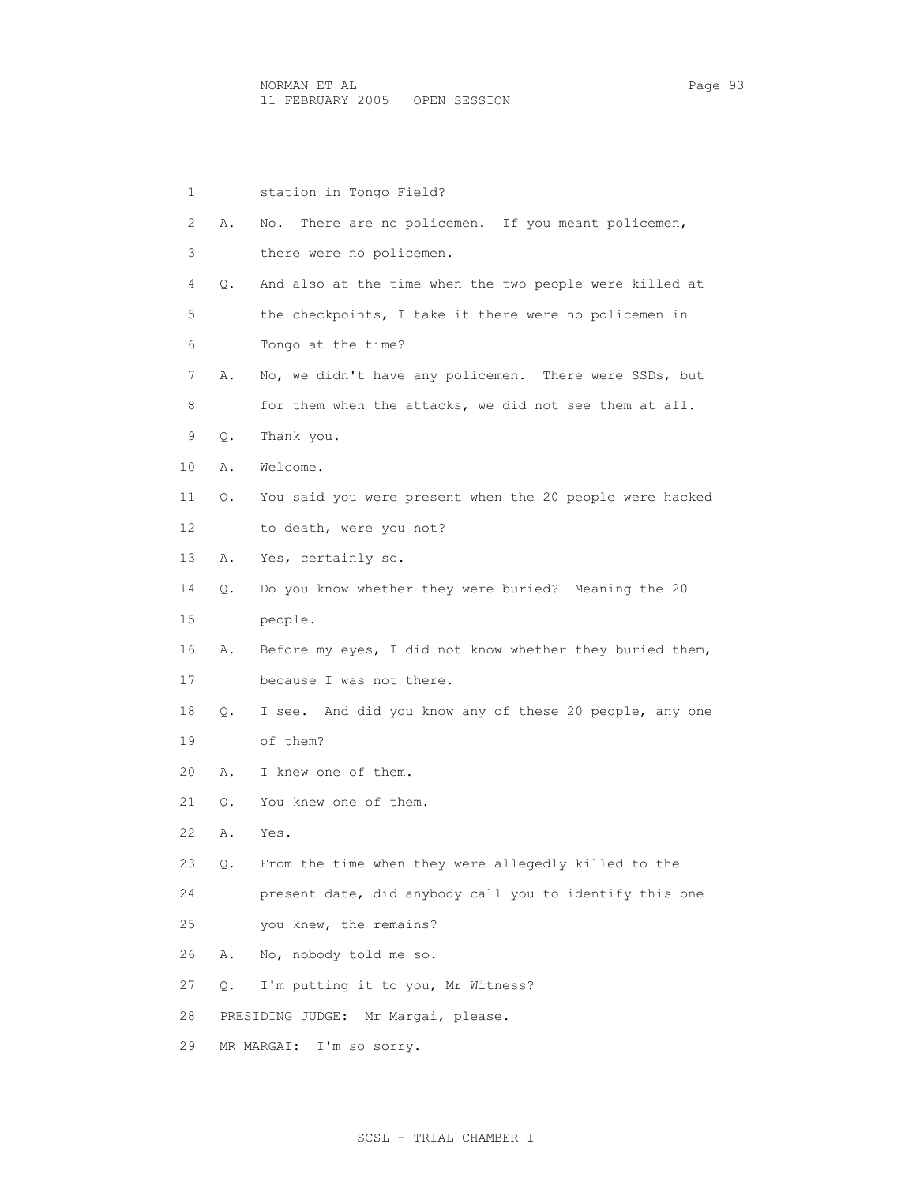1 station in Tongo Field?

2 A. No. There are no policemen. If you meant policemen,

3 there were no policemen.

4 Q. And also at the time when the two people were killed at

5 the checkpoints, I take it there were no policemen in

6 Tongo at the time?

7 A. No, we didn't have any policemen. There were SSDs, but

8 for them when the attacks, we did not see them at all.

9 Q. Thank you.

10 A. Welcome.

11 Q. You said you were present when the 20 people were hacked

12 to death, were you not?

13 A. Yes, certainly so.

14 Q. Do you know whether they were buried? Meaning the 20

15 people.

16 A. Before my eyes, I did not know whether they buried them,

17 because I was not there.

18 Q. I see. And did you know any of these 20 people, any one

19 of them?

20 A. I knew one of them.

21 Q. You knew one of them.

22 A. Yes.

23 Q. From the time when they were allegedly killed to the

24 present date, did anybody call you to identify this one

25 you knew, the remains?

26 A. No, nobody told me so.

27 Q. I'm putting it to you, Mr Witness?

28 PRESIDING JUDGE: Mr Margai, please.

29 MR MARGAI: I'm so sorry.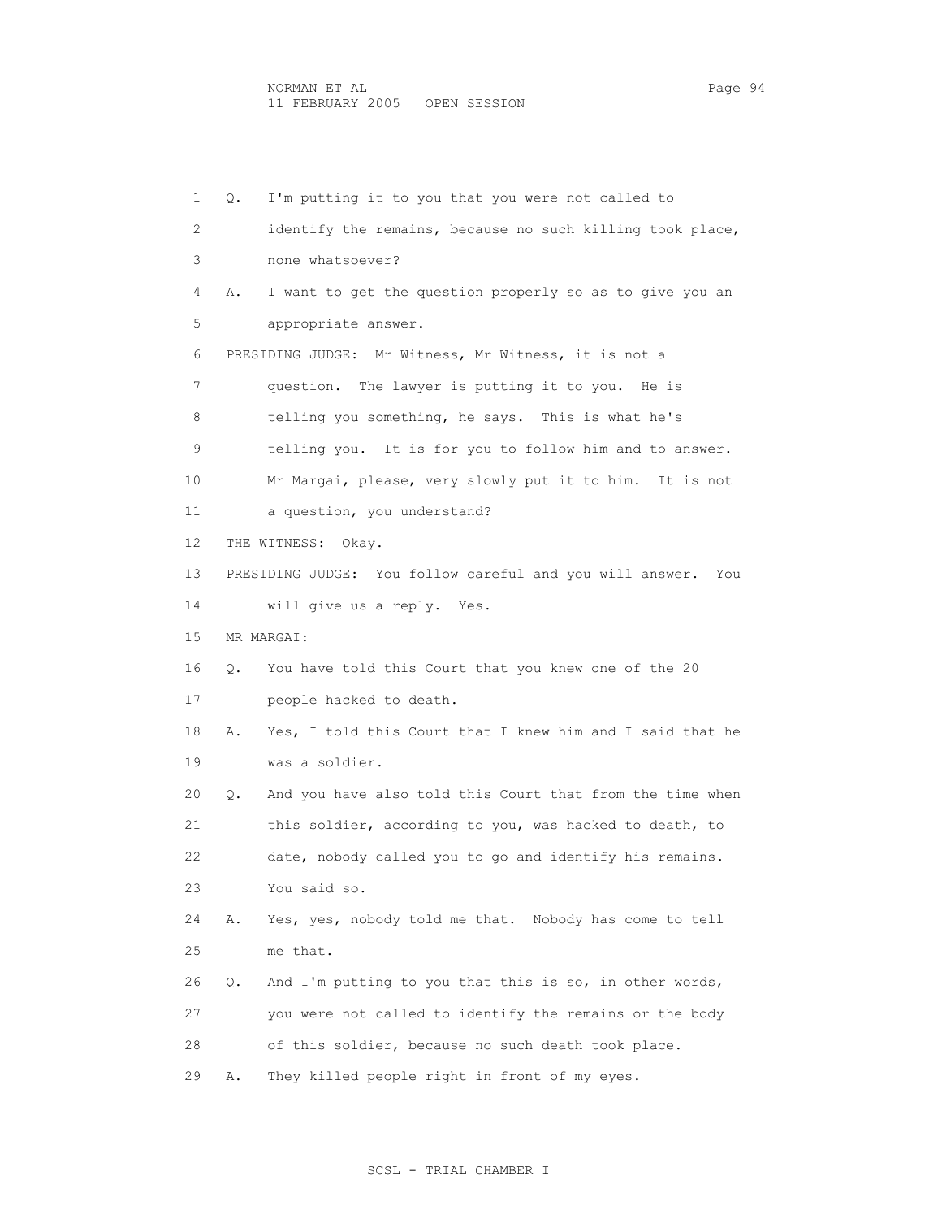Q. I'm putting it to you that you were not called to identify the remains, because no such killing took place, none whatsoever?

A. I want to get the question properly so as to give you an appropriate answer.

PRESIDING JUDGE: Mr Witness, Mr Witness, it is not a question. The lawyer is putting it to you. He is telling you something, he says. This is what he's telling you. It is for you to follow him and to answer. Mr Margai, please, very slowly put it to him. It is not a question, you understand?

THE WITNESS: Okay.

PRESIDING JUDGE: You follow careful and you will answer. You will give us a reply. Yes.

MR MARGAI:

Q. You have told this Court that you knew one of the 20 people hacked to death.

A. Yes, I told this Court that I knew him and I said that he was a soldier.

Q. And you have also told this Court that from the time when this soldier, according to you, was hacked to death, to date, nobody called you to go and identify his remains. You said so.

A. Yes, yes, nobody told me that. Nobody has come to tell me that.

Q. And I'm putting to you that this is so, in other words, you were not called to identify the remains or the body of this soldier, because no such death took place.

A. They killed people right in front of my eyes.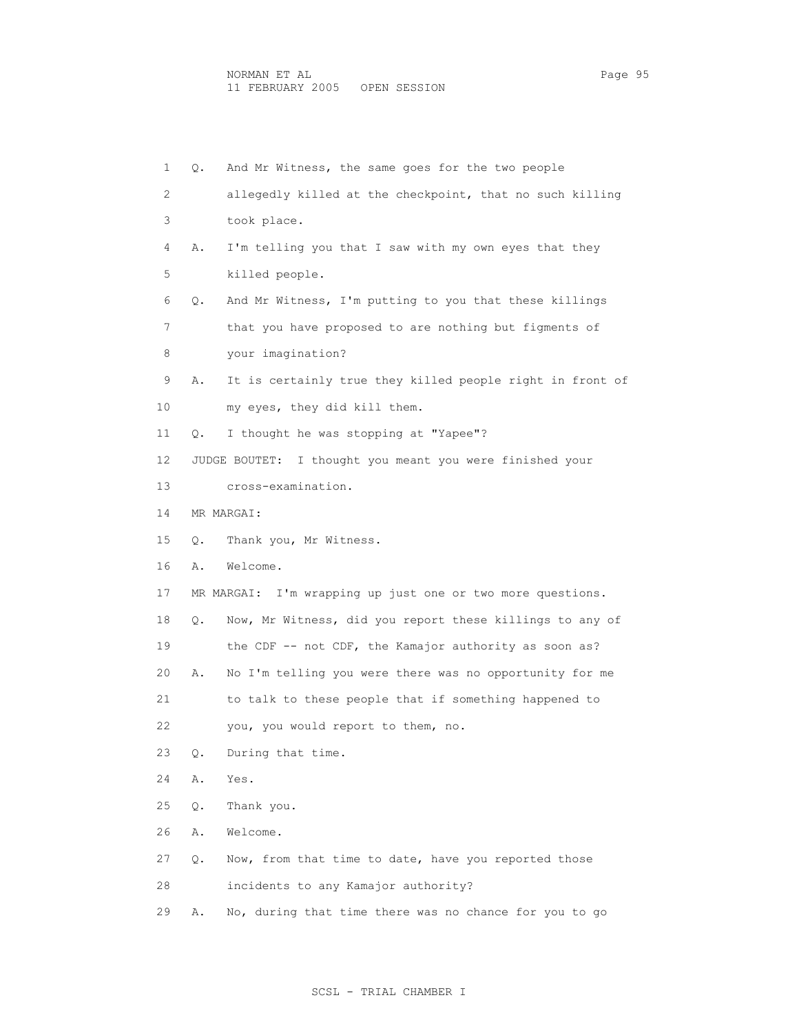1 Q. And Mr Witness, the same goes for the two people
2 allegedly killed at the checkpoint, that no such killing
3 took place.
4 A. I'm telling you that I saw with my own eyes that they
5 killed people.
6 Q. And Mr Witness, I'm putting to you that these killings
7 that you have proposed to are nothing but figments of
8 your imagination?
9 A. It is certainly true they killed people right in front of
10 my eyes, they did kill them.
11 Q. I thought he was stopping at "Yapee"?
12 JUDGE BOUTET: I thought you meant you were finished your
13 cross-examination.
14 MR MARGAI:
15 Q. Thank you, Mr Witness.
16 A. Welcome.
17 MR MARGAI: I'm wrapping up just one or two more questions.
18 Q. Now, Mr Witness, did you report these killings to any of
19 the CDF -- not CDF, the Kamajor authority as soon as?
20 A. No I'm telling you were there was no opportunity for me
21 to talk to these people that if something happened to
22 you, you would report to them, no.
23 Q. During that time.
24 A. Yes.
25 Q. Thank you.
26 A. Welcome.
27 Q. Now, from that time to date, have you reported those
28 incidents to any Kamajor authority?
29 A. No, during that time there was no chance for you to go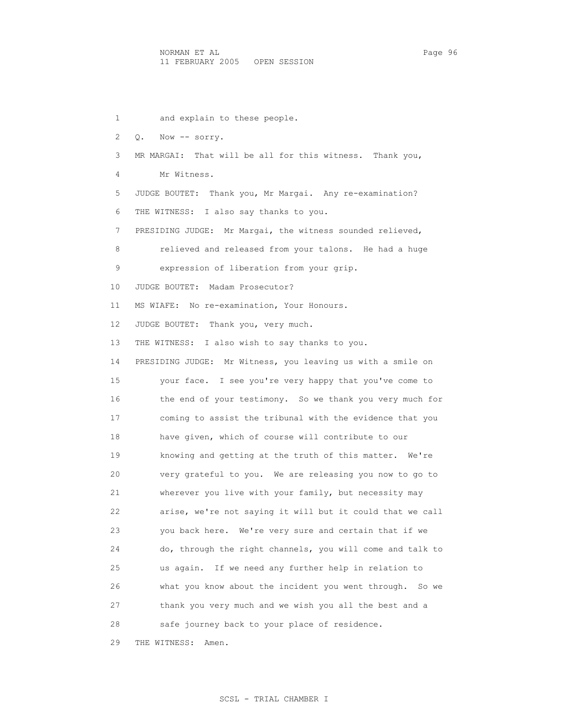and explain to these people.

Q. Now -- sorry.

MR MARGAI: That will be all for this witness. Thank you, Mr Witness.

JUDGE BOUTET: Thank you, Mr Margai. Any re-examination?

THE WITNESS: I also say thanks to you.

PRESIDING JUDGE: Mr Margai, the witness sounded relieved, relieved and released from your talons. He had a huge expression of liberation from your grip.

JUDGE BOUTET: Madam Prosecutor?

MS WIAFE: No re-examination, Your Honours.

JUDGE BOUTET: Thank you, very much.

THE WITNESS: I also wish to say thanks to you.

PRESIDING JUDGE: Mr Witness, you leaving us with a smile on your face. I see you're very happy that you've come to the end of your testimony. So we thank you very much for coming to assist the tribunal with the evidence that you have given, which of course will contribute to our knowing and getting at the truth of this matter. We're very grateful to you. We are releasing you now to go to wherever you live with your family, but necessity may arise, we're not saying it will but it could that we call you back here. We're very sure and certain that if we do, through the right channels, you will come and talk to us again. If we need any further help in relation to what you know about the incident you went through. So we thank you very much and we wish you all the best and a safe journey back to your place of residence.

THE WITNESS: Amen.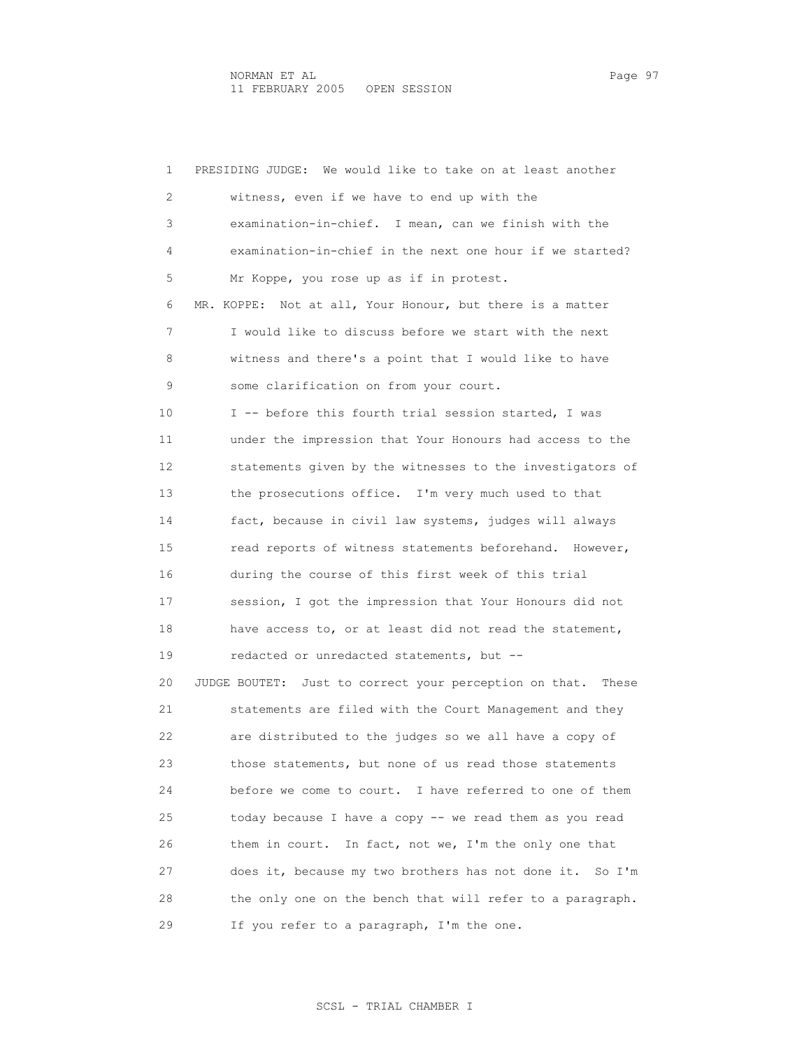1 PRESIDING JUDGE: We would like to take on at least another
2 witness, even if we have to end up with the
3 examination-in-chief. I mean, can we finish with the
4 examination-in-chief in the next one hour if we started?
5 Mr Koppe, you rose up as if in protest.
6 MR. KOPPE: Not at all, Your Honour, but there is a matter
7 I would like to discuss before we start with the next
8 witness and there's a point that I would like to have
9 some clarification on from your court.
10 I -- before this fourth trial session started, I was
11 under the impression that Your Honours had access to the
12 statements given by the witnesses to the investigators of
13 the prosecutions office. I'm very much used to that
14 fact, because in civil law systems, judges will always
15 read reports of witness statements beforehand. However,
16 during the course of this first week of this trial
17 session, I got the impression that Your Honours did not
18 have access to, or at least did not read the statement,
19 redacted or unredacted statements, but --
20 JUDGE BOUTET: Just to correct your perception on that. These
21 statements are filed with the Court Management and they
22 are distributed to the judges so we all have a copy of
23 those statements, but none of us read those statements
24 before we come to court. I have referred to one of them
25 today because I have a copy -- we read them as you read
26 them in court. In fact, not we, I'm the only one that
27 does it, because my two brothers has not done it. So I'm
28 the only one on the bench that will refer to a paragraph.
29 If you refer to a paragraph, I'm the one.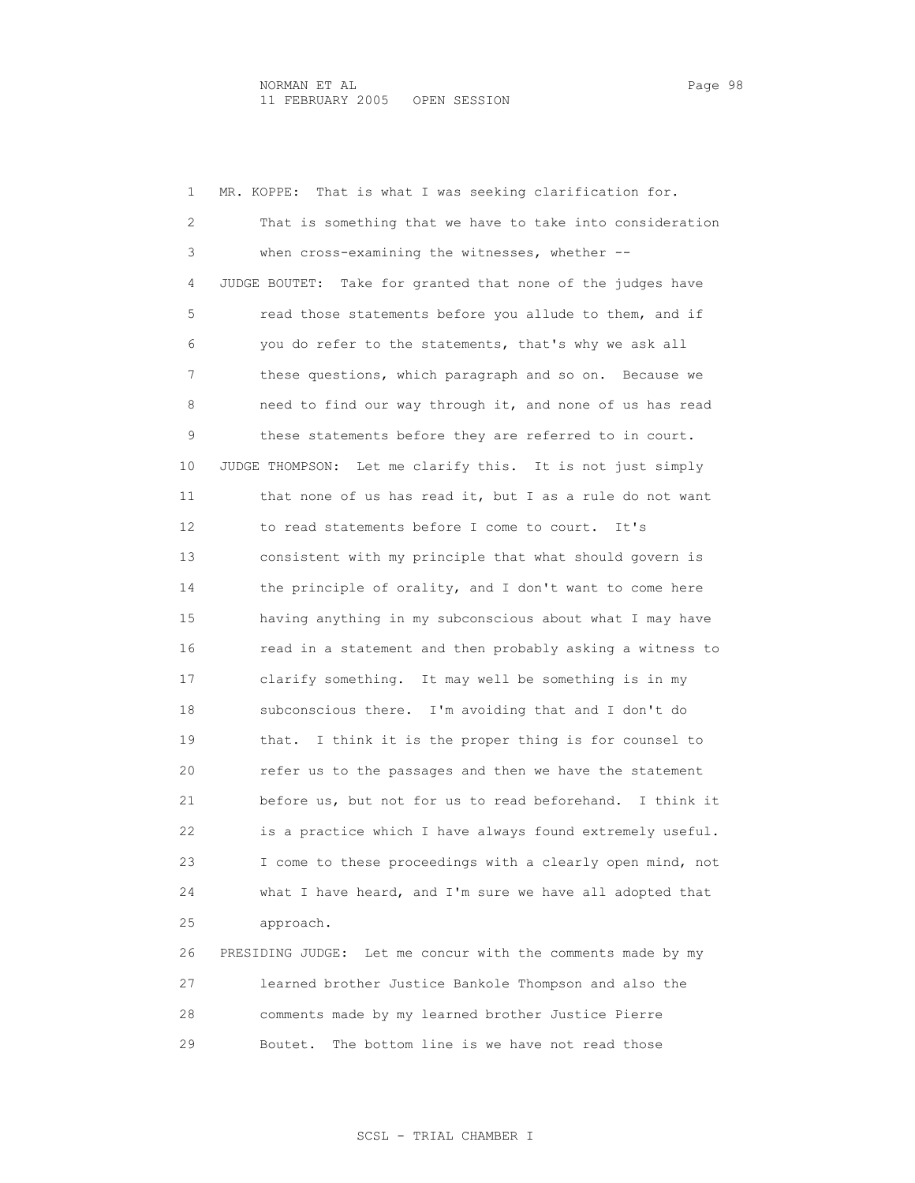1 MR. KOPPE: That is what I was seeking clarification for.
2 That is something that we have to take into consideration
3 when cross-examining the witnesses, whether --
4 JUDGE BOUTET: Take for granted that none of the judges have
5 read those statements before you allude to them, and if
6 you do refer to the statements, that's why we ask all
7 these questions, which paragraph and so on. Because we
8 need to find our way through it, and none of us has read
9 these statements before they are referred to in court.
10 JUDGE THOMPSON: Let me clarify this. It is not just simply
11 that none of us has read it, but I as a rule do not want
12 to read statements before I come to court. It's
13 consistent with my principle that what should govern is
14 the principle of orality, and I don't want to come here
15 having anything in my subconscious about what I may have
16 read in a statement and then probably asking a witness to
17 clarify something. It may well be something is in my
18 subconscious there. I'm avoiding that and I don't do
19 that. I think it is the proper thing is for counsel to
20 refer us to the passages and then we have the statement
21 before us, but not for us to read beforehand. I think it
22 is a practice which I have always found extremely useful.
23 I come to these proceedings with a clearly open mind, not
24 what I have heard, and I'm sure we have all adopted that
25 approach.
26 PRESIDING JUDGE: Let me concur with the comments made by my
27 learned brother Justice Bankole Thompson and also the
28 comments made by my learned brother Justice Pierre
29 Boutet. The bottom line is we have not read those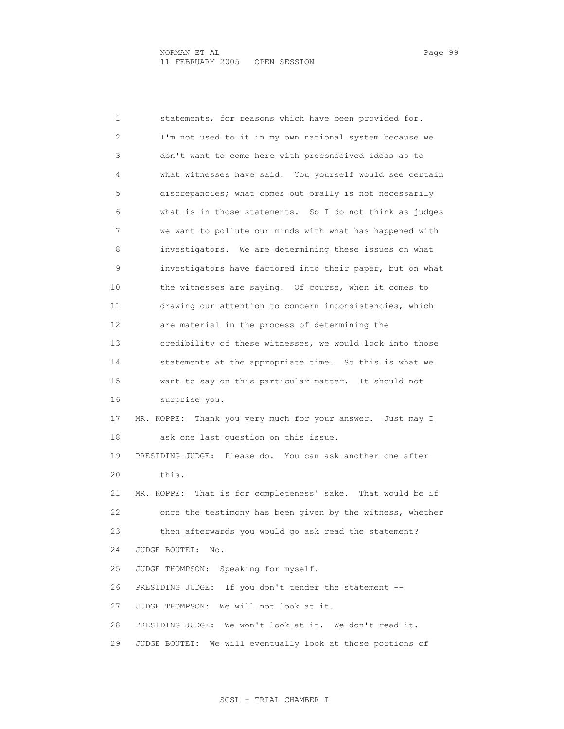1 statements, for reasons which have been provided for.
2 I'm not used to it in my own national system because we
3 don't want to come here with preconceived ideas as to
4 what witnesses have said. You yourself would see certain
5 discrepancies; what comes out orally is not necessarily
6 what is in those statements. So I do not think as judges
7 we want to pollute our minds with what has happened with
8 investigators. We are determining these issues on what
9 investigators have factored into their paper, but on what
10 the witnesses are saying. Of course, when it comes to
11 drawing our attention to concern inconsistencies, which
12 are material in the process of determining the
13 credibility of these witnesses, we would look into those
14 statements at the appropriate time. So this is what we
15 want to say on this particular matter. It should not
16 surprise you.

17 MR. KOPPE: Thank you very much for your answer. Just may I
18 ask one last question on this issue.

19 PRESIDING JUDGE: Please do. You can ask another one after
20 this.

21 MR. KOPPE: That is for completeness' sake. That would be if
22 once the testimony has been given by the witness, whether
23 then afterwards you would go ask read the statement?

24 JUDGE BOUTET: No.

25 JUDGE THOMPSON: Speaking for myself.

26 PRESIDING JUDGE: If you don't tender the statement --

27 JUDGE THOMPSON: We will not look at it.

28 PRESIDING JUDGE: We won't look at it. We don't read it.

29 JUDGE BOUTET: We will eventually look at those portions of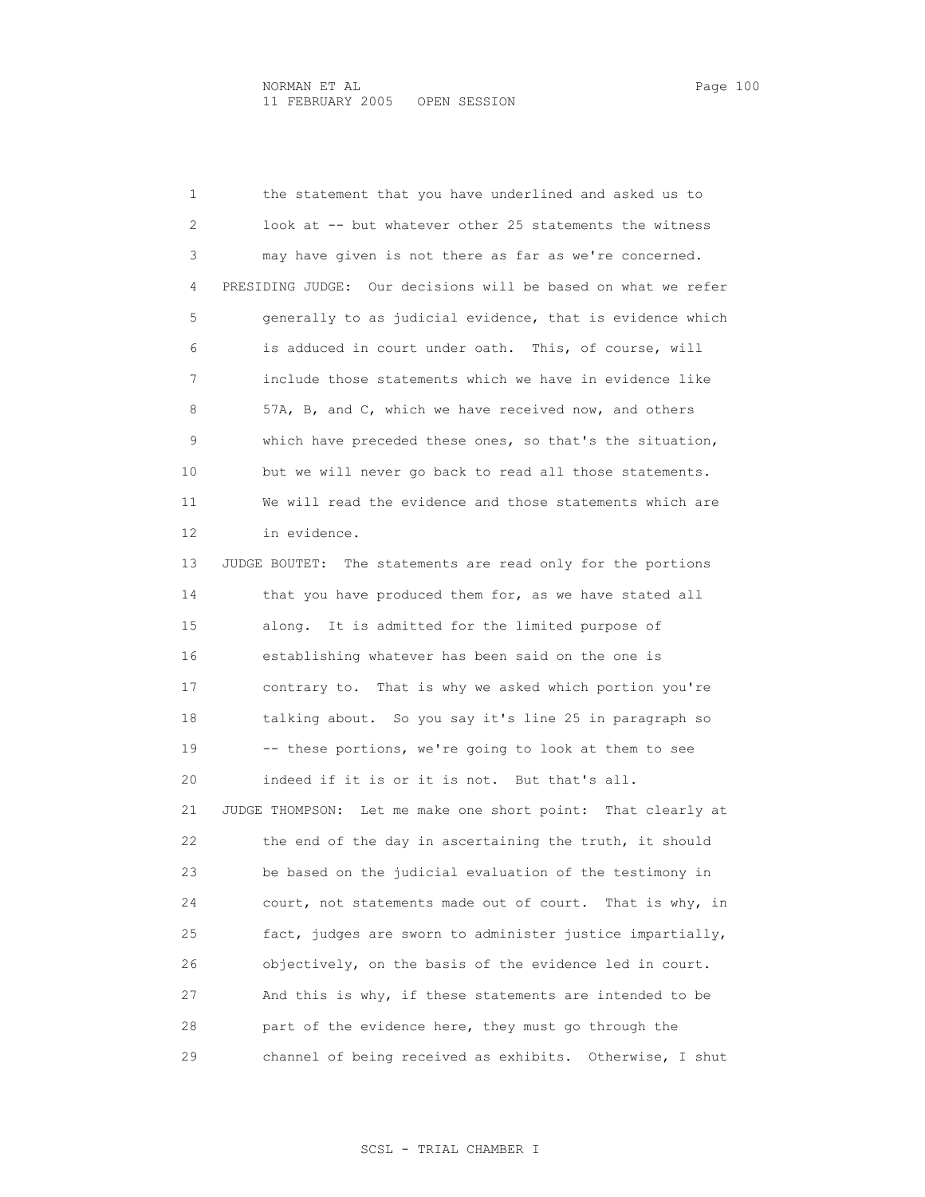the statement that you have underlined and asked us to look at -- but whatever other 25 statements the witness may have given is not there as far as we're concerned.

PRESIDING JUDGE: Our decisions will be based on what we refer generally to as judicial evidence, that is evidence which is adduced in court under oath. This, of course, will include those statements which we have in evidence like 57A, B, and C, which we have received now, and others which have preceded these ones, so that's the situation, but we will never go back to read all those statements. We will read the evidence and those statements which are in evidence.

JUDGE BOUTET: The statements are read only for the portions that you have produced them for, as we have stated all along. It is admitted for the limited purpose of establishing whatever has been said on the one is contrary to. That is why we asked which portion you're talking about. So you say it's line 25 in paragraph so -- these portions, we're going to look at them to see indeed if it is or it is not. But that's all.

JUDGE THOMPSON: Let me make one short point: That clearly at the end of the day in ascertaining the truth, it should be based on the judicial evaluation of the testimony in court, not statements made out of court. That is why, in fact, judges are sworn to administer justice impartially, objectively, on the basis of the evidence led in court. And this is why, if these statements are intended to be part of the evidence here, they must go through the channel of being received as exhibits. Otherwise, I shut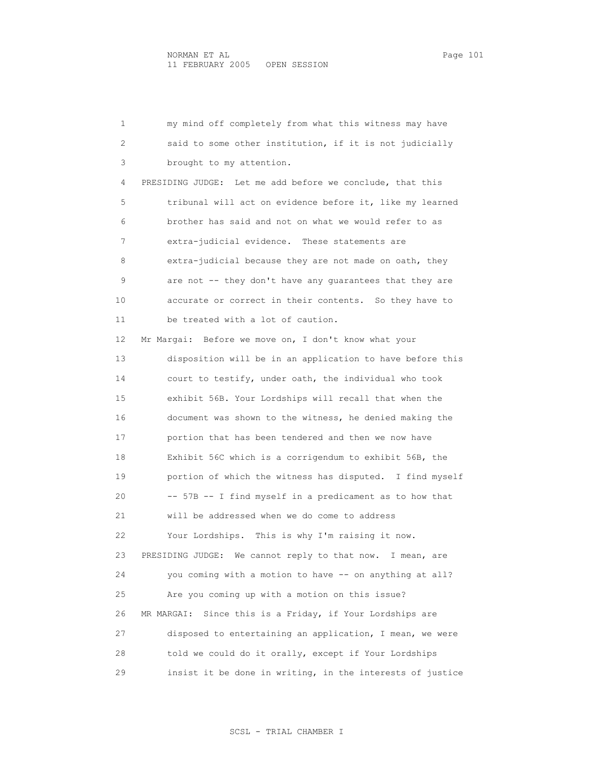1 my mind off completely from what this witness may have
2 said to some other institution, if it is not judicially
3 brought to my attention.
4 PRESIDING JUDGE: Let me add before we conclude, that this
5 tribunal will act on evidence before it, like my learned
6 brother has said and not on what we would refer to as
7 extra-judicial evidence. These statements are
8 extra-judicial because they are not made on oath, they
9 are not -- they don't have any guarantees that they are
10 accurate or correct in their contents. So they have to
11 be treated with a lot of caution.
12 Mr Margai: Before we move on, I don't know what your
13 disposition will be in an application to have before this
14 court to testify, under oath, the individual who took
15 exhibit 56B. Your Lordships will recall that when the
16 document was shown to the witness, he denied making the
17 portion that has been tendered and then we now have
18 Exhibit 56C which is a corrigendum to exhibit 56B, the
19 portion of which the witness has disputed. I find myself
20 -- 57B -- I find myself in a predicament as to how that
21 will be addressed when we do come to address
22 Your Lordships. This is why I'm raising it now.
23 PRESIDING JUDGE: We cannot reply to that now. I mean, are
24 you coming with a motion to have -- on anything at all?
25 Are you coming up with a motion on this issue?
26 MR MARGAI: Since this is a Friday, if Your Lordships are
27 disposed to entertaining an application, I mean, we were
28 told we could do it orally, except if Your Lordships
29 insist it be done in writing, in the interests of justice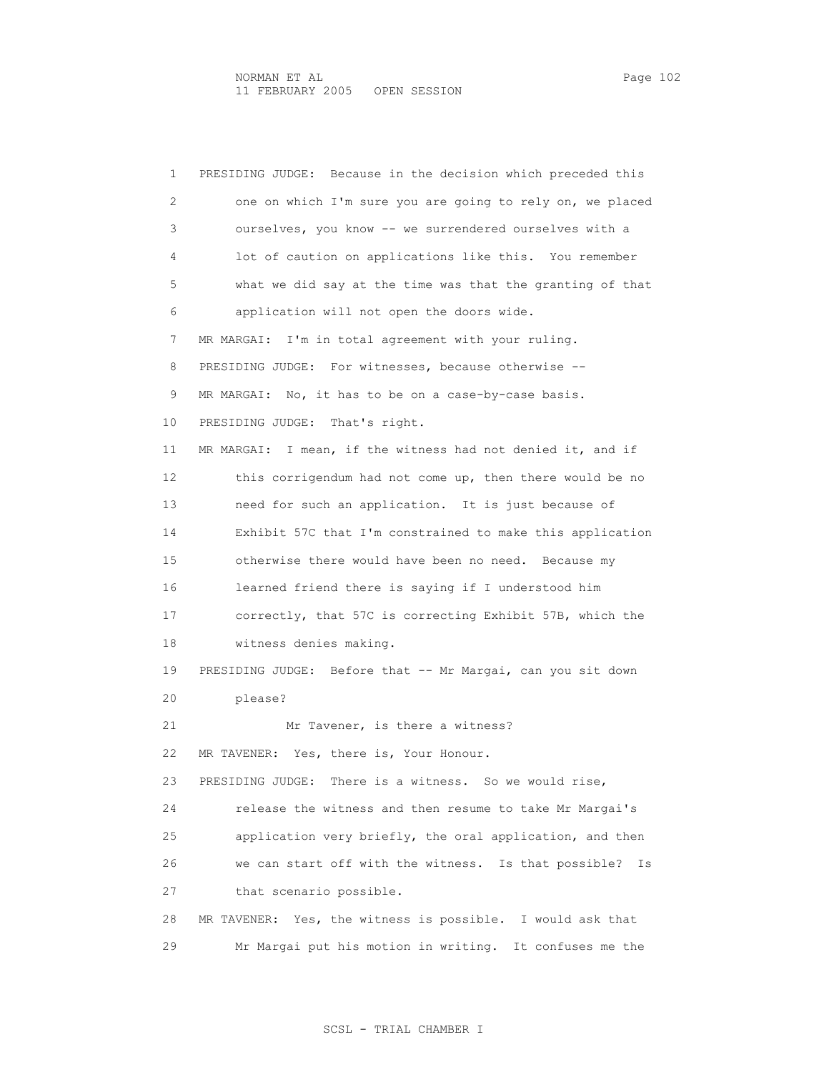1 PRESIDING JUDGE: Because in the decision which preceded this
2 one on which I'm sure you are going to rely on, we placed
3 ourselves, you know -- we surrendered ourselves with a
4 lot of caution on applications like this. You remember
5 what we did say at the time was that the granting of that
6 application will not open the doors wide.
7 MR MARGAI: I'm in total agreement with your ruling.
8 PRESIDING JUDGE: For witnesses, because otherwise --
9 MR MARGAI: No, it has to be on a case-by-case basis.
10 PRESIDING JUDGE: That's right.
11 MR MARGAI: I mean, if the witness had not denied it, and if
12 this corrigendum had not come up, then there would be no
13 need for such an application. It is just because of
14 Exhibit 57C that I'm constrained to make this application
15 otherwise there would have been no need. Because my
16 learned friend there is saying if I understood him
17 correctly, that 57C is correcting Exhibit 57B, which the
18 witness denies making.
19 PRESIDING JUDGE: Before that -- Mr Margai, can you sit down
20 please?
21 Mr Tavener, is there a witness?
22 MR TAVENER: Yes, there is, Your Honour.
23 PRESIDING JUDGE: There is a witness. So we would rise,
24 release the witness and then resume to take Mr Margai's
25 application very briefly, the oral application, and then
26 we can start off with the witness. Is that possible? Is
27 that scenario possible.
28 MR TAVENER: Yes, the witness is possible. I would ask that
29 Mr Margai put his motion in writing. It confuses me the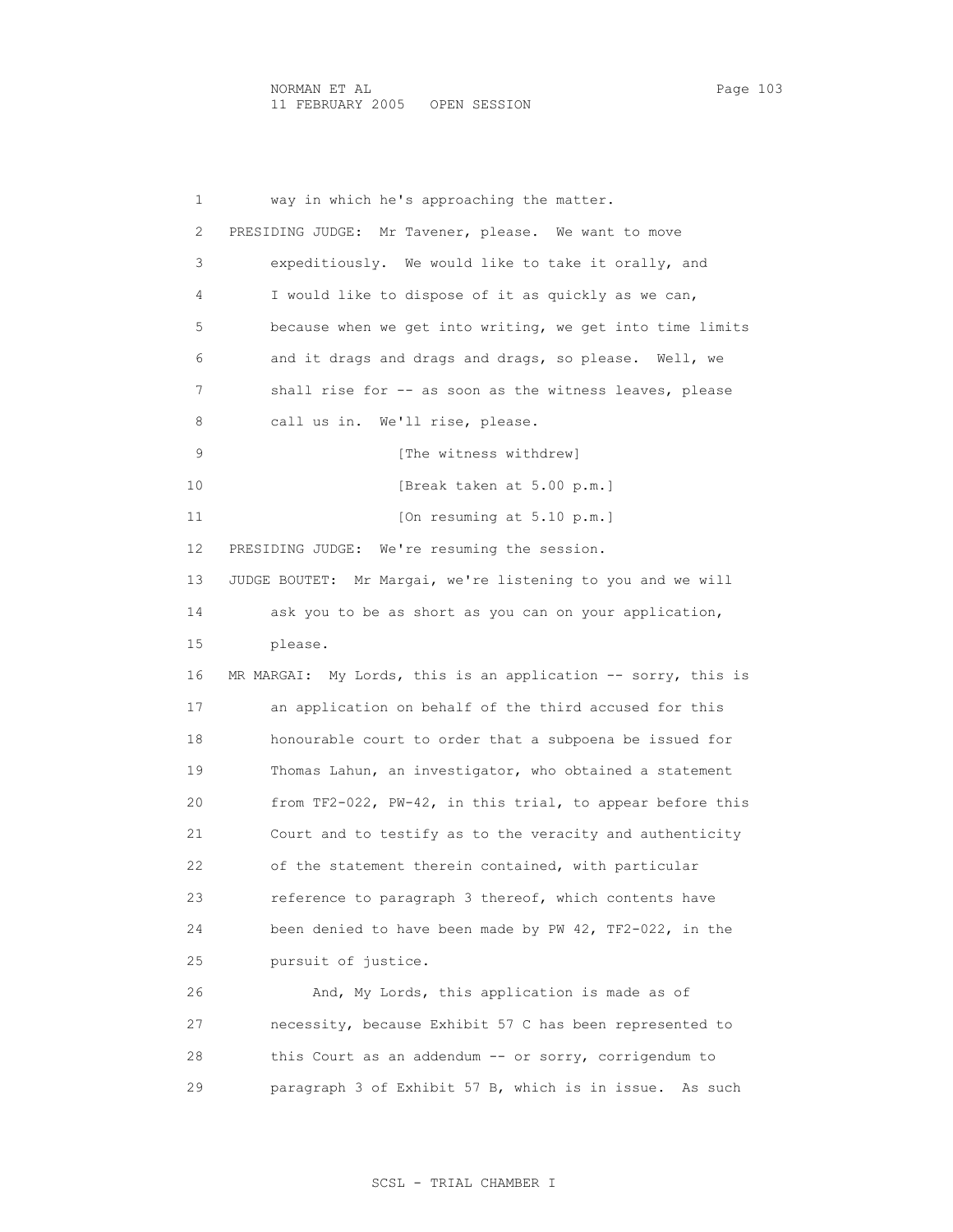way in which he's approaching the matter.

PRESIDING JUDGE: Mr Tavener, please. We want to move expeditiously. We would like to take it orally, and I would like to dispose of it as quickly as we can, because when we get into writing, we get into time limits and it drags and drags and drags, so please. Well, we shall rise for -- as soon as the witness leaves, please call us in. We'll rise, please.

[The witness withdrew]

[Break taken at 5.00 p.m.]

[On resuming at 5.10 p.m.]

PRESIDING JUDGE: We're resuming the session.

JUDGE BOUTET: Mr Margai, we're listening to you and we will ask you to be as short as you can on your application, please.

MR MARGAI: My Lords, this is an application -- sorry, this is an application on behalf of the third accused for this honourable court to order that a subpoena be issued for Thomas Lahun, an investigator, who obtained a statement from TF2-022, PW-42, in this trial, to appear before this Court and to testify as to the veracity and authenticity of the statement therein contained, with particular reference to paragraph 3 thereof, which contents have been denied to have been made by PW 42, TF2-022, in the pursuit of justice.

And, My Lords, this application is made as of necessity, because Exhibit 57 C has been represented to this Court as an addendum -- or sorry, corrigendum to paragraph 3 of Exhibit 57 B, which is in issue. As such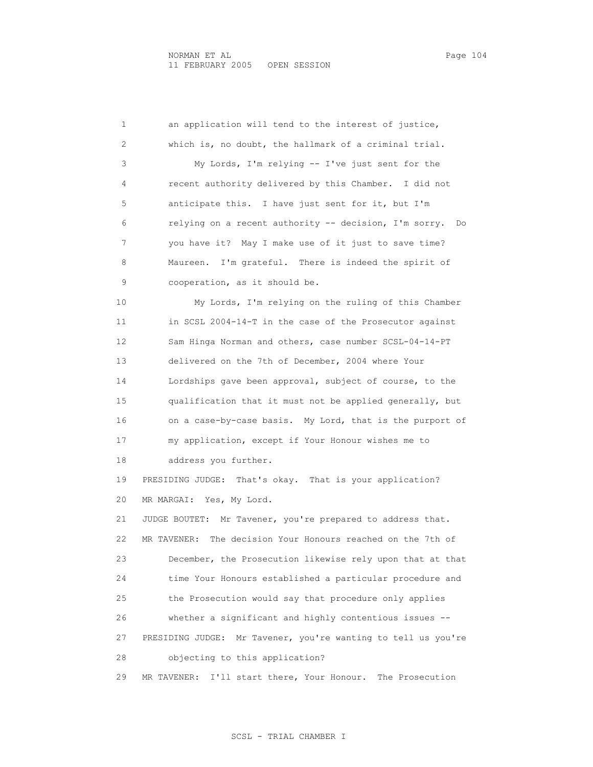an application will tend to the interest of justice, which is, no doubt, the hallmark of a criminal trial.

My Lords, I'm relying -- I've just sent for the recent authority delivered by this Chamber. I did not anticipate this. I have just sent for it, but I'm relying on a recent authority -- decision, I'm sorry. Do you have it? May I make use of it just to save time? Maureen. I'm grateful. There is indeed the spirit of cooperation, as it should be.

My Lords, I'm relying on the ruling of this Chamber in SCSL 2004-14-T in the case of the Prosecutor against Sam Hinga Norman and others, case number SCSL-04-14-PT delivered on the 7th of December, 2004 where Your Lordships gave been approval, subject of course, to the qualification that it must not be applied generally, but on a case-by-case basis. My Lord, that is the purport of my application, except if Your Honour wishes me to address you further.

PRESIDING JUDGE: That's okay. That is your application?

MR MARGAI: Yes, My Lord.

JUDGE BOUTET: Mr Tavener, you're prepared to address that.

MR TAVENER: The decision Your Honours reached on the 7th of December, the Prosecution likewise rely upon that at that time Your Honours established a particular procedure and the Prosecution would say that procedure only applies whether a significant and highly contentious issues --

PRESIDING JUDGE: Mr Tavener, you're wanting to tell us you're objecting to this application?

MR TAVENER: I'll start there, Your Honour. The Prosecution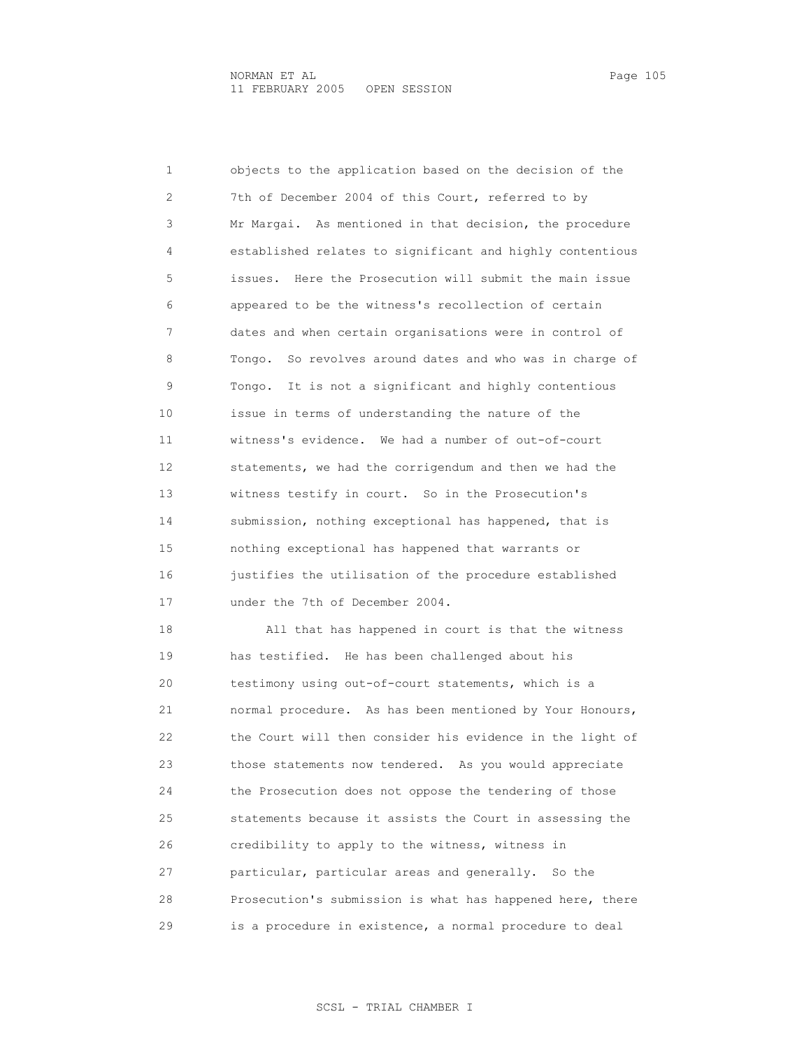objects to the application based on the decision of the 7th of December 2004 of this Court, referred to by Mr Margai. As mentioned in that decision, the procedure established relates to significant and highly contentious issues. Here the Prosecution will submit the main issue appeared to be the witness's recollection of certain dates and when certain organisations were in control of Tongo. So revolves around dates and who was in charge of Tongo. It is not a significant and highly contentious issue in terms of understanding the nature of the witness's evidence. We had a number of out-of-court statements, we had the corrigendum and then we had the witness testify in court. So in the Prosecution's submission, nothing exceptional has happened, that is nothing exceptional has happened that warrants or justifies the utilisation of the procedure established under the 7th of December 2004.

All that has happened in court is that the witness has testified. He has been challenged about his testimony using out-of-court statements, which is a normal procedure. As has been mentioned by Your Honours, the Court will then consider his evidence in the light of those statements now tendered. As you would appreciate the Prosecution does not oppose the tendering of those statements because it assists the Court in assessing the credibility to apply to the witness, witness in particular, particular areas and generally. So the Prosecution's submission is what has happened here, there is a procedure in existence, a normal procedure to deal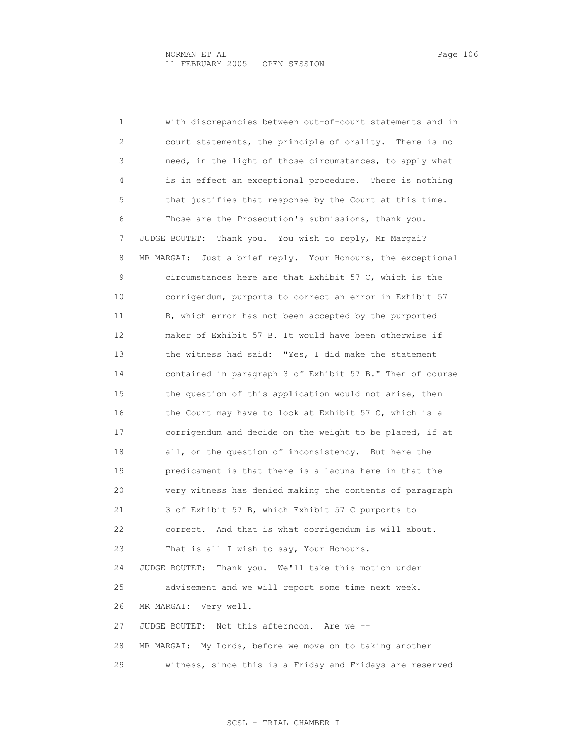1 with discrepancies between out-of-court statements and in
2 court statements, the principle of orality. There is no
3 need, in the light of those circumstances, to apply what
4 is in effect an exceptional procedure. There is nothing
5 that justifies that response by the Court at this time.
6 Those are the Prosecution's submissions, thank you.
7 JUDGE BOUTET: Thank you. You wish to reply, Mr Margai?
8 MR MARGAI: Just a brief reply. Your Honours, the exceptional
9 circumstances here are that Exhibit 57 C, which is the
10 corrigendum, purports to correct an error in Exhibit 57
11 B, which error has not been accepted by the purported
12 maker of Exhibit 57 B. It would have been otherwise if
13 the witness had said: "Yes, I did make the statement
14 contained in paragraph 3 of Exhibit 57 B." Then of course
15 the question of this application would not arise, then
16 the Court may have to look at Exhibit 57 C, which is a
17 corrigendum and decide on the weight to be placed, if at
18 all, on the question of inconsistency. But here the
19 predicament is that there is a lacuna here in that the
20 very witness has denied making the contents of paragraph
21 3 of Exhibit 57 B, which Exhibit 57 C purports to
22 correct. And that is what corrigendum is will about.
23 That is all I wish to say, Your Honours.
24 JUDGE BOUTET: Thank you. We'll take this motion under
25 advisement and we will report some time next week.
26 MR MARGAI: Very well.
27 JUDGE BOUTET: Not this afternoon. Are we --
28 MR MARGAI: My Lords, before we move on to taking another
29 witness, since this is a Friday and Fridays are reserved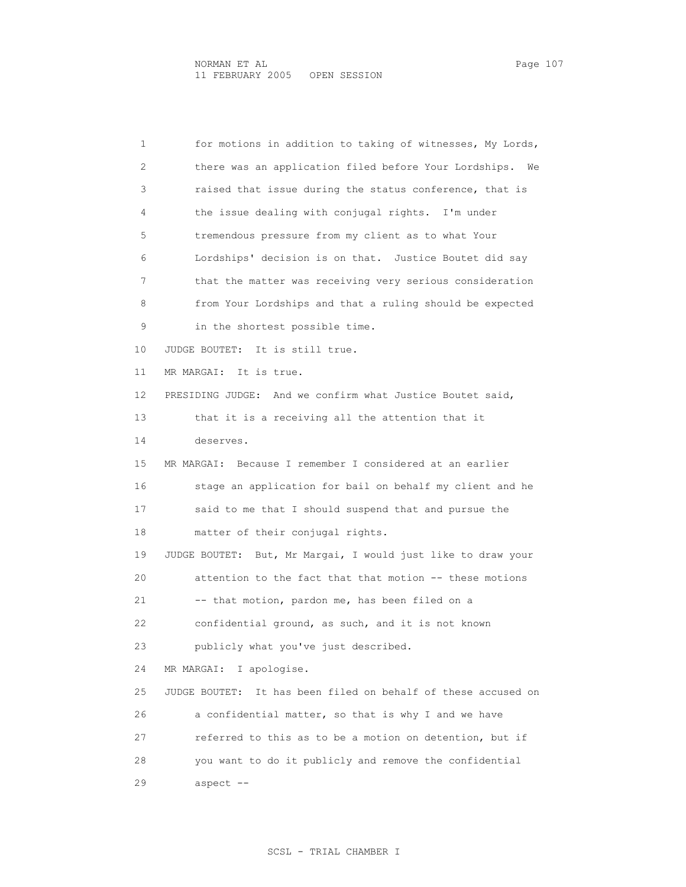1 for motions in addition to taking of witnesses, My Lords,
2 there was an application filed before Your Lordships. We
3 raised that issue during the status conference, that is
4 the issue dealing with conjugal rights. I'm under
5 tremendous pressure from my client as to what Your
6 Lordships' decision is on that. Justice Boutet did say
7 that the matter was receiving very serious consideration
8 from Your Lordships and that a ruling should be expected
9 in the shortest possible time.
10 JUDGE BOUTET: It is still true.
11 MR MARGAI: It is true.
12 PRESIDING JUDGE: And we confirm what Justice Boutet said,
13 that it is a receiving all the attention that it
14 deserves.
15 MR MARGAI: Because I remember I considered at an earlier
16 stage an application for bail on behalf my client and he
17 said to me that I should suspend that and pursue the
18 matter of their conjugal rights.
19 JUDGE BOUTET: But, Mr Margai, I would just like to draw your
20 attention to the fact that that motion -- these motions
21 -- that motion, pardon me, has been filed on a
22 confidential ground, as such, and it is not known
23 publicly what you've just described.
24 MR MARGAI: I apologise.
25 JUDGE BOUTET: It has been filed on behalf of these accused on
26 a confidential matter, so that is why I and we have
27 referred to this as to be a motion on detention, but if
28 you want to do it publicly and remove the confidential
29 aspect --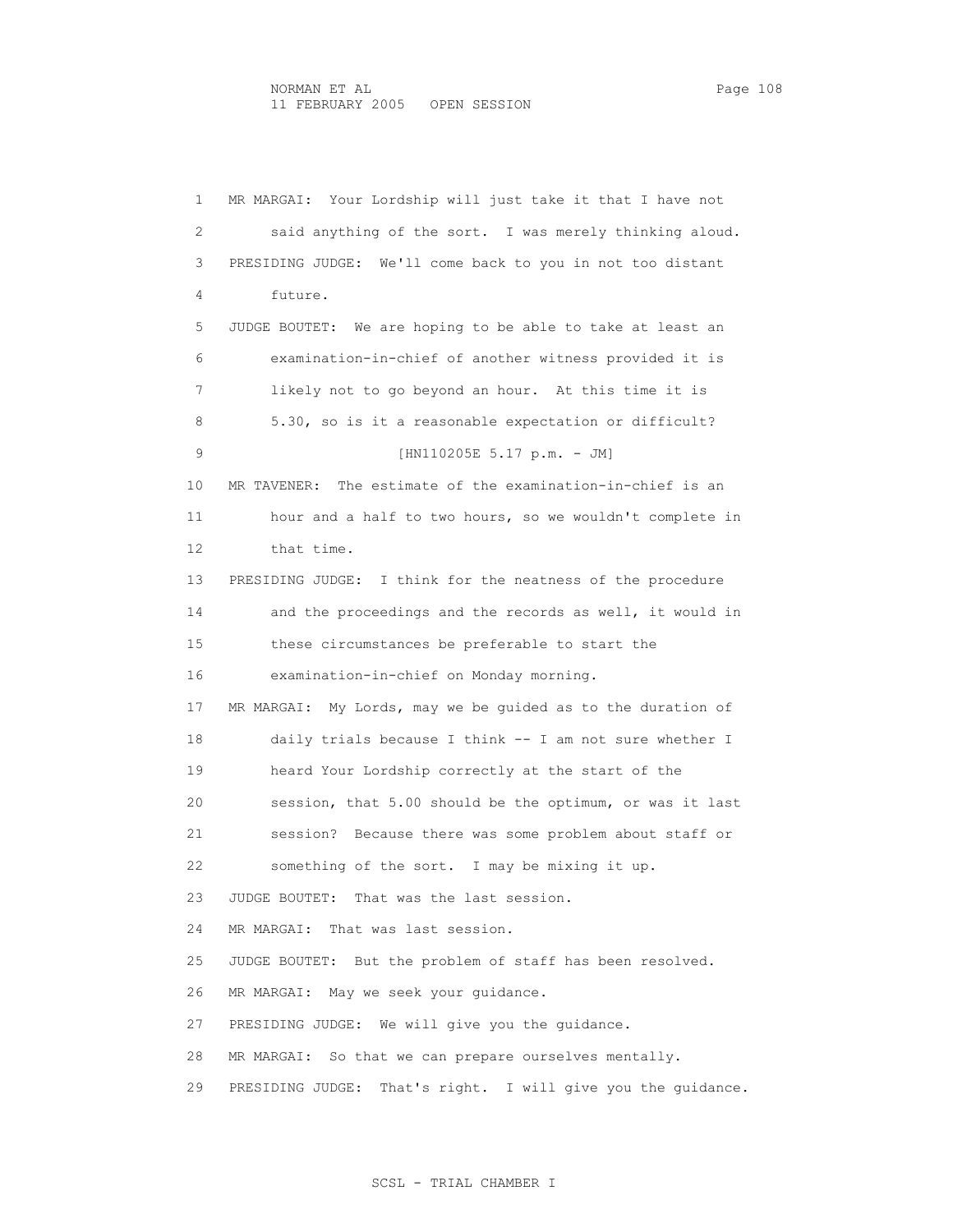1 MR MARGAI: Your Lordship will just take it that I have not

2 said anything of the sort. I was merely thinking aloud.

3 PRESIDING JUDGE: We'll come back to you in not too distant

4 future.

5 JUDGE BOUTET: We are hoping to be able to take at least an

6 examination-in-chief of another witness provided it is

7 likely not to go beyond an hour. At this time it is

8 5.30, so is it a reasonable expectation or difficult?

9 [HN110205E 5.17 p.m. - JM]

10 MR TAVENER: The estimate of the examination-in-chief is an

11 hour and a half to two hours, so we wouldn't complete in

12 that time.

13 PRESIDING JUDGE: I think for the neatness of the procedure

14 and the proceedings and the records as well, it would in

15 these circumstances be preferable to start the

16 examination-in-chief on Monday morning.

17 MR MARGAI: My Lords, may we be guided as to the duration of

18 daily trials because I think -- I am not sure whether I

19 heard Your Lordship correctly at the start of the

20 session, that 5.00 should be the optimum, or was it last

21 session? Because there was some problem about staff or

22 something of the sort. I may be mixing it up.

23 JUDGE BOUTET: That was the last session.

24 MR MARGAI: That was last session.

25 JUDGE BOUTET: But the problem of staff has been resolved.

26 MR MARGAI: May we seek your guidance.

27 PRESIDING JUDGE: We will give you the guidance.

28 MR MARGAI: So that we can prepare ourselves mentally.

29 PRESIDING JUDGE: That's right. I will give you the guidance.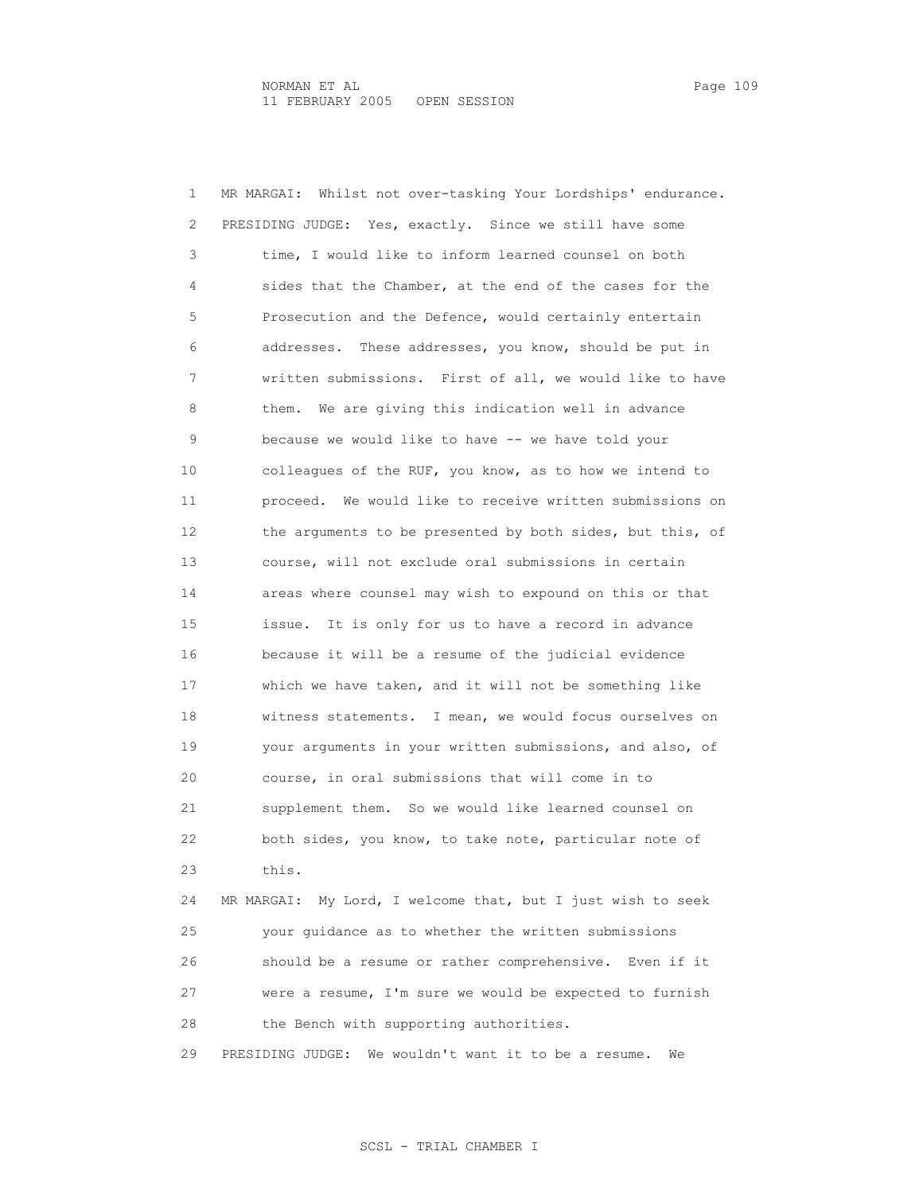1 MR MARGAI: Whilst not over-tasking Your Lordships' endurance.
2 PRESIDING JUDGE: Yes, exactly. Since we still have some
3 time, I would like to inform learned counsel on both
4 sides that the Chamber, at the end of the cases for the
5 Prosecution and the Defence, would certainly entertain
6 addresses. These addresses, you know, should be put in
7 written submissions. First of all, we would like to have
8 them. We are giving this indication well in advance
9 because we would like to have -- we have told your
10 colleagues of the RUF, you know, as to how we intend to
11 proceed. We would like to receive written submissions on
12 the arguments to be presented by both sides, but this, of
13 course, will not exclude oral submissions in certain
14 areas where counsel may wish to expound on this or that
15 issue. It is only for us to have a record in advance
16 because it will be a resume of the judicial evidence
17 which we have taken, and it will not be something like
18 witness statements. I mean, we would focus ourselves on
19 your arguments in your written submissions, and also, of
20 course, in oral submissions that will come in to
21 supplement them. So we would like learned counsel on
22 both sides, you know, to take note, particular note of
23 this.
24 MR MARGAI: My Lord, I welcome that, but I just wish to seek
25 your guidance as to whether the written submissions
26 should be a resume or rather comprehensive. Even if it
27 were a resume, I'm sure we would be expected to furnish
28 the Bench with supporting authorities.
29 PRESIDING JUDGE: We wouldn't want it to be a resume. We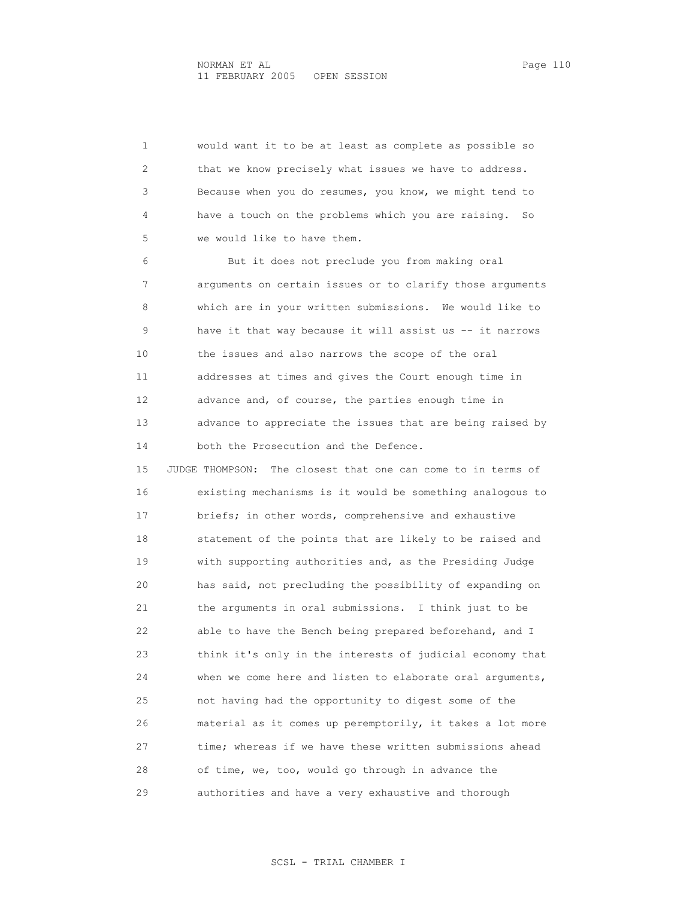would want it to be at least as complete as possible so that we know precisely what issues we have to address. Because when you do resumes, you know, we might tend to have a touch on the problems which you are raising. So we would like to have them.

But it does not preclude you from making oral arguments on certain issues or to clarify those arguments which are in your written submissions. We would like to have it that way because it will assist us -- it narrows the issues and also narrows the scope of the oral addresses at times and gives the Court enough time in advance and, of course, the parties enough time in advance to appreciate the issues that are being raised by both the Prosecution and the Defence.

JUDGE THOMPSON: The closest that one can come to in terms of existing mechanisms is it would be something analogous to briefs; in other words, comprehensive and exhaustive statement of the points that are likely to be raised and with supporting authorities and, as the Presiding Judge has said, not precluding the possibility of expanding on the arguments in oral submissions. I think just to be able to have the Bench being prepared beforehand, and I think it's only in the interests of judicial economy that when we come here and listen to elaborate oral arguments, not having had the opportunity to digest some of the material as it comes up peremptorily, it takes a lot more time; whereas if we have these written submissions ahead of time, we, too, would go through in advance the authorities and have a very exhaustive and thorough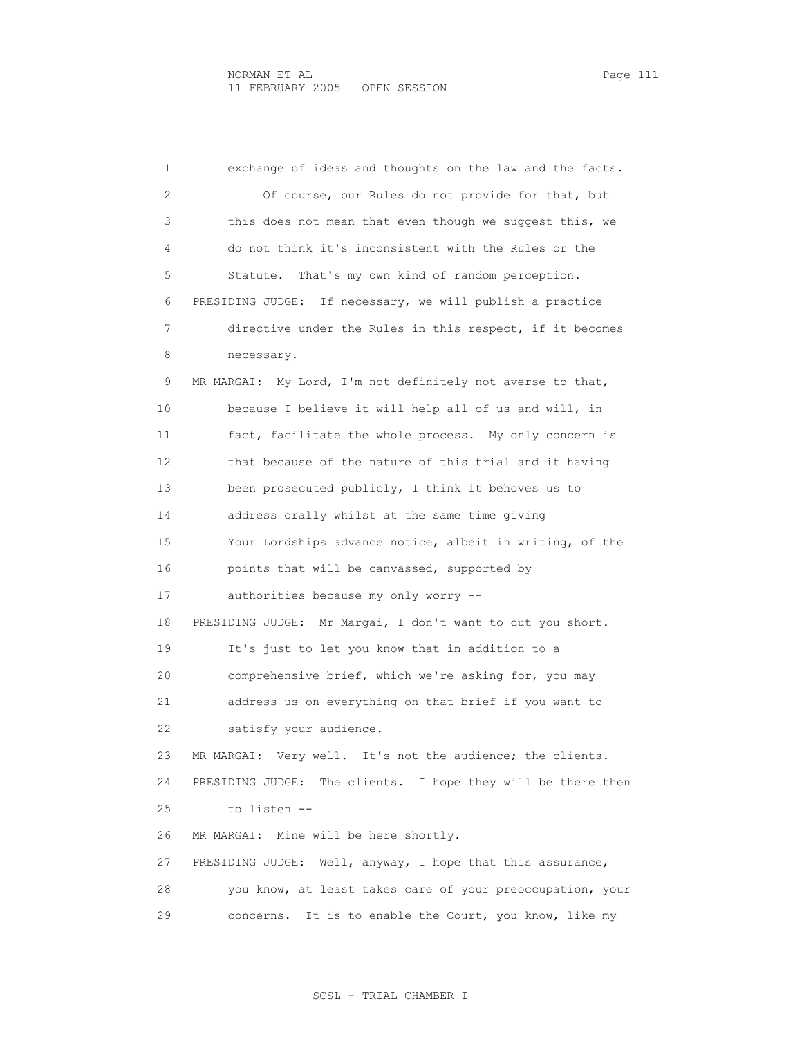exchange of ideas and thoughts on the law and the facts.

Of course, our Rules do not provide for that, but this does not mean that even though we suggest this, we do not think it's inconsistent with the Rules or the Statute. That's my own kind of random perception.

PRESIDING JUDGE: If necessary, we will publish a practice directive under the Rules in this respect, if it becomes necessary.

MR MARGAI: My Lord, I'm not definitely not averse to that, because I believe it will help all of us and will, in fact, facilitate the whole process. My only concern is that because of the nature of this trial and it having been prosecuted publicly, I think it behoves us to address orally whilst at the same time giving Your Lordships advance notice, albeit in writing, of the points that will be canvassed, supported by authorities because my only worry --

PRESIDING JUDGE: Mr Margai, I don't want to cut you short. It's just to let you know that in addition to a comprehensive brief, which we're asking for, you may address us on everything on that brief if you want to satisfy your audience.

MR MARGAI: Very well. It's not the audience; the clients.

PRESIDING JUDGE: The clients. I hope they will be there then to listen --

MR MARGAI: Mine will be here shortly.

PRESIDING JUDGE: Well, anyway, I hope that this assurance, you know, at least takes care of your preoccupation, your concerns. It is to enable the Court, you know, like my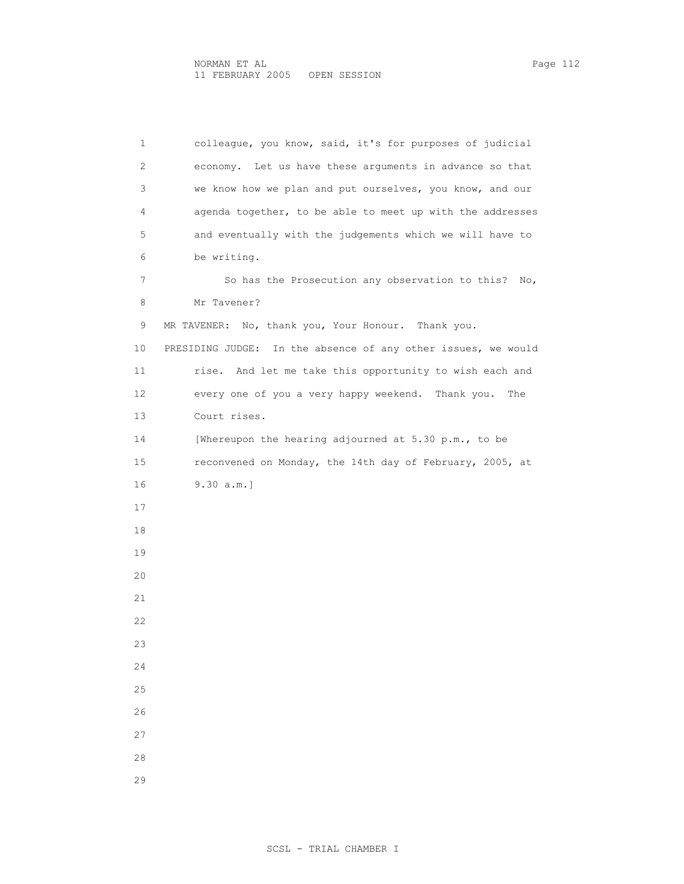colleague, you know, said, it's for purposes of judicial economy. Let us have these arguments in advance so that we know how we plan and put ourselves, you know, and our agenda together, to be able to meet up with the addresses and eventually with the judgements which we will have to be writing.

So has the Prosecution any observation to this? No, Mr Tavener?

MR TAVENER: No, thank you, Your Honour. Thank you.

PRESIDING JUDGE: In the absence of any other issues, we would rise. And let me take this opportunity to wish each and every one of you a very happy weekend. Thank you. The Court rises.

[Whereupon the hearing adjourned at 5.30 p.m., to be reconvened on Monday, the 14th day of February, 2005, at 9.30 a.m.]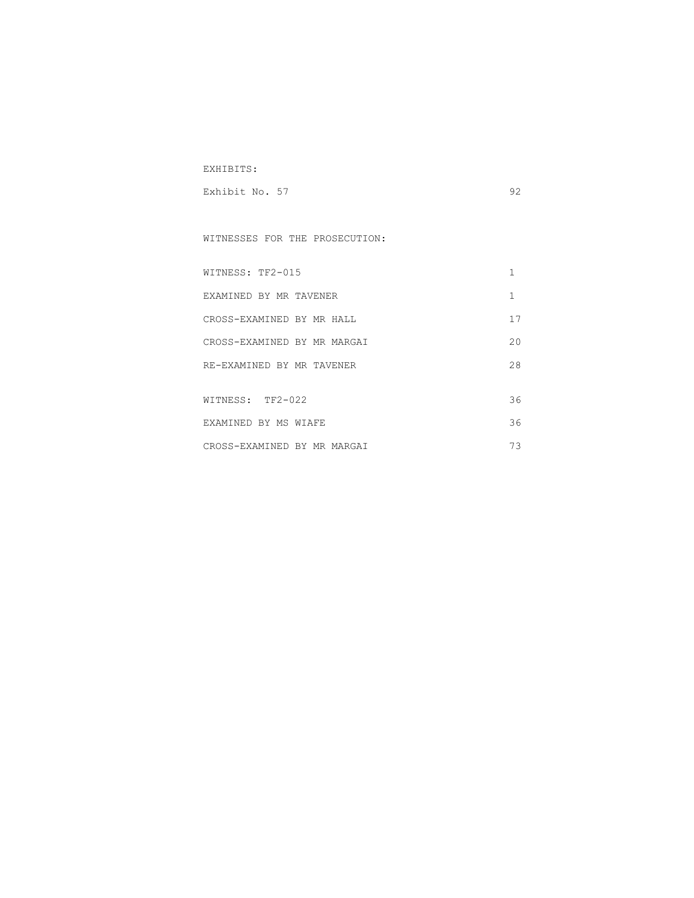EXHIBITS:

| | |
|---|---|
| Exhibit No. 57 | 92 |

WITNESSES FOR THE PROSECUTION:

| | |
|---|---|
| WITNESS: TF2-015 | 1 |
| EXAMINED BY MR TAVENER | 1 |
| CROSS-EXAMINED BY MR HALL | 17 |
| CROSS-EXAMINED BY MR MARGAI | 20 |
| RE-EXAMINED BY MR TAVENER | 28 |
| WITNESS: TF2-022 | 36 |
| EXAMINED BY MS WIAFE | 36 |
| CROSS-EXAMINED BY MR MARGAI | 73 |